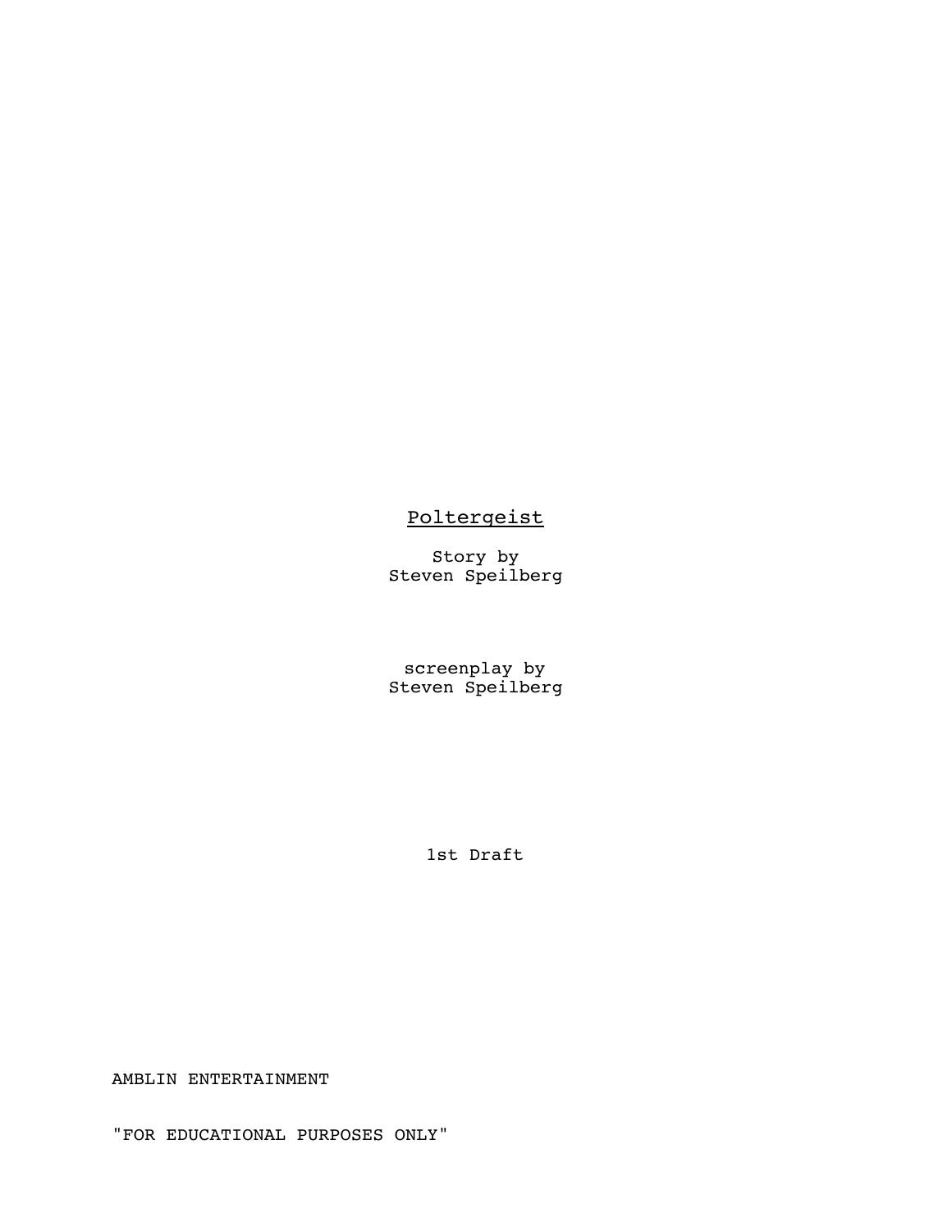<u>Poltergeist</u>

Story by
Steven Speilberg

screenplay by
Steven Speilberg

1st Draft

AMBLIN ENTERTAINMENT

"FOR EDUCATIONAL PURPOSES ONLY"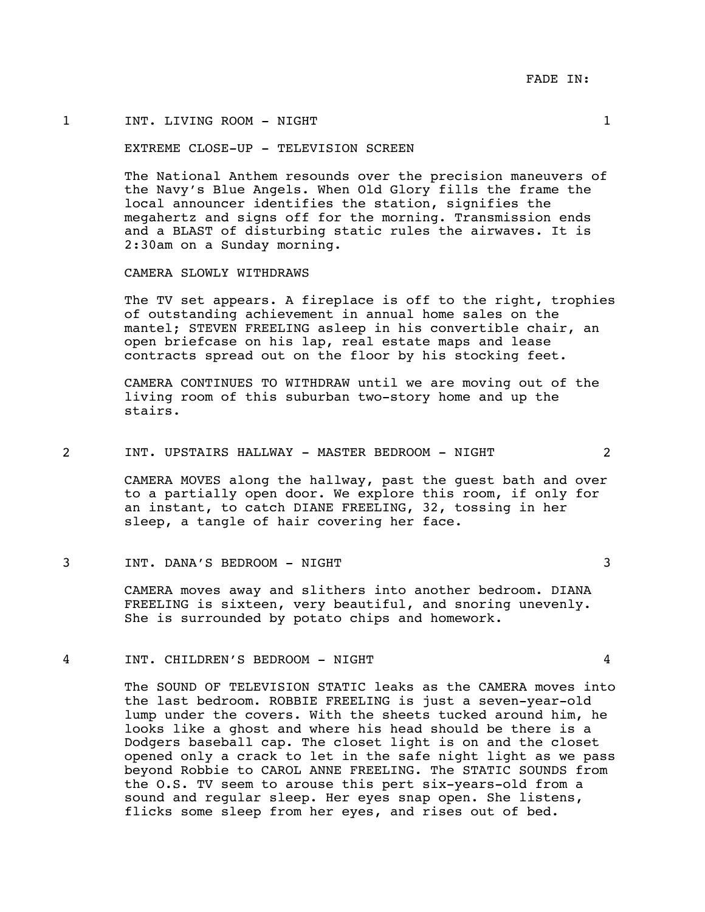FADE IN:

1 INT. LIVING ROOM - NIGHT 1

EXTREME CLOSE-UP - TELEVISION SCREEN

The National Anthem resounds over the precision maneuvers of the Navy's Blue Angels. When Old Glory fills the frame the local announcer identifies the station, signifies the megahertz and signs off for the morning. Transmission ends and a BLAST of disturbing static rules the airwaves. It is 2:30am on a Sunday morning.

CAMERA SLOWLY WITHDRAWS

The TV set appears. A fireplace is off to the right, trophies of outstanding achievement in annual home sales on the mantel; STEVEN FREELING asleep in his convertible chair, an open briefcase on his lap, real estate maps and lease contracts spread out on the floor by his stocking feet.

CAMERA CONTINUES TO WITHDRAW until we are moving out of the living room of this suburban two-story home and up the stairs.

2 INT. UPSTAIRS HALLWAY - MASTER BEDROOM - NIGHT 2

CAMERA MOVES along the hallway, past the guest bath and over to a partially open door. We explore this room, if only for an instant, to catch DIANE FREELING, 32, tossing in her sleep, a tangle of hair covering her face.

3 INT. DANA'S BEDROOM - NIGHT 3

CAMERA moves away and slithers into another bedroom. DIANA FREELING is sixteen, very beautiful, and snoring unevenly. She is surrounded by potato chips and homework.

4 INT. CHILDREN'S BEDROOM - NIGHT 4

The SOUND OF TELEVISION STATIC leaks as the CAMERA moves into the last bedroom. ROBBIE FREELING is just a seven-year-old lump under the covers. With the sheets tucked around him, he looks like a ghost and where his head should be there is a Dodgers baseball cap. The closet light is on and the closet opened only a crack to let in the safe night light as we pass beyond Robbie to CAROL ANNE FREELING. The STATIC SOUNDS from the O.S. TV seem to arouse this pert six-years-old from a sound and regular sleep. Her eyes snap open. She listens, flicks some sleep from her eyes, and rises out of bed.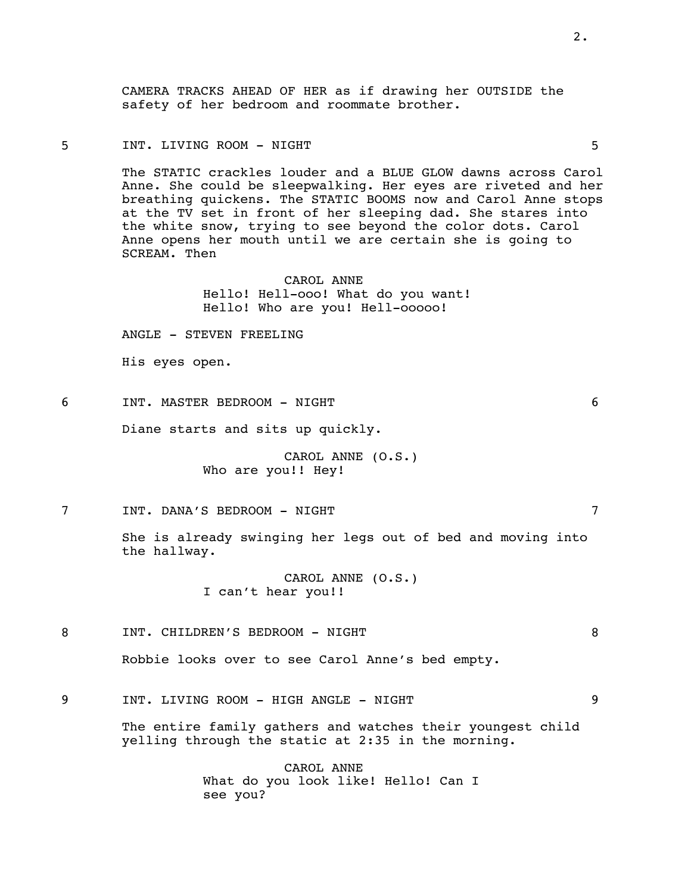CAMERA TRACKS AHEAD OF HER as if drawing her OUTSIDE the safety of her bedroom and roommate brother.

5 INT. LIVING ROOM - NIGHT 5

The STATIC crackles louder and a BLUE GLOW dawns across Carol Anne. She could be sleepwalking. Her eyes are riveted and her breathing quickens. The STATIC BOOMS now and Carol Anne stops at the TV set in front of her sleeping dad. She stares into the white snow, trying to see beyond the color dots. Carol Anne opens her mouth until we are certain she is going to SCREAM. Then

CAROL ANNE
Hello! Hell-ooo! What do you want! Hello! Who are you! Hell-ooooo!

ANGLE - STEVEN FREELING

His eyes open.

6 INT. MASTER BEDROOM - NIGHT 6

Diane starts and sits up quickly.

CAROL ANNE (O.S.)
Who are you!! Hey!

7 INT. DANA'S BEDROOM - NIGHT 7

She is already swinging her legs out of bed and moving into the hallway.

CAROL ANNE (O.S.)
I can't hear you!!

8 INT. CHILDREN'S BEDROOM - NIGHT 8

Robbie looks over to see Carol Anne's bed empty.

9 INT. LIVING ROOM - HIGH ANGLE - NIGHT 9

The entire family gathers and watches their youngest child yelling through the static at 2:35 in the morning.

CAROL ANNE
What do you look like! Hello! Can I see you?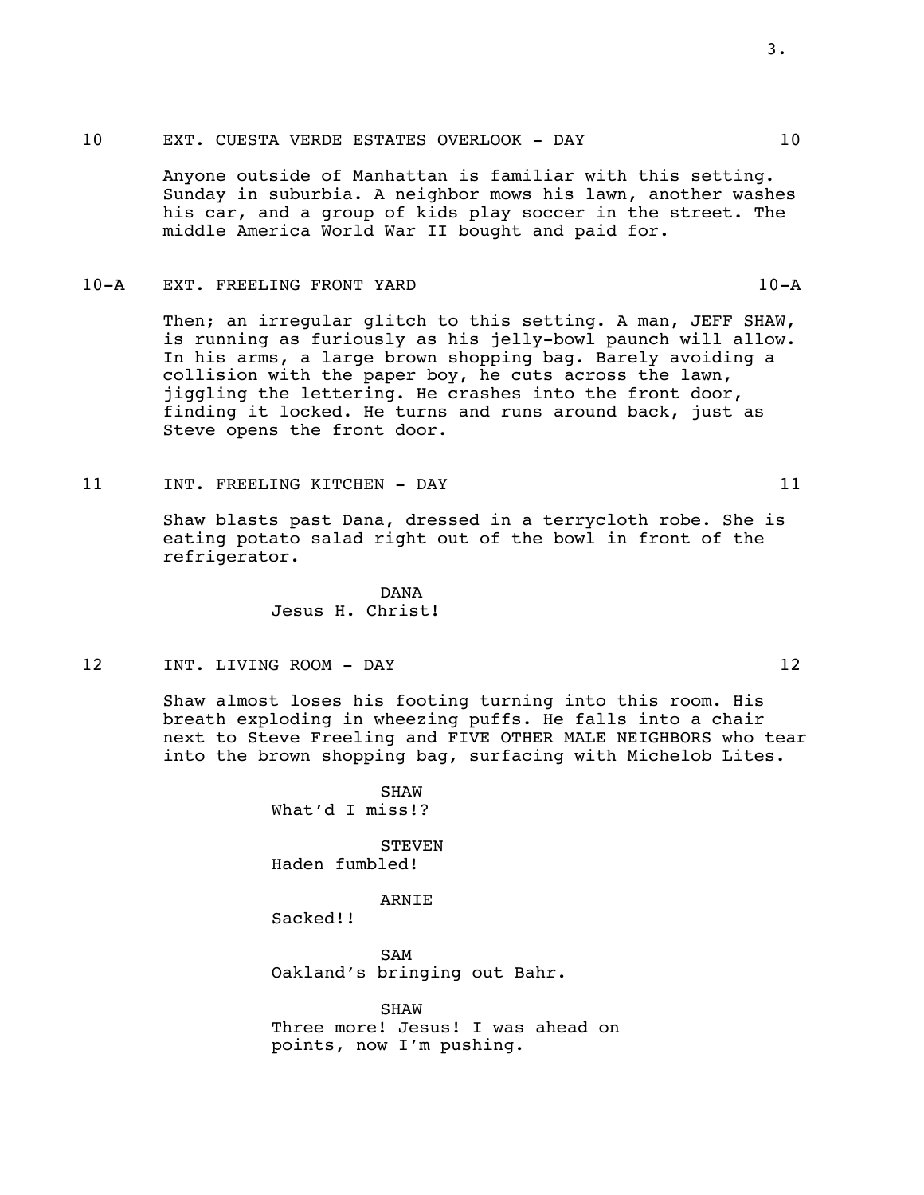10 EXT. CUESTA VERDE ESTATES OVERLOOK - DAY 10

Anyone outside of Manhattan is familiar with this setting. Sunday in suburbia. A neighbor mows his lawn, another washes his car, and a group of kids play soccer in the street. The middle America World War II bought and paid for.

10-A EXT. FREELING FRONT YARD 10-A

Then; an irregular glitch to this setting. A man, JEFF SHAW, is running as furiously as his jelly-bowl paunch will allow. In his arms, a large brown shopping bag. Barely avoiding a collision with the paper boy, he cuts across the lawn, jiggling the lettering. He crashes into the front door, finding it locked. He turns and runs around back, just as Steve opens the front door.

11 INT. FREELING KITCHEN - DAY 11

Shaw blasts past Dana, dressed in a terrycloth robe. She is eating potato salad right out of the bowl in front of the refrigerator.

DANA
Jesus H. Christ!

12 INT. LIVING ROOM - DAY 12

Shaw almost loses his footing turning into this room. His breath exploding in wheezing puffs. He falls into a chair next to Steve Freeling and FIVE OTHER MALE NEIGHBORS who tear into the brown shopping bag, surfacing with Michelob Lites.

SHAW
What'd I miss!?

STEVEN
Haden fumbled!

ARNIE
Sacked!!

SAM
Oakland's bringing out Bahr.

SHAW
Three more! Jesus! I was ahead on points, now I'm pushing.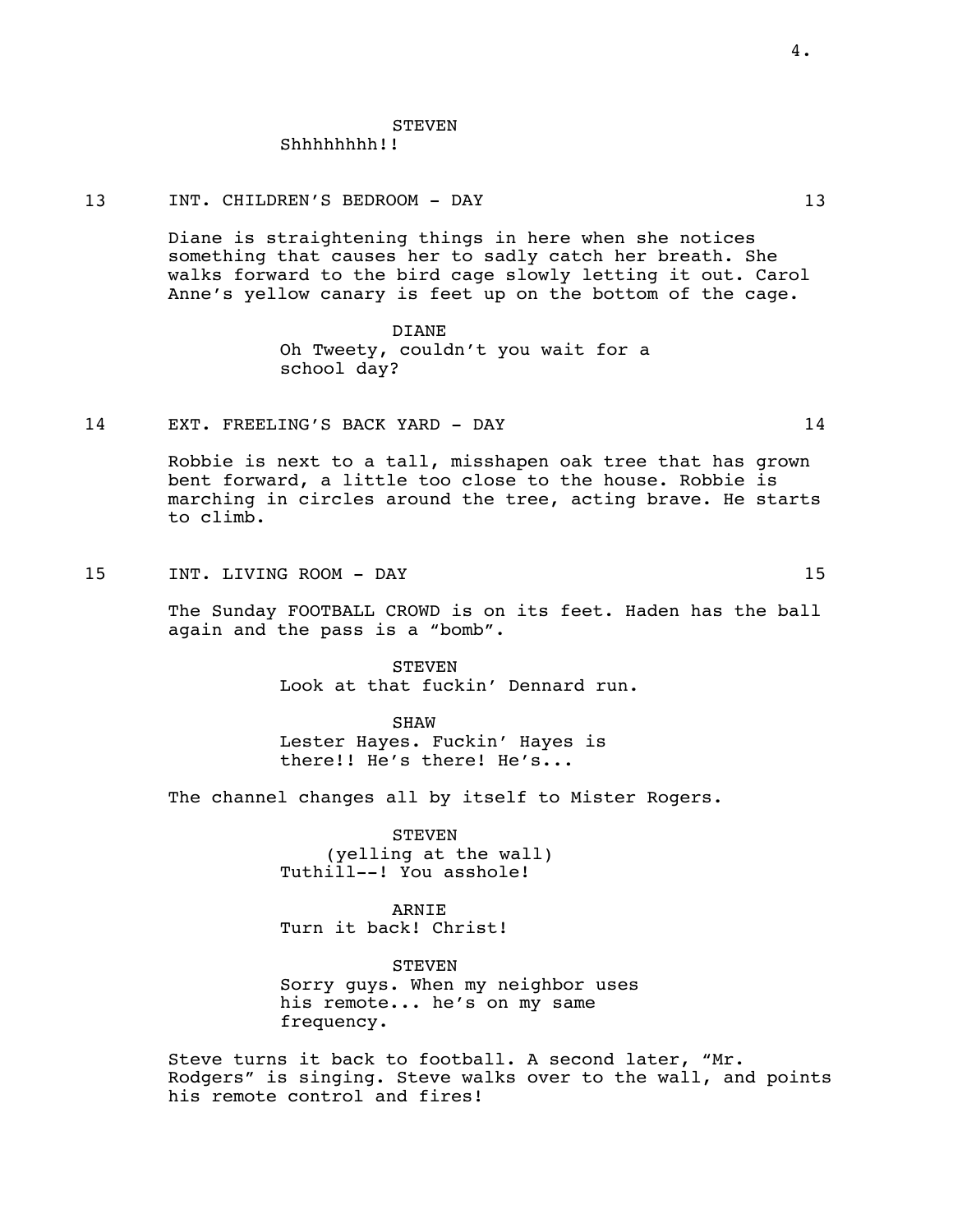STEVEN
Shhhhhhhh!!

13 INT. CHILDREN'S BEDROOM - DAY 13

Diane is straightening things in here when she notices something that causes her to sadly catch her breath. She walks forward to the bird cage slowly letting it out. Carol Anne's yellow canary is feet up on the bottom of the cage.

DIANE
Oh Tweety, couldn't you wait for a school day?

14 EXT. FREELING'S BACK YARD - DAY 14

Robbie is next to a tall, misshapen oak tree that has grown bent forward, a little too close to the house. Robbie is marching in circles around the tree, acting brave. He starts to climb.

15 INT. LIVING ROOM - DAY 15

The Sunday FOOTBALL CROWD is on its feet. Haden has the ball again and the pass is a "bomb".

STEVEN
Look at that fuckin' Dennard run.

SHAW
Lester Hayes. Fuckin' Hayes is there!! He's there! He's...

The channel changes all by itself to Mister Rogers.

STEVEN
(yelling at the wall)
Tuthill--! You asshole!

ARNIE
Turn it back! Christ!

STEVEN
Sorry guys. When my neighbor uses his remote... he's on my same frequency.

Steve turns it back to football. A second later, "Mr. Rodgers" is singing. Steve walks over to the wall, and points his remote control and fires!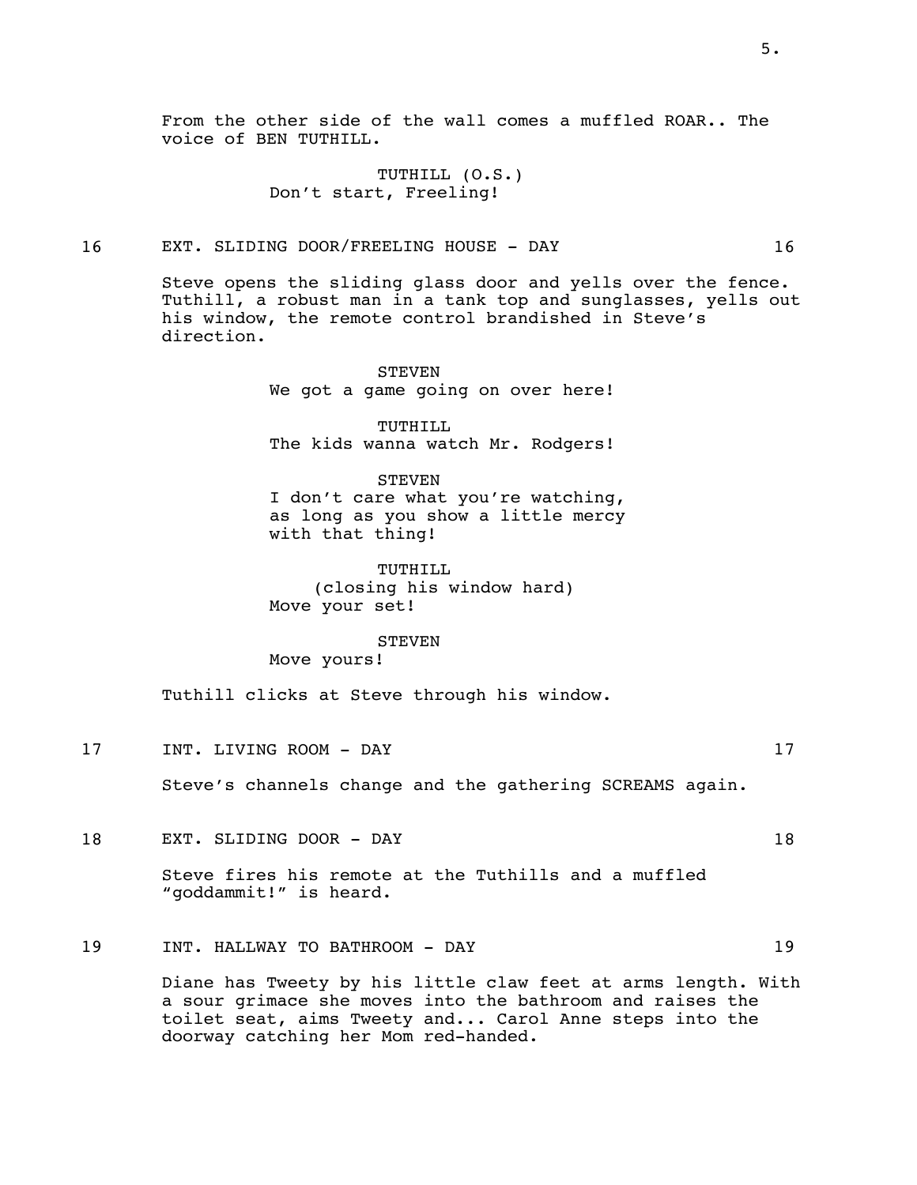From the other side of the wall comes a muffled ROAR.. The voice of BEN TUTHILL.

TUTHILL (O.S.)
Don't start, Freeling!

16 EXT. SLIDING DOOR/FREELING HOUSE - DAY 16

Steve opens the sliding glass door and yells over the fence. Tuthill, a robust man in a tank top and sunglasses, yells out his window, the remote control brandished in Steve's direction.

STEVEN
We got a game going on over here!

TUTHILL
The kids wanna watch Mr. Rodgers!

STEVEN
I don't care what you're watching, as long as you show a little mercy with that thing!

TUTHILL
(closing his window hard)
Move your set!

STEVEN
Move yours!

Tuthill clicks at Steve through his window.

17 INT. LIVING ROOM - DAY 17

Steve's channels change and the gathering SCREAMS again.

18 EXT. SLIDING DOOR - DAY 18

Steve fires his remote at the Tuthills and a muffled "goddammit!" is heard.

19 INT. HALLWAY TO BATHROOM - DAY 19

Diane has Tweety by his little claw feet at arms length. With a sour grimace she moves into the bathroom and raises the toilet seat, aims Tweety and... Carol Anne steps into the doorway catching her Mom red-handed.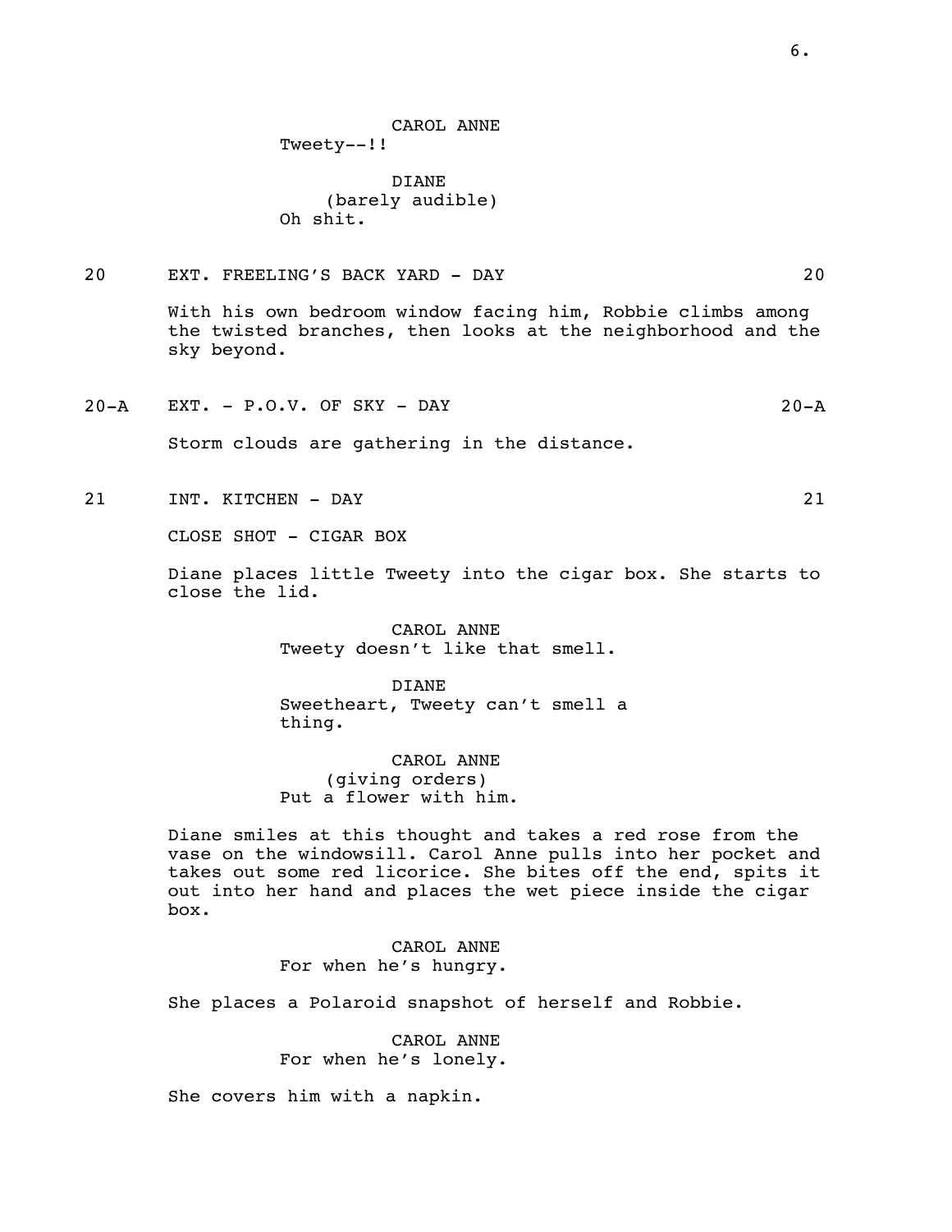CAROL ANNE
Tweety--!!

DIANE
(barely audible)
Oh shit.

20 EXT. FREELING'S BACK YARD - DAY 20

With his own bedroom window facing him, Robbie climbs among the twisted branches, then looks at the neighborhood and the sky beyond.

20-A EXT. - P.O.V. OF SKY - DAY 20-A

Storm clouds are gathering in the distance.

21 INT. KITCHEN - DAY 21

CLOSE SHOT - CIGAR BOX

Diane places little Tweety into the cigar box. She starts to close the lid.

CAROL ANNE
Tweety doesn't like that smell.

DIANE
Sweetheart, Tweety can't smell a thing.

CAROL ANNE
(giving orders)
Put a flower with him.

Diane smiles at this thought and takes a red rose from the vase on the windowsill. Carol Anne pulls into her pocket and takes out some red licorice. She bites off the end, spits it out into her hand and places the wet piece inside the cigar box.

CAROL ANNE
For when he's hungry.

She places a Polaroid snapshot of herself and Robbie.

CAROL ANNE
For when he's lonely.

She covers him with a napkin.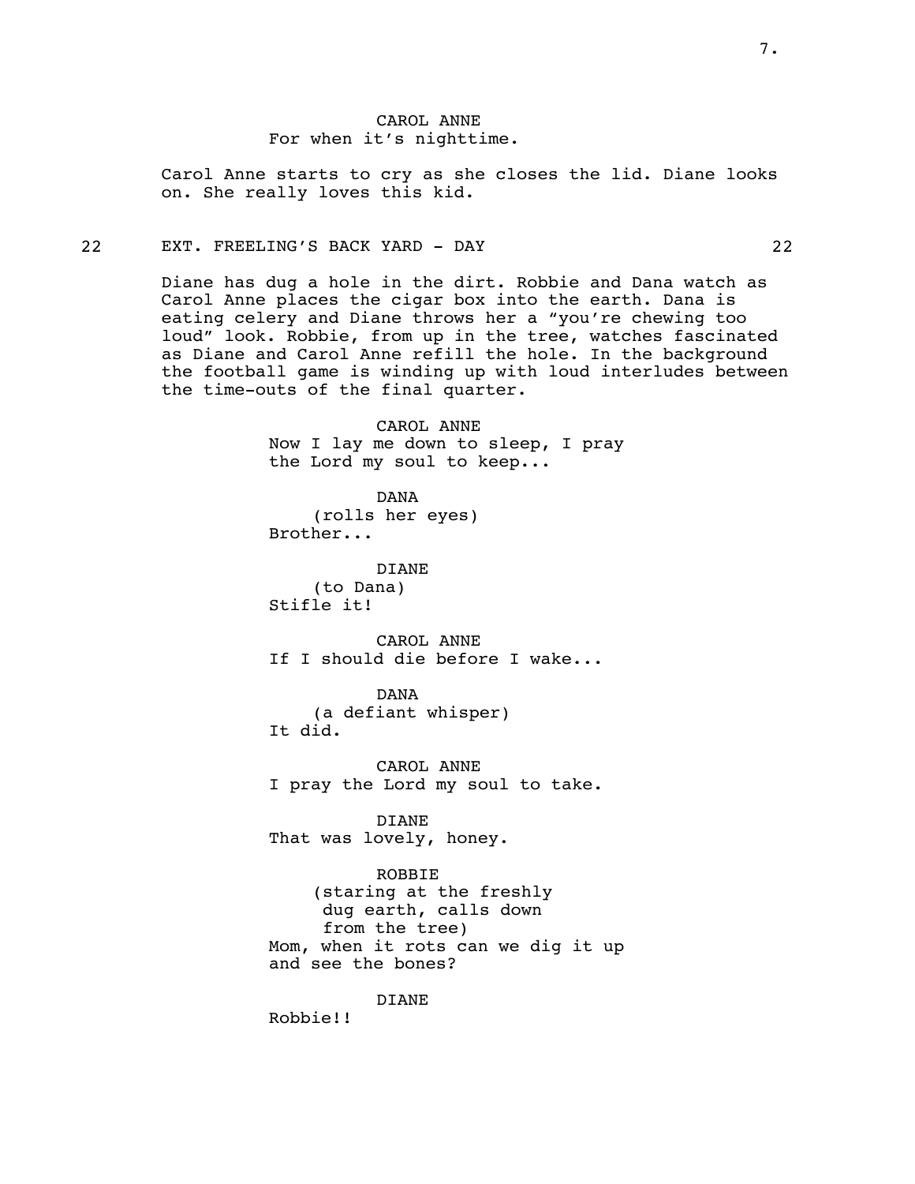CAROL ANNE
For when it's nighttime.

Carol Anne starts to cry as she closes the lid. Diane looks on. She really loves this kid.

22 EXT. FREELING'S BACK YARD - DAY 22

Diane has dug a hole in the dirt. Robbie and Dana watch as Carol Anne places the cigar box into the earth. Dana is eating celery and Diane throws her a "you're chewing too loud" look. Robbie, from up in the tree, watches fascinated as Diane and Carol Anne refill the hole. In the background the football game is winding up with loud interludes between the time-outs of the final quarter.

CAROL ANNE
Now I lay me down to sleep, I pray the Lord my soul to keep...

DANA
(rolls her eyes)
Brother...

DIANE
(to Dana)
Stifle it!

CAROL ANNE
If I should die before I wake...

DANA
(a defiant whisper)
It did.

CAROL ANNE
I pray the Lord my soul to take.

DIANE
That was lovely, honey.

ROBBIE
(staring at the freshly dug earth, calls down from the tree)
Mom, when it rots can we dig it up and see the bones?

DIANE
Robbie!!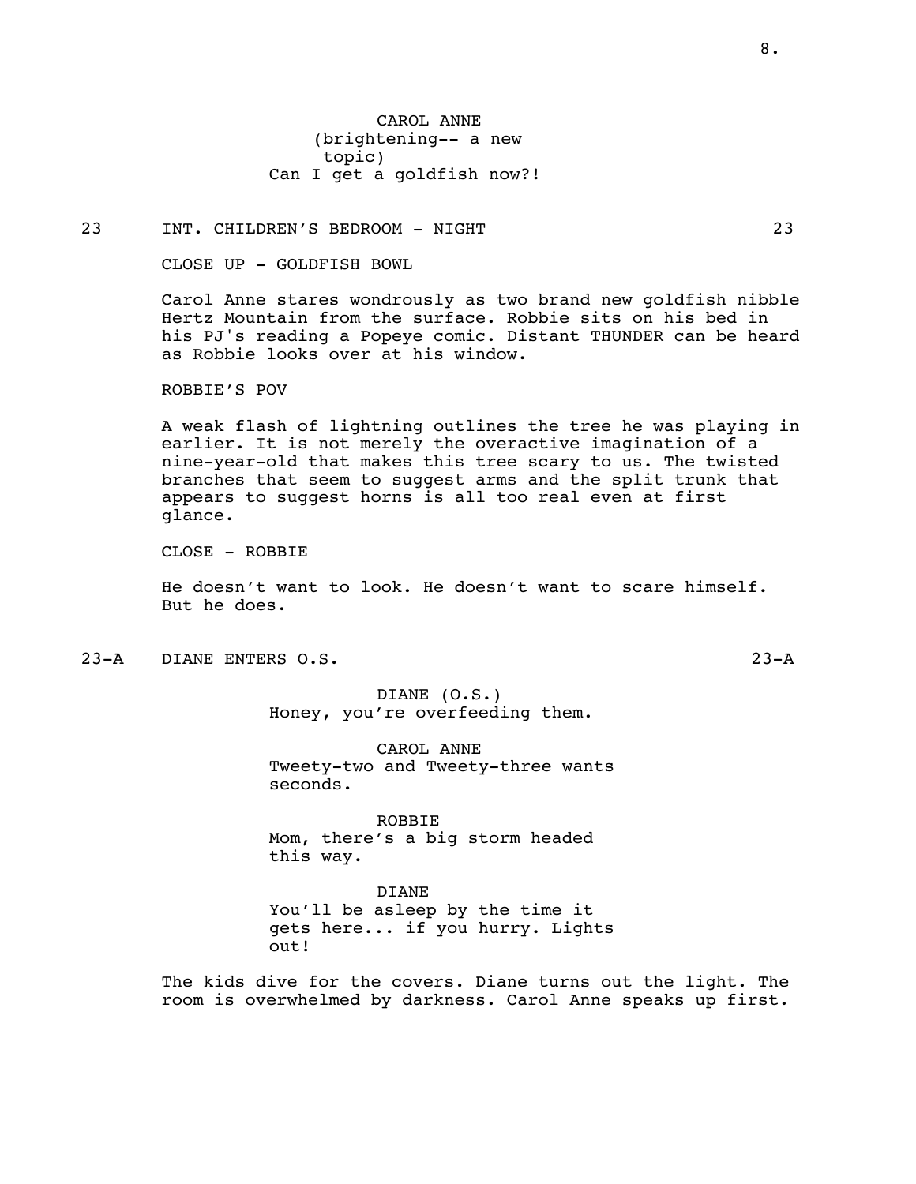CAROL ANNE
(brightening-- a new topic)
Can I get a goldfish now?!

23 INT. CHILDREN'S BEDROOM - NIGHT 23

CLOSE UP - GOLDFISH BOWL

Carol Anne stares wondrously as two brand new goldfish nibble Hertz Mountain from the surface. Robbie sits on his bed in his PJ's reading a Popeye comic. Distant THUNDER can be heard as Robbie looks over at his window.

ROBBIE'S POV

A weak flash of lightning outlines the tree he was playing in earlier. It is not merely the overactive imagination of a nine-year-old that makes this tree scary to us. The twisted branches that seem to suggest arms and the split trunk that appears to suggest horns is all too real even at first glance.

CLOSE - ROBBIE

He doesn't want to look. He doesn't want to scare himself. But he does.

23-A DIANE ENTERS O.S. 23-A

DIANE (O.S.)
Honey, you're overfeeding them.

CAROL ANNE
Tweety-two and Tweety-three wants seconds.

ROBBIE
Mom, there's a big storm headed this way.

DIANE
You'll be asleep by the time it gets here... if you hurry. Lights out!

The kids dive for the covers. Diane turns out the light. The room is overwhelmed by darkness. Carol Anne speaks up first.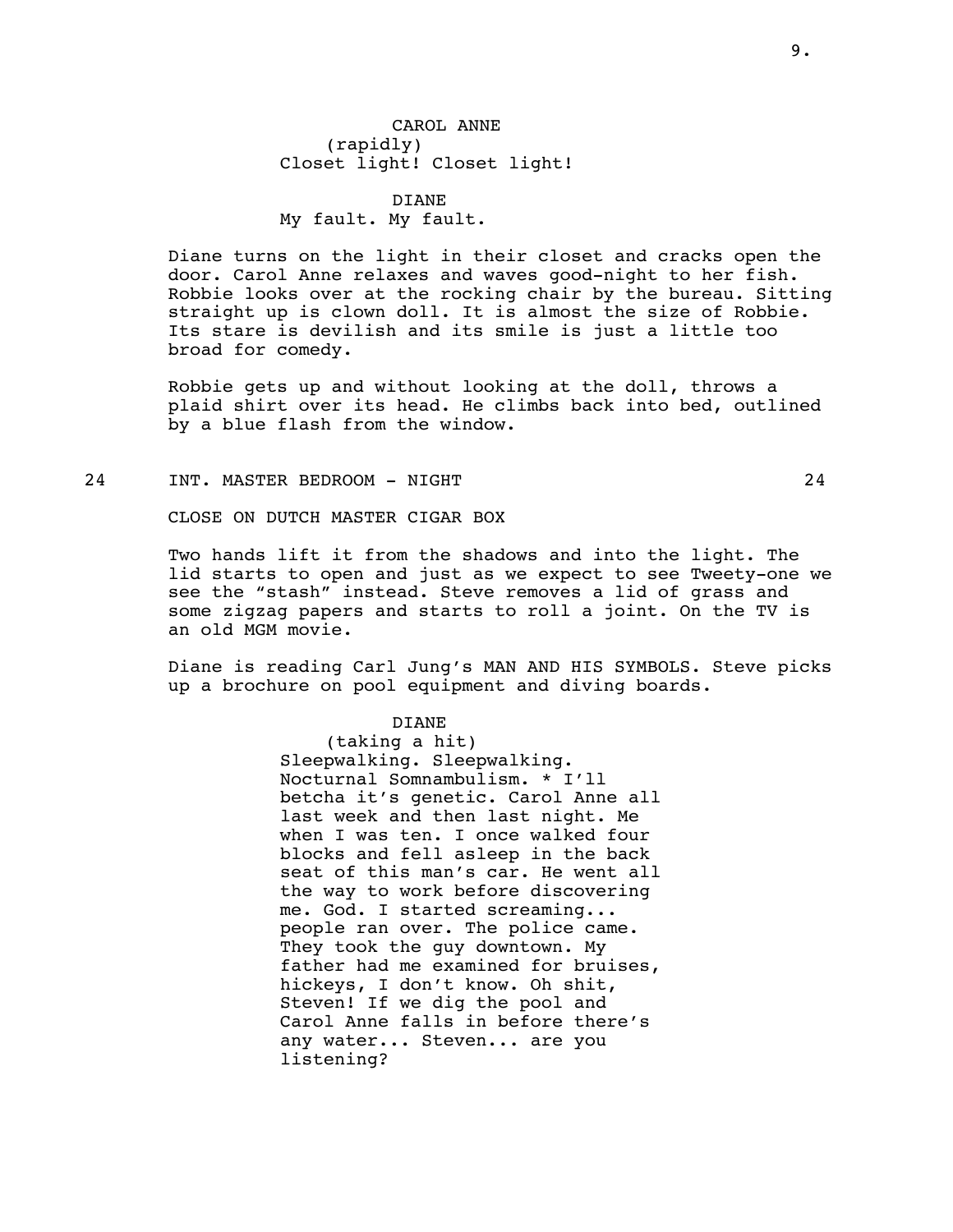CAROL ANNE
(rapidly)
Closet light! Closet light!

DIANE
My fault. My fault.

Diane turns on the light in their closet and cracks open the door. Carol Anne relaxes and waves good-night to her fish. Robbie looks over at the rocking chair by the bureau. Sitting straight up is clown doll. It is almost the size of Robbie. Its stare is devilish and its smile is just a little too broad for comedy.

Robbie gets up and without looking at the doll, throws a plaid shirt over its head. He climbs back into bed, outlined by a blue flash from the window.

24 INT. MASTER BEDROOM - NIGHT 24

CLOSE ON DUTCH MASTER CIGAR BOX

Two hands lift it from the shadows and into the light. The lid starts to open and just as we expect to see Tweety-one we see the "stash" instead. Steve removes a lid of grass and some zigzag papers and starts to roll a joint. On the TV is an old MGM movie.

Diane is reading Carl Jung's MAN AND HIS SYMBOLS. Steve picks up a brochure on pool equipment and diving boards.

DIANE
(taking a hit)
Sleepwalking. Sleepwalking. Nocturnal Somnambulism. * I'll betcha it's genetic. Carol Anne all last week and then last night. Me when I was ten. I once walked four blocks and fell asleep in the back seat of this man's car. He went all the way to work before discovering me. God. I started screaming... people ran over. The police came. They took the guy downtown. My father had me examined for bruises, hickeys, I don't know. Oh shit, Steven! If we dig the pool and Carol Anne falls in before there's any water... Steven... are you listening?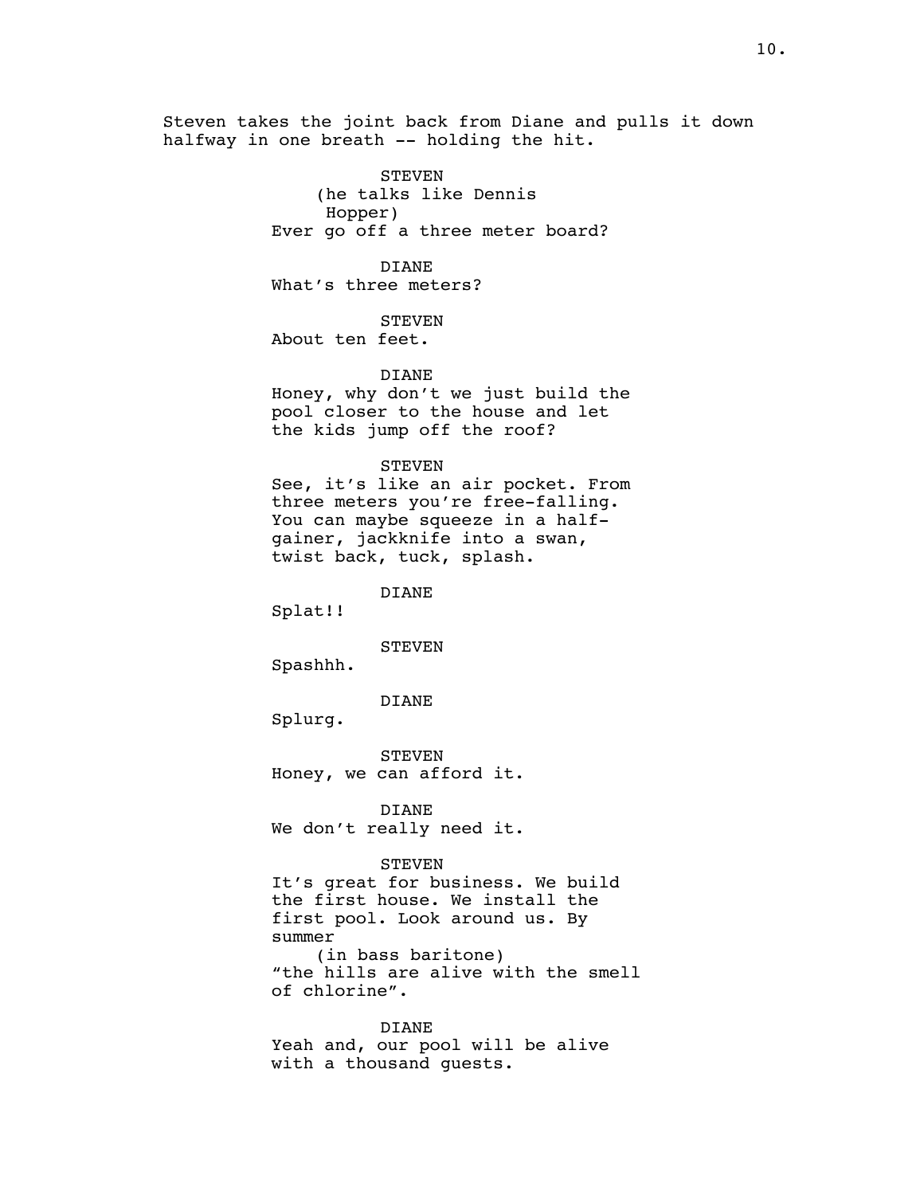Steven takes the joint back from Diane and pulls it down halfway in one breath -- holding the hit.

STEVEN
(he talks like Dennis Hopper)
Ever go off a three meter board?

DIANE
What's three meters?

STEVEN
About ten feet.

DIANE
Honey, why don't we just build the pool closer to the house and let the kids jump off the roof?

STEVEN
See, it's like an air pocket. From three meters you're free-falling. You can maybe squeeze in a half-gainer, jackknife into a swan, twist back, tuck, splash.

DIANE
Splat!!

STEVEN
Spashhh.

DIANE
Splurg.

STEVEN
Honey, we can afford it.

DIANE
We don't really need it.

STEVEN
It's great for business. We build the first house. We install the first pool. Look around us. By summer
(in bass baritone)
"the hills are alive with the smell of chlorine".

DIANE
Yeah and, our pool will be alive with a thousand guests.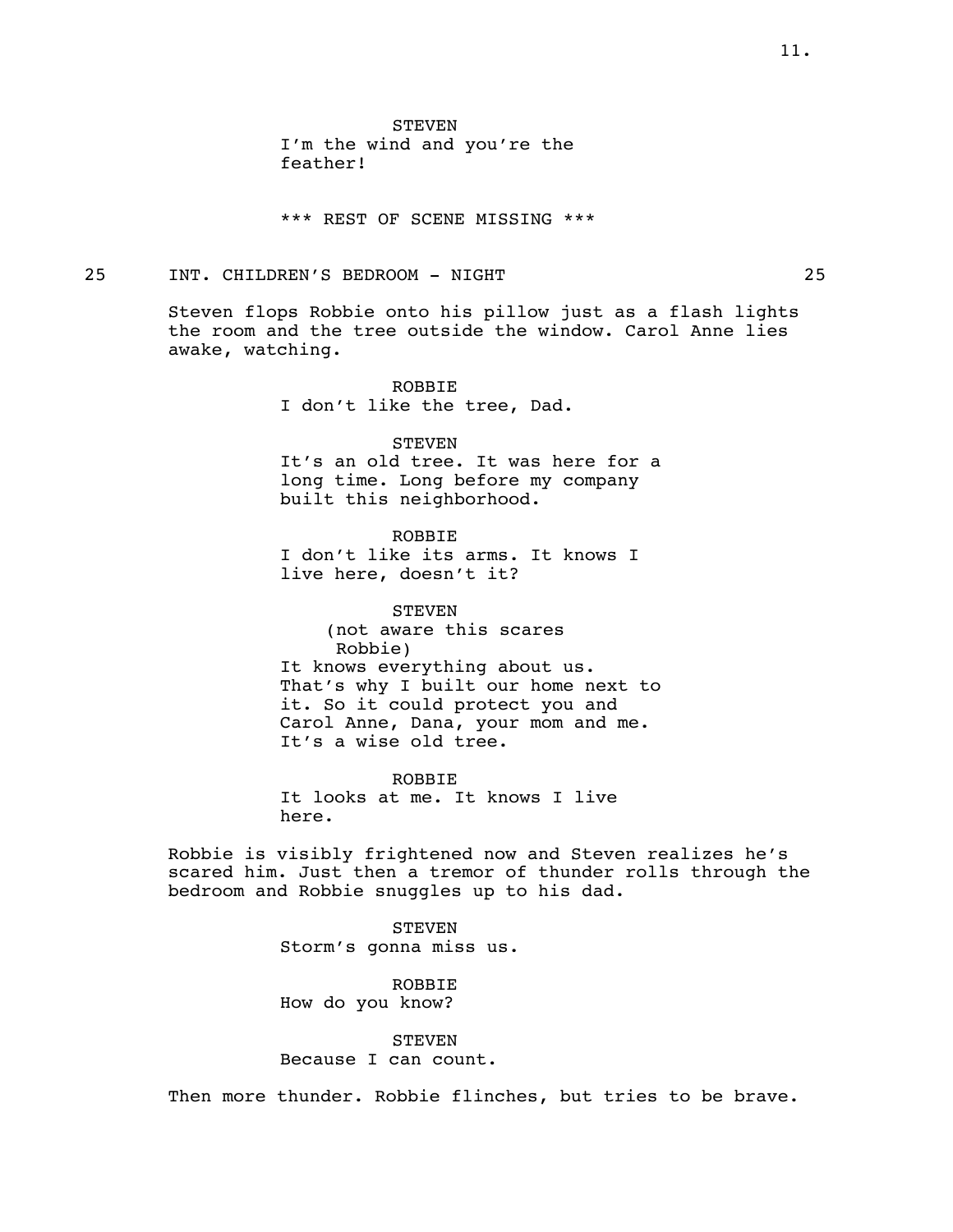STEVEN
I'm the wind and you're the feather!

\*\*\* REST OF SCENE MISSING \*\*\*

25 INT. CHILDREN'S BEDROOM - NIGHT 25

Steven flops Robbie onto his pillow just as a flash lights the room and the tree outside the window. Carol Anne lies awake, watching.

ROBBIE
I don't like the tree, Dad.

STEVEN
It's an old tree. It was here for a long time. Long before my company built this neighborhood.

ROBBIE
I don't like its arms. It knows I live here, doesn't it?

STEVEN
(not aware this scares Robbie)
It knows everything about us. That's why I built our home next to it. So it could protect you and Carol Anne, Dana, your mom and me. It's a wise old tree.

ROBBIE
It looks at me. It knows I live here.

Robbie is visibly frightened now and Steven realizes he's scared him. Just then a tremor of thunder rolls through the bedroom and Robbie snuggles up to his dad.

STEVEN
Storm's gonna miss us.

ROBBIE
How do you know?

STEVEN
Because I can count.

Then more thunder. Robbie flinches, but tries to be brave.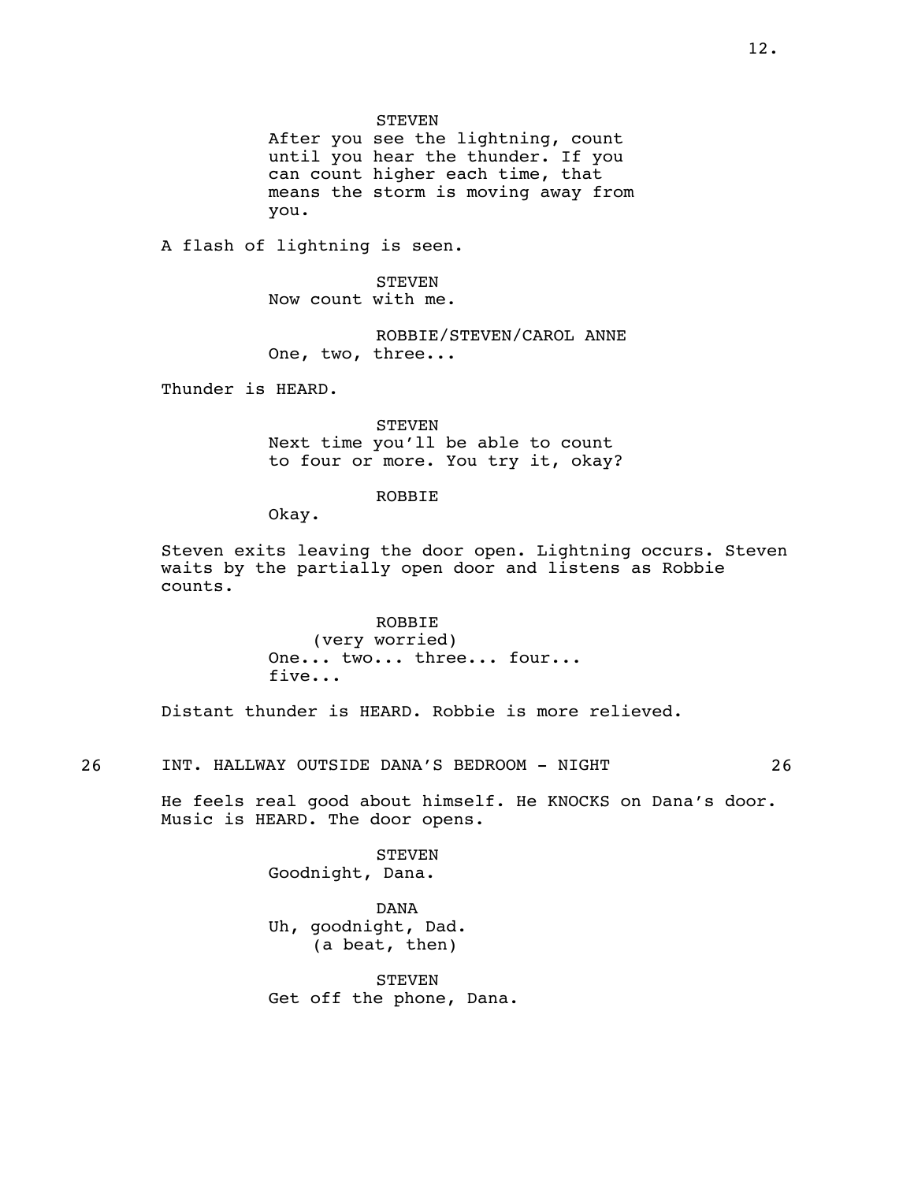STEVEN
After you see the lightning, count until you hear the thunder. If you can count higher each time, that means the storm is moving away from you.

A flash of lightning is seen.

STEVEN
Now count with me.

ROBBIE/STEVEN/CAROL ANNE
One, two, three...

Thunder is HEARD.

STEVEN
Next time you'll be able to count to four or more. You try it, okay?

ROBBIE
Okay.

Steven exits leaving the door open. Lightning occurs. Steven waits by the partially open door and listens as Robbie counts.

ROBBIE
(very worried)
One... two... three... four... five...

Distant thunder is HEARD. Robbie is more relieved.

26 INT. HALLWAY OUTSIDE DANA'S BEDROOM - NIGHT 26

He feels real good about himself. He KNOCKS on Dana's door. Music is HEARD. The door opens.

STEVEN
Goodnight, Dana.

DANA
Uh, goodnight, Dad.
(a beat, then)

STEVEN
Get off the phone, Dana.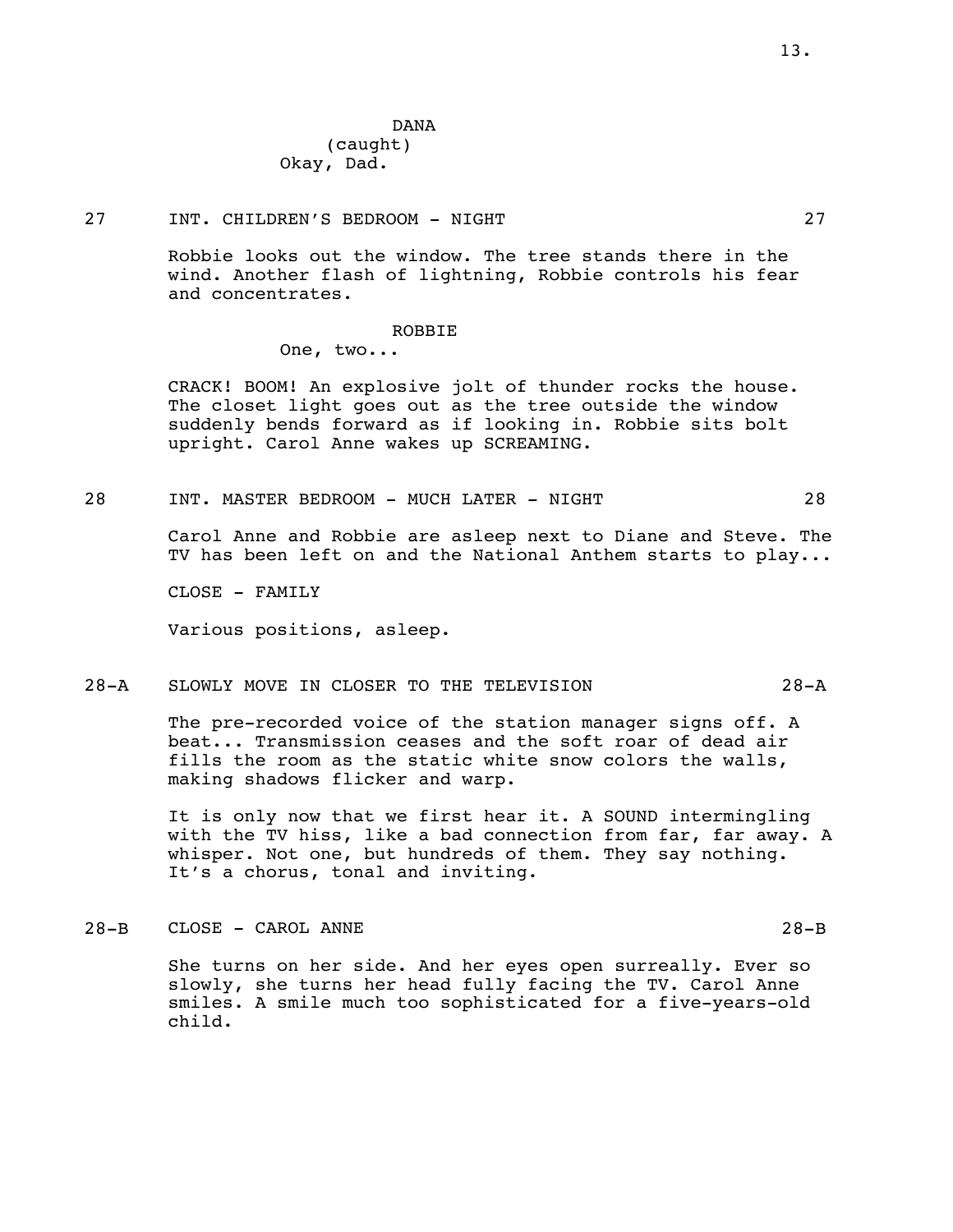DANA
(caught)
Okay, Dad.

27 INT. CHILDREN'S BEDROOM - NIGHT 27

Robbie looks out the window. The tree stands there in the wind. Another flash of lightning, Robbie controls his fear and concentrates.

ROBBIE
One, two...

CRACK! BOOM! An explosive jolt of thunder rocks the house. The closet light goes out as the tree outside the window suddenly bends forward as if looking in. Robbie sits bolt upright. Carol Anne wakes up SCREAMING.

28 INT. MASTER BEDROOM - MUCH LATER - NIGHT 28

Carol Anne and Robbie are asleep next to Diane and Steve. The TV has been left on and the National Anthem starts to play...

CLOSE - FAMILY

Various positions, asleep.

28-A SLOWLY MOVE IN CLOSER TO THE TELEVISION 28-A

The pre-recorded voice of the station manager signs off. A beat... Transmission ceases and the soft roar of dead air fills the room as the static white snow colors the walls, making shadows flicker and warp.

It is only now that we first hear it. A SOUND intermingling with the TV hiss, like a bad connection from far, far away. A whisper. Not one, but hundreds of them. They say nothing. It's a chorus, tonal and inviting.

28-B CLOSE - CAROL ANNE 28-B

She turns on her side. And her eyes open surreally. Ever so slowly, she turns her head fully facing the TV. Carol Anne smiles. A smile much too sophisticated for a five-years-old child.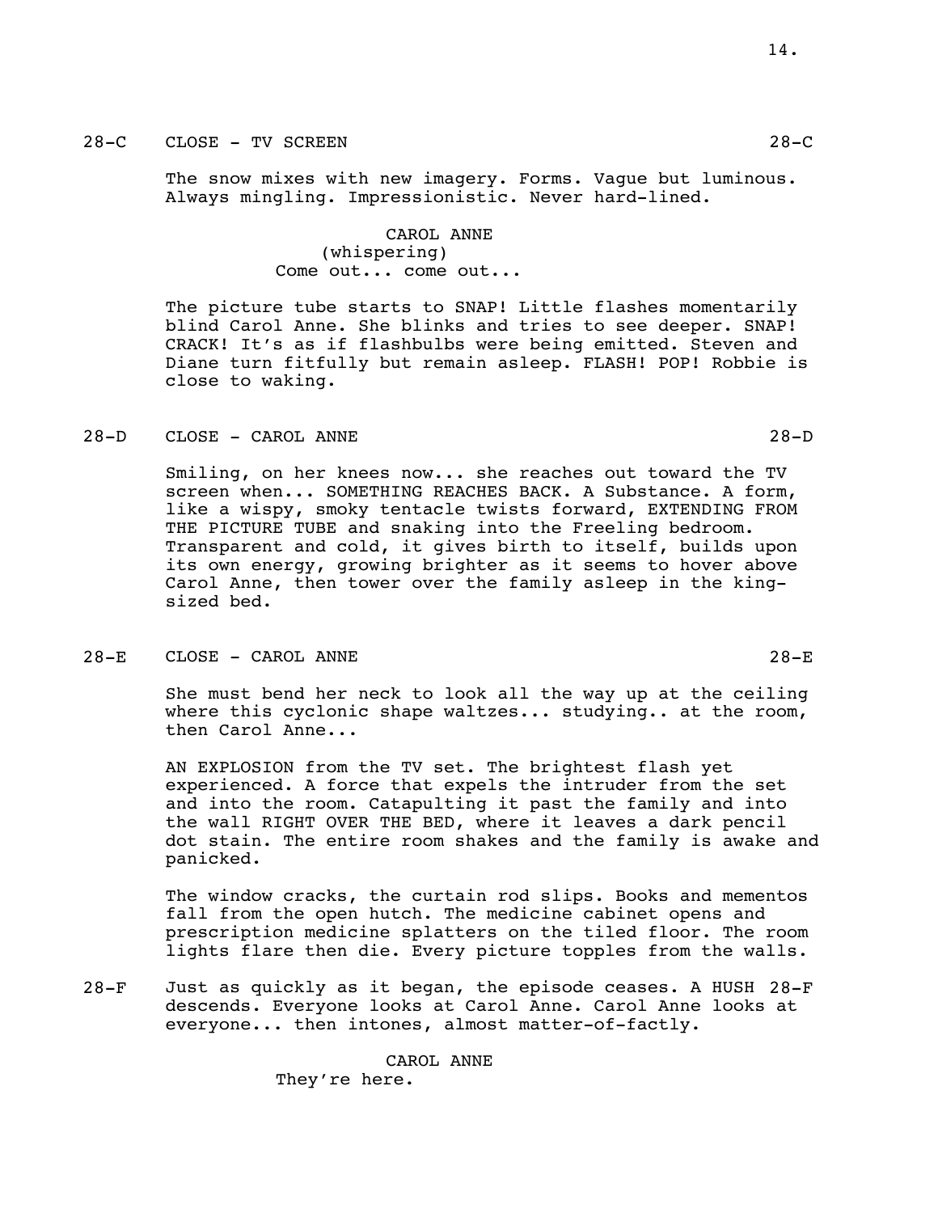28-C CLOSE - TV SCREEN 28-C

The snow mixes with new imagery. Forms. Vague but luminous. Always mingling. Impressionistic. Never hard-lined.

CAROL ANNE
(whispering)
Come out... come out...

The picture tube starts to SNAP! Little flashes momentarily blind Carol Anne. She blinks and tries to see deeper. SNAP! CRACK! It's as if flashbulbs were being emitted. Steven and Diane turn fitfully but remain asleep. FLASH! POP! Robbie is close to waking.

28-D CLOSE - CAROL ANNE 28-D

Smiling, on her knees now... she reaches out toward the TV screen when... SOMETHING REACHES BACK. A Substance. A form, like a wispy, smoky tentacle twists forward, EXTENDING FROM THE PICTURE TUBE and snaking into the Freeling bedroom. Transparent and cold, it gives birth to itself, builds upon its own energy, growing brighter as it seems to hover above Carol Anne, then tower over the family asleep in the king-sized bed.

28-E CLOSE - CAROL ANNE 28-E

She must bend her neck to look all the way up at the ceiling where this cyclonic shape waltzes... studying.. at the room, then Carol Anne...

AN EXPLOSION from the TV set. The brightest flash yet experienced. A force that expels the intruder from the set and into the room. Catapulting it past the family and into the wall RIGHT OVER THE BED, where it leaves a dark pencil dot stain. The entire room shakes and the family is awake and panicked.

The window cracks, the curtain rod slips. Books and mementos fall from the open hutch. The medicine cabinet opens and prescription medicine splatters on the tiled floor. The room lights flare then die. Every picture topples from the walls.

28-F Just as quickly as it began, the episode ceases. A HUSH descends. Everyone looks at Carol Anne. Carol Anne looks at everyone... then intones, almost matter-of-factly. 28-F

CAROL ANNE
They're here.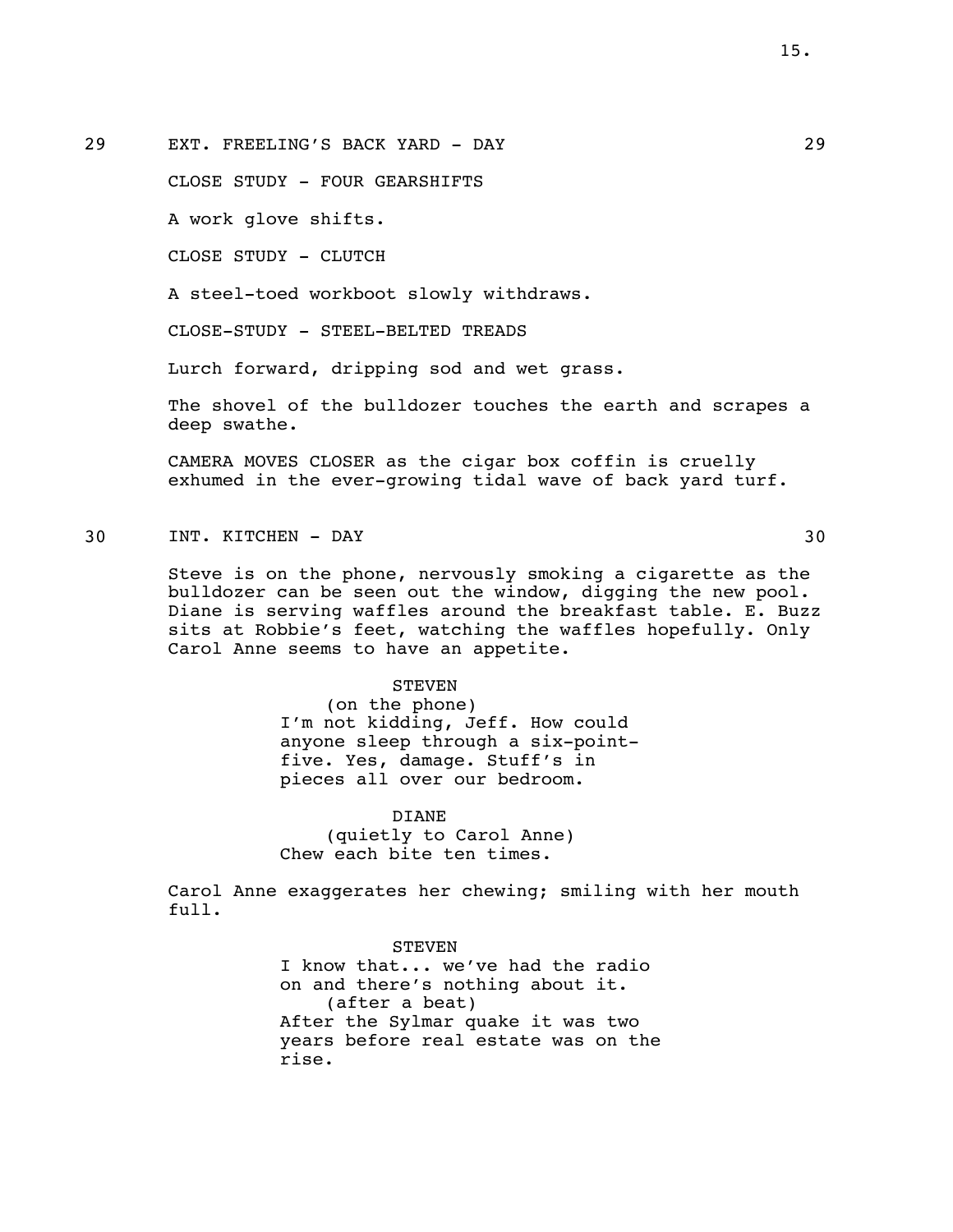29 EXT. FREELING'S BACK YARD - DAY 29

CLOSE STUDY - FOUR GEARSHIFTS

A work glove shifts.

CLOSE STUDY - CLUTCH

A steel-toed workboot slowly withdraws.

CLOSE-STUDY - STEEL-BELTED TREADS

Lurch forward, dripping sod and wet grass.

The shovel of the bulldozer touches the earth and scrapes a deep swathe.

CAMERA MOVES CLOSER as the cigar box coffin is cruelly exhumed in the ever-growing tidal wave of back yard turf.

30 INT. KITCHEN - DAY 30

Steve is on the phone, nervously smoking a cigarette as the bulldozer can be seen out the window, digging the new pool. Diane is serving waffles around the breakfast table. E. Buzz sits at Robbie's feet, watching the waffles hopefully. Only Carol Anne seems to have an appetite.

STEVEN
(on the phone)
I'm not kidding, Jeff. How could anyone sleep through a six-point-five. Yes, damage. Stuff's in pieces all over our bedroom.

DIANE
(quietly to Carol Anne)
Chew each bite ten times.

Carol Anne exaggerates her chewing; smiling with her mouth full.

STEVEN
I know that... we've had the radio on and there's nothing about it.
(after a beat)
After the Sylmar quake it was two years before real estate was on the rise.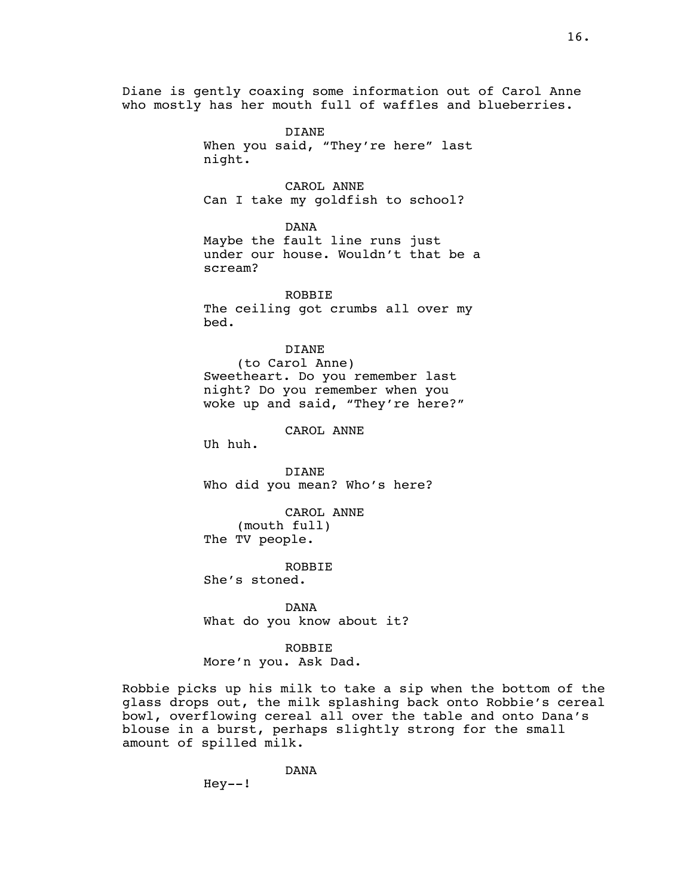Diane is gently coaxing some information out of Carol Anne who mostly has her mouth full of waffles and blueberries.

DIANE
When you said, "They're here" last night.

CAROL ANNE
Can I take my goldfish to school?

DANA
Maybe the fault line runs just under our house. Wouldn't that be a scream?

ROBBIE
The ceiling got crumbs all over my bed.

DIANE
(to Carol Anne)
Sweetheart. Do you remember last night? Do you remember when you woke up and said, "They're here?"

CAROL ANNE
Uh huh.

DIANE
Who did you mean? Who's here?

CAROL ANNE
(mouth full)
The TV people.

ROBBIE
She's stoned.

DANA
What do you know about it?

ROBBIE
More'n you. Ask Dad.

Robbie picks up his milk to take a sip when the bottom of the glass drops out, the milk splashing back onto Robbie's cereal bowl, overflowing cereal all over the table and onto Dana's blouse in a burst, perhaps slightly strong for the small amount of spilled milk.

DANA
Hey--!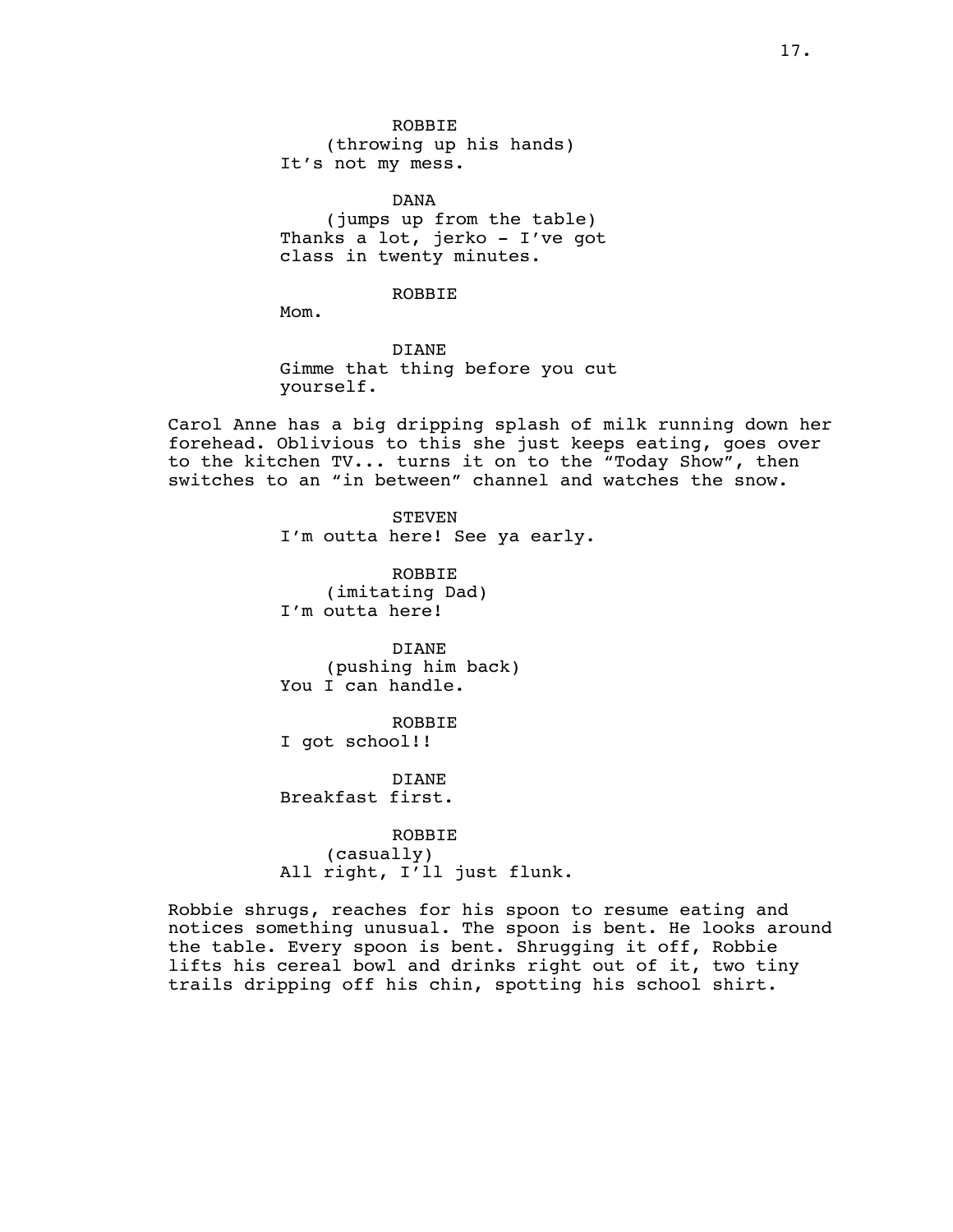ROBBIE
(throwing up his hands)
It's not my mess.

DANA
(jumps up from the table)
Thanks a lot, jerko - I've got class in twenty minutes.

ROBBIE
Mom.

DIANE
Gimme that thing before you cut yourself.

Carol Anne has a big dripping splash of milk running down her forehead. Oblivious to this she just keeps eating, goes over to the kitchen TV... turns it on to the "Today Show", then switches to an "in between" channel and watches the snow.

STEVEN
I'm outta here! See ya early.

ROBBIE
(imitating Dad)
I'm outta here!

DIANE
(pushing him back)
You I can handle.

ROBBIE
I got school!!

DIANE
Breakfast first.

ROBBIE
(casually)
All right, I'll just flunk.

Robbie shrugs, reaches for his spoon to resume eating and notices something unusual. The spoon is bent. He looks around the table. Every spoon is bent. Shrugging it off, Robbie lifts his cereal bowl and drinks right out of it, two tiny trails dripping off his chin, spotting his school shirt.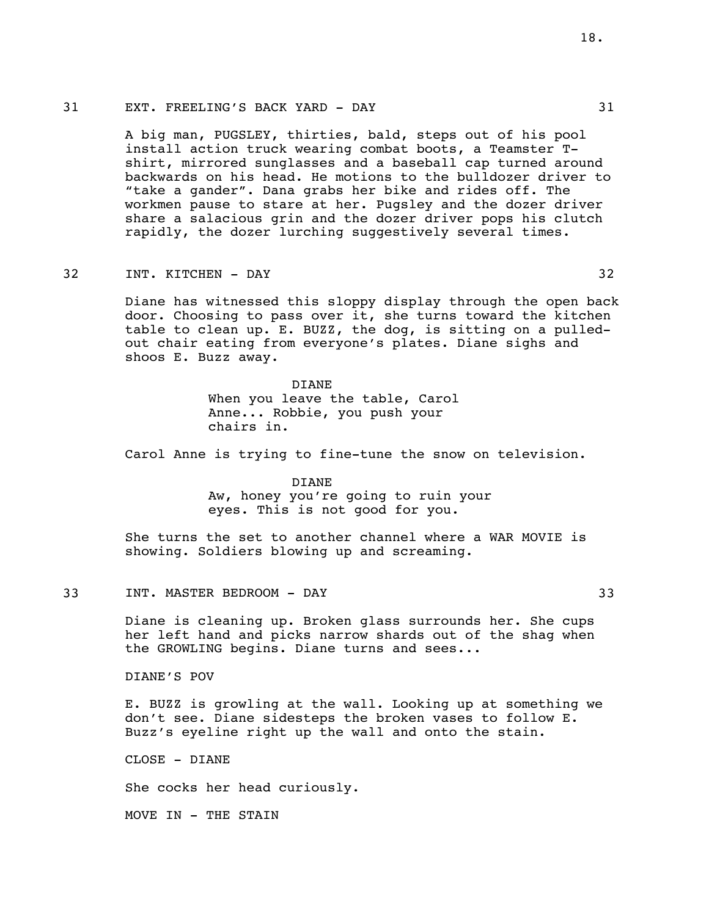31 EXT. FREELING'S BACK YARD - DAY 31

A big man, PUGSLEY, thirties, bald, steps out of his pool install action truck wearing combat boots, a Teamster T-shirt, mirrored sunglasses and a baseball cap turned around backwards on his head. He motions to the bulldozer driver to "take a gander". Dana grabs her bike and rides off. The workmen pause to stare at her. Pugsley and the dozer driver share a salacious grin and the dozer driver pops his clutch rapidly, the dozer lurching suggestively several times.

32 INT. KITCHEN - DAY 32

Diane has witnessed this sloppy display through the open back door. Choosing to pass over it, she turns toward the kitchen table to clean up. E. BUZZ, the dog, is sitting on a pulled-out chair eating from everyone's plates. Diane sighs and shoos E. Buzz away.

DIANE
When you leave the table, Carol Anne... Robbie, you push your chairs in.

Carol Anne is trying to fine-tune the snow on television.

DIANE
Aw, honey you're going to ruin your eyes. This is not good for you.

She turns the set to another channel where a WAR MOVIE is showing. Soldiers blowing up and screaming.

33 INT. MASTER BEDROOM - DAY 33

Diane is cleaning up. Broken glass surrounds her. She cups her left hand and picks narrow shards out of the shag when the GROWLING begins. Diane turns and sees...

DIANE'S POV

E. BUZZ is growling at the wall. Looking up at something we don't see. Diane sidesteps the broken vases to follow E. Buzz's eyeline right up the wall and onto the stain.

CLOSE - DIANE

She cocks her head curiously.

MOVE IN - THE STAIN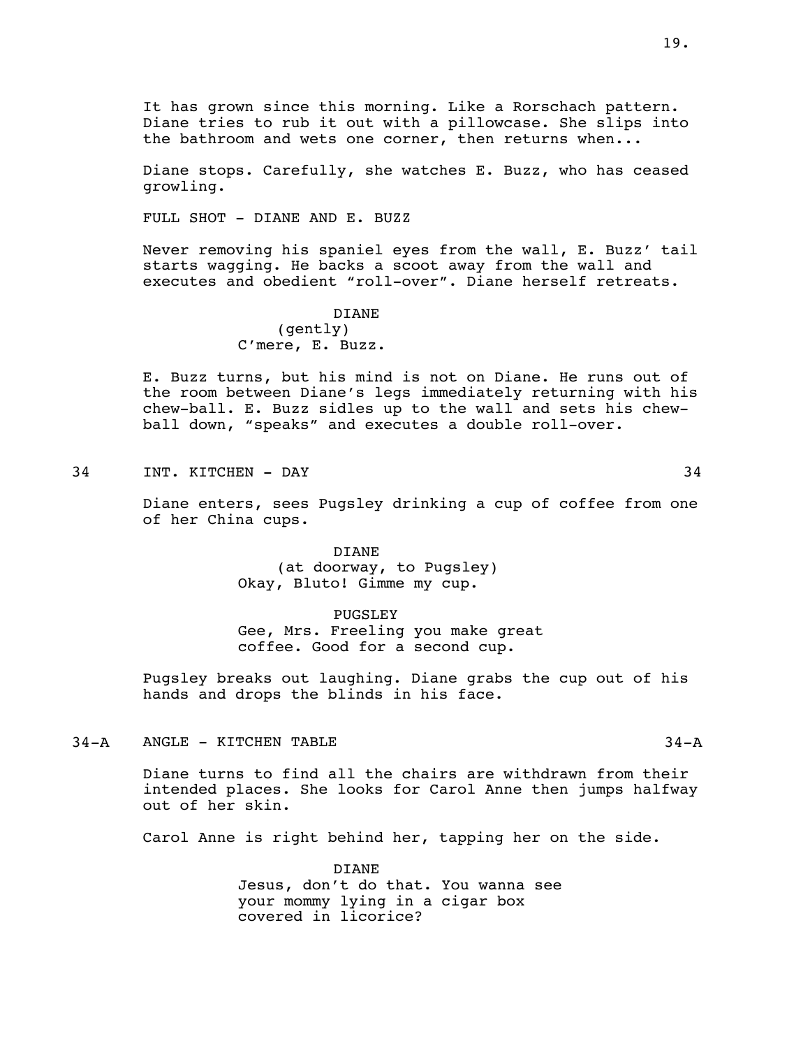It has grown since this morning. Like a Rorschach pattern. Diane tries to rub it out with a pillowcase. She slips into the bathroom and wets one corner, then returns when...

Diane stops. Carefully, she watches E. Buzz, who has ceased growling.

FULL SHOT - DIANE AND E. BUZZ

Never removing his spaniel eyes from the wall, E. Buzz' tail starts wagging. He backs a scoot away from the wall and executes and obedient "roll-over". Diane herself retreats.

DIANE
(gently)
C'mere, E. Buzz.

E. Buzz turns, but his mind is not on Diane. He runs out of the room between Diane's legs immediately returning with his chew-ball. E. Buzz sidles up to the wall and sets his chew-ball down, "speaks" and executes a double roll-over.

34 INT. KITCHEN - DAY 34

Diane enters, sees Pugsley drinking a cup of coffee from one of her China cups.

DIANE
(at doorway, to Pugsley)
Okay, Bluto! Gimme my cup.

PUGSLEY
Gee, Mrs. Freeling you make great coffee. Good for a second cup.

Pugsley breaks out laughing. Diane grabs the cup out of his hands and drops the blinds in his face.

34-A ANGLE - KITCHEN TABLE 34-A

Diane turns to find all the chairs are withdrawn from their intended places. She looks for Carol Anne then jumps halfway out of her skin.

Carol Anne is right behind her, tapping her on the side.

DIANE
Jesus, don't do that. You wanna see your mommy lying in a cigar box covered in licorice?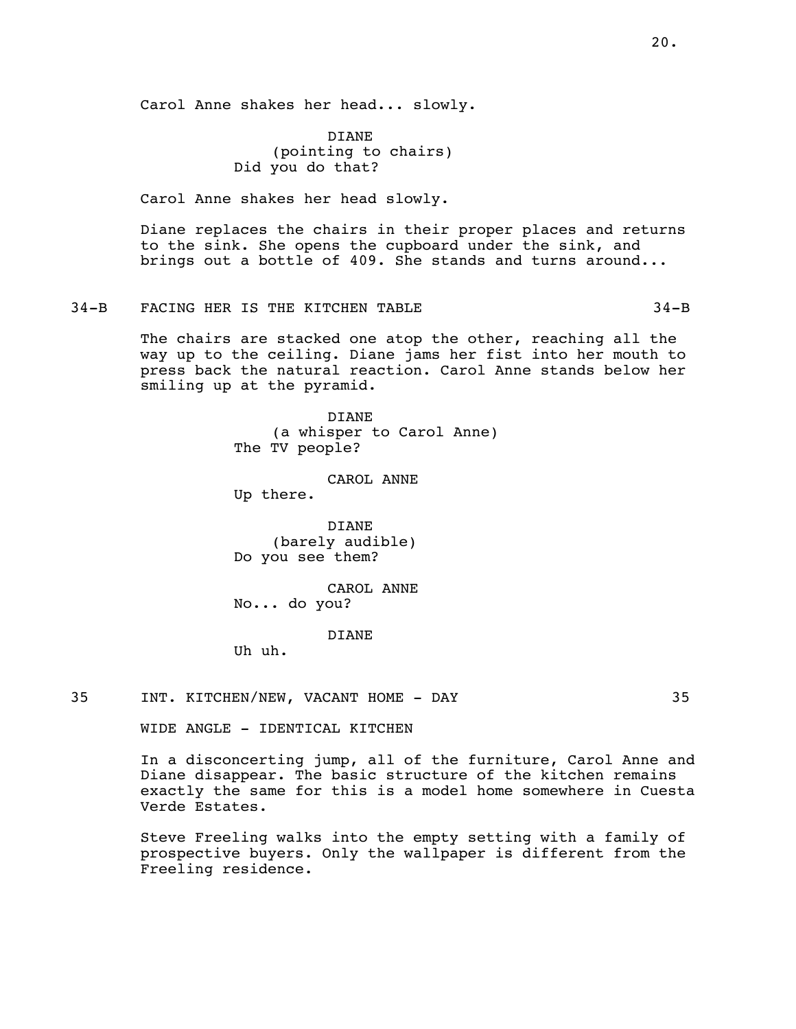Carol Anne shakes her head... slowly.

DIANE
(pointing to chairs)
Did you do that?

Carol Anne shakes her head slowly.

Diane replaces the chairs in their proper places and returns to the sink. She opens the cupboard under the sink, and brings out a bottle of 409. She stands and turns around...

34-B FACING HER IS THE KITCHEN TABLE 34-B

The chairs are stacked one atop the other, reaching all the way up to the ceiling. Diane jams her fist into her mouth to press back the natural reaction. Carol Anne stands below her smiling up at the pyramid.

DIANE
(a whisper to Carol Anne)
The TV people?

CAROL ANNE
Up there.

DIANE
(barely audible)
Do you see them?

CAROL ANNE
No... do you?

DIANE
Uh uh.

35 INT. KITCHEN/NEW, VACANT HOME - DAY 35

WIDE ANGLE - IDENTICAL KITCHEN

In a disconcerting jump, all of the furniture, Carol Anne and Diane disappear. The basic structure of the kitchen remains exactly the same for this is a model home somewhere in Cuesta Verde Estates.

Steve Freeling walks into the empty setting with a family of prospective buyers. Only the wallpaper is different from the Freeling residence.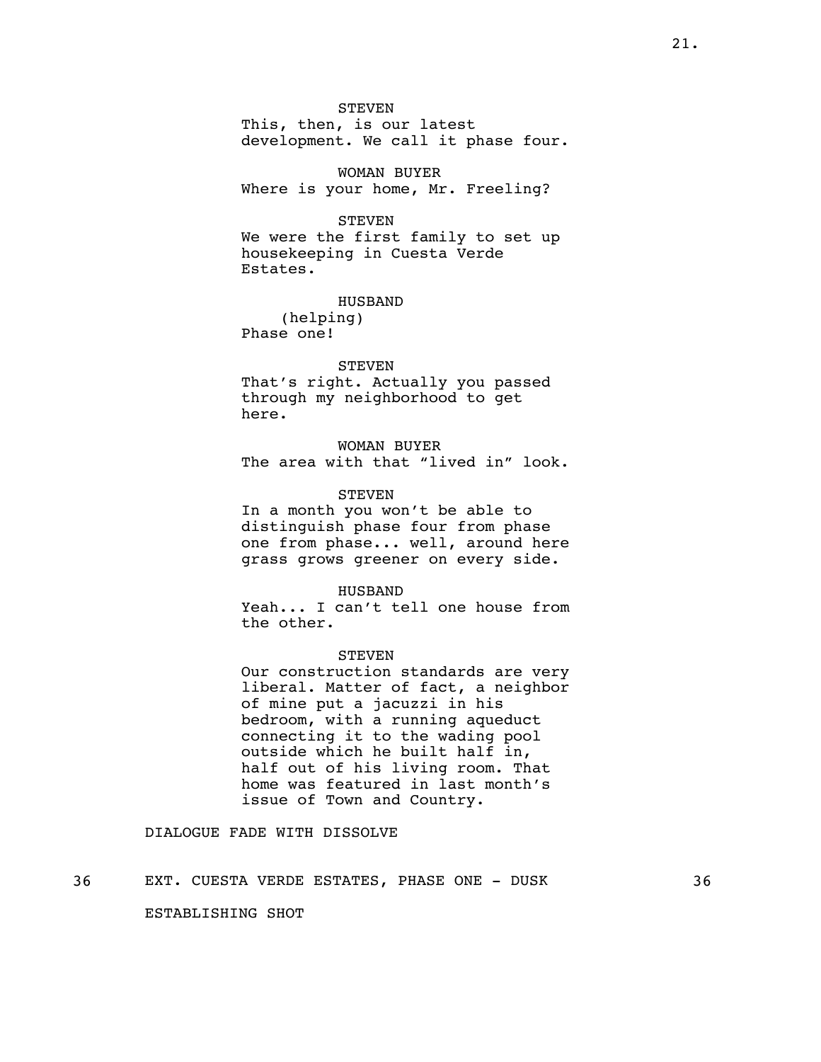STEVEN
This, then, is our latest development. We call it phase four.

WOMAN BUYER
Where is your home, Mr. Freeling?

STEVEN
We were the first family to set up housekeeping in Cuesta Verde Estates.

HUSBAND
(helping)
Phase one!

STEVEN
That's right. Actually you passed through my neighborhood to get here.

WOMAN BUYER
The area with that "lived in" look.

STEVEN
In a month you won't be able to distinguish phase four from phase one from phase... well, around here grass grows greener on every side.

HUSBAND
Yeah... I can't tell one house from the other.

STEVEN
Our construction standards are very liberal. Matter of fact, a neighbor of mine put a jacuzzi in his bedroom, with a running aqueduct connecting it to the wading pool outside which he built half in, half out of his living room. That home was featured in last month's issue of Town and Country.

DIALOGUE FADE WITH DISSOLVE

36 EXT. CUESTA VERDE ESTATES, PHASE ONE - DUSK 36

ESTABLISHING SHOT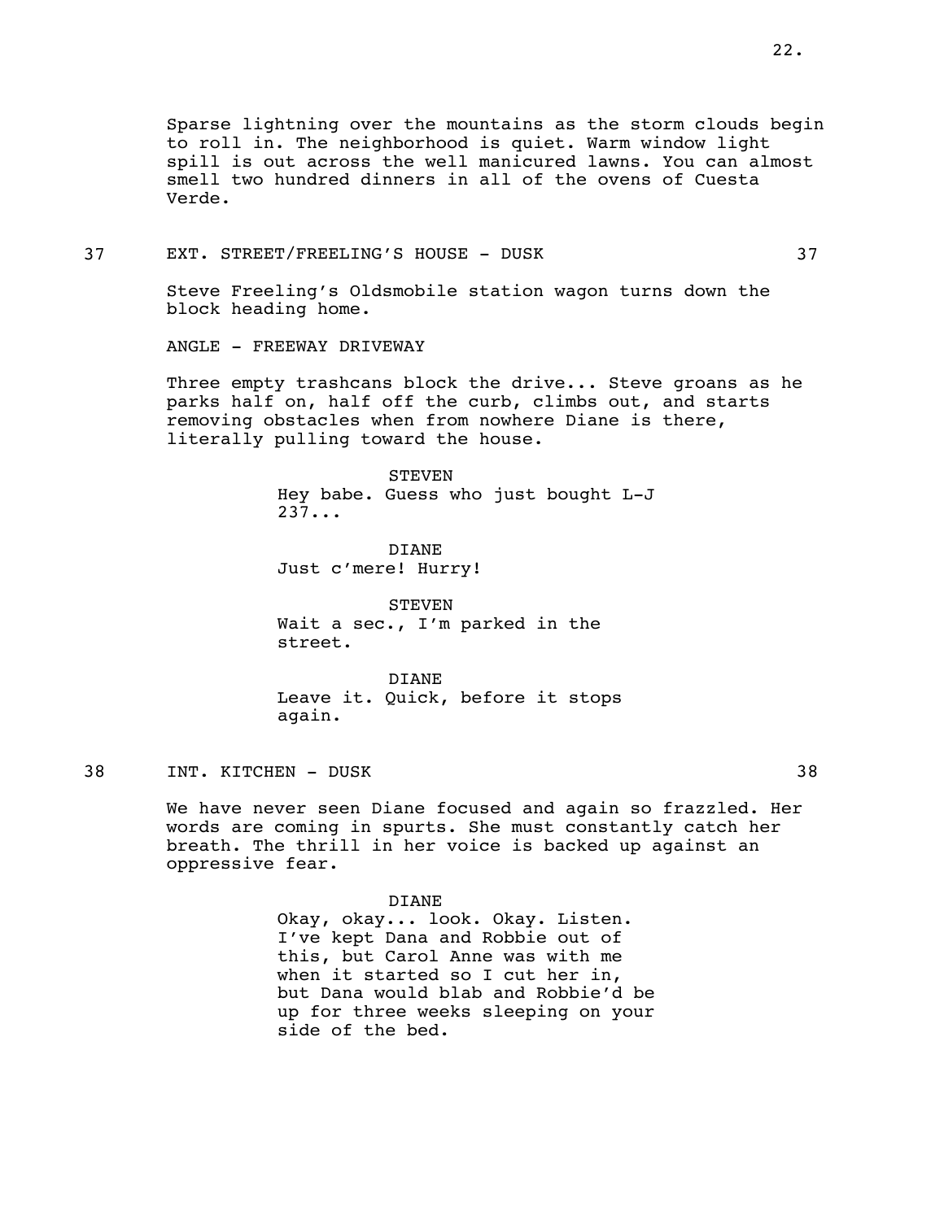Sparse lightning over the mountains as the storm clouds begin to roll in. The neighborhood is quiet. Warm window light spill is out across the well manicured lawns. You can almost smell two hundred dinners in all of the ovens of Cuesta Verde.

37 EXT. STREET/FREELING'S HOUSE - DUSK 37

Steve Freeling's Oldsmobile station wagon turns down the block heading home.

ANGLE - FREEWAY DRIVEWAY

Three empty trashcans block the drive... Steve groans as he parks half on, half off the curb, climbs out, and starts removing obstacles when from nowhere Diane is there, literally pulling toward the house.

STEVEN
Hey babe. Guess who just bought L-J 237...

DIANE
Just c'mere! Hurry!

STEVEN
Wait a sec., I'm parked in the street.

DIANE
Leave it. Quick, before it stops again.

38 INT. KITCHEN - DUSK 38

We have never seen Diane focused and again so frazzled. Her words are coming in spurts. She must constantly catch her breath. The thrill in her voice is backed up against an oppressive fear.

DIANE
Okay, okay... look. Okay. Listen. I've kept Dana and Robbie out of this, but Carol Anne was with me when it started so I cut her in, but Dana would blab and Robbie'd be up for three weeks sleeping on your side of the bed.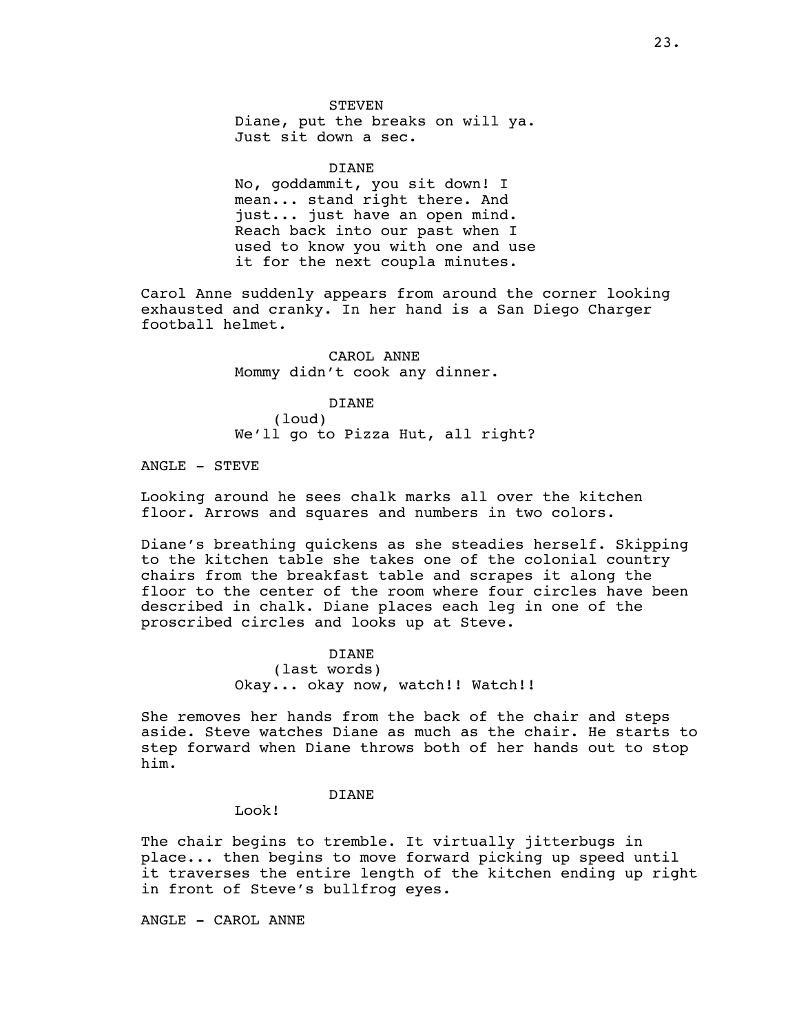STEVEN
Diane, put the breaks on will ya.
Just sit down a sec.

DIANE
No, goddammit, you sit down! I
mean... stand right there. And
just... just have an open mind.
Reach back into our past when I
used to know you with one and use
it for the next coupla minutes.

Carol Anne suddenly appears from around the corner looking exhausted and cranky. In her hand is a San Diego Charger football helmet.

CAROL ANNE
Mommy didn't cook any dinner.

DIANE
(loud)
We'll go to Pizza Hut, all right?

ANGLE - STEVE

Looking around he sees chalk marks all over the kitchen floor. Arrows and squares and numbers in two colors.

Diane's breathing quickens as she steadies herself. Skipping to the kitchen table she takes one of the colonial country chairs from the breakfast table and scrapes it along the floor to the center of the room where four circles have been described in chalk. Diane places each leg in one of the proscribed circles and looks up at Steve.

DIANE
(last words)
Okay... okay now, watch!! Watch!!

She removes her hands from the back of the chair and steps aside. Steve watches Diane as much as the chair. He starts to step forward when Diane throws both of her hands out to stop him.

DIANE
Look!

The chair begins to tremble. It virtually jitterbugs in place... then begins to move forward picking up speed until it traverses the entire length of the kitchen ending up right in front of Steve's bullfrog eyes.

ANGLE - CAROL ANNE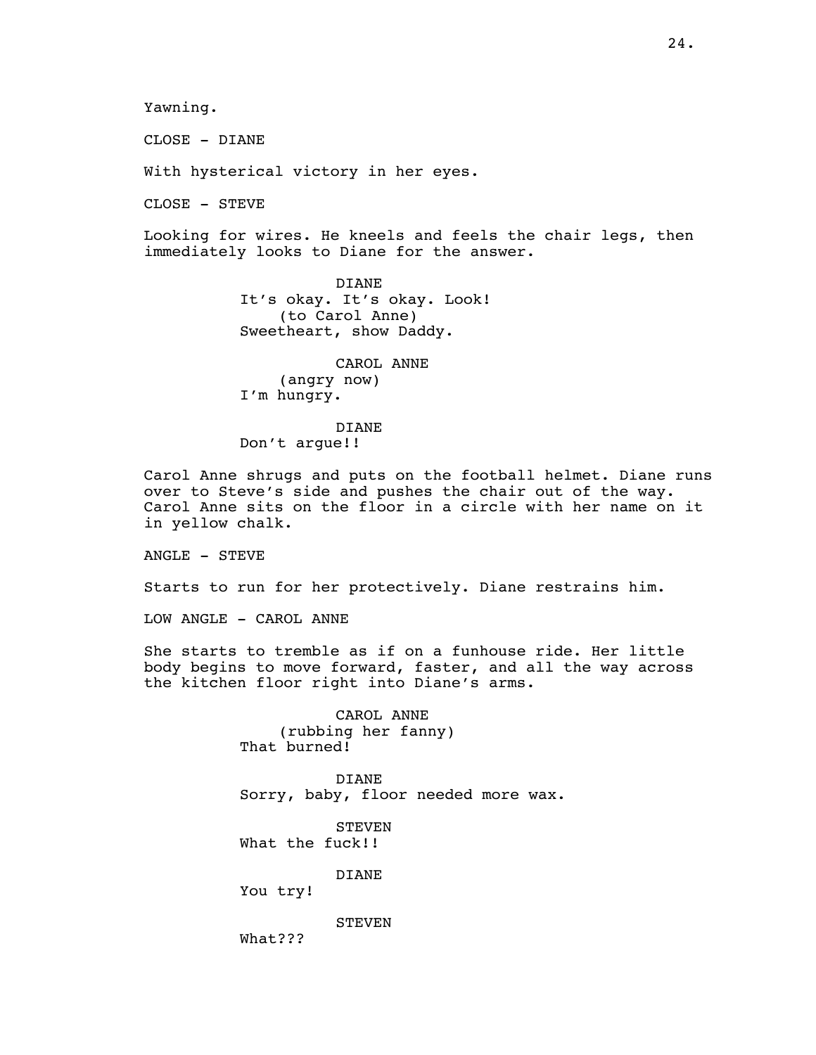Yawning.

CLOSE - DIANE

With hysterical victory in her eyes.

CLOSE - STEVE

Looking for wires. He kneels and feels the chair legs, then immediately looks to Diane for the answer.

DIANE
It's okay. It's okay. Look!
(to Carol Anne)
Sweetheart, show Daddy.

CAROL ANNE
(angry now)
I'm hungry.

DIANE
Don't argue!!

Carol Anne shrugs and puts on the football helmet. Diane runs over to Steve's side and pushes the chair out of the way. Carol Anne sits on the floor in a circle with her name on it in yellow chalk.

ANGLE - STEVE

Starts to run for her protectively. Diane restrains him.

LOW ANGLE - CAROL ANNE

She starts to tremble as if on a funhouse ride. Her little body begins to move forward, faster, and all the way across the kitchen floor right into Diane's arms.

CAROL ANNE
(rubbing her fanny)
That burned!

DIANE
Sorry, baby, floor needed more wax.

STEVEN
What the fuck!!

DIANE
You try!

STEVEN
What???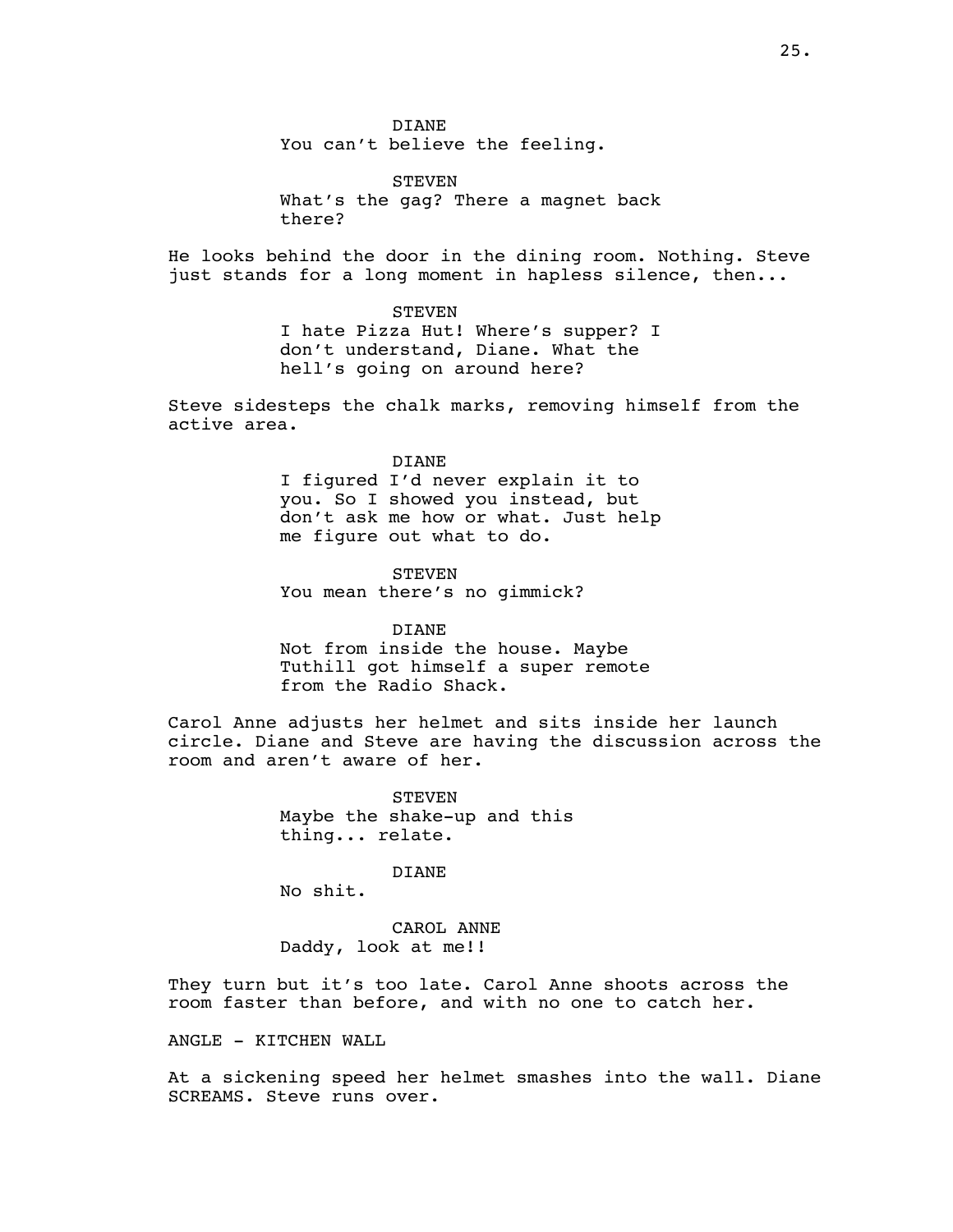DIANE
You can't believe the feeling.

STEVEN
What's the gag? There a magnet back there?

He looks behind the door in the dining room. Nothing. Steve just stands for a long moment in hapless silence, then...

STEVEN
I hate Pizza Hut! Where's supper? I don't understand, Diane. What the hell's going on around here?

Steve sidesteps the chalk marks, removing himself from the active area.

DIANE
I figured I'd never explain it to you. So I showed you instead, but don't ask me how or what. Just help me figure out what to do.

STEVEN
You mean there's no gimmick?

DIANE
Not from inside the house. Maybe Tuthill got himself a super remote from the Radio Shack.

Carol Anne adjusts her helmet and sits inside her launch circle. Diane and Steve are having the discussion across the room and aren't aware of her.

STEVEN
Maybe the shake-up and this thing... relate.

DIANE
No shit.

CAROL ANNE
Daddy, look at me!!

They turn but it's too late. Carol Anne shoots across the room faster than before, and with no one to catch her.

ANGLE - KITCHEN WALL

At a sickening speed her helmet smashes into the wall. Diane SCREAMS. Steve runs over.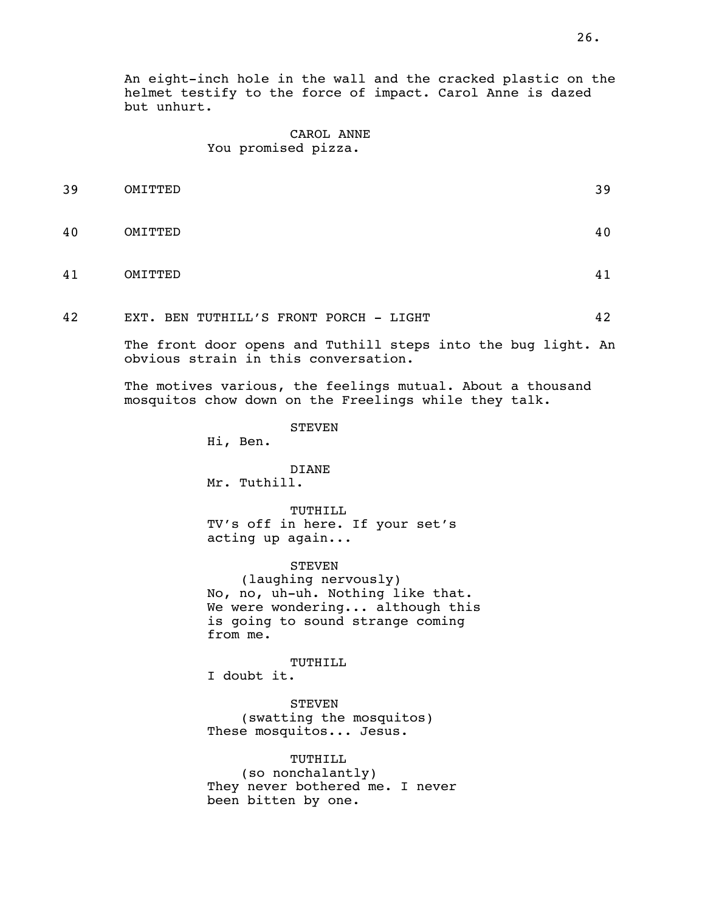An eight-inch hole in the wall and the cracked plastic on the helmet testify to the force of impact. Carol Anne is dazed but unhurt.

CAROL ANNE
You promised pizza.

39 OMITTED 39

40 OMITTED 40

41 OMITTED 41

42 EXT. BEN TUTHILL'S FRONT PORCH - LIGHT 42

The front door opens and Tuthill steps into the bug light. An obvious strain in this conversation.

The motives various, the feelings mutual. About a thousand mosquitos chow down on the Freelings while they talk.

STEVEN
Hi, Ben.

DIANE
Mr. Tuthill.

TUTHILL
TV's off in here. If your set's acting up again...

STEVEN
(laughing nervously)
No, no, uh-uh. Nothing like that. We were wondering... although this is going to sound strange coming from me.

TUTHILL
I doubt it.

STEVEN
(swatting the mosquitos)
These mosquitos... Jesus.

TUTHILL
(so nonchalantly)
They never bothered me. I never been bitten by one.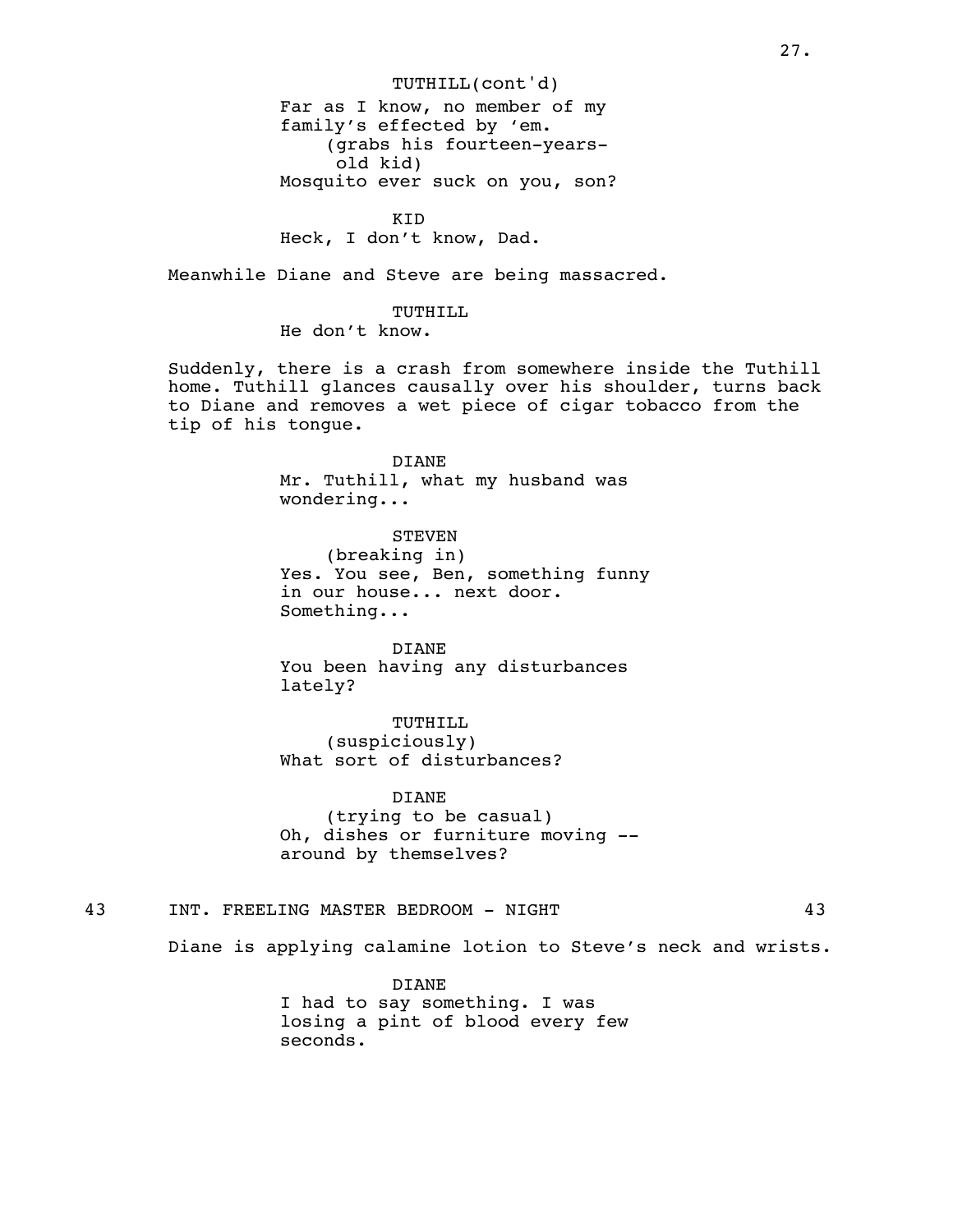TUTHILL(cont'd)

Far as I know, no member of my family's effected by 'em.

(grabs his fourteen-years-old kid)

Mosquito ever suck on you, son?

KID

Heck, I don't know, Dad.

Meanwhile Diane and Steve are being massacred.

TUTHILL

He don't know.

Suddenly, there is a crash from somewhere inside the Tuthill home. Tuthill glances causally over his shoulder, turns back to Diane and removes a wet piece of cigar tobacco from the tip of his tongue.

DIANE

Mr. Tuthill, what my husband was wondering...

STEVEN

(breaking in)

Yes. You see, Ben, something funny in our house... next door. Something...

DIANE

You been having any disturbances lately?

TUTHILL

(suspiciously)

What sort of disturbances?

DIANE

(trying to be casual)

Oh, dishes or furniture moving -- around by themselves?

43 INT. FREELING MASTER BEDROOM - NIGHT 43

Diane is applying calamine lotion to Steve's neck and wrists.

DIANE

I had to say something. I was losing a pint of blood every few seconds.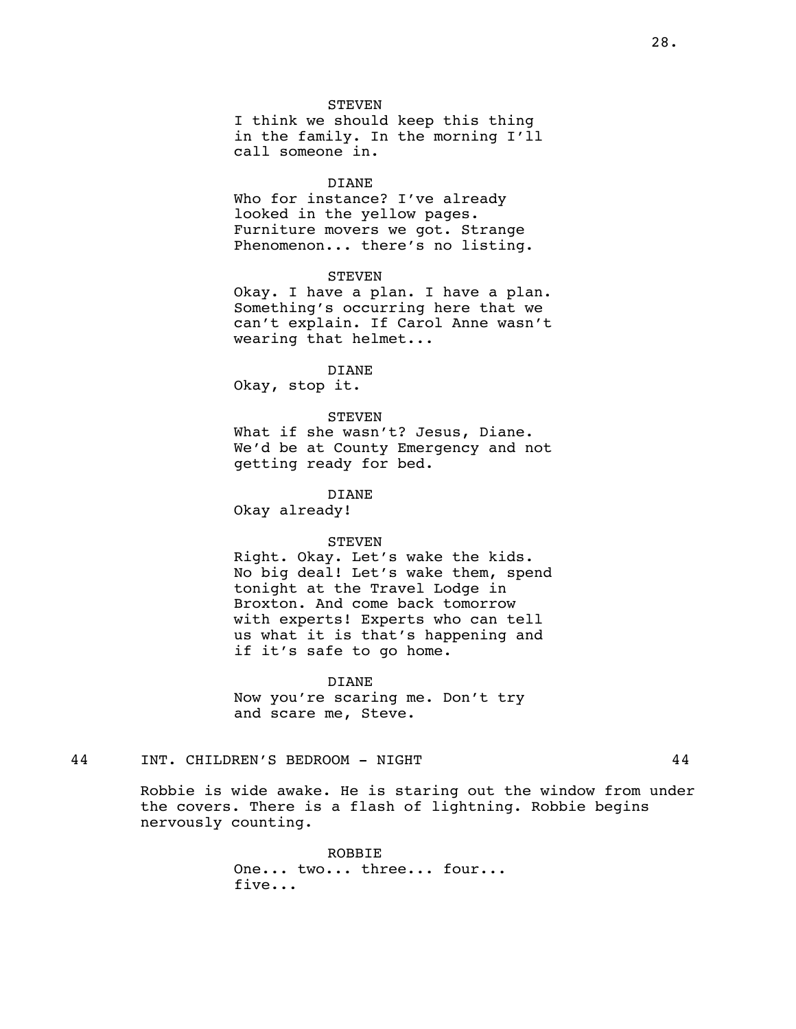STEVEN
I think we should keep this thing in the family. In the morning I'll call someone in.

DIANE
Who for instance? I've already looked in the yellow pages. Furniture movers we got. Strange Phenomenon... there's no listing.

STEVEN
Okay. I have a plan. I have a plan. Something's occurring here that we can't explain. If Carol Anne wasn't wearing that helmet...

DIANE
Okay, stop it.

STEVEN
What if she wasn't? Jesus, Diane. We'd be at County Emergency and not getting ready for bed.

DIANE
Okay already!

STEVEN
Right. Okay. Let's wake the kids. No big deal! Let's wake them, spend tonight at the Travel Lodge in Broxton. And come back tomorrow with experts! Experts who can tell us what it is that's happening and if it's safe to go home.

DIANE
Now you're scaring me. Don't try and scare me, Steve.

44 INT. CHILDREN'S BEDROOM - NIGHT 44

Robbie is wide awake. He is staring out the window from under the covers. There is a flash of lightning. Robbie begins nervously counting.

ROBBIE
One... two... three... four... five...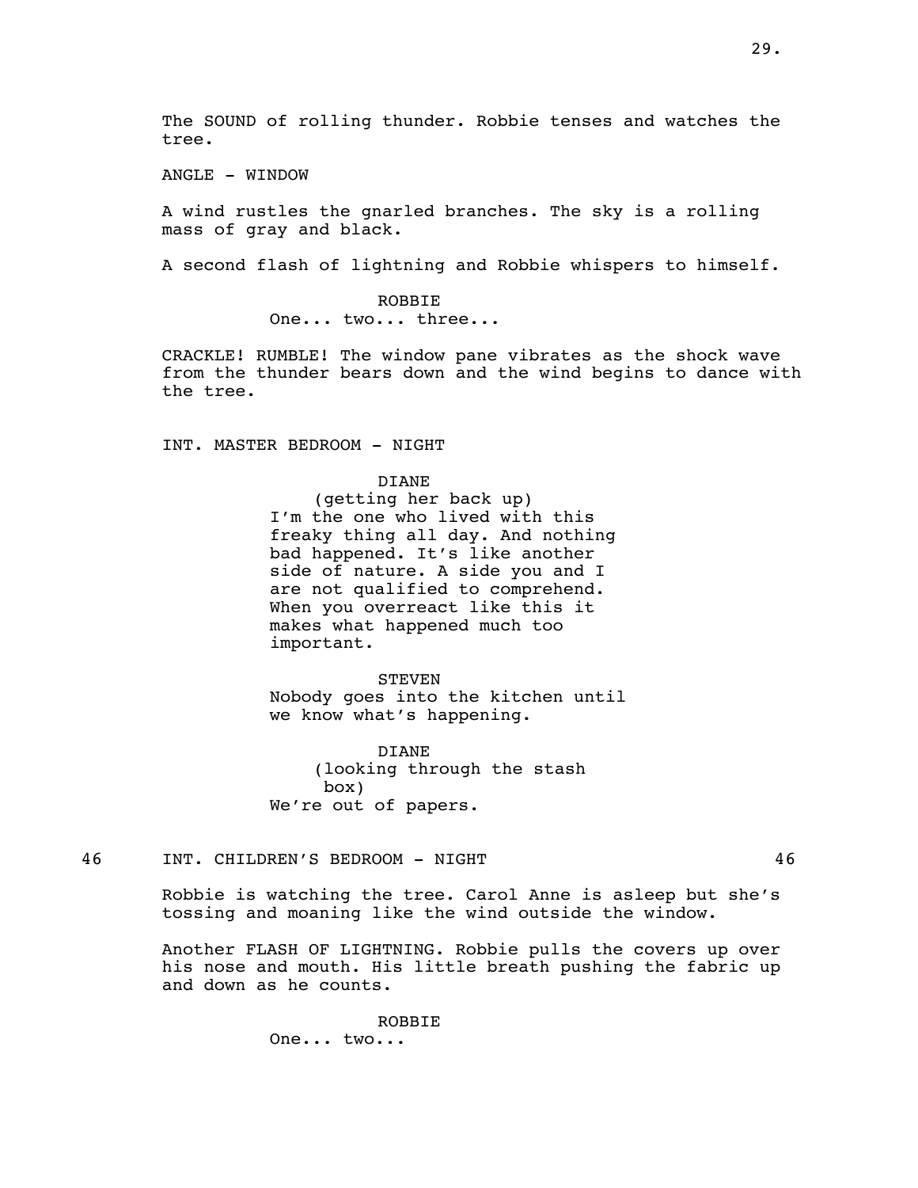The SOUND of rolling thunder. Robbie tenses and watches the tree.

ANGLE - WINDOW

A wind rustles the gnarled branches. The sky is a rolling mass of gray and black.

A second flash of lightning and Robbie whispers to himself.

ROBBIE
One... two... three...

CRACKLE! RUMBLE! The window pane vibrates as the shock wave from the thunder bears down and the wind begins to dance with the tree.

INT. MASTER BEDROOM - NIGHT

DIANE
(getting her back up)
I'm the one who lived with this freaky thing all day. And nothing bad happened. It's like another side of nature. A side you and I are not qualified to comprehend. When you overreact like this it makes what happened much too important.

STEVEN
Nobody goes into the kitchen until we know what's happening.

DIANE
(looking through the stash box)
We're out of papers.

46 INT. CHILDREN'S BEDROOM - NIGHT 46

Robbie is watching the tree. Carol Anne is asleep but she's tossing and moaning like the wind outside the window.

Another FLASH OF LIGHTNING. Robbie pulls the covers up over his nose and mouth. His little breath pushing the fabric up and down as he counts.

ROBBIE
One... two...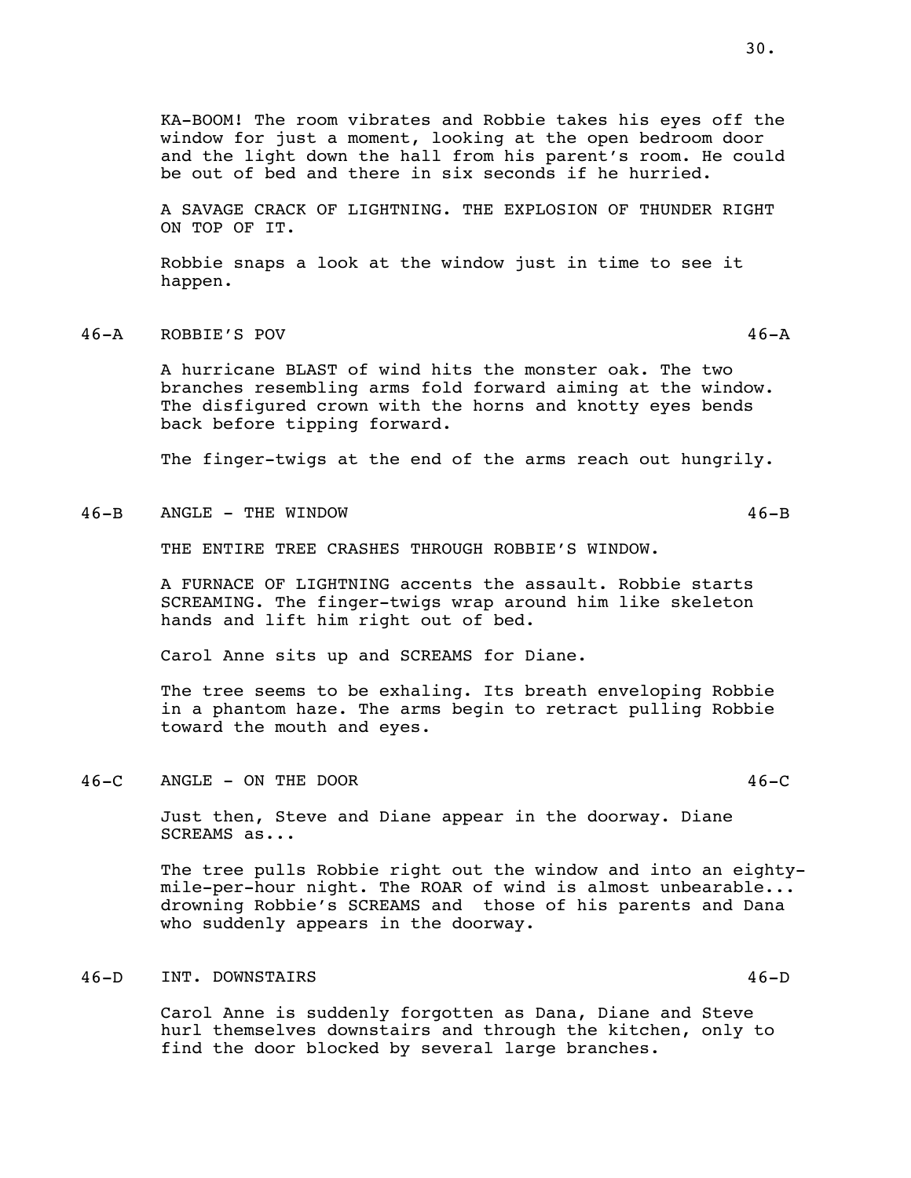KA-BOOM! The room vibrates and Robbie takes his eyes off the window for just a moment, looking at the open bedroom door and the light down the hall from his parent's room. He could be out of bed and there in six seconds if he hurried.

A SAVAGE CRACK OF LIGHTNING. THE EXPLOSION OF THUNDER RIGHT ON TOP OF IT.

Robbie snaps a look at the window just in time to see it happen.

46-A ROBBIE'S POV 46-A

A hurricane BLAST of wind hits the monster oak. The two branches resembling arms fold forward aiming at the window. The disfigured crown with the horns and knotty eyes bends back before tipping forward.

The finger-twigs at the end of the arms reach out hungrily.

46-B ANGLE - THE WINDOW 46-B

THE ENTIRE TREE CRASHES THROUGH ROBBIE'S WINDOW.

A FURNACE OF LIGHTNING accents the assault. Robbie starts SCREAMING. The finger-twigs wrap around him like skeleton hands and lift him right out of bed.

Carol Anne sits up and SCREAMS for Diane.

The tree seems to be exhaling. Its breath enveloping Robbie in a phantom haze. The arms begin to retract pulling Robbie toward the mouth and eyes.

46-C ANGLE - ON THE DOOR 46-C

Just then, Steve and Diane appear in the doorway. Diane SCREAMS as...

The tree pulls Robbie right out the window and into an eighty-mile-per-hour night. The ROAR of wind is almost unbearable... drowning Robbie's SCREAMS and those of his parents and Dana who suddenly appears in the doorway.

46-D INT. DOWNSTAIRS 46-D

Carol Anne is suddenly forgotten as Dana, Diane and Steve hurl themselves downstairs and through the kitchen, only to find the door blocked by several large branches.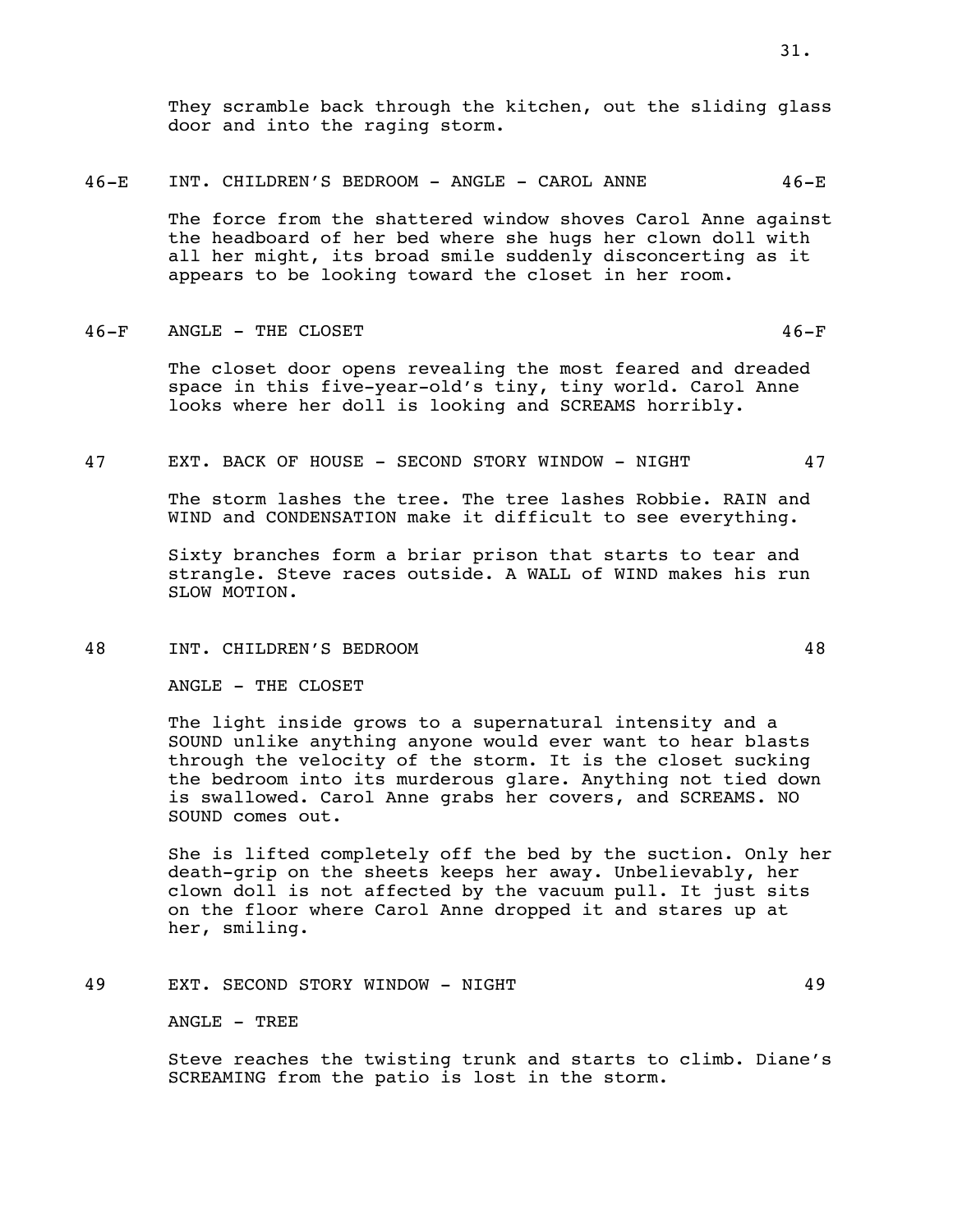They scramble back through the kitchen, out the sliding glass door and into the raging storm.

46-E INT. CHILDREN'S BEDROOM - ANGLE - CAROL ANNE 46-E

The force from the shattered window shoves Carol Anne against the headboard of her bed where she hugs her clown doll with all her might, its broad smile suddenly disconcerting as it appears to be looking toward the closet in her room.

46-F ANGLE - THE CLOSET 46-F

The closet door opens revealing the most feared and dreaded space in this five-year-old's tiny, tiny world. Carol Anne looks where her doll is looking and SCREAMS horribly.

47 EXT. BACK OF HOUSE - SECOND STORY WINDOW - NIGHT 47

The storm lashes the tree. The tree lashes Robbie. RAIN and WIND and CONDENSATION make it difficult to see everything.

Sixty branches form a briar prison that starts to tear and strangle. Steve races outside. A WALL of WIND makes his run SLOW MOTION.

48 INT. CHILDREN'S BEDROOM 48

ANGLE - THE CLOSET

The light inside grows to a supernatural intensity and a SOUND unlike anything anyone would ever want to hear blasts through the velocity of the storm. It is the closet sucking the bedroom into its murderous glare. Anything not tied down is swallowed. Carol Anne grabs her covers, and SCREAMS. NO SOUND comes out.

She is lifted completely off the bed by the suction. Only her death-grip on the sheets keeps her away. Unbelievably, her clown doll is not affected by the vacuum pull. It just sits on the floor where Carol Anne dropped it and stares up at her, smiling.

49 EXT. SECOND STORY WINDOW - NIGHT 49

ANGLE - TREE

Steve reaches the twisting trunk and starts to climb. Diane's SCREAMING from the patio is lost in the storm.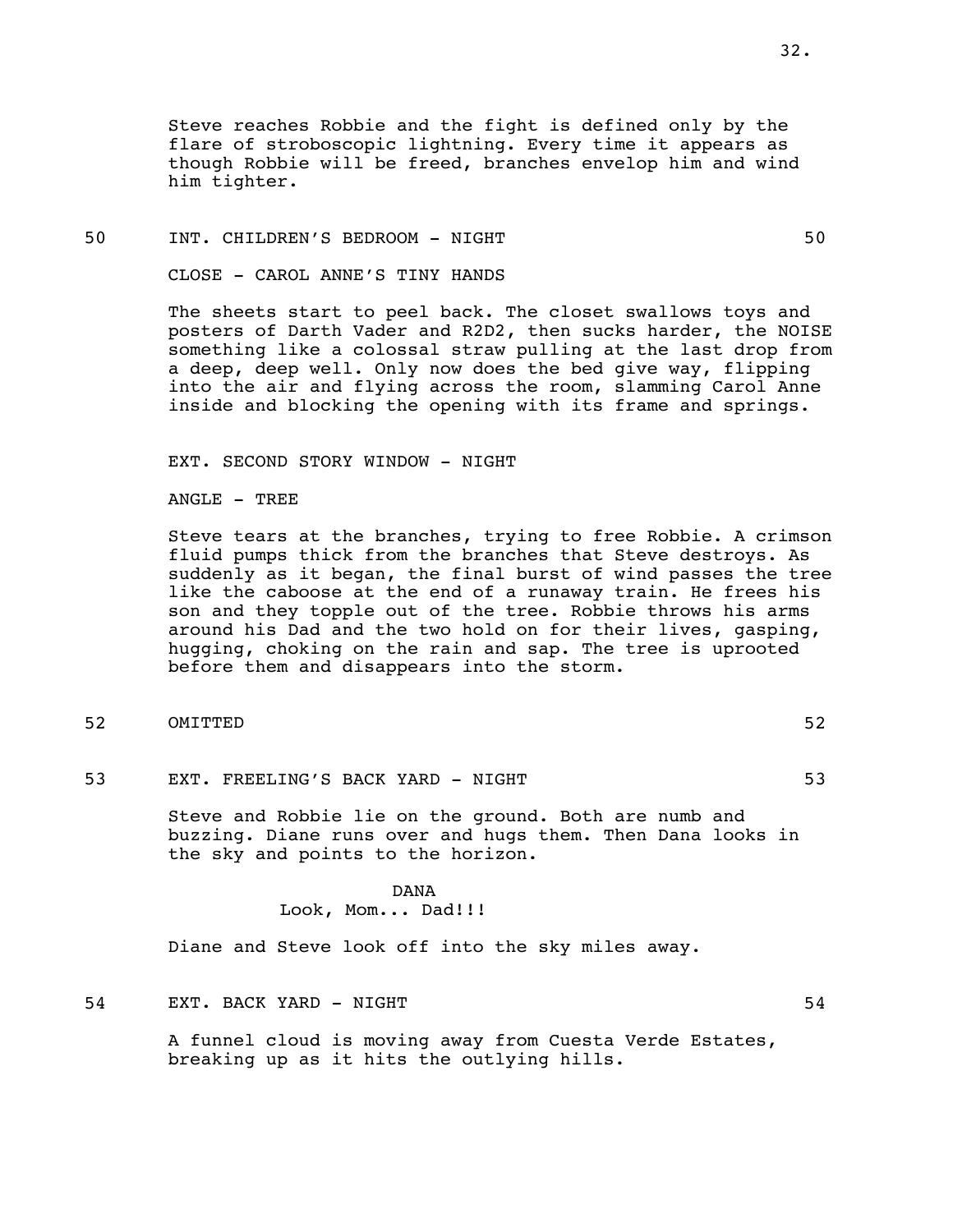Steve reaches Robbie and the fight is defined only by the flare of stroboscopic lightning. Every time it appears as though Robbie will be freed, branches envelop him and wind him tighter.

50 INT. CHILDREN'S BEDROOM - NIGHT 50

CLOSE - CAROL ANNE'S TINY HANDS

The sheets start to peel back. The closet swallows toys and posters of Darth Vader and R2D2, then sucks harder, the NOISE something like a colossal straw pulling at the last drop from a deep, deep well. Only now does the bed give way, flipping into the air and flying across the room, slamming Carol Anne inside and blocking the opening with its frame and springs.

EXT. SECOND STORY WINDOW - NIGHT

ANGLE - TREE

Steve tears at the branches, trying to free Robbie. A crimson fluid pumps thick from the branches that Steve destroys. As suddenly as it began, the final burst of wind passes the tree like the caboose at the end of a runaway train. He frees his son and they topple out of the tree. Robbie throws his arms around his Dad and the two hold on for their lives, gasping, hugging, choking on the rain and sap. The tree is uprooted before them and disappears into the storm.

52 OMITTED 52

53 EXT. FREELING'S BACK YARD - NIGHT 53

Steve and Robbie lie on the ground. Both are numb and buzzing. Diane runs over and hugs them. Then Dana looks in the sky and points to the horizon.

DANA
Look, Mom... Dad!!!

Diane and Steve look off into the sky miles away.

54 EXT. BACK YARD - NIGHT 54

A funnel cloud is moving away from Cuesta Verde Estates, breaking up as it hits the outlying hills.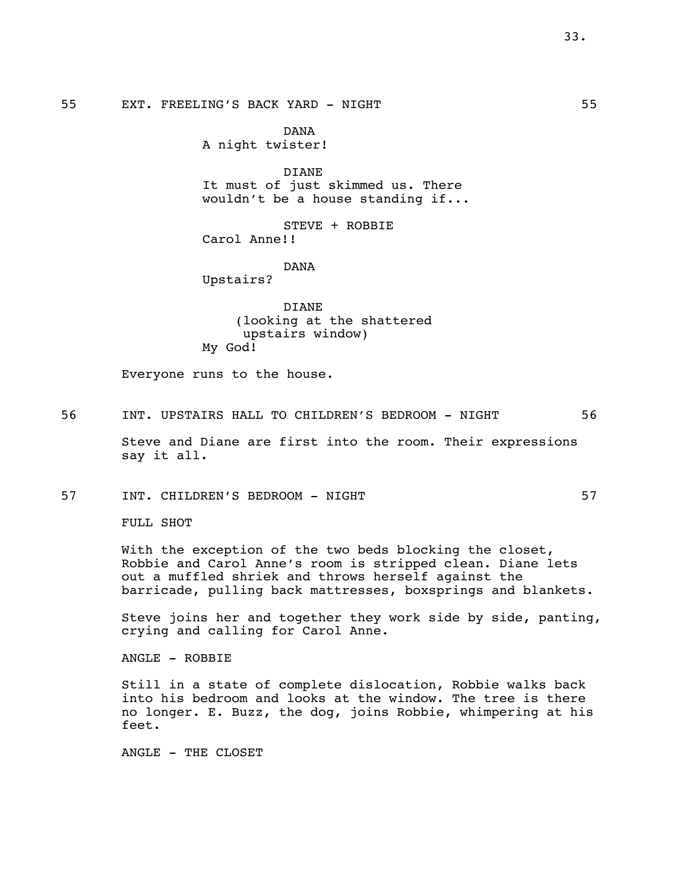55 EXT. FREELING'S BACK YARD - NIGHT 55

DANA
A night twister!

DIANE
It must of just skimmed us. There wouldn't be a house standing if...

STEVE + ROBBIE
Carol Anne!!

DANA
Upstairs?

DIANE
(looking at the shattered upstairs window)
My God!

Everyone runs to the house.

56 INT. UPSTAIRS HALL TO CHILDREN'S BEDROOM - NIGHT 56

Steve and Diane are first into the room. Their expressions say it all.

57 INT. CHILDREN'S BEDROOM - NIGHT 57

FULL SHOT

With the exception of the two beds blocking the closet, Robbie and Carol Anne's room is stripped clean. Diane lets out a muffled shriek and throws herself against the barricade, pulling back mattresses, boxsprings and blankets.

Steve joins her and together they work side by side, panting, crying and calling for Carol Anne.

ANGLE - ROBBIE

Still in a state of complete dislocation, Robbie walks back into his bedroom and looks at the window. The tree is there no longer. E. Buzz, the dog, joins Robbie, whimpering at his feet.

ANGLE - THE CLOSET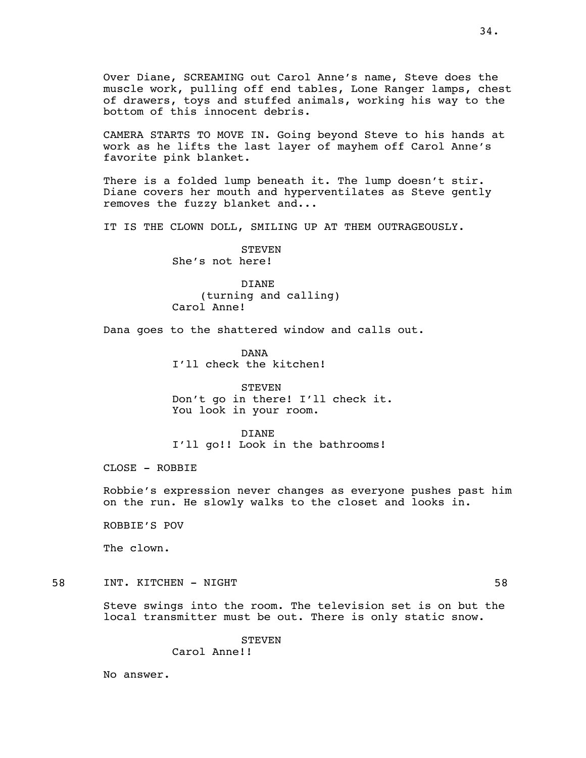Over Diane, SCREAMING out Carol Anne's name, Steve does the muscle work, pulling off end tables, Lone Ranger lamps, chest of drawers, toys and stuffed animals, working his way to the bottom of this innocent debris.

CAMERA STARTS TO MOVE IN. Going beyond Steve to his hands at work as he lifts the last layer of mayhem off Carol Anne's favorite pink blanket.

There is a folded lump beneath it. The lump doesn't stir. Diane covers her mouth and hyperventilates as Steve gently removes the fuzzy blanket and...

IT IS THE CLOWN DOLL, SMILING UP AT THEM OUTRAGEOUSLY.

STEVEN
She's not here!

DIANE
(turning and calling)
Carol Anne!

Dana goes to the shattered window and calls out.

DANA
I'll check the kitchen!

STEVEN
Don't go in there! I'll check it. You look in your room.

DIANE
I'll go!! Look in the bathrooms!

CLOSE - ROBBIE

Robbie's expression never changes as everyone pushes past him on the run. He slowly walks to the closet and looks in.

ROBBIE'S POV

The clown.

58 INT. KITCHEN - NIGHT 58

Steve swings into the room. The television set is on but the local transmitter must be out. There is only static snow.

STEVEN
Carol Anne!!

No answer.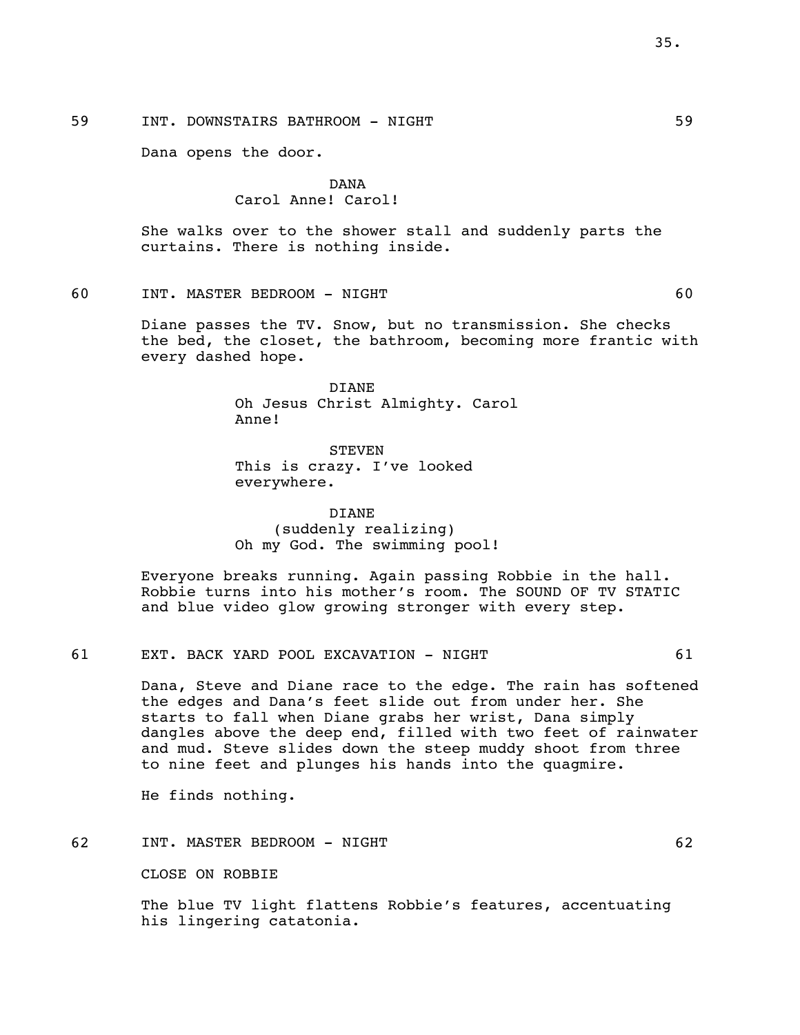59 INT. DOWNSTAIRS BATHROOM - NIGHT 59

Dana opens the door.

DANA
Carol Anne! Carol!

She walks over to the shower stall and suddenly parts the curtains. There is nothing inside.

60 INT. MASTER BEDROOM - NIGHT 60

Diane passes the TV. Snow, but no transmission. She checks the bed, the closet, the bathroom, becoming more frantic with every dashed hope.

DIANE
Oh Jesus Christ Almighty. Carol Anne!

STEVEN
This is crazy. I've looked everywhere.

DIANE
(suddenly realizing)
Oh my God. The swimming pool!

Everyone breaks running. Again passing Robbie in the hall. Robbie turns into his mother's room. The SOUND OF TV STATIC and blue video glow growing stronger with every step.

61 EXT. BACK YARD POOL EXCAVATION - NIGHT 61

Dana, Steve and Diane race to the edge. The rain has softened the edges and Dana's feet slide out from under her. She starts to fall when Diane grabs her wrist, Dana simply dangles above the deep end, filled with two feet of rainwater and mud. Steve slides down the steep muddy shoot from three to nine feet and plunges his hands into the quagmire.

He finds nothing.

62 INT. MASTER BEDROOM - NIGHT 62

CLOSE ON ROBBIE

The blue TV light flattens Robbie's features, accentuating his lingering catatonia.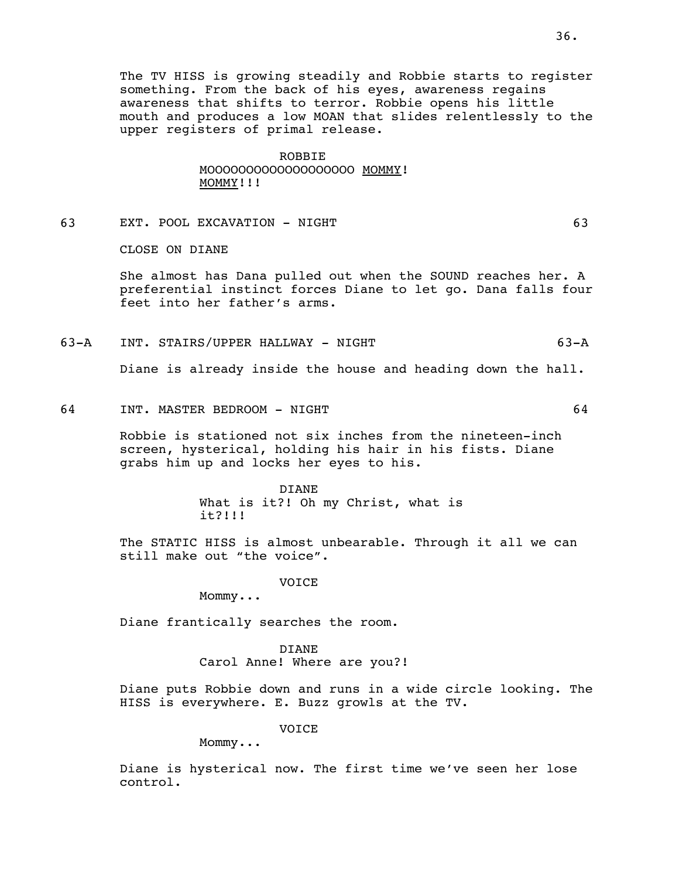The TV HISS is growing steadily and Robbie starts to register something. From the back of his eyes, awareness regains awareness that shifts to terror. Robbie opens his little mouth and produces a low MOAN that slides relentlessly to the upper registers of primal release.

ROBBIE
MOOOOOOOOOOOOOOOOOOO MOMMY! MOMMY!!!

63 EXT. POOL EXCAVATION - NIGHT 63

CLOSE ON DIANE

She almost has Dana pulled out when the SOUND reaches her. A preferential instinct forces Diane to let go. Dana falls four feet into her father's arms.

63-A INT. STAIRS/UPPER HALLWAY - NIGHT 63-A

Diane is already inside the house and heading down the hall.

64 INT. MASTER BEDROOM - NIGHT 64

Robbie is stationed not six inches from the nineteen-inch screen, hysterical, holding his hair in his fists. Diane grabs him up and locks her eyes to his.

DIANE
What is it?! Oh my Christ, what is it?!!!

The STATIC HISS is almost unbearable. Through it all we can still make out "the voice".

VOICE
Mommy...

Diane frantically searches the room.

DIANE
Carol Anne! Where are you?!

Diane puts Robbie down and runs in a wide circle looking. The HISS is everywhere. E. Buzz growls at the TV.

VOICE
Mommy...

Diane is hysterical now. The first time we've seen her lose control.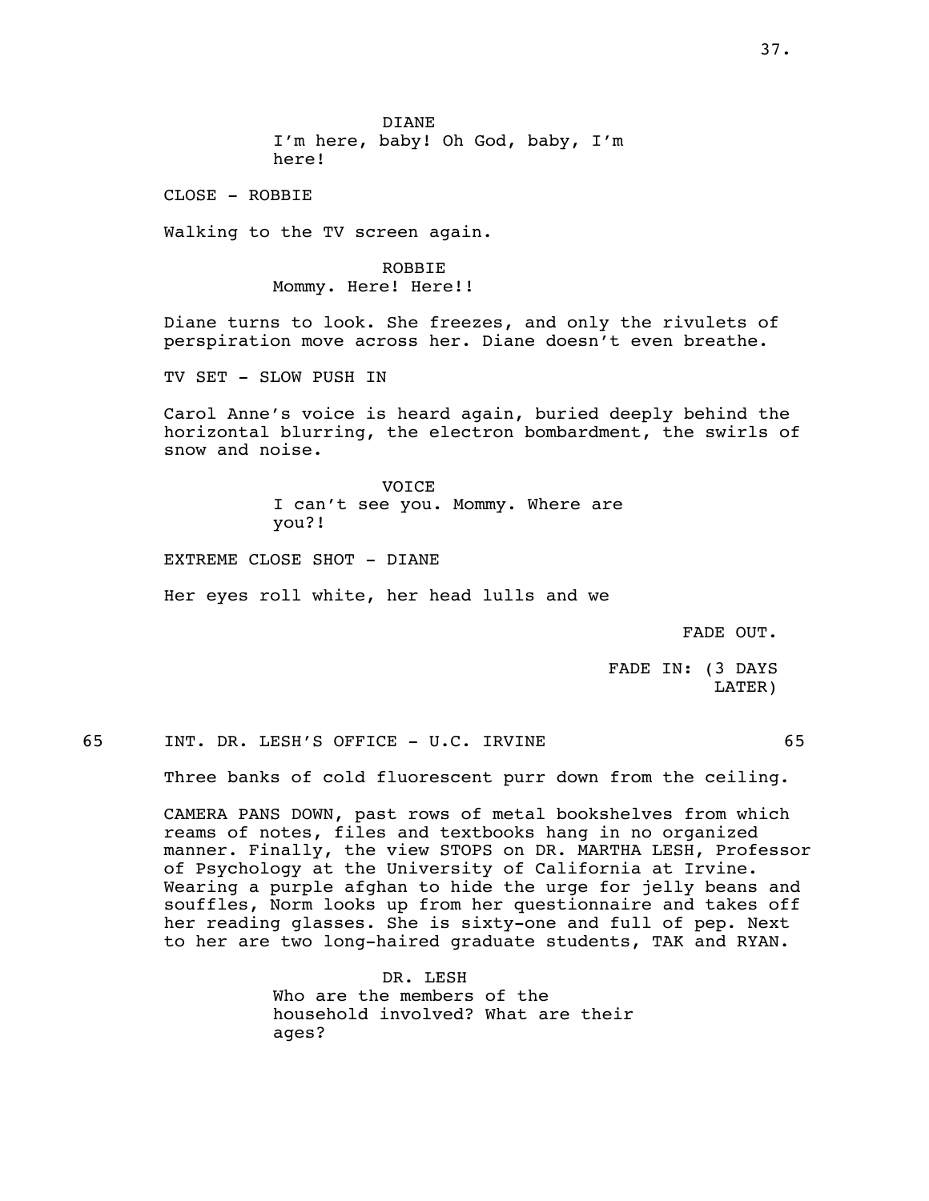DIANE
I'm here, baby! Oh God, baby, I'm here!

CLOSE - ROBBIE

Walking to the TV screen again.

ROBBIE
Mommy. Here! Here!!

Diane turns to look. She freezes, and only the rivulets of perspiration move across her. Diane doesn't even breathe.

TV SET - SLOW PUSH IN

Carol Anne's voice is heard again, buried deeply behind the horizontal blurring, the electron bombardment, the swirls of snow and noise.

VOICE
I can't see you. Mommy. Where are you?!

EXTREME CLOSE SHOT - DIANE

Her eyes roll white, her head lulls and we

FADE OUT.

FADE IN: (3 DAYS LATER)

65 INT. DR. LESH'S OFFICE - U.C. IRVINE 65

Three banks of cold fluorescent purr down from the ceiling.

CAMERA PANS DOWN, past rows of metal bookshelves from which reams of notes, files and textbooks hang in no organized manner. Finally, the view STOPS on DR. MARTHA LESH, Professor of Psychology at the University of California at Irvine. Wearing a purple afghan to hide the urge for jelly beans and souffles, Norm looks up from her questionnaire and takes off her reading glasses. She is sixty-one and full of pep. Next to her are two long-haired graduate students, TAK and RYAN.

DR. LESH
Who are the members of the household involved? What are their ages?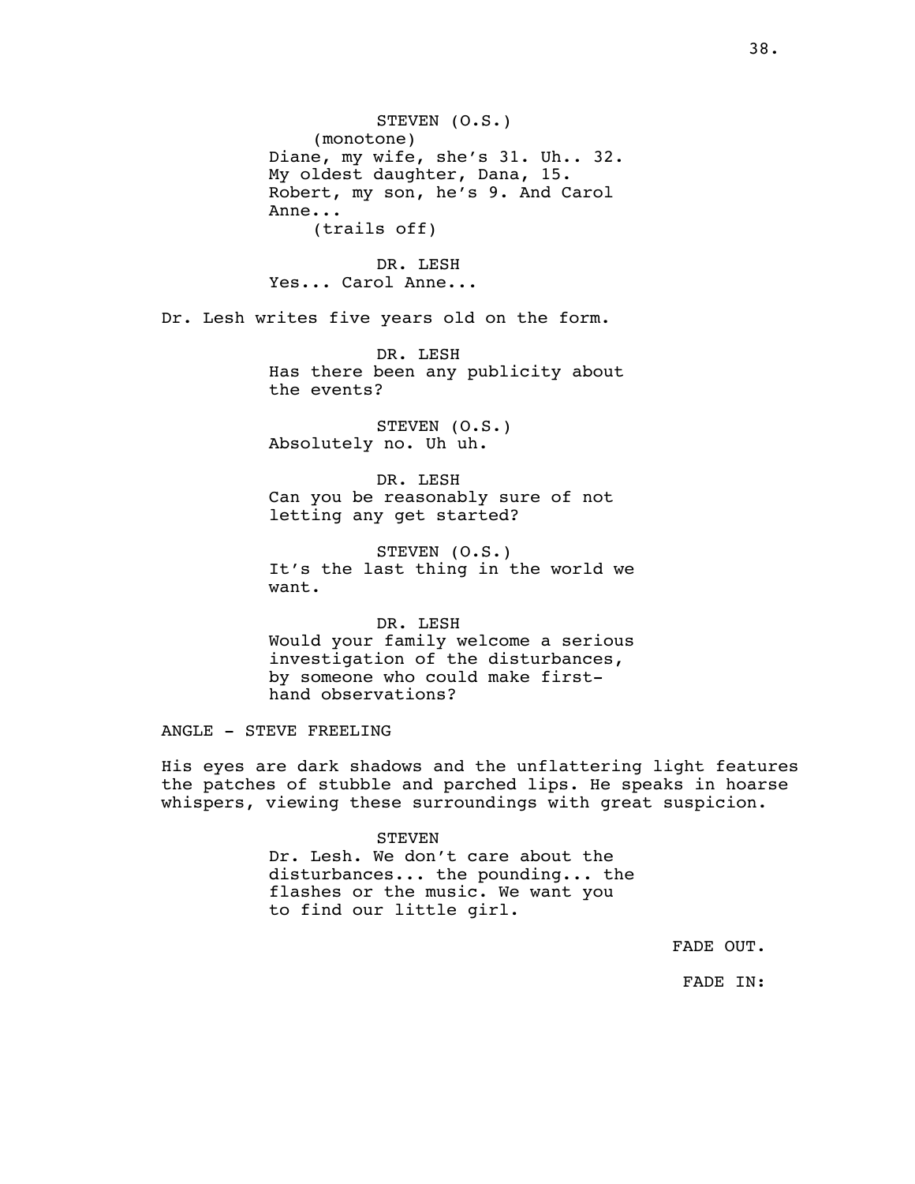STEVEN (O.S.)
(monotone)
Diane, my wife, she's 31. Uh.. 32.
My oldest daughter, Dana, 15.
Robert, my son, he's 9. And Carol
Anne...
(trails off)

DR. LESH
Yes... Carol Anne...

Dr. Lesh writes five years old on the form.

DR. LESH
Has there been any publicity about
the events?

STEVEN (O.S.)
Absolutely no. Uh uh.

DR. LESH
Can you be reasonably sure of not
letting any get started?

STEVEN (O.S.)
It's the last thing in the world we
want.

DR. LESH
Would your family welcome a serious
investigation of the disturbances,
by someone who could make first-
hand observations?

ANGLE - STEVE FREELING

His eyes are dark shadows and the unflattering light features the patches of stubble and parched lips. He speaks in hoarse whispers, viewing these surroundings with great suspicion.

STEVEN
Dr. Lesh. We don't care about the
disturbances... the pounding... the
flashes or the music. We want you
to find our little girl.

FADE OUT.

FADE IN: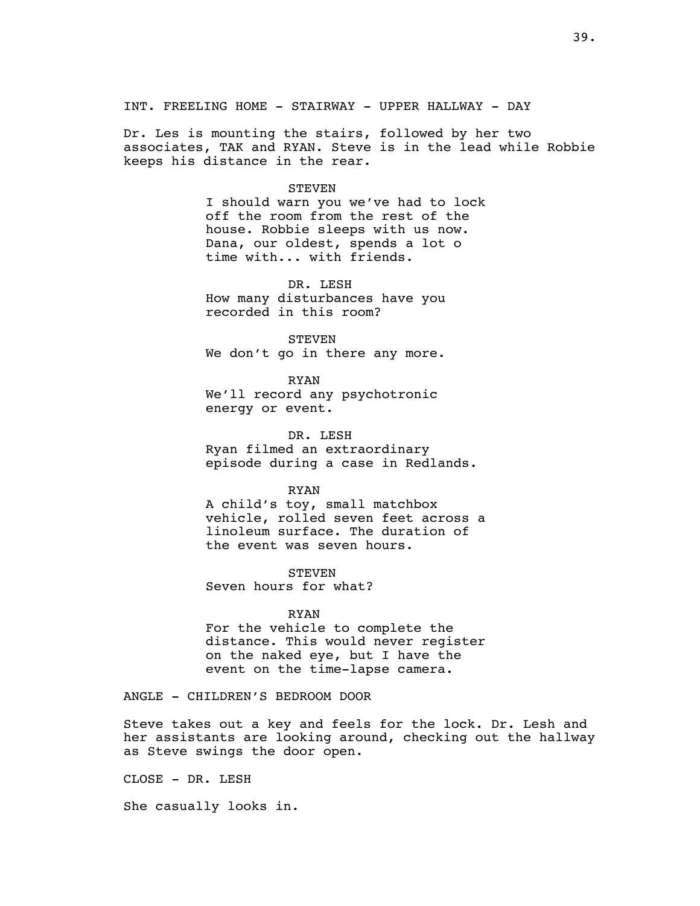INT. FREELING HOME - STAIRWAY - UPPER HALLWAY - DAY

Dr. Les is mounting the stairs, followed by her two associates, TAK and RYAN. Steve is in the lead while Robbie keeps his distance in the rear.

STEVEN
I should warn you we've had to lock off the room from the rest of the house. Robbie sleeps with us now. Dana, our oldest, spends a lot o time with... with friends.

DR. LESH
How many disturbances have you recorded in this room?

STEVEN
We don't go in there any more.

RYAN
We'll record any psychotronic energy or event.

DR. LESH
Ryan filmed an extraordinary episode during a case in Redlands.

RYAN
A child's toy, small matchbox vehicle, rolled seven feet across a linoleum surface. The duration of the event was seven hours.

STEVEN
Seven hours for what?

RYAN
For the vehicle to complete the distance. This would never register on the naked eye, but I have the event on the time-lapse camera.

ANGLE - CHILDREN'S BEDROOM DOOR

Steve takes out a key and feels for the lock. Dr. Lesh and her assistants are looking around, checking out the hallway as Steve swings the door open.

CLOSE - DR. LESH

She casually looks in.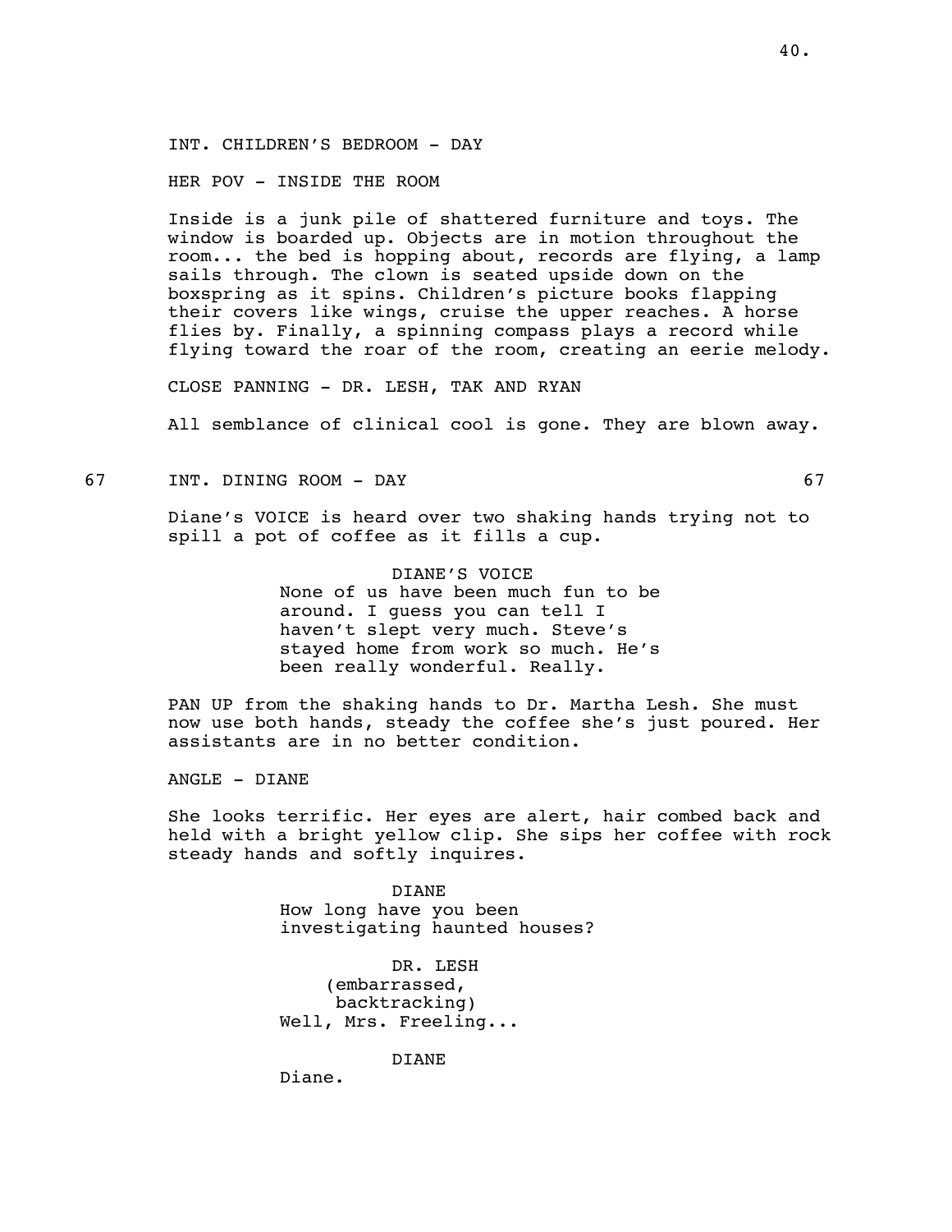INT. CHILDREN'S BEDROOM - DAY

HER POV - INSIDE THE ROOM

Inside is a junk pile of shattered furniture and toys. The window is boarded up. Objects are in motion throughout the room... the bed is hopping about, records are flying, a lamp sails through. The clown is seated upside down on the boxspring as it spins. Children's picture books flapping their covers like wings, cruise the upper reaches. A horse flies by. Finally, a spinning compass plays a record while flying toward the roar of the room, creating an eerie melody.

CLOSE PANNING - DR. LESH, TAK AND RYAN

All semblance of clinical cool is gone. They are blown away.

67 INT. DINING ROOM - DAY 67

Diane's VOICE is heard over two shaking hands trying not to spill a pot of coffee as it fills a cup.

DIANE'S VOICE
None of us have been much fun to be around. I guess you can tell I haven't slept very much. Steve's stayed home from work so much. He's been really wonderful. Really.

PAN UP from the shaking hands to Dr. Martha Lesh. She must now use both hands, steady the coffee she's just poured. Her assistants are in no better condition.

ANGLE - DIANE

She looks terrific. Her eyes are alert, hair combed back and held with a bright yellow clip. She sips her coffee with rock steady hands and softly inquires.

DIANE
How long have you been investigating haunted houses?

DR. LESH
(embarrassed,
backtracking)
Well, Mrs. Freeling...

DIANE
Diane.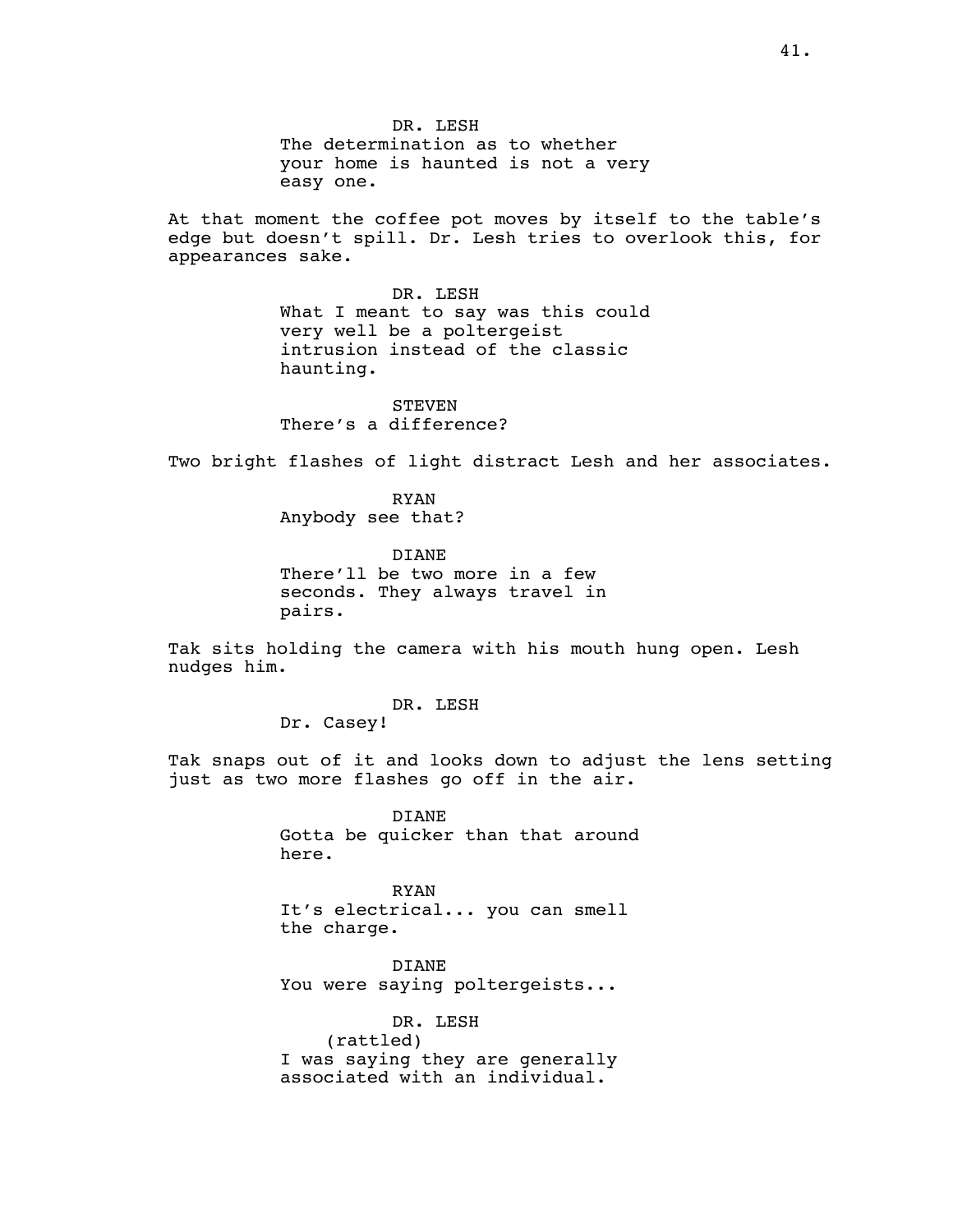DR. LESH
The determination as to whether your home is haunted is not a very easy one.

At that moment the coffee pot moves by itself to the table's edge but doesn't spill. Dr. Lesh tries to overlook this, for appearances sake.

DR. LESH
What I meant to say was this could very well be a poltergeist intrusion instead of the classic haunting.

STEVEN
There's a difference?

Two bright flashes of light distract Lesh and her associates.

RYAN
Anybody see that?

DIANE
There'll be two more in a few seconds. They always travel in pairs.

Tak sits holding the camera with his mouth hung open. Lesh nudges him.

DR. LESH
Dr. Casey!

Tak snaps out of it and looks down to adjust the lens setting just as two more flashes go off in the air.

DIANE
Gotta be quicker than that around here.

RYAN
It's electrical... you can smell the charge.

DIANE
You were saying poltergeists...

DR. LESH
(rattled)
I was saying they are generally associated with an individual.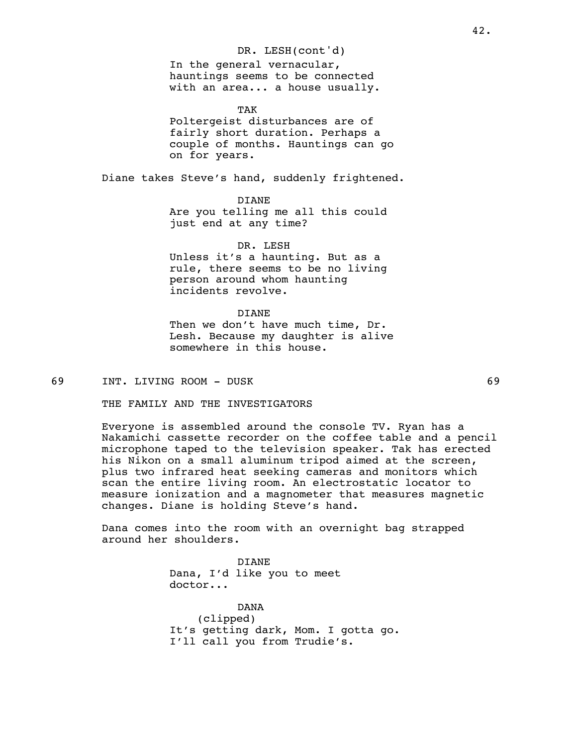DR. LESH(cont'd)
In the general vernacular, hauntings seems to be connected with an area... a house usually.

TAK
Poltergeist disturbances are of fairly short duration. Perhaps a couple of months. Hauntings can go on for years.

Diane takes Steve's hand, suddenly frightened.

DIANE
Are you telling me all this could just end at any time?

DR. LESH
Unless it's a haunting. But as a rule, there seems to be no living person around whom haunting incidents revolve.

DIANE
Then we don't have much time, Dr. Lesh. Because my daughter is alive somewhere in this house.

69 INT. LIVING ROOM - DUSK 69

THE FAMILY AND THE INVESTIGATORS

Everyone is assembled around the console TV. Ryan has a Nakamichi cassette recorder on the coffee table and a pencil microphone taped to the television speaker. Tak has erected his Nikon on a small aluminum tripod aimed at the screen, plus two infrared heat seeking cameras and monitors which scan the entire living room. An electrostatic locator to measure ionization and a magnometer that measures magnetic changes. Diane is holding Steve's hand.

Dana comes into the room with an overnight bag strapped around her shoulders.

DIANE
Dana, I'd like you to meet doctor...

DANA
(clipped)
It's getting dark, Mom. I gotta go. I'll call you from Trudie's.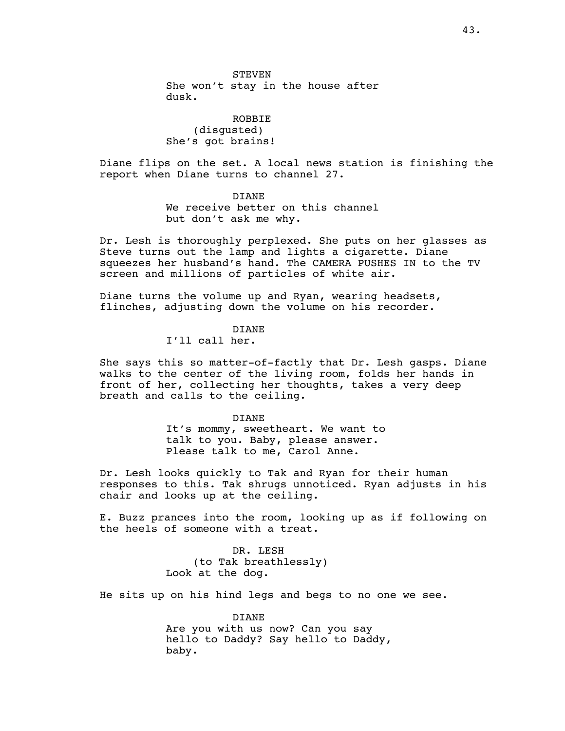STEVEN
She won't stay in the house after dusk.

ROBBIE
(disgusted)
She's got brains!

Diane flips on the set. A local news station is finishing the report when Diane turns to channel 27.

DIANE
We receive better on this channel but don't ask me why.

Dr. Lesh is thoroughly perplexed. She puts on her glasses as Steve turns out the lamp and lights a cigarette. Diane squeezes her husband's hand. The CAMERA PUSHES IN to the TV screen and millions of particles of white air.

Diane turns the volume up and Ryan, wearing headsets, flinches, adjusting down the volume on his recorder.

DIANE
I'll call her.

She says this so matter-of-factly that Dr. Lesh gasps. Diane walks to the center of the living room, folds her hands in front of her, collecting her thoughts, takes a very deep breath and calls to the ceiling.

DIANE
It's mommy, sweetheart. We want to talk to you. Baby, please answer. Please talk to me, Carol Anne.

Dr. Lesh looks quickly to Tak and Ryan for their human responses to this. Tak shrugs unnoticed. Ryan adjusts in his chair and looks up at the ceiling.

E. Buzz prances into the room, looking up as if following on the heels of someone with a treat.

DR. LESH
(to Tak breathlessly)
Look at the dog.

He sits up on his hind legs and begs to no one we see.

DIANE
Are you with us now? Can you say hello to Daddy? Say hello to Daddy, baby.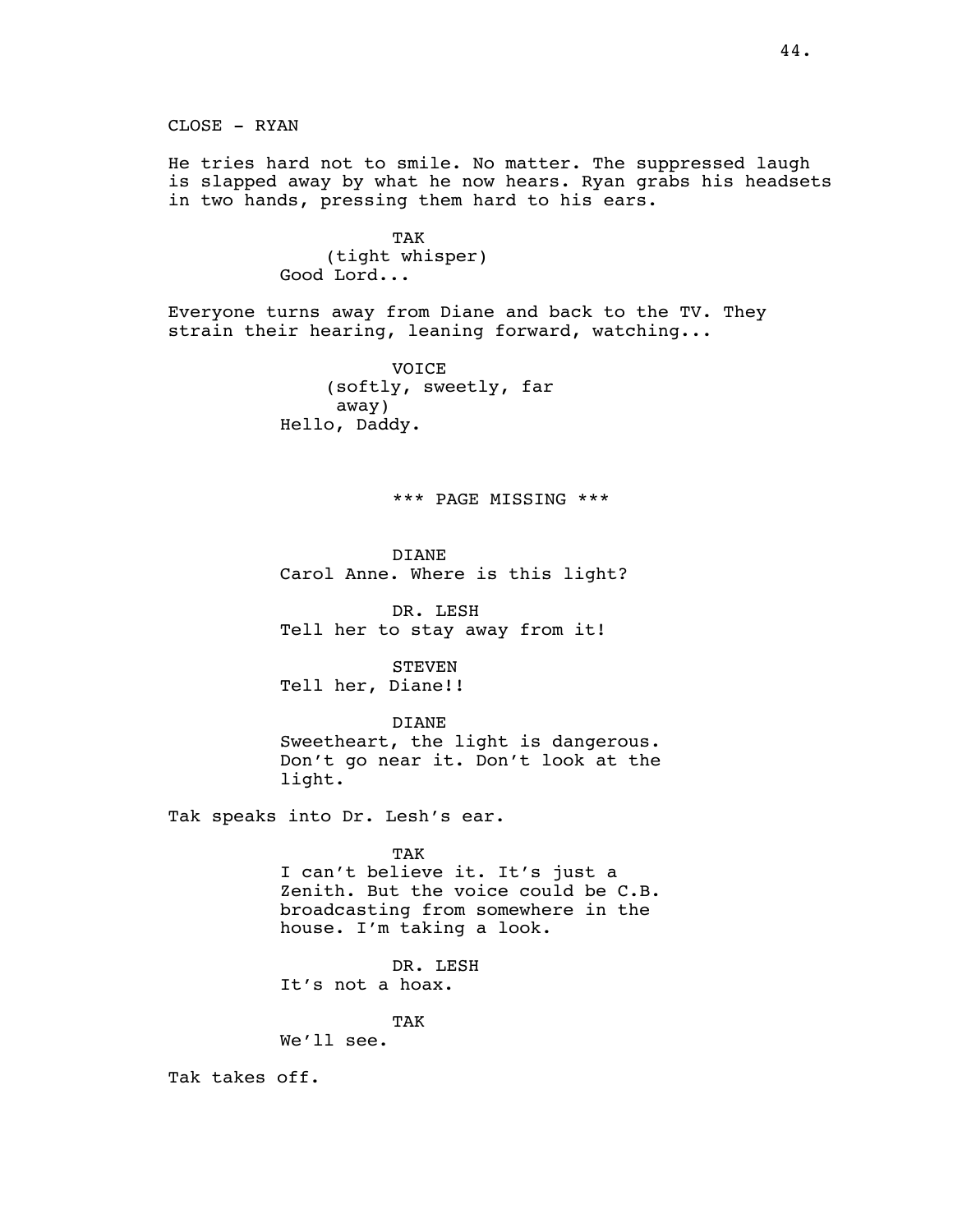CLOSE - RYAN

He tries hard not to smile. No matter. The suppressed laugh is slapped away by what he now hears. Ryan grabs his headsets in two hands, pressing them hard to his ears.

TAK
(tight whisper)
Good Lord...

Everyone turns away from Diane and back to the TV. They strain their hearing, leaning forward, watching...

VOICE
(softly, sweetly, far away)
Hello, Daddy.

*** PAGE MISSING ***

DIANE
Carol Anne. Where is this light?

DR. LESH
Tell her to stay away from it!

STEVEN
Tell her, Diane!!

DIANE
Sweetheart, the light is dangerous. Don't go near it. Don't look at the light.

Tak speaks into Dr. Lesh's ear.

TAK
I can't believe it. It's just a Zenith. But the voice could be C.B. broadcasting from somewhere in the house. I'm taking a look.

DR. LESH
It's not a hoax.

TAK
We'll see.

Tak takes off.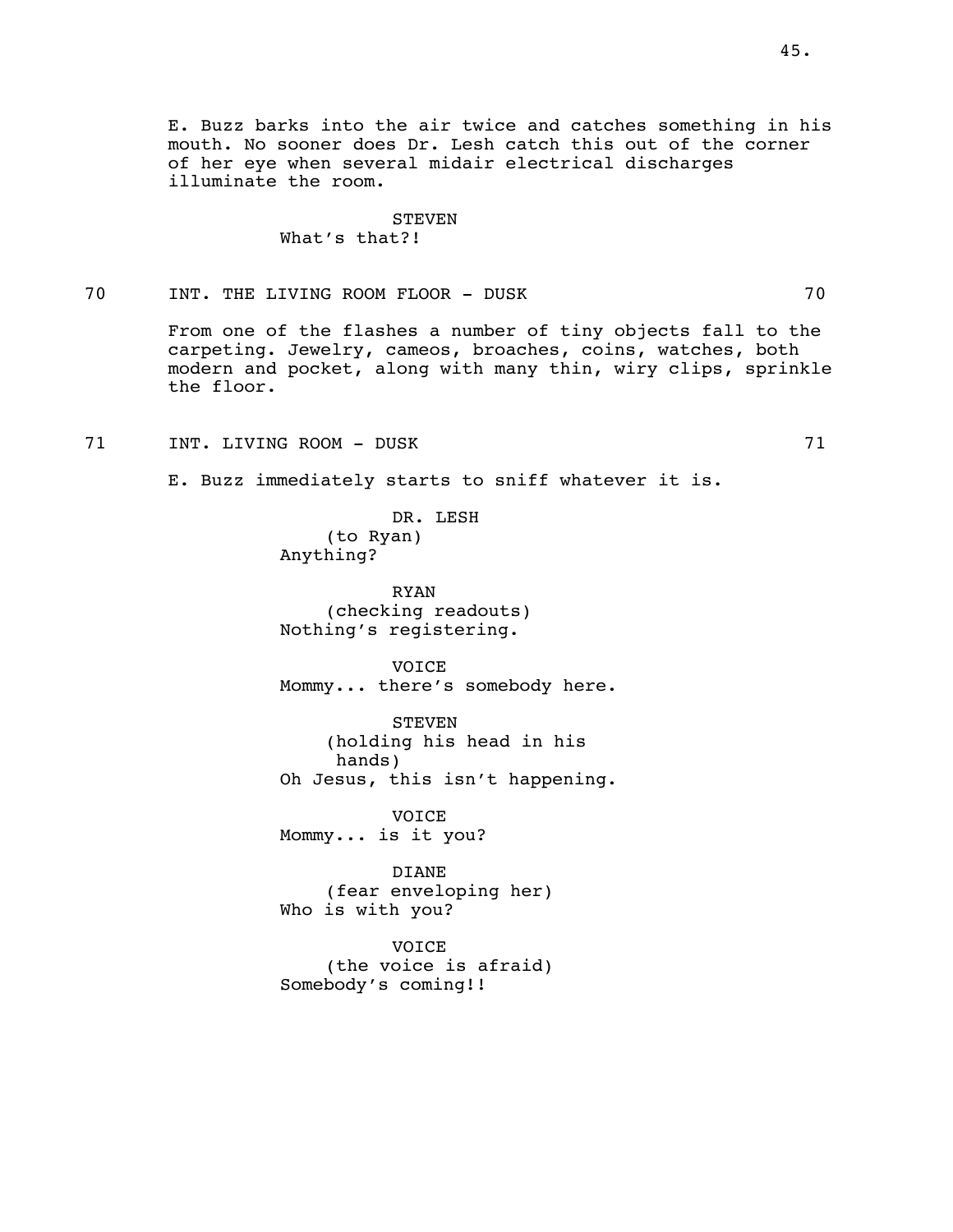E. Buzz barks into the air twice and catches something in his mouth. No sooner does Dr. Lesh catch this out of the corner of her eye when several midair electrical discharges illuminate the room.

STEVEN
What's that?!

70 INT. THE LIVING ROOM FLOOR - DUSK 70

From one of the flashes a number of tiny objects fall to the carpeting. Jewelry, cameos, broaches, coins, watches, both modern and pocket, along with many thin, wiry clips, sprinkle the floor.

71 INT. LIVING ROOM - DUSK 71

E. Buzz immediately starts to sniff whatever it is.

DR. LESH
(to Ryan)
Anything?

RYAN
(checking readouts)
Nothing's registering.

VOICE
Mommy... there's somebody here.

STEVEN
(holding his head in his hands)
Oh Jesus, this isn't happening.

VOICE
Mommy... is it you?

DIANE
(fear enveloping her)
Who is with you?

VOICE
(the voice is afraid)
Somebody's coming!!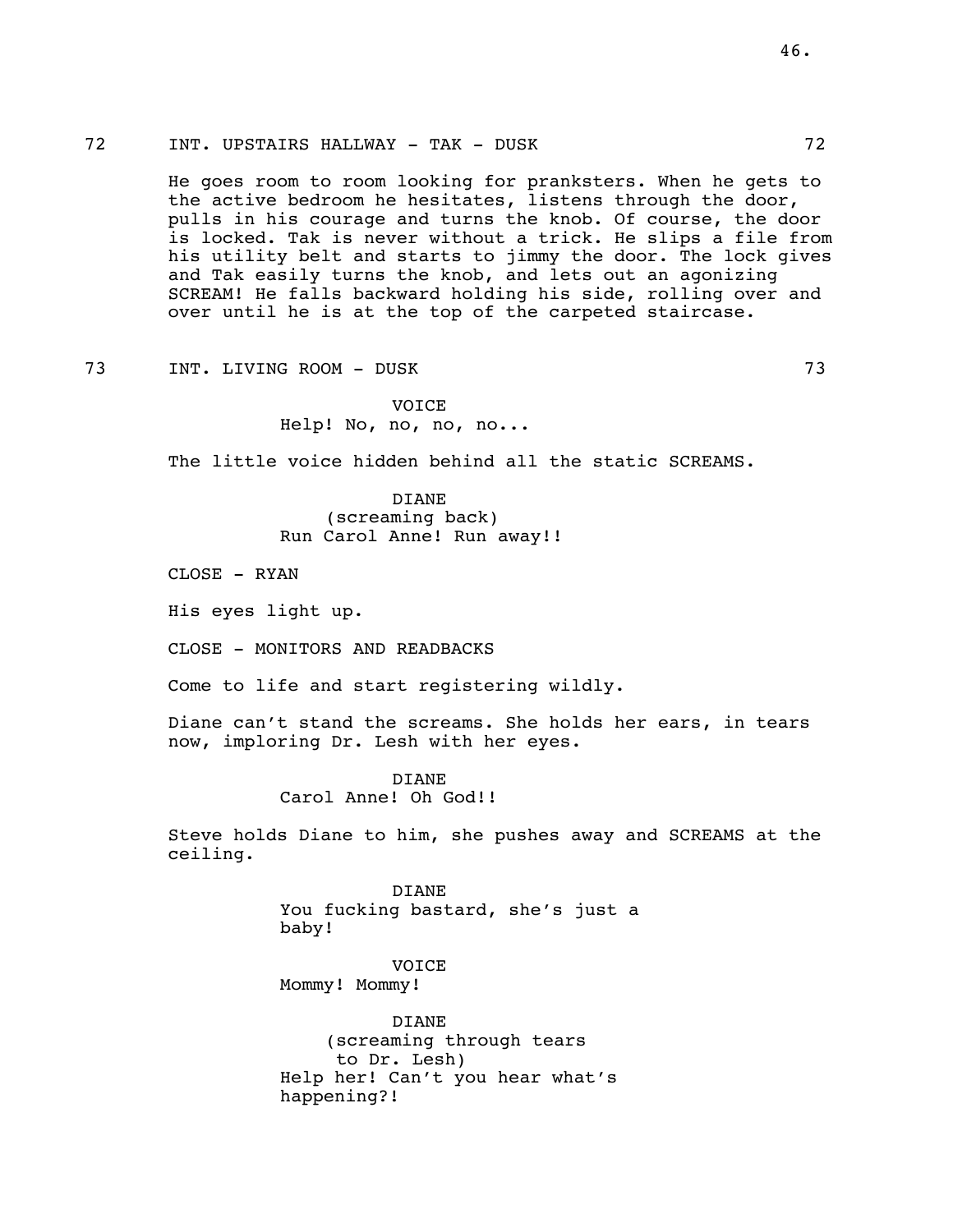72 INT. UPSTAIRS HALLWAY - TAK - DUSK 72

He goes room to room looking for pranksters. When he gets to the active bedroom he hesitates, listens through the door, pulls in his courage and turns the knob. Of course, the door is locked. Tak is never without a trick. He slips a file from his utility belt and starts to jimmy the door. The lock gives and Tak easily turns the knob, and lets out an agonizing SCREAM! He falls backward holding his side, rolling over and over until he is at the top of the carpeted staircase.

73 INT. LIVING ROOM - DUSK 73

VOICE
Help! No, no, no, no...

The little voice hidden behind all the static SCREAMS.

DIANE
(screaming back)
Run Carol Anne! Run away!!

CLOSE - RYAN

His eyes light up.

CLOSE - MONITORS AND READBACKS

Come to life and start registering wildly.

Diane can't stand the screams. She holds her ears, in tears now, imploring Dr. Lesh with her eyes.

DIANE
Carol Anne! Oh God!!

Steve holds Diane to him, she pushes away and SCREAMS at the ceiling.

DIANE
You fucking bastard, she's just a baby!

VOICE
Mommy! Mommy!

DIANE
(screaming through tears
to Dr. Lesh)
Help her! Can't you hear what's happening?!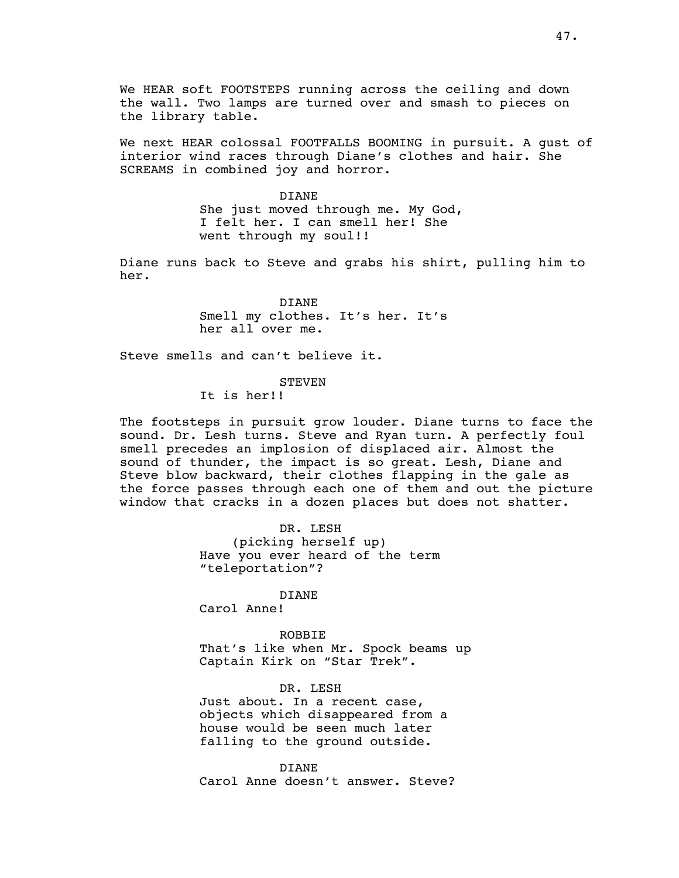We HEAR soft FOOTSTEPS running across the ceiling and down the wall. Two lamps are turned over and smash to pieces on the library table.

We next HEAR colossal FOOTFALLS BOOMING in pursuit. A gust of interior wind races through Diane's clothes and hair. She SCREAMS in combined joy and horror.

DIANE
She just moved through me. My God, I felt her. I can smell her! She went through my soul!!

Diane runs back to Steve and grabs his shirt, pulling him to her.

DIANE
Smell my clothes. It's her. It's her all over me.

Steve smells and can't believe it.

STEVEN
It is her!!

The footsteps in pursuit grow louder. Diane turns to face the sound. Dr. Lesh turns. Steve and Ryan turn. A perfectly foul smell precedes an implosion of displaced air. Almost the sound of thunder, the impact is so great. Lesh, Diane and Steve blow backward, their clothes flapping in the gale as the force passes through each one of them and out the picture window that cracks in a dozen places but does not shatter.

DR. LESH
(picking herself up)
Have you ever heard of the term "teleportation"?

DIANE
Carol Anne!

ROBBIE
That's like when Mr. Spock beams up Captain Kirk on "Star Trek".

DR. LESH
Just about. In a recent case, objects which disappeared from a house would be seen much later falling to the ground outside.

DIANE
Carol Anne doesn't answer. Steve?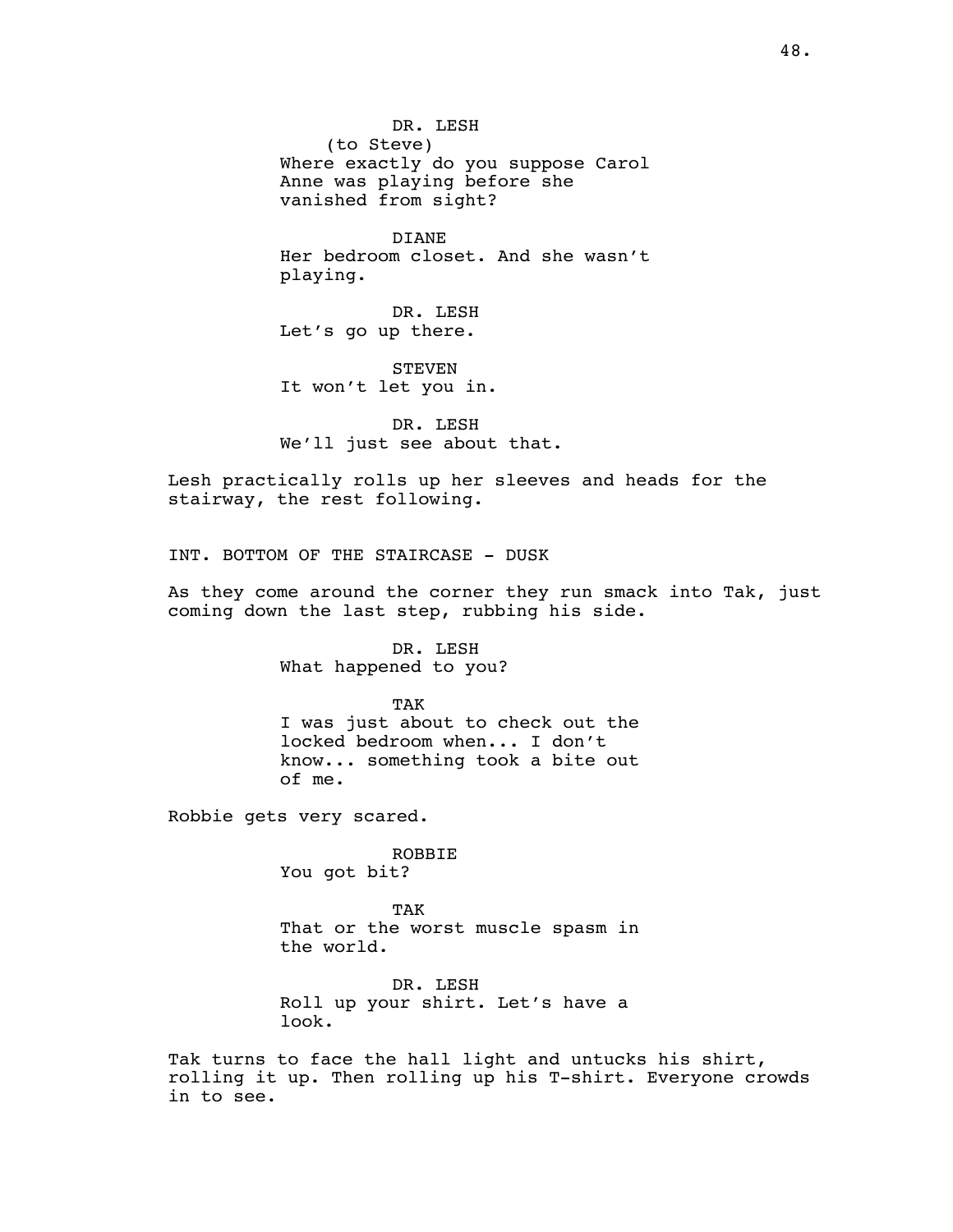DR. LESH
(to Steve)
Where exactly do you suppose Carol Anne was playing before she vanished from sight?

DIANE
Her bedroom closet. And she wasn't playing.

DR. LESH
Let's go up there.

STEVEN
It won't let you in.

DR. LESH
We'll just see about that.

Lesh practically rolls up her sleeves and heads for the stairway, the rest following.

INT. BOTTOM OF THE STAIRCASE - DUSK

As they come around the corner they run smack into Tak, just coming down the last step, rubbing his side.

DR. LESH
What happened to you?

TAK
I was just about to check out the locked bedroom when... I don't know... something took a bite out of me.

Robbie gets very scared.

ROBBIE
You got bit?

TAK
That or the worst muscle spasm in the world.

DR. LESH
Roll up your shirt. Let's have a look.

Tak turns to face the hall light and untucks his shirt, rolling it up. Then rolling up his T-shirt. Everyone crowds in to see.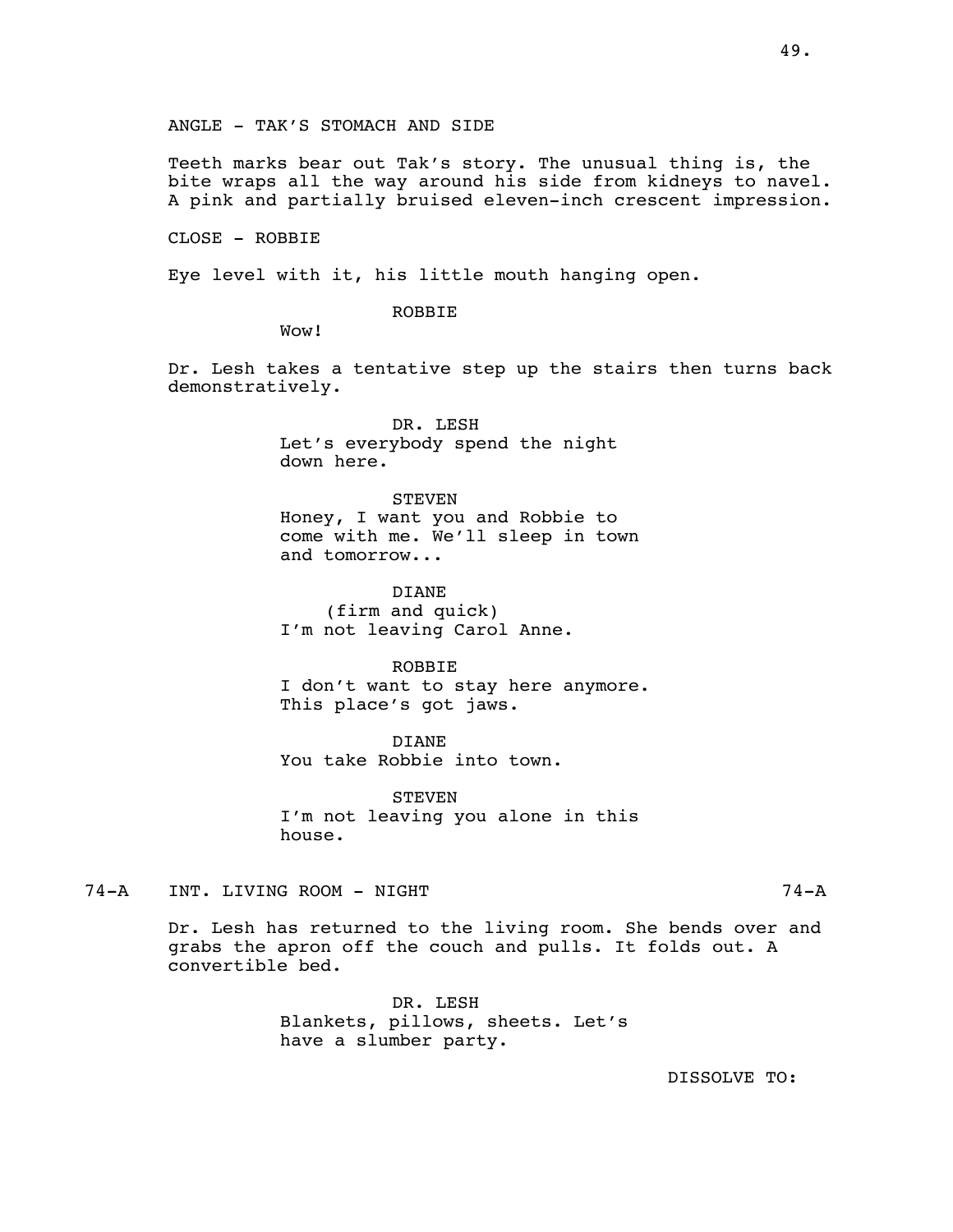ANGLE - TAK'S STOMACH AND SIDE

Teeth marks bear out Tak's story. The unusual thing is, the bite wraps all the way around his side from kidneys to navel. A pink and partially bruised eleven-inch crescent impression.

CLOSE - ROBBIE

Eye level with it, his little mouth hanging open.

ROBBIE
Wow!

Dr. Lesh takes a tentative step up the stairs then turns back demonstratively.

DR. LESH
Let's everybody spend the night down here.

STEVEN
Honey, I want you and Robbie to come with me. We'll sleep in town and tomorrow...

DIANE
(firm and quick)
I'm not leaving Carol Anne.

ROBBIE
I don't want to stay here anymore. This place's got jaws.

DIANE
You take Robbie into town.

STEVEN
I'm not leaving you alone in this house.

74-A INT. LIVING ROOM - NIGHT 74-A

Dr. Lesh has returned to the living room. She bends over and grabs the apron off the couch and pulls. It folds out. A convertible bed.

DR. LESH
Blankets, pillows, sheets. Let's have a slumber party.

DISSOLVE TO: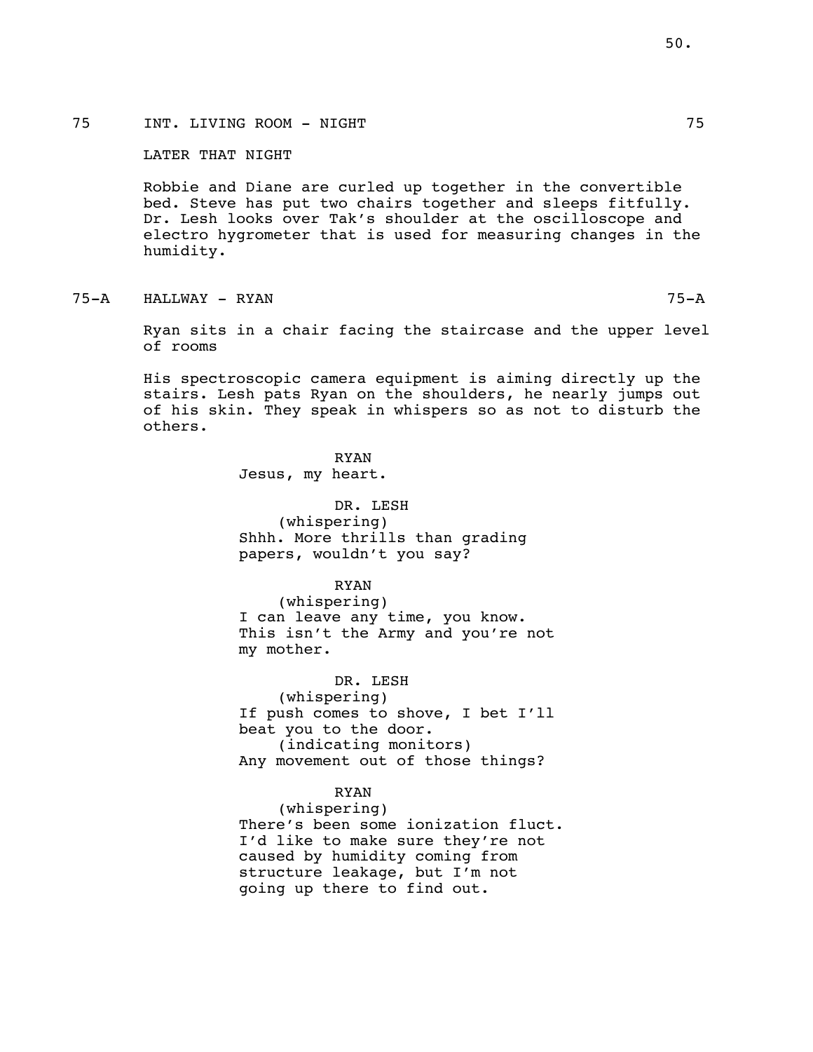75 INT. LIVING ROOM - NIGHT 75

LATER THAT NIGHT

Robbie and Diane are curled up together in the convertible bed. Steve has put two chairs together and sleeps fitfully. Dr. Lesh looks over Tak's shoulder at the oscilloscope and electro hygrometer that is used for measuring changes in the humidity.

75-A HALLWAY - RYAN 75-A

Ryan sits in a chair facing the staircase and the upper level of rooms

His spectroscopic camera equipment is aiming directly up the stairs. Lesh pats Ryan on the shoulders, he nearly jumps out of his skin. They speak in whispers so as not to disturb the others.

RYAN
Jesus, my heart.

DR. LESH
(whispering)
Shhh. More thrills than grading papers, wouldn't you say?

RYAN
(whispering)
I can leave any time, you know. This isn't the Army and you're not my mother.

DR. LESH
(whispering)
If push comes to shove, I bet I'll beat you to the door.
(indicating monitors)
Any movement out of those things?

RYAN
(whispering)
There's been some ionization fluct. I'd like to make sure they're not caused by humidity coming from structure leakage, but I'm not going up there to find out.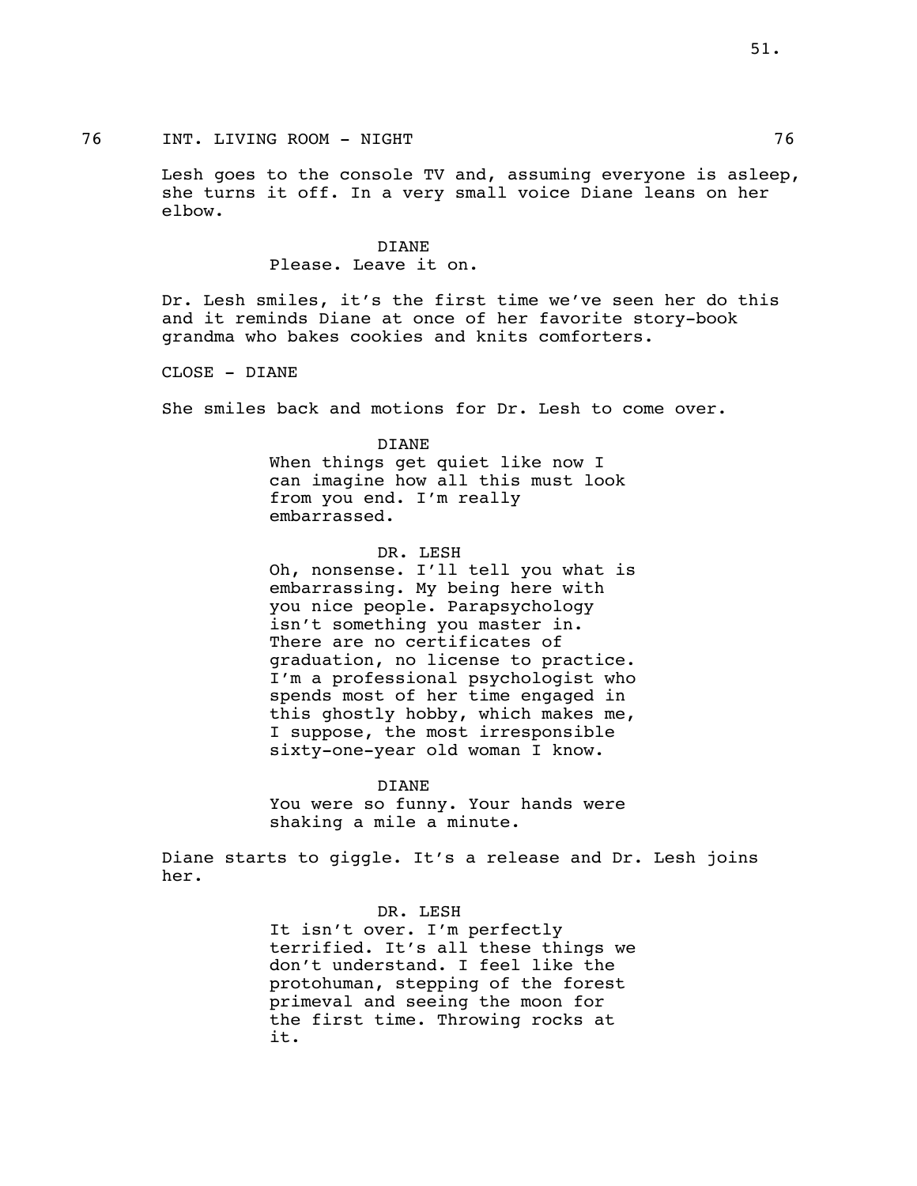76 INT. LIVING ROOM - NIGHT 76

Lesh goes to the console TV and, assuming everyone is asleep, she turns it off. In a very small voice Diane leans on her elbow.

DIANE
Please. Leave it on.

Dr. Lesh smiles, it's the first time we've seen her do this and it reminds Diane at once of her favorite story-book grandma who bakes cookies and knits comforters.

CLOSE - DIANE

She smiles back and motions for Dr. Lesh to come over.

DIANE
When things get quiet like now I can imagine how all this must look from you end. I'm really embarrassed.

DR. LESH
Oh, nonsense. I'll tell you what is embarrassing. My being here with you nice people. Parapsychology isn't something you master in. There are no certificates of graduation, no license to practice. I'm a professional psychologist who spends most of her time engaged in this ghostly hobby, which makes me, I suppose, the most irresponsible sixty-one-year old woman I know.

DIANE
You were so funny. Your hands were shaking a mile a minute.

Diane starts to giggle. It's a release and Dr. Lesh joins her.

DR. LESH
It isn't over. I'm perfectly terrified. It's all these things we don't understand. I feel like the protohuman, stepping of the forest primeval and seeing the moon for the first time. Throwing rocks at it.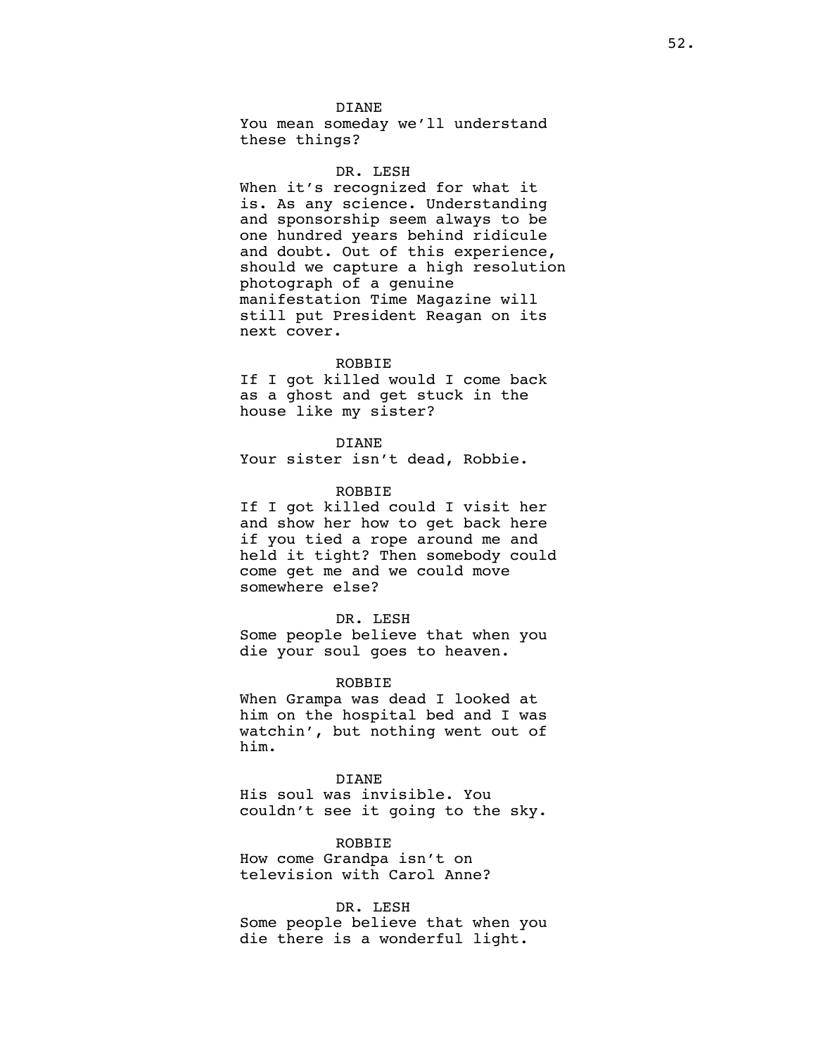DIANE
You mean someday we'll understand these things?

DR. LESH
When it's recognized for what it is. As any science. Understanding and sponsorship seem always to be one hundred years behind ridicule and doubt. Out of this experience, should we capture a high resolution photograph of a genuine manifestation Time Magazine will still put President Reagan on its next cover.

ROBBIE
If I got killed would I come back as a ghost and get stuck in the house like my sister?

DIANE
Your sister isn't dead, Robbie.

ROBBIE
If I got killed could I visit her and show her how to get back here if you tied a rope around me and held it tight? Then somebody could come get me and we could move somewhere else?

DR. LESH
Some people believe that when you die your soul goes to heaven.

ROBBIE
When Grampa was dead I looked at him on the hospital bed and I was watchin', but nothing went out of him.

DIANE
His soul was invisible. You couldn't see it going to the sky.

ROBBIE
How come Grandpa isn't on television with Carol Anne?

DR. LESH
Some people believe that when you die there is a wonderful light.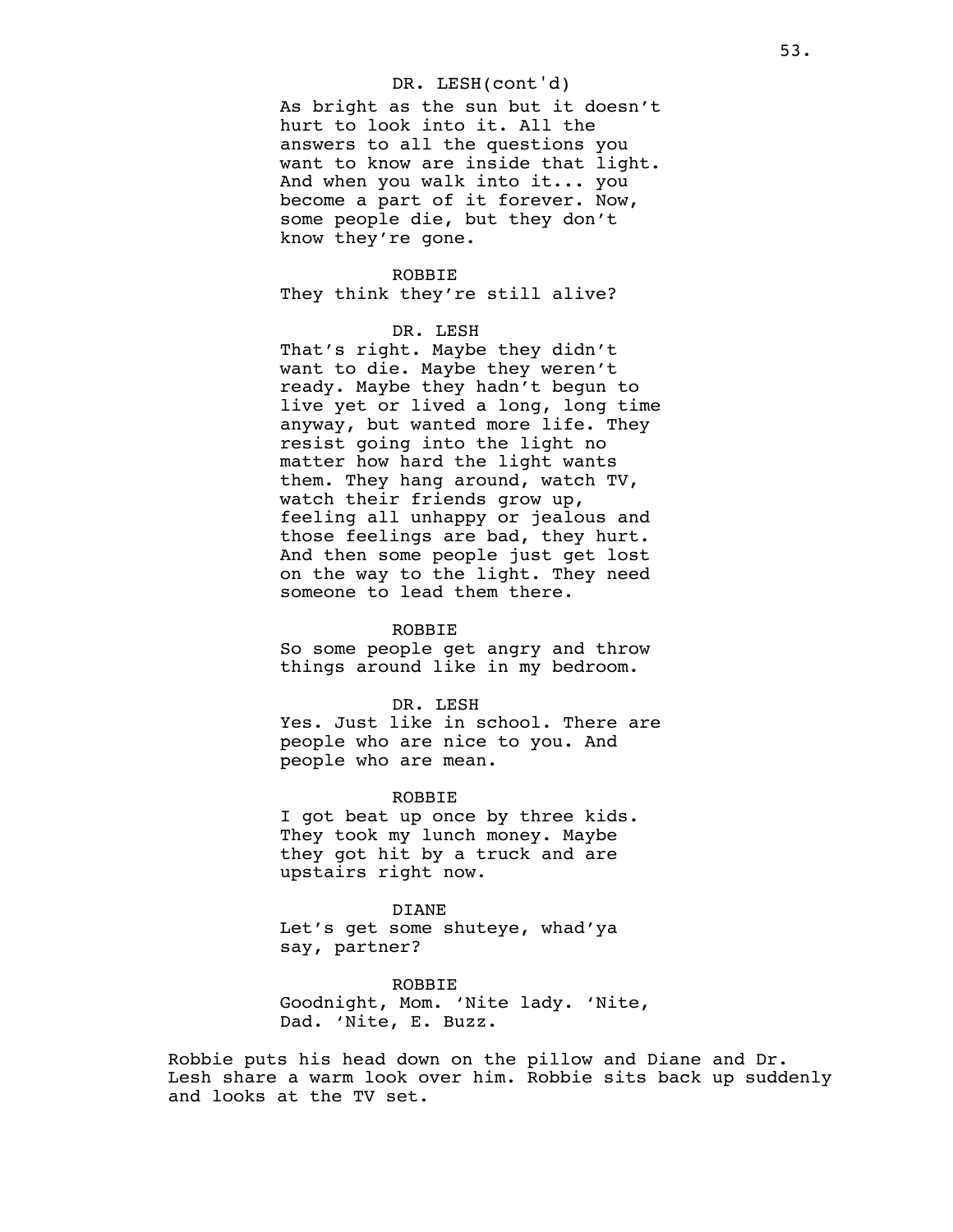DR. LESH(cont'd)

As bright as the sun but it doesn't hurt to look into it. All the answers to all the questions you want to know are inside that light. And when you walk into it... you become a part of it forever. Now, some people die, but they don't know they're gone.

ROBBIE

They think they're still alive?

DR. LESH

That's right. Maybe they didn't want to die. Maybe they weren't ready. Maybe they hadn't begun to live yet or lived a long, long time anyway, but wanted more life. They resist going into the light no matter how hard the light wants them. They hang around, watch TV, watch their friends grow up, feeling all unhappy or jealous and those feelings are bad, they hurt. And then some people just get lost on the way to the light. They need someone to lead them there.

ROBBIE

So some people get angry and throw things around like in my bedroom.

DR. LESH

Yes. Just like in school. There are people who are nice to you. And people who are mean.

ROBBIE

I got beat up once by three kids. They took my lunch money. Maybe they got hit by a truck and are upstairs right now.

DIANE

Let's get some shuteye, whad'ya say, partner?

ROBBIE

Goodnight, Mom. 'Nite lady. 'Nite, Dad. 'Nite, E. Buzz.

Robbie puts his head down on the pillow and Diane and Dr. Lesh share a warm look over him. Robbie sits back up suddenly and looks at the TV set.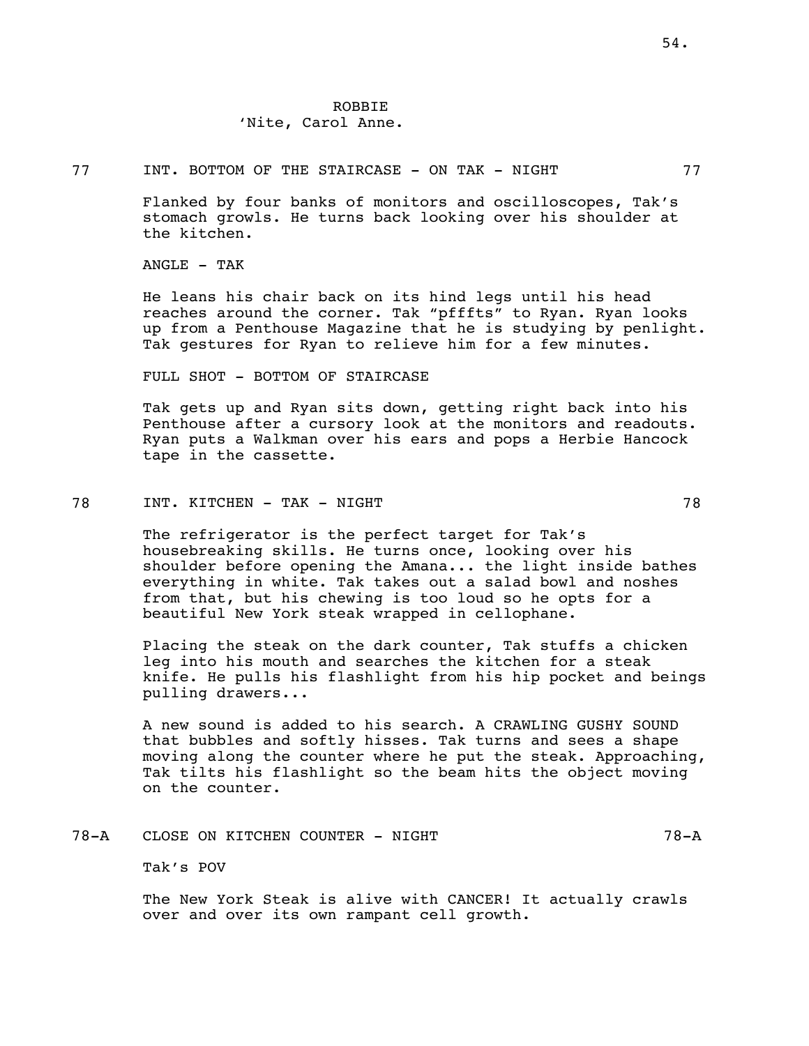ROBBIE
'Nite, Carol Anne.

77 INT. BOTTOM OF THE STAIRCASE - ON TAK - NIGHT 77

Flanked by four banks of monitors and oscilloscopes, Tak's stomach growls. He turns back looking over his shoulder at the kitchen.

ANGLE - TAK

He leans his chair back on its hind legs until his head reaches around the corner. Tak "pfffts" to Ryan. Ryan looks up from a Penthouse Magazine that he is studying by penlight. Tak gestures for Ryan to relieve him for a few minutes.

FULL SHOT - BOTTOM OF STAIRCASE

Tak gets up and Ryan sits down, getting right back into his Penthouse after a cursory look at the monitors and readouts. Ryan puts a Walkman over his ears and pops a Herbie Hancock tape in the cassette.

78 INT. KITCHEN - TAK - NIGHT 78

The refrigerator is the perfect target for Tak's housebreaking skills. He turns once, looking over his shoulder before opening the Amana... the light inside bathes everything in white. Tak takes out a salad bowl and noshes from that, but his chewing is too loud so he opts for a beautiful New York steak wrapped in cellophane.

Placing the steak on the dark counter, Tak stuffs a chicken leg into his mouth and searches the kitchen for a steak knife. He pulls his flashlight from his hip pocket and beings pulling drawers...

A new sound is added to his search. A CRAWLING GUSHY SOUND that bubbles and softly hisses. Tak turns and sees a shape moving along the counter where he put the steak. Approaching, Tak tilts his flashlight so the beam hits the object moving on the counter.

78-A CLOSE ON KITCHEN COUNTER - NIGHT 78-A

Tak's POV

The New York Steak is alive with CANCER! It actually crawls over and over its own rampant cell growth.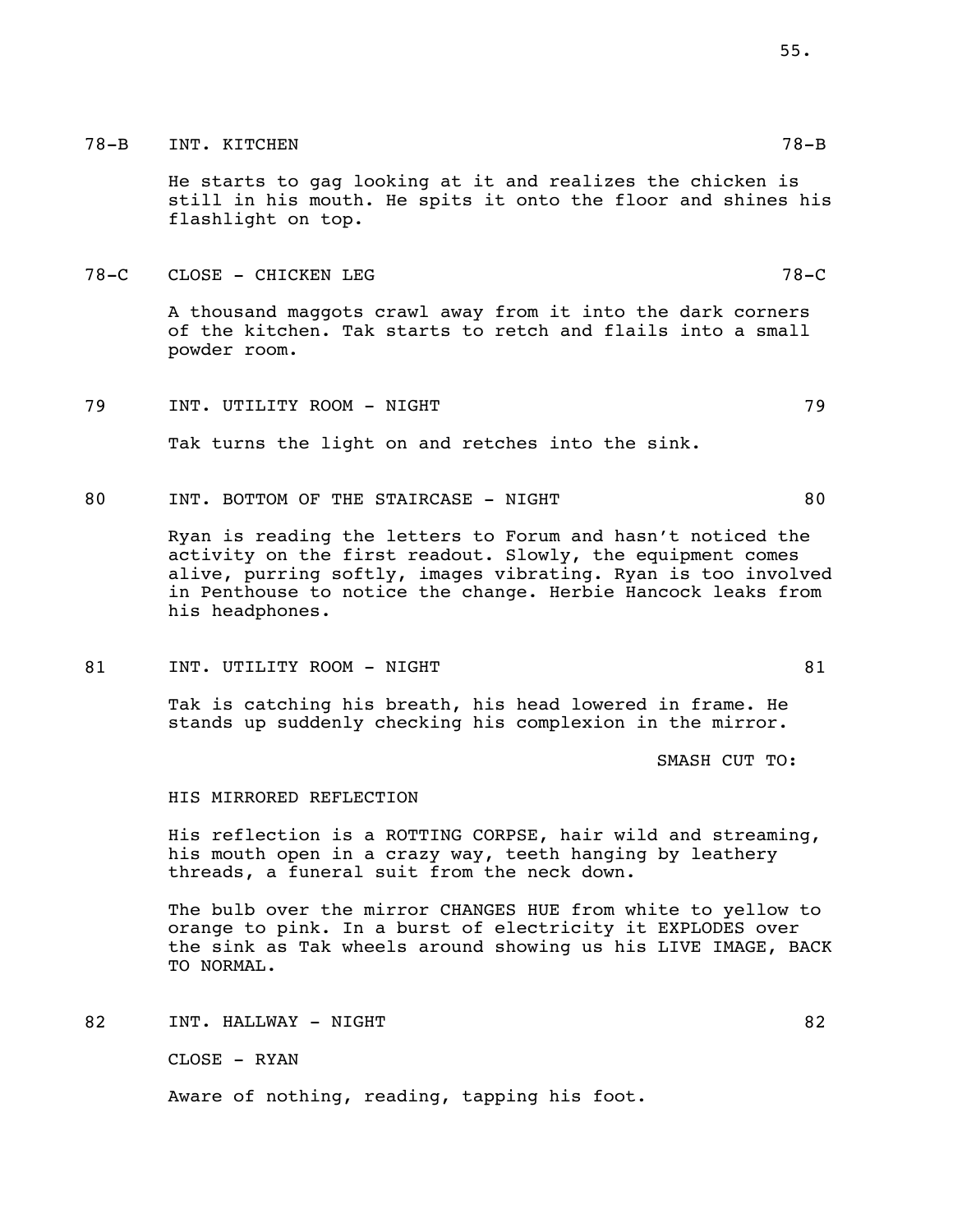78-B INT. KITCHEN 78-B

He starts to gag looking at it and realizes the chicken is still in his mouth. He spits it onto the floor and shines his flashlight on top.

78-C CLOSE - CHICKEN LEG 78-C

A thousand maggots crawl away from it into the dark corners of the kitchen. Tak starts to retch and flails into a small powder room.

79 INT. UTILITY ROOM - NIGHT 79

Tak turns the light on and retches into the sink.

80 INT. BOTTOM OF THE STAIRCASE - NIGHT 80

Ryan is reading the letters to Forum and hasn't noticed the activity on the first readout. Slowly, the equipment comes alive, purring softly, images vibrating. Ryan is too involved in Penthouse to notice the change. Herbie Hancock leaks from his headphones.

81 INT. UTILITY ROOM - NIGHT 81

Tak is catching his breath, his head lowered in frame. He stands up suddenly checking his complexion in the mirror.

SMASH CUT TO:

HIS MIRRORED REFLECTION

His reflection is a ROTTING CORPSE, hair wild and streaming, his mouth open in a crazy way, teeth hanging by leathery threads, a funeral suit from the neck down.

The bulb over the mirror CHANGES HUE from white to yellow to orange to pink. In a burst of electricity it EXPLODES over the sink as Tak wheels around showing us his LIVE IMAGE, BACK TO NORMAL.

82 INT. HALLWAY - NIGHT 82

CLOSE - RYAN

Aware of nothing, reading, tapping his foot.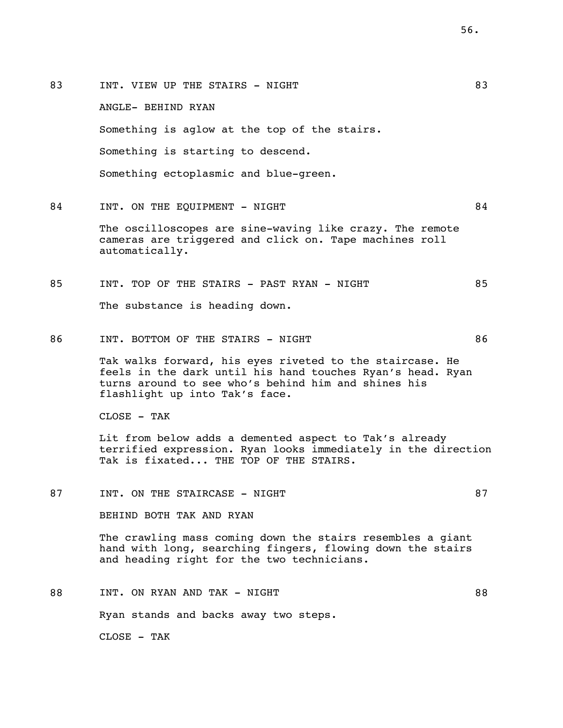83 INT. VIEW UP THE STAIRS - NIGHT 83

ANGLE- BEHIND RYAN

Something is aglow at the top of the stairs.

Something is starting to descend.

Something ectoplasmic and blue-green.

84 INT. ON THE EQUIPMENT - NIGHT 84

The oscilloscopes are sine-waving like crazy. The remote cameras are triggered and click on. Tape machines roll automatically.

85 INT. TOP OF THE STAIRS - PAST RYAN - NIGHT 85

The substance is heading down.

86 INT. BOTTOM OF THE STAIRS - NIGHT 86

Tak walks forward, his eyes riveted to the staircase. He feels in the dark until his hand touches Ryan's head. Ryan turns around to see who's behind him and shines his flashlight up into Tak's face.

CLOSE - TAK

Lit from below adds a demented aspect to Tak's already terrified expression. Ryan looks immediately in the direction Tak is fixated... THE TOP OF THE STAIRS.

87 INT. ON THE STAIRCASE - NIGHT 87

BEHIND BOTH TAK AND RYAN

The crawling mass coming down the stairs resembles a giant hand with long, searching fingers, flowing down the stairs and heading right for the two technicians.

88 INT. ON RYAN AND TAK - NIGHT 88

Ryan stands and backs away two steps.

CLOSE - TAK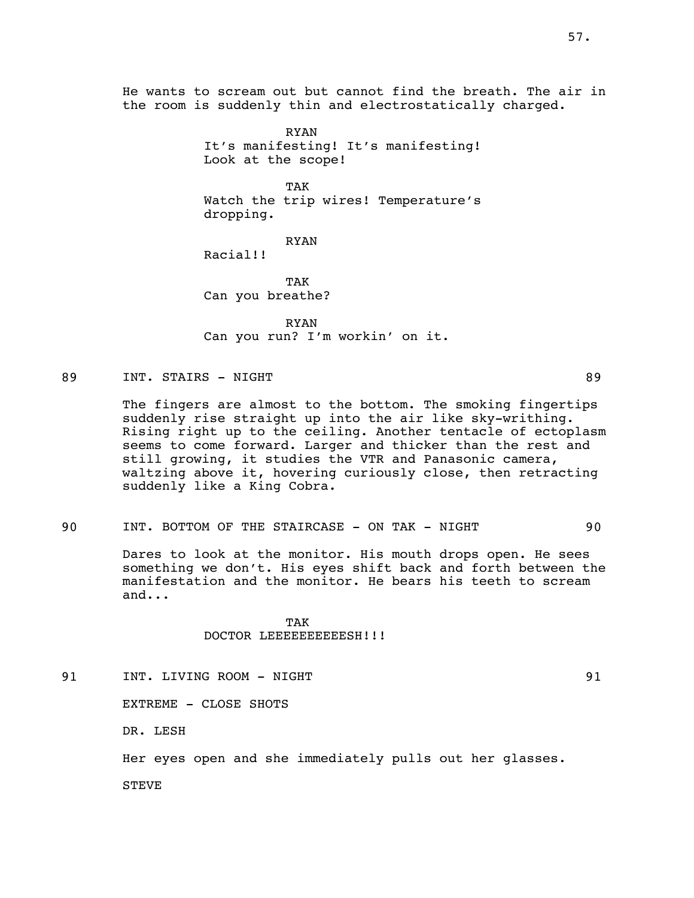He wants to scream out but cannot find the breath. The air in the room is suddenly thin and electrostatically charged.

RYAN
It's manifesting! It's manifesting! Look at the scope!

TAK
Watch the trip wires! Temperature's dropping.

RYAN
Racial!!

TAK
Can you breathe?

RYAN
Can you run? I'm workin' on it.

89 INT. STAIRS - NIGHT 89

The fingers are almost to the bottom. The smoking fingertips suddenly rise straight up into the air like sky-writhing. Rising right up to the ceiling. Another tentacle of ectoplasm seems to come forward. Larger and thicker than the rest and still growing, it studies the VTR and Panasonic camera, waltzing above it, hovering curiously close, then retracting suddenly like a King Cobra.

90 INT. BOTTOM OF THE STAIRCASE - ON TAK - NIGHT 90

Dares to look at the monitor. His mouth drops open. He sees something we don't. His eyes shift back and forth between the manifestation and the monitor. He bears his teeth to scream and...

TAK
DOCTOR LEEEEEEEEEESH!!!

91 INT. LIVING ROOM - NIGHT 91

EXTREME - CLOSE SHOTS

DR. LESH

Her eyes open and she immediately pulls out her glasses.

STEVE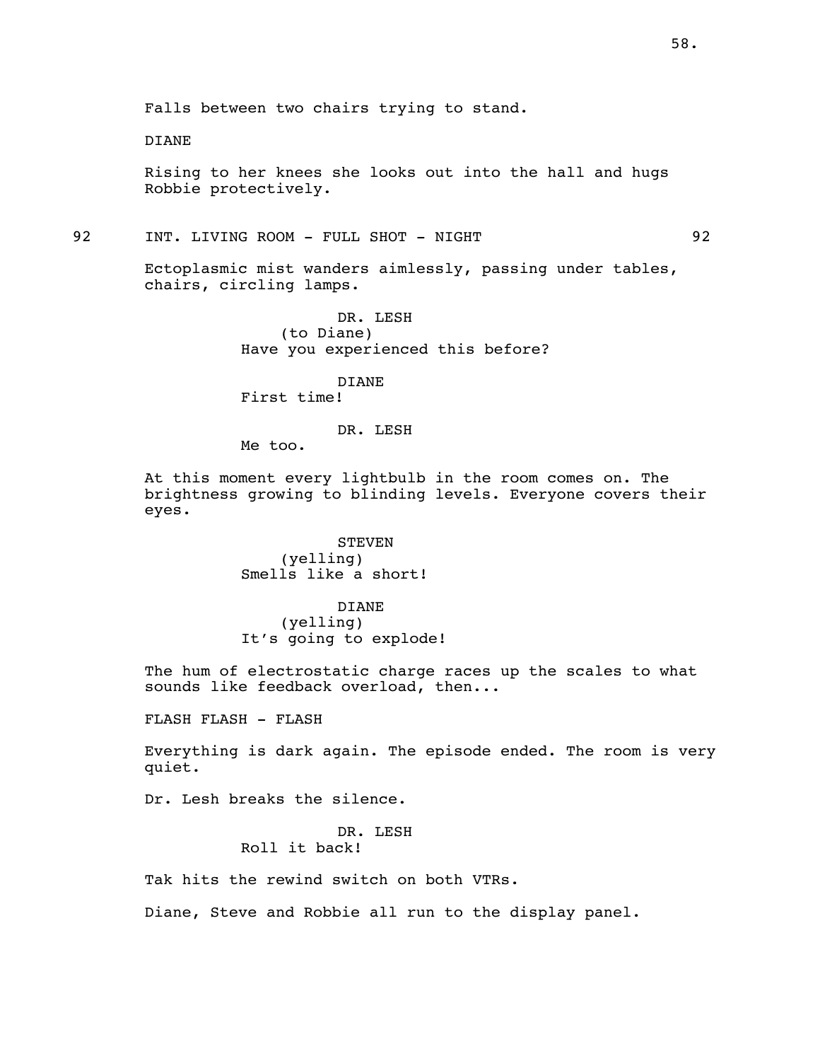Falls between two chairs trying to stand.

DIANE

Rising to her knees she looks out into the hall and hugs Robbie protectively.

92 INT. LIVING ROOM - FULL SHOT - NIGHT 92

Ectoplasmic mist wanders aimlessly, passing under tables, chairs, circling lamps.

DR. LESH
(to Diane)
Have you experienced this before?

DIANE
First time!

DR. LESH
Me too.

At this moment every lightbulb in the room comes on. The brightness growing to blinding levels. Everyone covers their eyes.

STEVEN
(yelling)
Smells like a short!

DIANE
(yelling)
It's going to explode!

The hum of electrostatic charge races up the scales to what sounds like feedback overload, then...

FLASH FLASH - FLASH

Everything is dark again. The episode ended. The room is very quiet.

Dr. Lesh breaks the silence.

DR. LESH
Roll it back!

Tak hits the rewind switch on both VTRs.

Diane, Steve and Robbie all run to the display panel.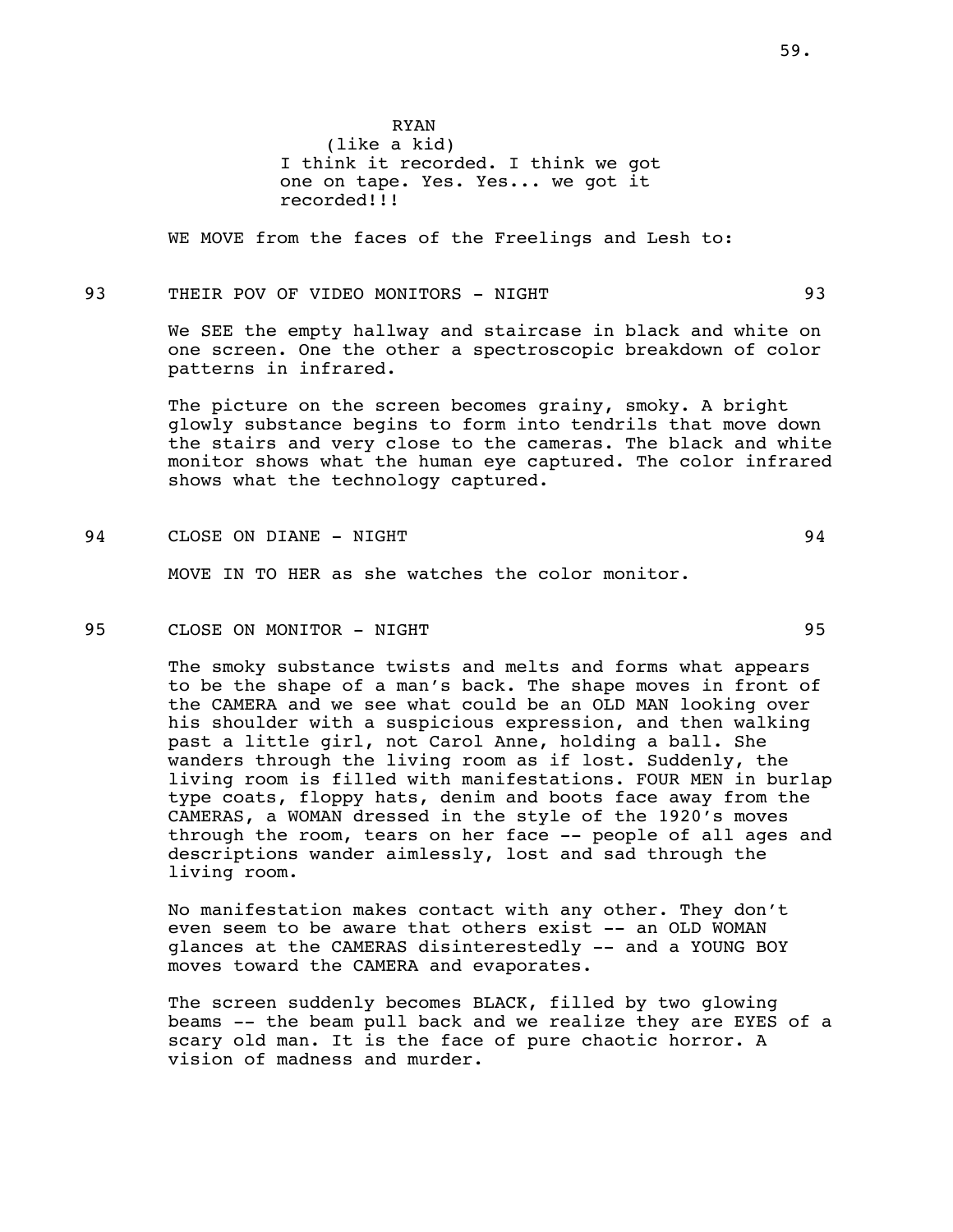RYAN
(like a kid)
I think it recorded. I think we got one on tape. Yes. Yes... we got it recorded!!!

WE MOVE from the faces of the Freelings and Lesh to:

93 THEIR POV OF VIDEO MONITORS - NIGHT 93

We SEE the empty hallway and staircase in black and white on one screen. One the other a spectroscopic breakdown of color patterns in infrared.

The picture on the screen becomes grainy, smoky. A bright glowly substance begins to form into tendrils that move down the stairs and very close to the cameras. The black and white monitor shows what the human eye captured. The color infrared shows what the technology captured.

94 CLOSE ON DIANE - NIGHT 94

MOVE IN TO HER as she watches the color monitor.

95 CLOSE ON MONITOR - NIGHT 95

The smoky substance twists and melts and forms what appears to be the shape of a man's back. The shape moves in front of the CAMERA and we see what could be an OLD MAN looking over his shoulder with a suspicious expression, and then walking past a little girl, not Carol Anne, holding a ball. She wanders through the living room as if lost. Suddenly, the living room is filled with manifestations. FOUR MEN in burlap type coats, floppy hats, denim and boots face away from the CAMERAS, a WOMAN dressed in the style of the 1920's moves through the room, tears on her face -- people of all ages and descriptions wander aimlessly, lost and sad through the living room.

No manifestation makes contact with any other. They don't even seem to be aware that others exist -- an OLD WOMAN glances at the CAMERAS disinterestedly -- and a YOUNG BOY moves toward the CAMERA and evaporates.

The screen suddenly becomes BLACK, filled by two glowing beams -- the beam pull back and we realize they are EYES of a scary old man. It is the face of pure chaotic horror. A vision of madness and murder.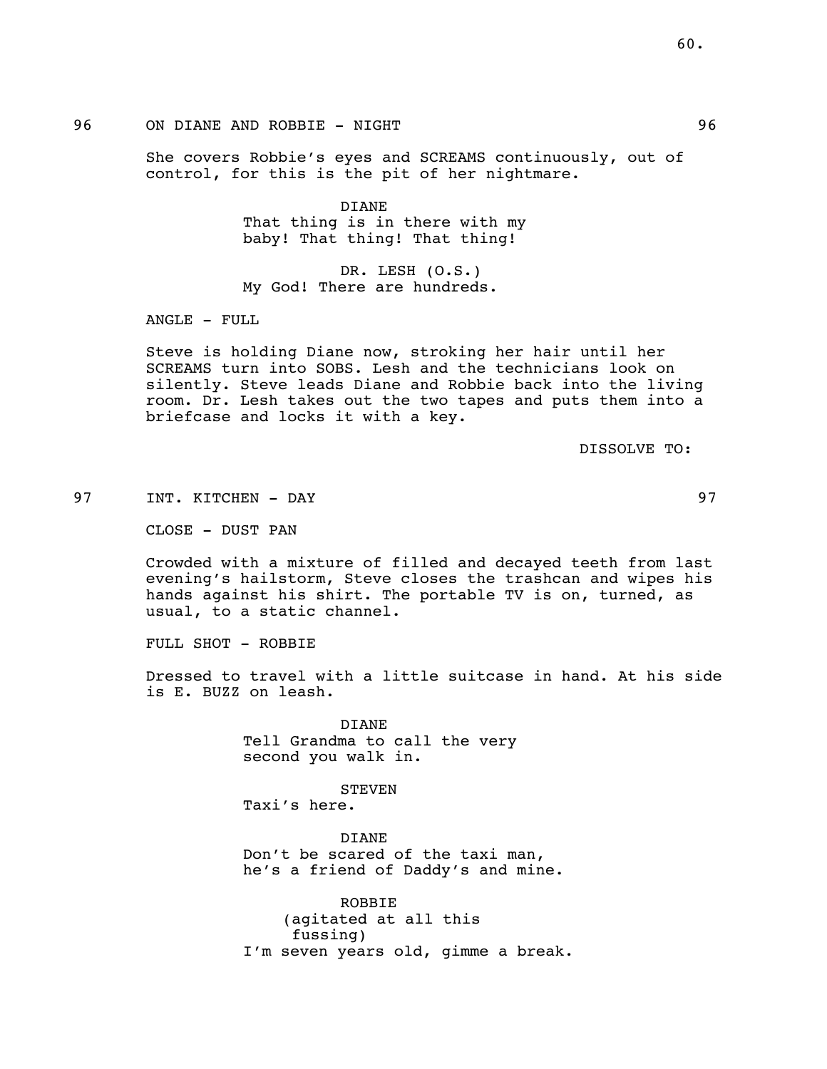96 ON DIANE AND ROBBIE - NIGHT 96

She covers Robbie's eyes and SCREAMS continuously, out of control, for this is the pit of her nightmare.

DIANE
That thing is in there with my baby! That thing! That thing!

DR. LESH (O.S.)
My God! There are hundreds.

ANGLE - FULL

Steve is holding Diane now, stroking her hair until her SCREAMS turn into SOBS. Lesh and the technicians look on silently. Steve leads Diane and Robbie back into the living room. Dr. Lesh takes out the two tapes and puts them into a briefcase and locks it with a key.

DISSOLVE TO:

97 INT. KITCHEN - DAY 97

CLOSE - DUST PAN

Crowded with a mixture of filled and decayed teeth from last evening's hailstorm, Steve closes the trashcan and wipes his hands against his shirt. The portable TV is on, turned, as usual, to a static channel.

FULL SHOT - ROBBIE

Dressed to travel with a little suitcase in hand. At his side is E. BUZZ on leash.

DIANE
Tell Grandma to call the very second you walk in.

STEVEN
Taxi's here.

DIANE
Don't be scared of the taxi man, he's a friend of Daddy's and mine.

ROBBIE
(agitated at all this fussing)
I'm seven years old, gimme a break.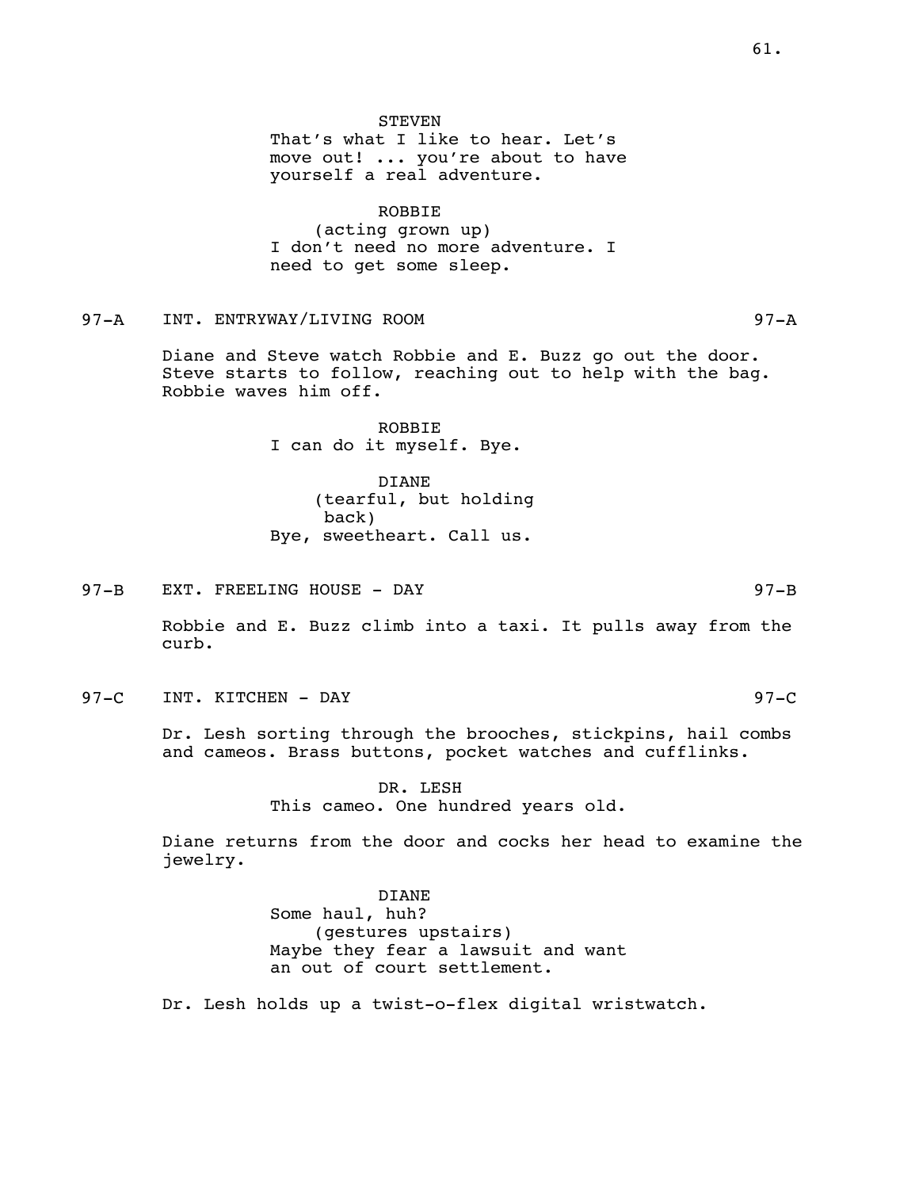STEVEN
That's what I like to hear. Let's move out! ... you're about to have yourself a real adventure.

ROBBIE
(acting grown up)
I don't need no more adventure. I need to get some sleep.

97-A INT. ENTRYWAY/LIVING ROOM 97-A

Diane and Steve watch Robbie and E. Buzz go out the door. Steve starts to follow, reaching out to help with the bag. Robbie waves him off.

ROBBIE
I can do it myself. Bye.

DIANE
(tearful, but holding back)
Bye, sweetheart. Call us.

97-B EXT. FREELING HOUSE - DAY 97-B

Robbie and E. Buzz climb into a taxi. It pulls away from the curb.

97-C INT. KITCHEN - DAY 97-C

Dr. Lesh sorting through the brooches, stickpins, hail combs and cameos. Brass buttons, pocket watches and cufflinks.

DR. LESH
This cameo. One hundred years old.

Diane returns from the door and cocks her head to examine the jewelry.

DIANE
Some haul, huh?
(gestures upstairs)
Maybe they fear a lawsuit and want an out of court settlement.

Dr. Lesh holds up a twist-o-flex digital wristwatch.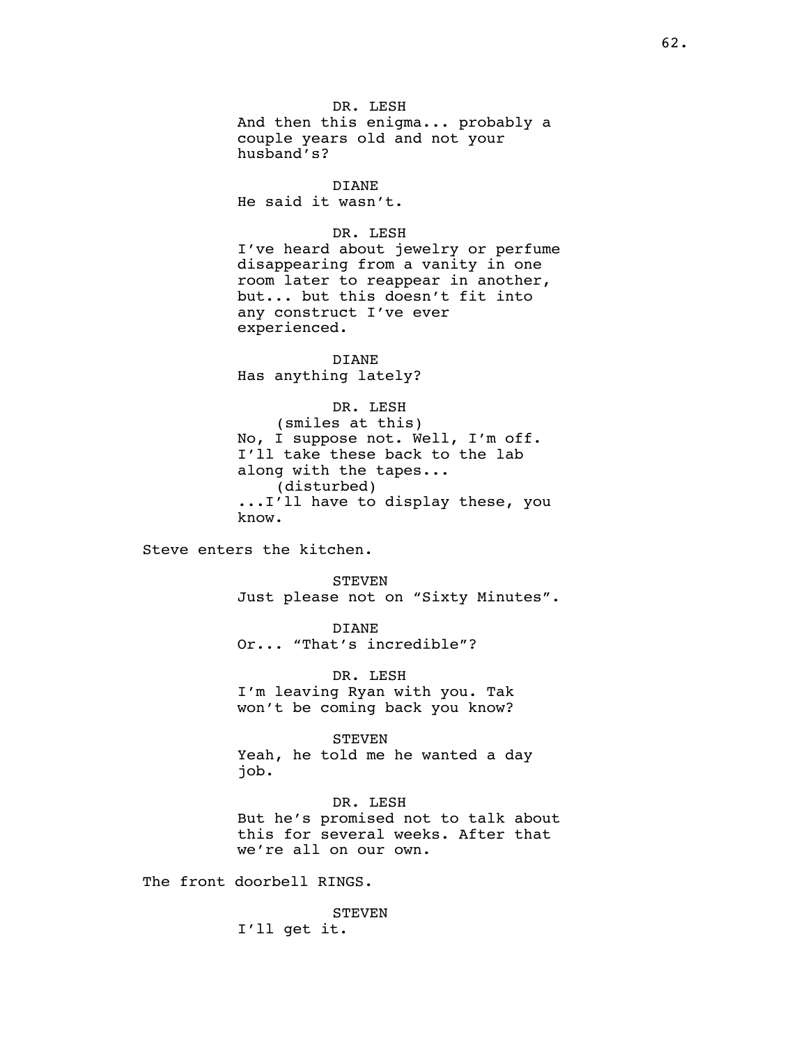DR. LESH
And then this enigma... probably a couple years old and not your husband's?

DIANE
He said it wasn't.

DR. LESH
I've heard about jewelry or perfume disappearing from a vanity in one room later to reappear in another, but... but this doesn't fit into any construct I've ever experienced.

DIANE
Has anything lately?

DR. LESH
(smiles at this)
No, I suppose not. Well, I'm off. I'll take these back to the lab along with the tapes...
(disturbed)
...I'll have to display these, you know.

Steve enters the kitchen.

STEVEN
Just please not on "Sixty Minutes".

DIANE
Or... "That's incredible"?

DR. LESH
I'm leaving Ryan with you. Tak won't be coming back you know?

STEVEN
Yeah, he told me he wanted a day job.

DR. LESH
But he's promised not to talk about this for several weeks. After that we're all on our own.

The front doorbell RINGS.

STEVEN
I'll get it.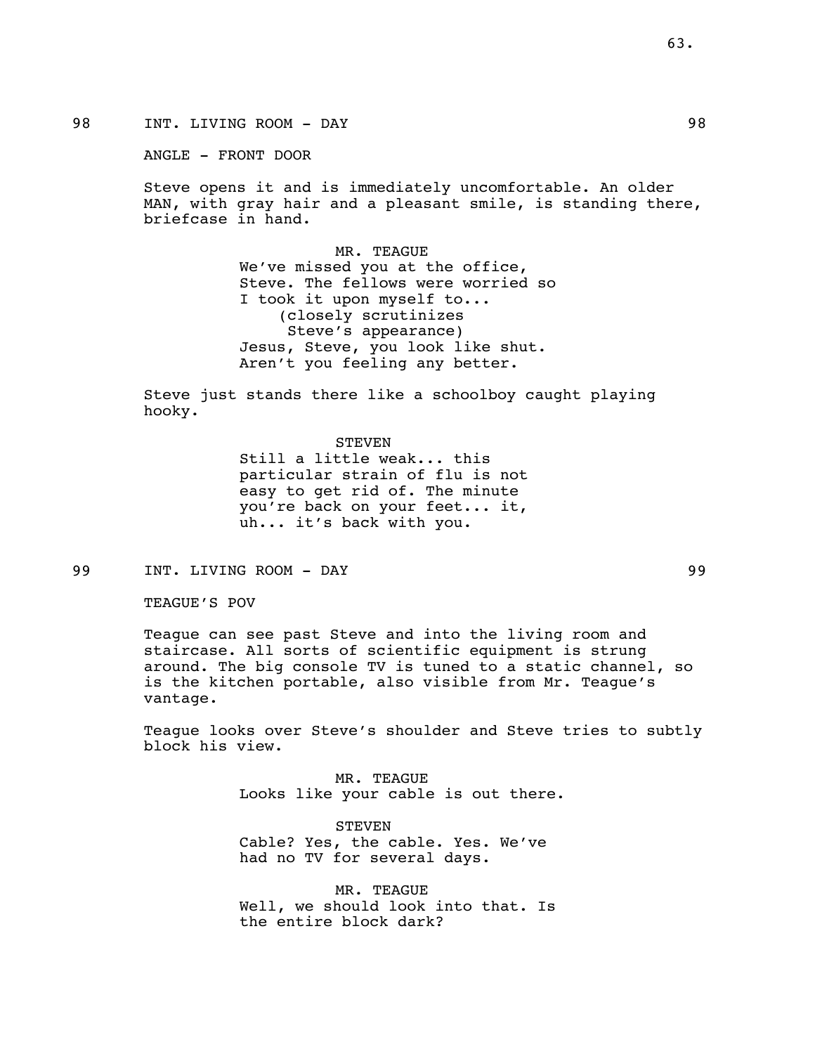98 INT. LIVING ROOM - DAY 98

ANGLE - FRONT DOOR

Steve opens it and is immediately uncomfortable. An older MAN, with gray hair and a pleasant smile, is standing there, briefcase in hand.

MR. TEAGUE
We've missed you at the office, Steve. The fellows were worried so I took it upon myself to...
(closely scrutinizes Steve's appearance)
Jesus, Steve, you look like shut. Aren't you feeling any better.

Steve just stands there like a schoolboy caught playing hooky.

STEVEN
Still a little weak... this particular strain of flu is not easy to get rid of. The minute you're back on your feet... it, uh... it's back with you.

99 INT. LIVING ROOM - DAY 99

TEAGUE'S POV

Teague can see past Steve and into the living room and staircase. All sorts of scientific equipment is strung around. The big console TV is tuned to a static channel, so is the kitchen portable, also visible from Mr. Teague's vantage.

Teague looks over Steve's shoulder and Steve tries to subtly block his view.

MR. TEAGUE
Looks like your cable is out there.

STEVEN
Cable? Yes, the cable. Yes. We've had no TV for several days.

MR. TEAGUE
Well, we should look into that. Is the entire block dark?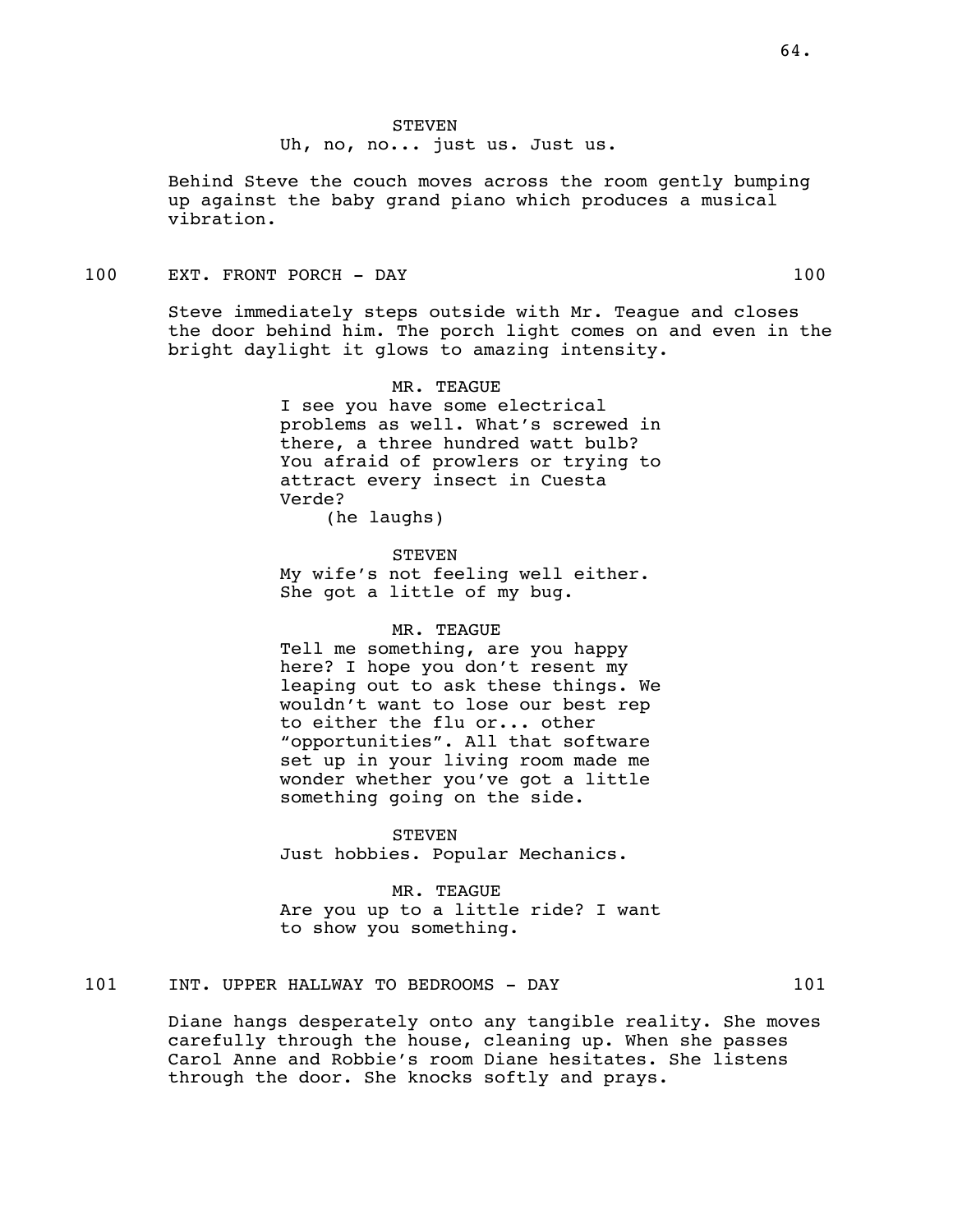STEVEN

Uh, no, no... just us. Just us.

Behind Steve the couch moves across the room gently bumping up against the baby grand piano which produces a musical vibration.

100 EXT. FRONT PORCH - DAY 100

Steve immediately steps outside with Mr. Teague and closes the door behind him. The porch light comes on and even in the bright daylight it glows to amazing intensity.

MR. TEAGUE

I see you have some electrical problems as well. What's screwed in there, a three hundred watt bulb? You afraid of prowlers or trying to attract every insect in Cuesta Verde?

(he laughs)

STEVEN

My wife's not feeling well either. She got a little of my bug.

MR. TEAGUE

Tell me something, are you happy here? I hope you don't resent my leaping out to ask these things. We wouldn't want to lose our best rep to either the flu or... other "opportunities". All that software set up in your living room made me wonder whether you've got a little something going on the side.

STEVEN

Just hobbies. Popular Mechanics.

MR. TEAGUE

Are you up to a little ride? I want to show you something.

101 INT. UPPER HALLWAY TO BEDROOMS - DAY 101

Diane hangs desperately onto any tangible reality. She moves carefully through the house, cleaning up. When she passes Carol Anne and Robbie's room Diane hesitates. She listens through the door. She knocks softly and prays.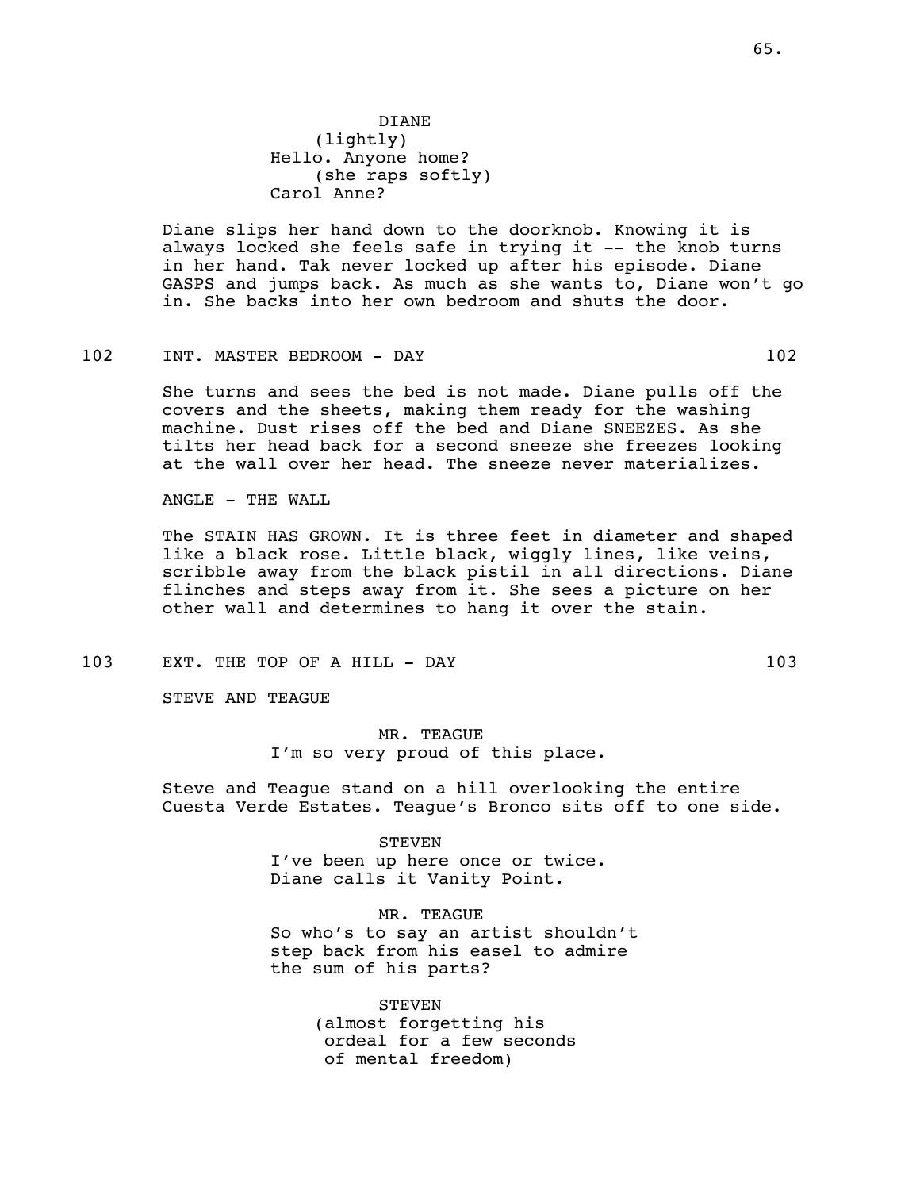DIANE
(lightly)
Hello. Anyone home?
(she raps softly)
Carol Anne?

Diane slips her hand down to the doorknob. Knowing it is always locked she feels safe in trying it -- the knob turns in her hand. Tak never locked up after his episode. Diane GASPS and jumps back. As much as she wants to, Diane won't go in. She backs into her own bedroom and shuts the door.

102 INT. MASTER BEDROOM - DAY 102

She turns and sees the bed is not made. Diane pulls off the covers and the sheets, making them ready for the washing machine. Dust rises off the bed and Diane SNEEZES. As she tilts her head back for a second sneeze she freezes looking at the wall over her head. The sneeze never materializes.

ANGLE - THE WALL

The STAIN HAS GROWN. It is three feet in diameter and shaped like a black rose. Little black, wiggly lines, like veins, scribble away from the black pistil in all directions. Diane flinches and steps away from it. She sees a picture on her other wall and determines to hang it over the stain.

103 EXT. THE TOP OF A HILL - DAY 103

STEVE AND TEAGUE

MR. TEAGUE
I'm so very proud of this place.

Steve and Teague stand on a hill overlooking the entire Cuesta Verde Estates. Teague's Bronco sits off to one side.

STEVEN
I've been up here once or twice.
Diane calls it Vanity Point.

MR. TEAGUE
So who's to say an artist shouldn't step back from his easel to admire the sum of his parts?

STEVEN
(almost forgetting his ordeal for a few seconds of mental freedom)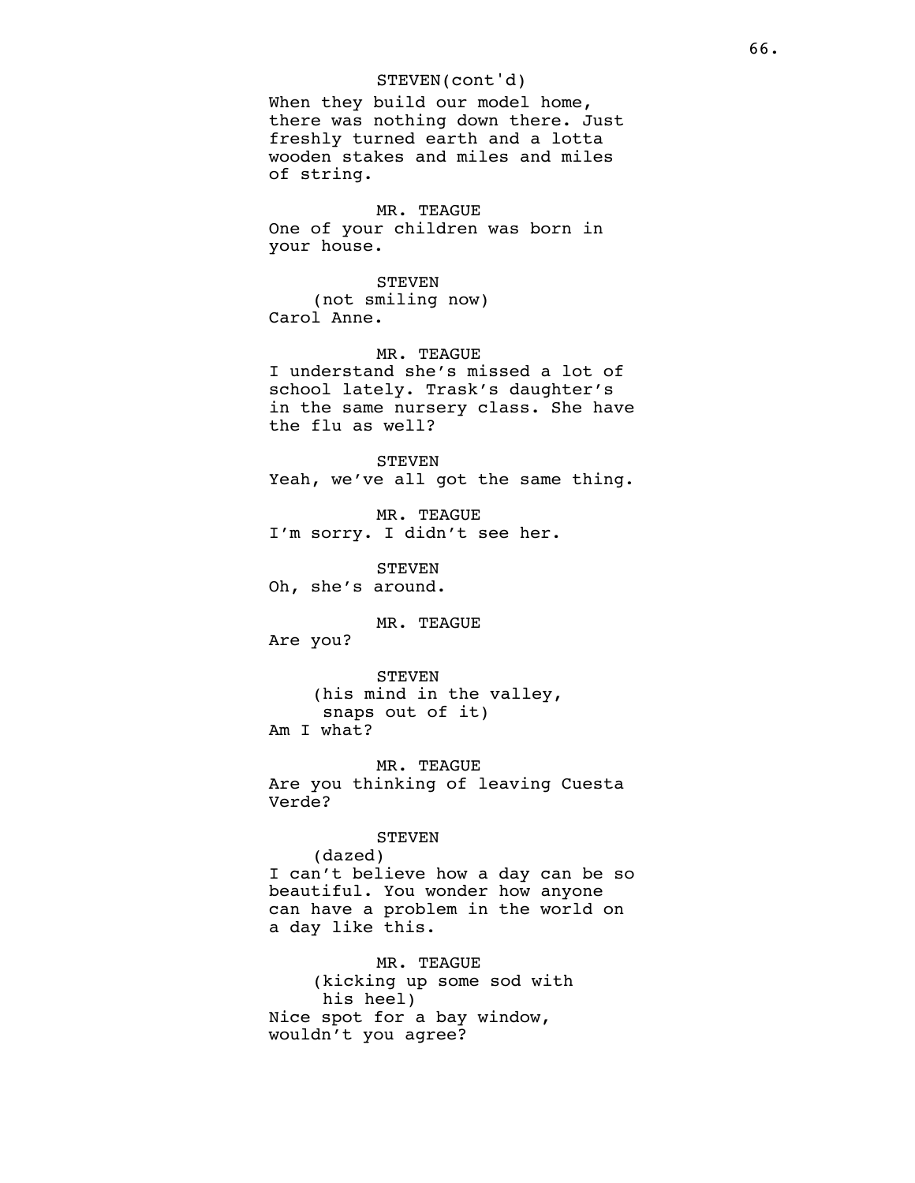STEVEN(cont'd)

When they build our model home, there was nothing down there. Just freshly turned earth and a lotta wooden stakes and miles and miles of string.

MR. TEAGUE

One of your children was born in your house.

STEVEN

(not smiling now)

Carol Anne.

MR. TEAGUE

I understand she's missed a lot of school lately. Trask's daughter's in the same nursery class. She have the flu as well?

STEVEN

Yeah, we've all got the same thing.

MR. TEAGUE

I'm sorry. I didn't see her.

STEVEN

Oh, she's around.

MR. TEAGUE

Are you?

STEVEN

(his mind in the valley, snaps out of it)

Am I what?

MR. TEAGUE

Are you thinking of leaving Cuesta Verde?

STEVEN

(dazed)

I can't believe how a day can be so beautiful. You wonder how anyone can have a problem in the world on a day like this.

MR. TEAGUE

(kicking up some sod with his heel)

Nice spot for a bay window, wouldn't you agree?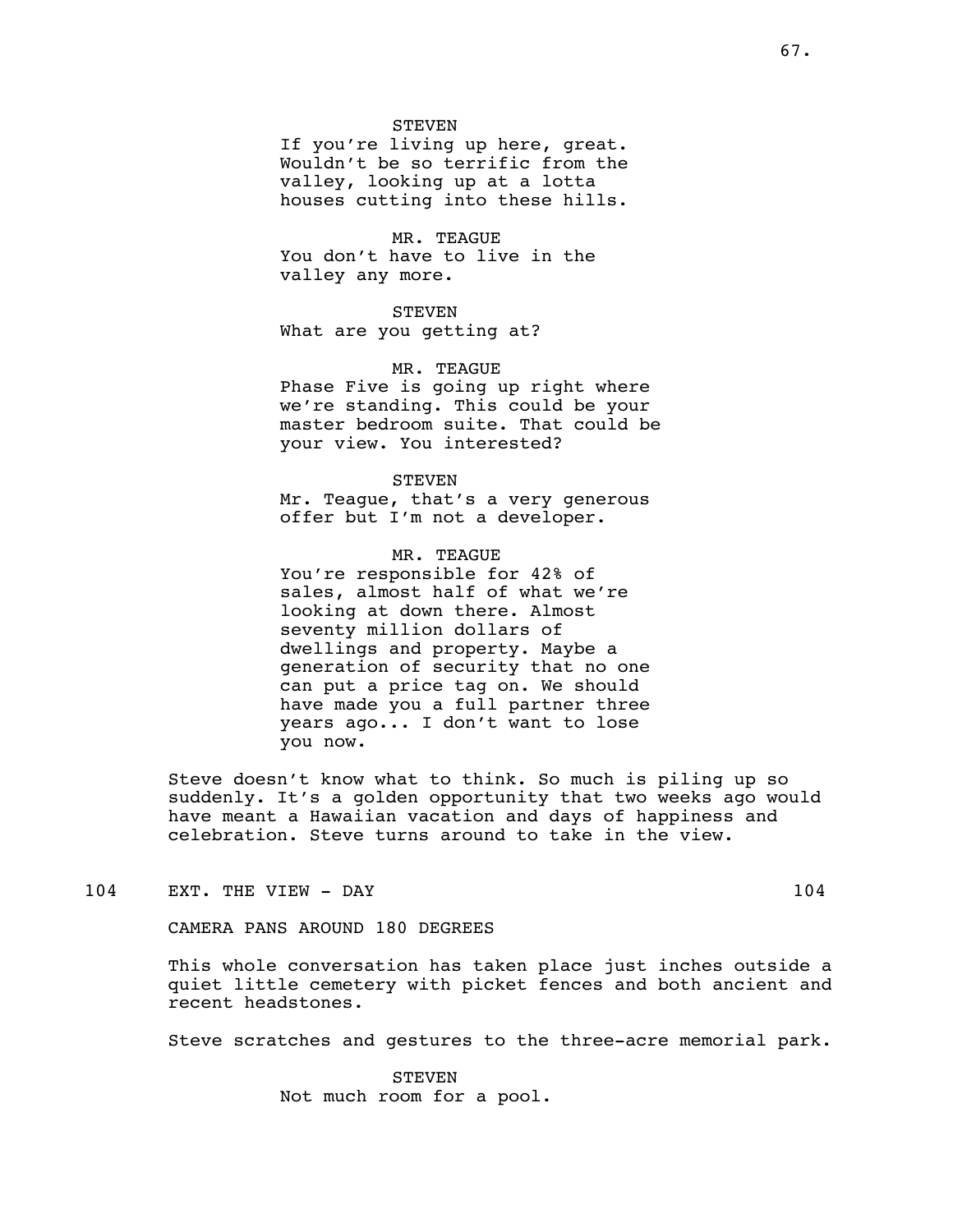STEVEN
If you're living up here, great. Wouldn't be so terrific from the valley, looking up at a lotta houses cutting into these hills.

MR. TEAGUE
You don't have to live in the valley any more.

STEVEN
What are you getting at?

MR. TEAGUE
Phase Five is going up right where we're standing. This could be your master bedroom suite. That could be your view. You interested?

STEVEN
Mr. Teague, that's a very generous offer but I'm not a developer.

MR. TEAGUE
You're responsible for 42% of sales, almost half of what we're looking at down there. Almost seventy million dollars of dwellings and property. Maybe a generation of security that no one can put a price tag on. We should have made you a full partner three years ago... I don't want to lose you now.

Steve doesn't know what to think. So much is piling up so suddenly. It's a golden opportunity that two weeks ago would have meant a Hawaiian vacation and days of happiness and celebration. Steve turns around to take in the view.

104 EXT. THE VIEW - DAY 104

CAMERA PANS AROUND 180 DEGREES

This whole conversation has taken place just inches outside a quiet little cemetery with picket fences and both ancient and recent headstones.

Steve scratches and gestures to the three-acre memorial park.

STEVEN
Not much room for a pool.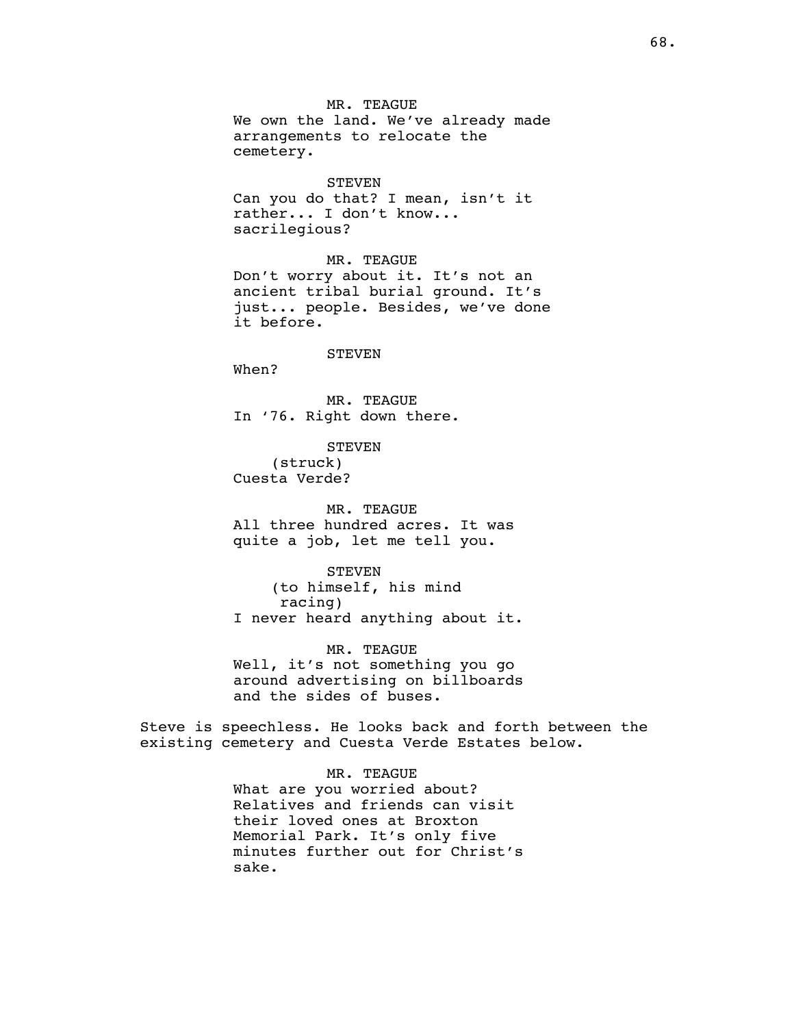MR. TEAGUE
We own the land. We've already made arrangements to relocate the cemetery.

STEVEN
Can you do that? I mean, isn't it rather... I don't know... sacrilegious?

MR. TEAGUE
Don't worry about it. It's not an ancient tribal burial ground. It's just... people. Besides, we've done it before.

STEVEN
When?

MR. TEAGUE
In '76. Right down there.

STEVEN
(struck)
Cuesta Verde?

MR. TEAGUE
All three hundred acres. It was quite a job, let me tell you.

STEVEN
(to himself, his mind racing)
I never heard anything about it.

MR. TEAGUE
Well, it's not something you go around advertising on billboards and the sides of buses.

Steve is speechless. He looks back and forth between the existing cemetery and Cuesta Verde Estates below.

MR. TEAGUE
What are you worried about? Relatives and friends can visit their loved ones at Broxton Memorial Park. It's only five minutes further out for Christ's sake.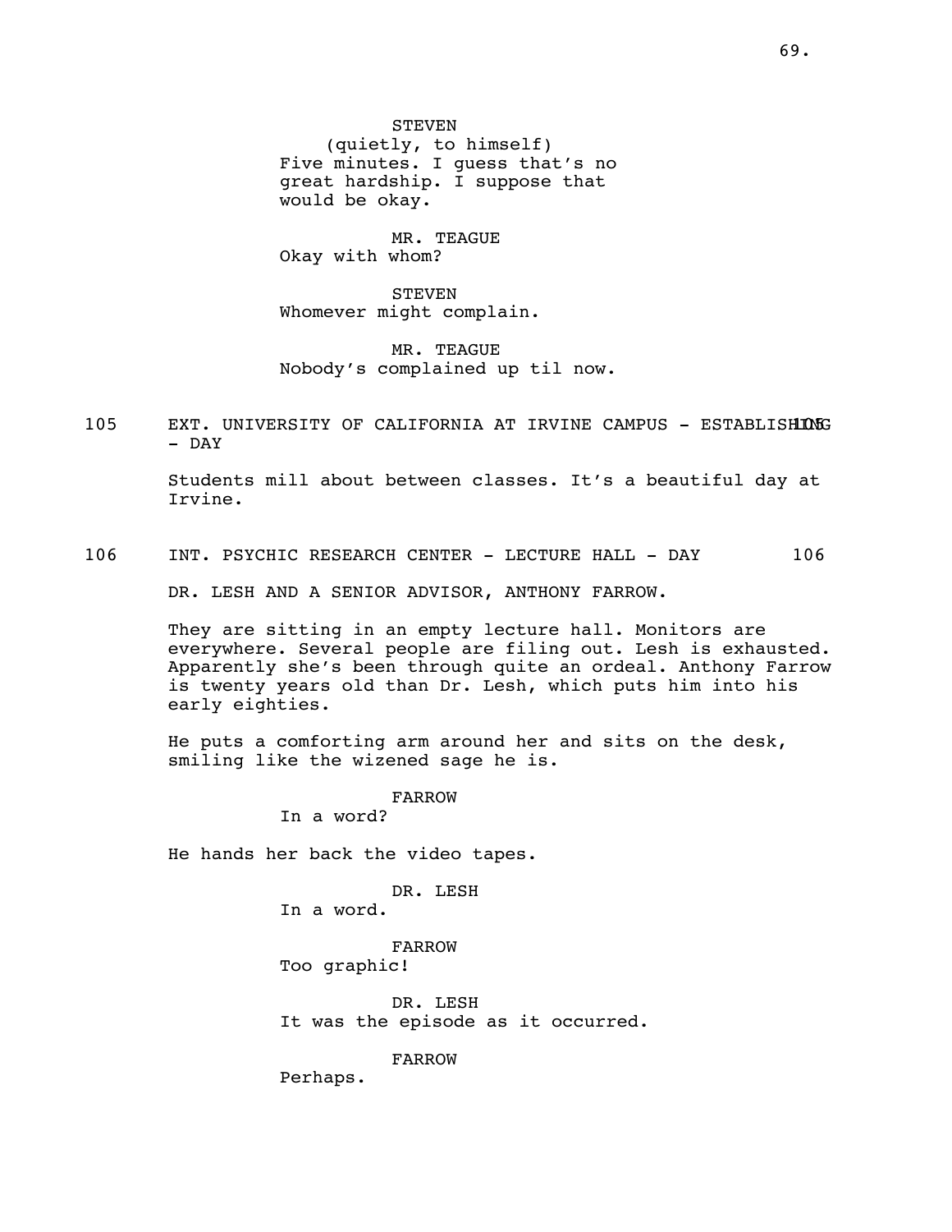STEVEN
(quietly, to himself)
Five minutes. I guess that's no great hardship. I suppose that would be okay.

MR. TEAGUE
Okay with whom?

STEVEN
Whomever might complain.

MR. TEAGUE
Nobody's complained up til now.

105 EXT. UNIVERSITY OF CALIFORNIA AT IRVINE CAMPUS - ESTABLISHING - DAY 105

Students mill about between classes. It's a beautiful day at Irvine.

106 INT. PSYCHIC RESEARCH CENTER - LECTURE HALL - DAY 106

DR. LESH AND A SENIOR ADVISOR, ANTHONY FARROW.

They are sitting in an empty lecture hall. Monitors are everywhere. Several people are filing out. Lesh is exhausted. Apparently she's been through quite an ordeal. Anthony Farrow is twenty years old than Dr. Lesh, which puts him into his early eighties.

He puts a comforting arm around her and sits on the desk, smiling like the wizened sage he is.

FARROW
In a word?

He hands her back the video tapes.

DR. LESH
In a word.

FARROW
Too graphic!

DR. LESH
It was the episode as it occurred.

FARROW
Perhaps.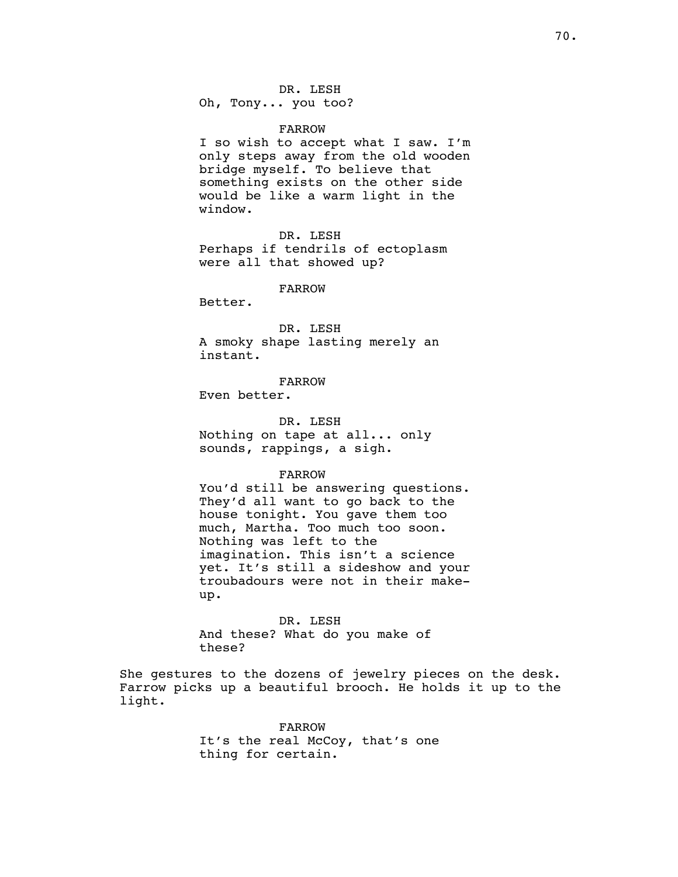DR. LESH
Oh, Tony... you too?

FARROW
I so wish to accept what I saw. I'm only steps away from the old wooden bridge myself. To believe that something exists on the other side would be like a warm light in the window.

DR. LESH
Perhaps if tendrils of ectoplasm were all that showed up?

FARROW
Better.

DR. LESH
A smoky shape lasting merely an instant.

FARROW
Even better.

DR. LESH
Nothing on tape at all... only sounds, rappings, a sigh.

FARROW
You'd still be answering questions. They'd all want to go back to the house tonight. You gave them too much, Martha. Too much too soon. Nothing was left to the imagination. This isn't a science yet. It's still a sideshow and your troubadours were not in their make-up.

DR. LESH
And these? What do you make of these?

She gestures to the dozens of jewelry pieces on the desk. Farrow picks up a beautiful brooch. He holds it up to the light.

FARROW
It's the real McCoy, that's one thing for certain.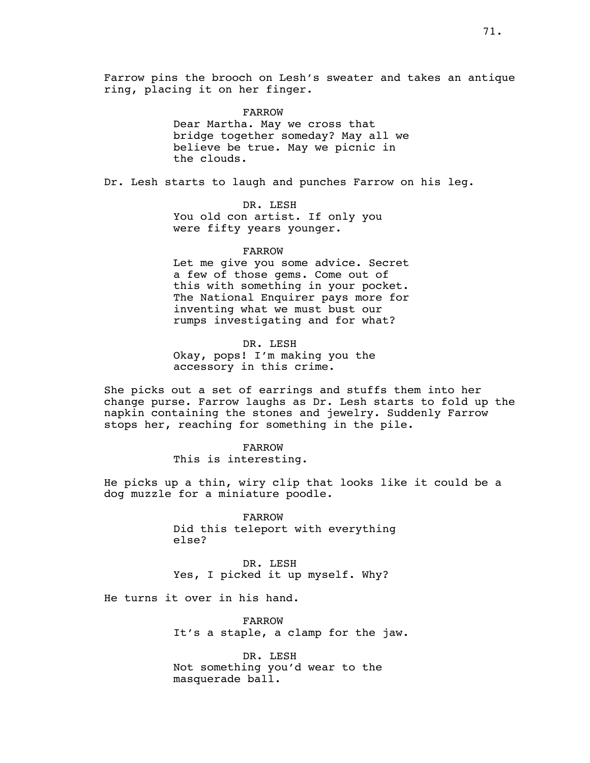Farrow pins the brooch on Lesh's sweater and takes an antique ring, placing it on her finger.

FARROW
Dear Martha. May we cross that bridge together someday? May all we believe be true. May we picnic in the clouds.

Dr. Lesh starts to laugh and punches Farrow on his leg.

DR. LESH
You old con artist. If only you were fifty years younger.

FARROW
Let me give you some advice. Secret a few of those gems. Come out of this with something in your pocket. The National Enquirer pays more for inventing what we must bust our rumps investigating and for what?

DR. LESH
Okay, pops! I'm making you the accessory in this crime.

She picks out a set of earrings and stuffs them into her change purse. Farrow laughs as Dr. Lesh starts to fold up the napkin containing the stones and jewelry. Suddenly Farrow stops her, reaching for something in the pile.

FARROW
This is interesting.

He picks up a thin, wiry clip that looks like it could be a dog muzzle for a miniature poodle.

FARROW
Did this teleport with everything else?

DR. LESH
Yes, I picked it up myself. Why?

He turns it over in his hand.

FARROW
It's a staple, a clamp for the jaw.

DR. LESH
Not something you'd wear to the masquerade ball.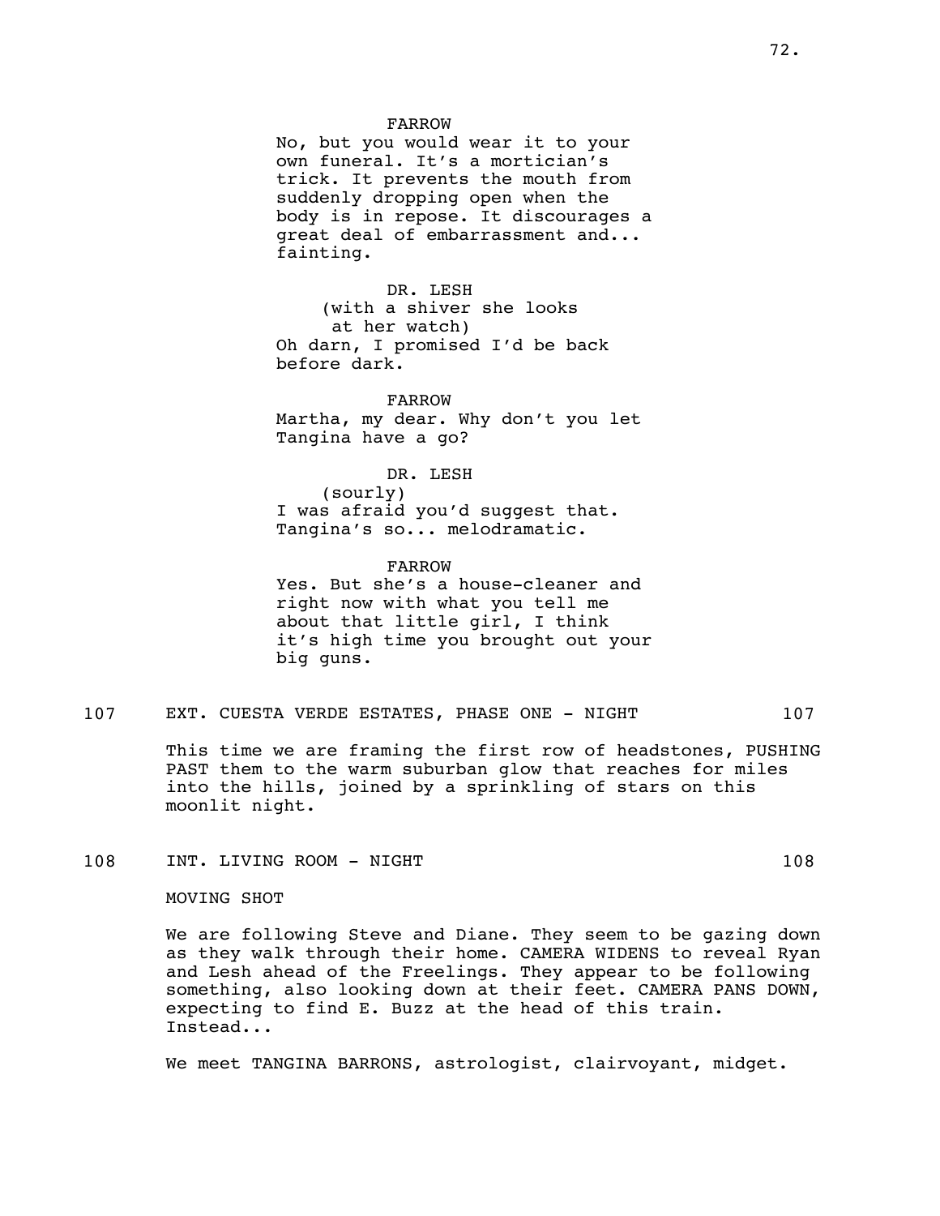FARROW

No, but you would wear it to your own funeral. It's a mortician's trick. It prevents the mouth from suddenly dropping open when the body is in repose. It discourages a great deal of embarrassment and... fainting.

DR. LESH

(with a shiver she looks at her watch)

Oh darn, I promised I'd be back before dark.

FARROW

Martha, my dear. Why don't you let Tangina have a go?

DR. LESH

(sourly)

I was afraid you'd suggest that. Tangina's so... melodramatic.

FARROW

Yes. But she's a house-cleaner and right now with what you tell me about that little girl, I think it's high time you brought out your big guns.

107 EXT. CUESTA VERDE ESTATES, PHASE ONE - NIGHT 107

This time we are framing the first row of headstones, PUSHING PAST them to the warm suburban glow that reaches for miles into the hills, joined by a sprinkling of stars on this moonlit night.

108 INT. LIVING ROOM - NIGHT 108

MOVING SHOT

We are following Steve and Diane. They seem to be gazing down as they walk through their home. CAMERA WIDENS to reveal Ryan and Lesh ahead of the Freelings. They appear to be following something, also looking down at their feet. CAMERA PANS DOWN, expecting to find E. Buzz at the head of this train. Instead...

We meet TANGINA BARRONS, astrologist, clairvoyant, midget.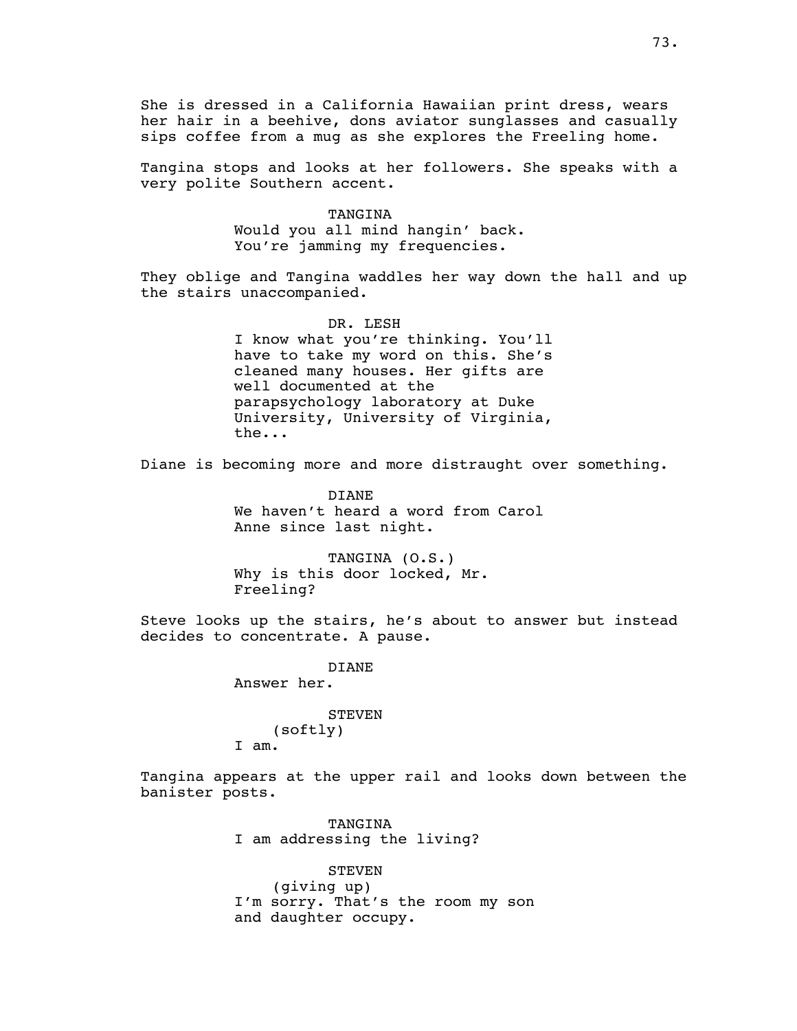She is dressed in a California Hawaiian print dress, wears her hair in a beehive, dons aviator sunglasses and casually sips coffee from a mug as she explores the Freeling home.

Tangina stops and looks at her followers. She speaks with a very polite Southern accent.

TANGINA
Would you all mind hangin' back. You're jamming my frequencies.

They oblige and Tangina waddles her way down the hall and up the stairs unaccompanied.

DR. LESH
I know what you're thinking. You'll have to take my word on this. She's cleaned many houses. Her gifts are well documented at the parapsychology laboratory at Duke University, University of Virginia, the...

Diane is becoming more and more distraught over something.

DIANE
We haven't heard a word from Carol Anne since last night.

TANGINA (O.S.)
Why is this door locked, Mr. Freeling?

Steve looks up the stairs, he's about to answer but instead decides to concentrate. A pause.

DIANE
Answer her.

STEVEN
(softly)
I am.

Tangina appears at the upper rail and looks down between the banister posts.

TANGINA
I am addressing the living?

STEVEN
(giving up)
I'm sorry. That's the room my son and daughter occupy.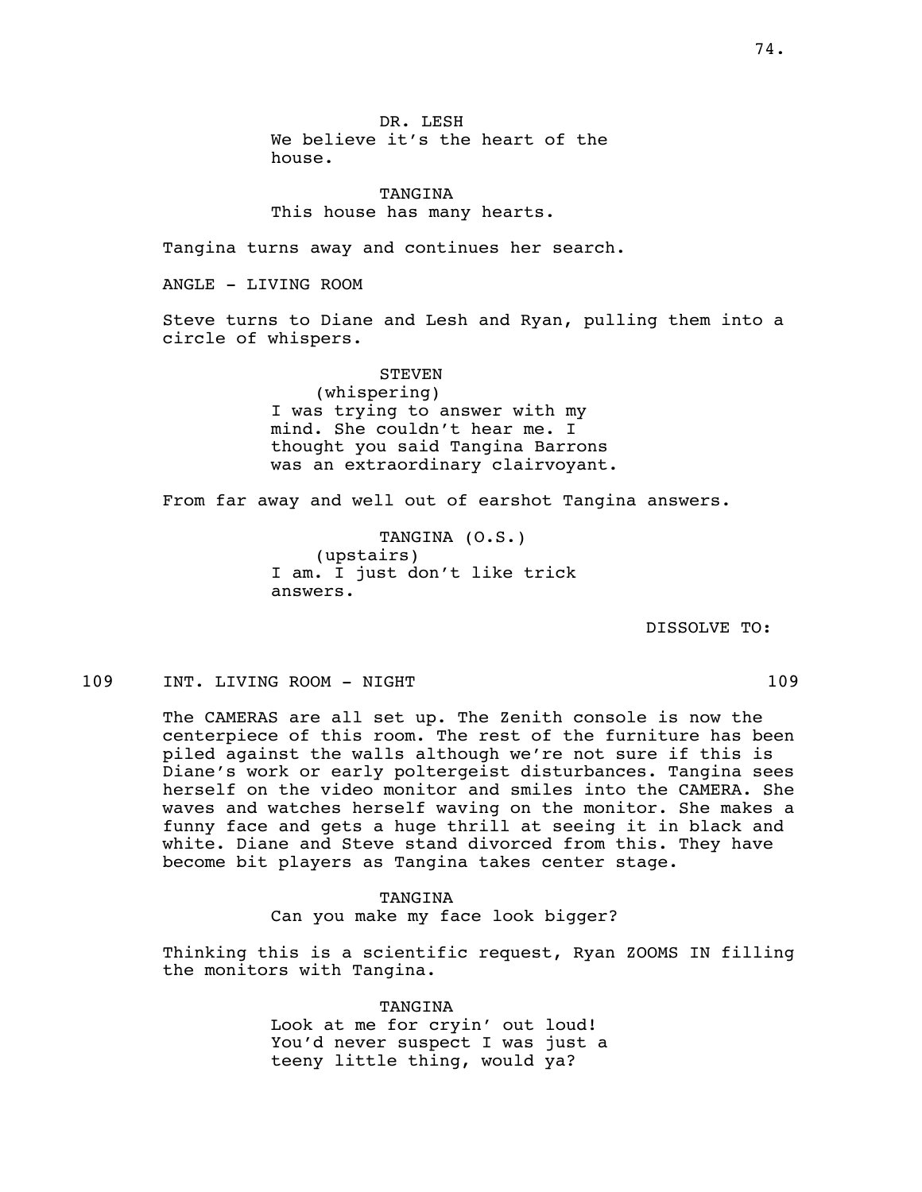DR. LESH
We believe it's the heart of the house.

TANGINA
This house has many hearts.

Tangina turns away and continues her search.

ANGLE - LIVING ROOM

Steve turns to Diane and Lesh and Ryan, pulling them into a circle of whispers.

STEVEN
(whispering)
I was trying to answer with my mind. She couldn't hear me. I thought you said Tangina Barrons was an extraordinary clairvoyant.

From far away and well out of earshot Tangina answers.

TANGINA (O.S.)
(upstairs)
I am. I just don't like trick answers.

DISSOLVE TO:

109 INT. LIVING ROOM - NIGHT 109

The CAMERAS are all set up. The Zenith console is now the centerpiece of this room. The rest of the furniture has been piled against the walls although we're not sure if this is Diane's work or early poltergeist disturbances. Tangina sees herself on the video monitor and smiles into the CAMERA. She waves and watches herself waving on the monitor. She makes a funny face and gets a huge thrill at seeing it in black and white. Diane and Steve stand divorced from this. They have become bit players as Tangina takes center stage.

TANGINA
Can you make my face look bigger?

Thinking this is a scientific request, Ryan ZOOMS IN filling the monitors with Tangina.

TANGINA
Look at me for cryin' out loud! You'd never suspect I was just a teeny little thing, would ya?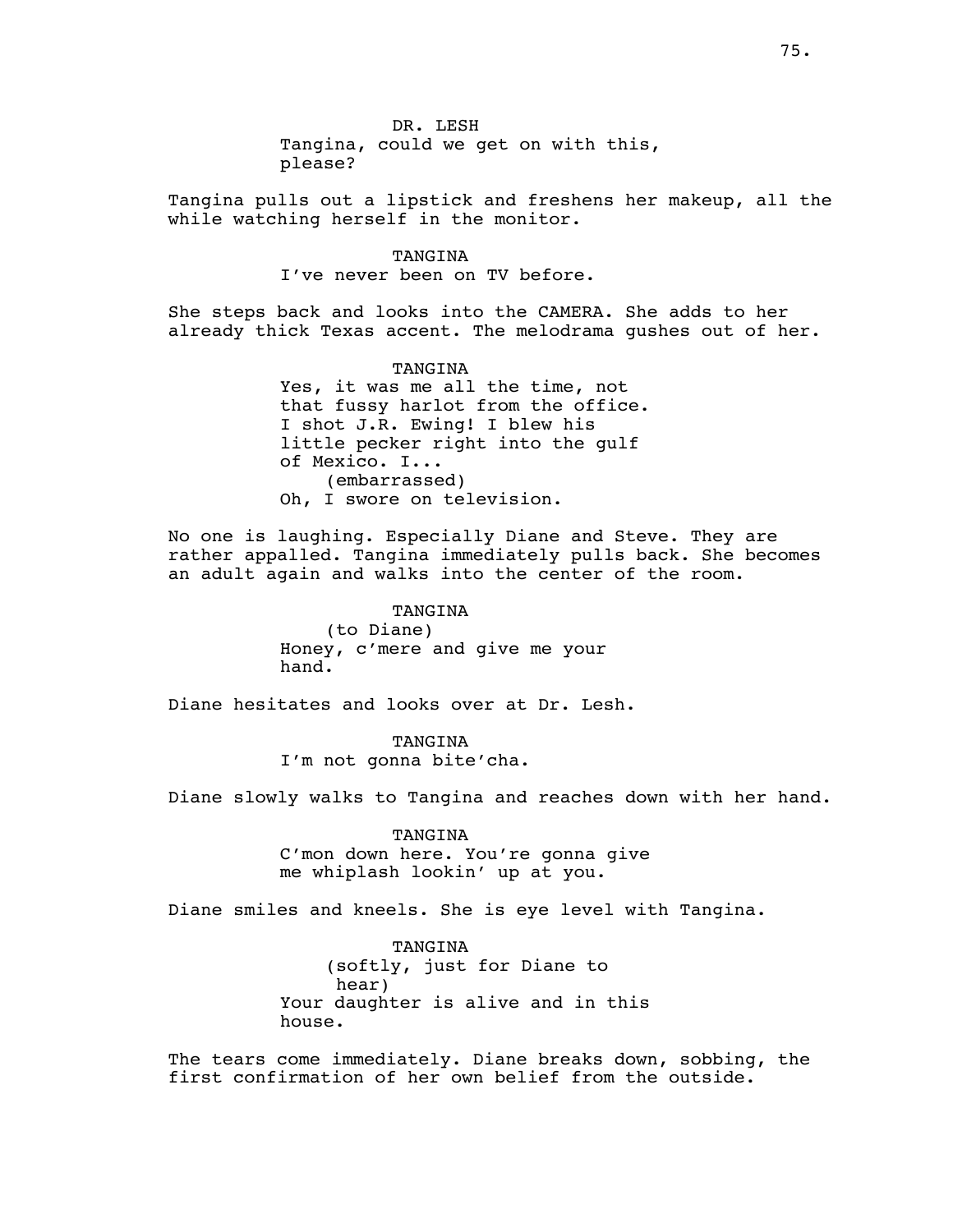DR. LESH
Tangina, could we get on with this, please?

Tangina pulls out a lipstick and freshens her makeup, all the while watching herself in the monitor.

TANGINA
I've never been on TV before.

She steps back and looks into the CAMERA. She adds to her already thick Texas accent. The melodrama gushes out of her.

TANGINA
Yes, it was me all the time, not that fussy harlot from the office. I shot J.R. Ewing! I blew his little pecker right into the gulf of Mexico. I...
(embarrassed)
Oh, I swore on television.

No one is laughing. Especially Diane and Steve. They are rather appalled. Tangina immediately pulls back. She becomes an adult again and walks into the center of the room.

TANGINA
(to Diane)
Honey, c'mere and give me your hand.

Diane hesitates and looks over at Dr. Lesh.

TANGINA
I'm not gonna bite'cha.

Diane slowly walks to Tangina and reaches down with her hand.

TANGINA
C'mon down here. You're gonna give me whiplash lookin' up at you.

Diane smiles and kneels. She is eye level with Tangina.

TANGINA
(softly, just for Diane to hear)
Your daughter is alive and in this house.

The tears come immediately. Diane breaks down, sobbing, the first confirmation of her own belief from the outside.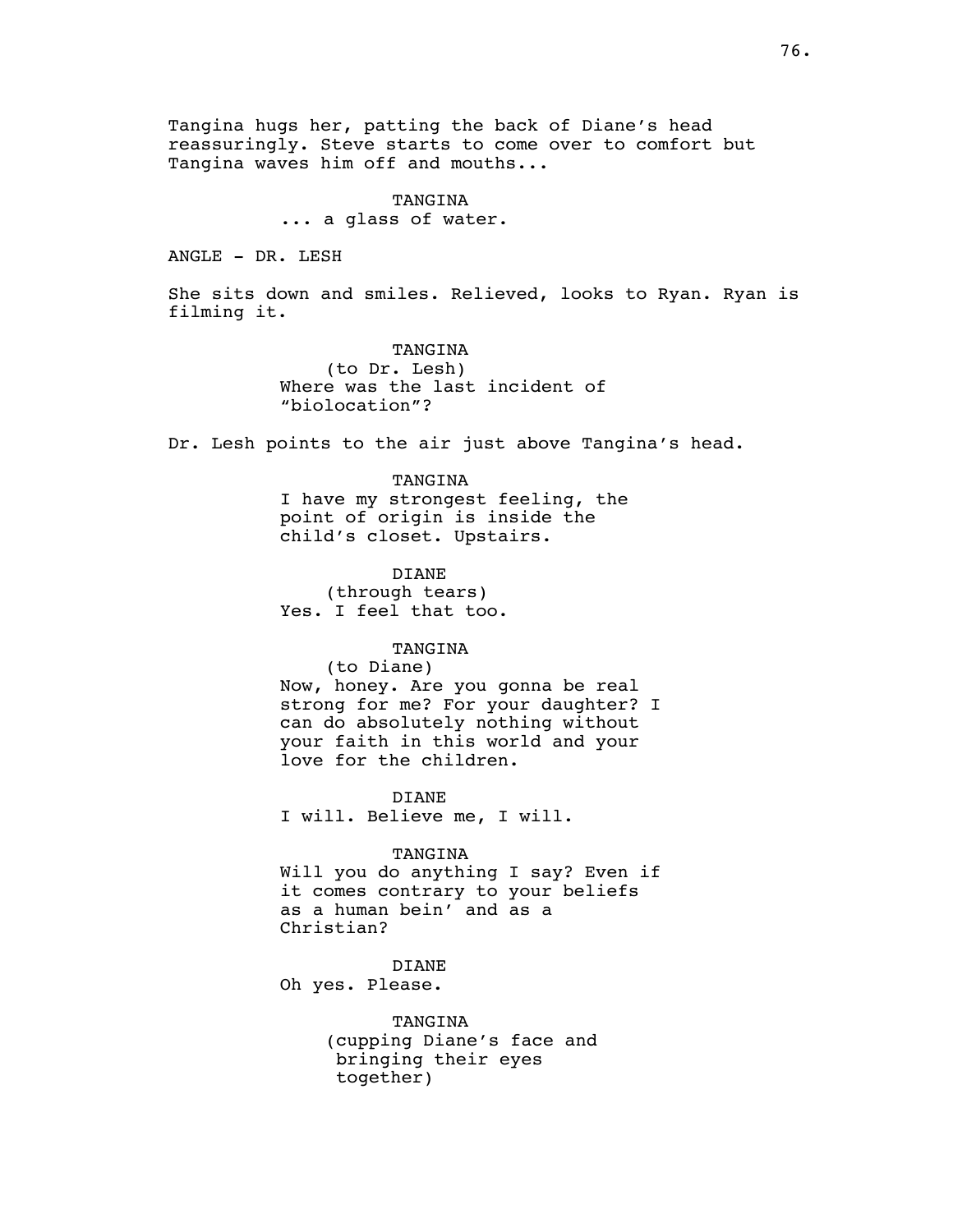Tangina hugs her, patting the back of Diane's head reassuringly. Steve starts to come over to comfort but Tangina waves him off and mouths...

TANGINA
... a glass of water.

ANGLE - DR. LESH

She sits down and smiles. Relieved, looks to Ryan. Ryan is filming it.

TANGINA
(to Dr. Lesh)
Where was the last incident of "biolocation"?

Dr. Lesh points to the air just above Tangina's head.

TANGINA
I have my strongest feeling, the point of origin is inside the child's closet. Upstairs.

DIANE
(through tears)
Yes. I feel that too.

TANGINA
(to Diane)
Now, honey. Are you gonna be real strong for me? For your daughter? I can do absolutely nothing without your faith in this world and your love for the children.

DIANE
I will. Believe me, I will.

TANGINA
Will you do anything I say? Even if it comes contrary to your beliefs as a human bein' and as a Christian?

DIANE
Oh yes. Please.

TANGINA
(cupping Diane's face and bringing their eyes together)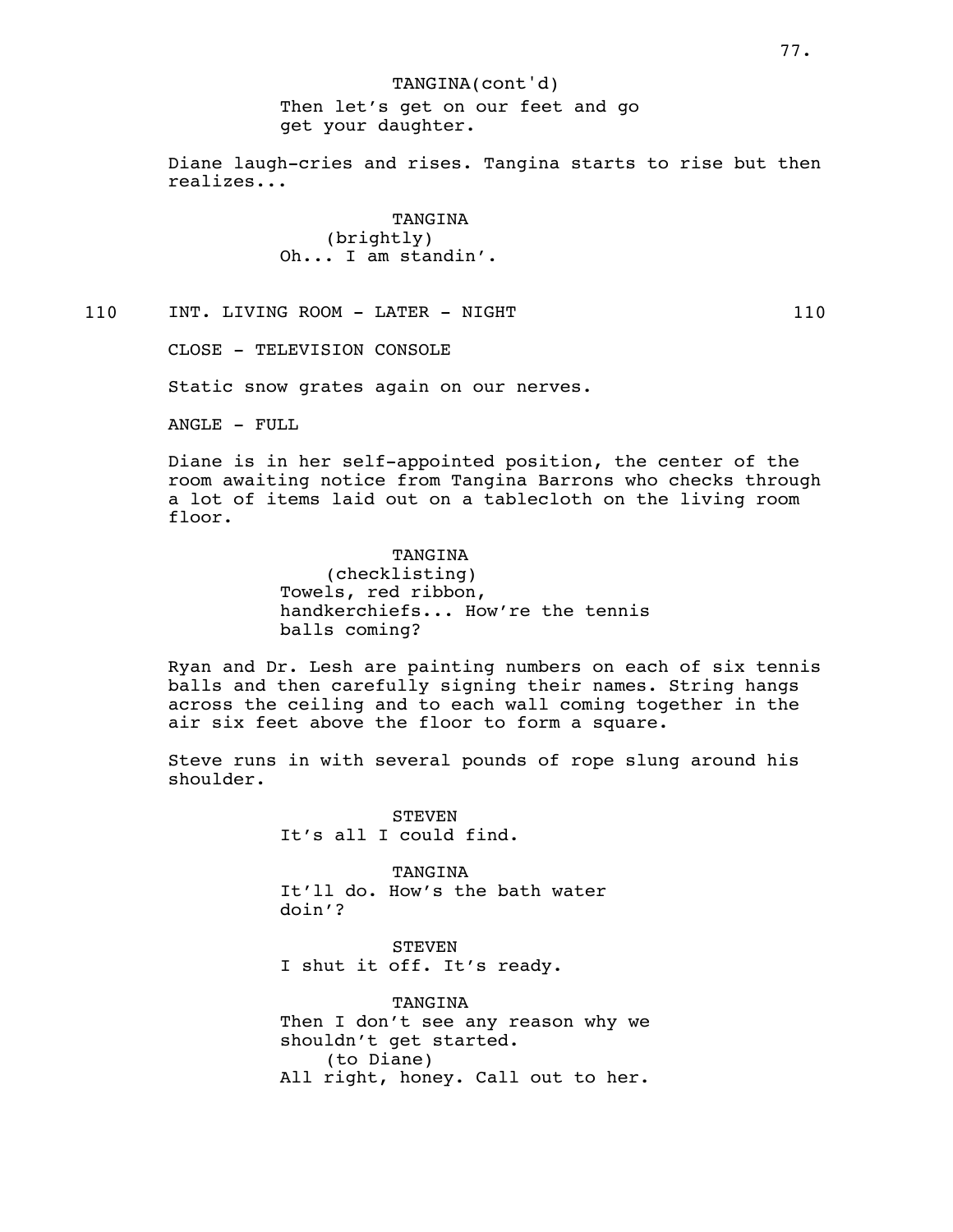TANGINA(cont'd)
Then let's get on our feet and go get your daughter.

Diane laugh-cries and rises. Tangina starts to rise but then realizes...

TANGINA
(brightly)
Oh... I am standin'.

110 INT. LIVING ROOM - LATER - NIGHT 110

CLOSE - TELEVISION CONSOLE

Static snow grates again on our nerves.

ANGLE - FULL

Diane is in her self-appointed position, the center of the room awaiting notice from Tangina Barrons who checks through a lot of items laid out on a tablecloth on the living room floor.

TANGINA
(checklisting)
Towels, red ribbon, handkerchiefs... How're the tennis balls coming?

Ryan and Dr. Lesh are painting numbers on each of six tennis balls and then carefully signing their names. String hangs across the ceiling and to each wall coming together in the air six feet above the floor to form a square.

Steve runs in with several pounds of rope slung around his shoulder.

STEVEN
It's all I could find.

TANGINA
It'll do. How's the bath water doin'?

STEVEN
I shut it off. It's ready.

TANGINA
Then I don't see any reason why we shouldn't get started.
(to Diane)
All right, honey. Call out to her.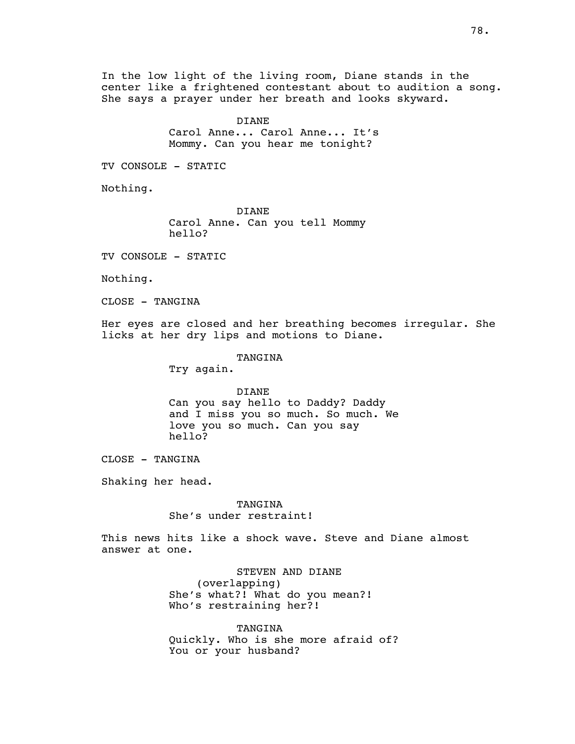In the low light of the living room, Diane stands in the center like a frightened contestant about to audition a song. She says a prayer under her breath and looks skyward.

DIANE
Carol Anne... Carol Anne... It's Mommy. Can you hear me tonight?

TV CONSOLE - STATIC

Nothing.

DIANE
Carol Anne. Can you tell Mommy hello?

TV CONSOLE - STATIC

Nothing.

CLOSE - TANGINA

Her eyes are closed and her breathing becomes irregular. She licks at her dry lips and motions to Diane.

TANGINA
Try again.

DIANE
Can you say hello to Daddy? Daddy and I miss you so much. So much. We love you so much. Can you say hello?

CLOSE - TANGINA

Shaking her head.

TANGINA
She's under restraint!

This news hits like a shock wave. Steve and Diane almost answer at one.

STEVEN AND DIANE
(overlapping)
She's what?! What do you mean?! Who's restraining her?!

TANGINA
Quickly. Who is she more afraid of? You or your husband?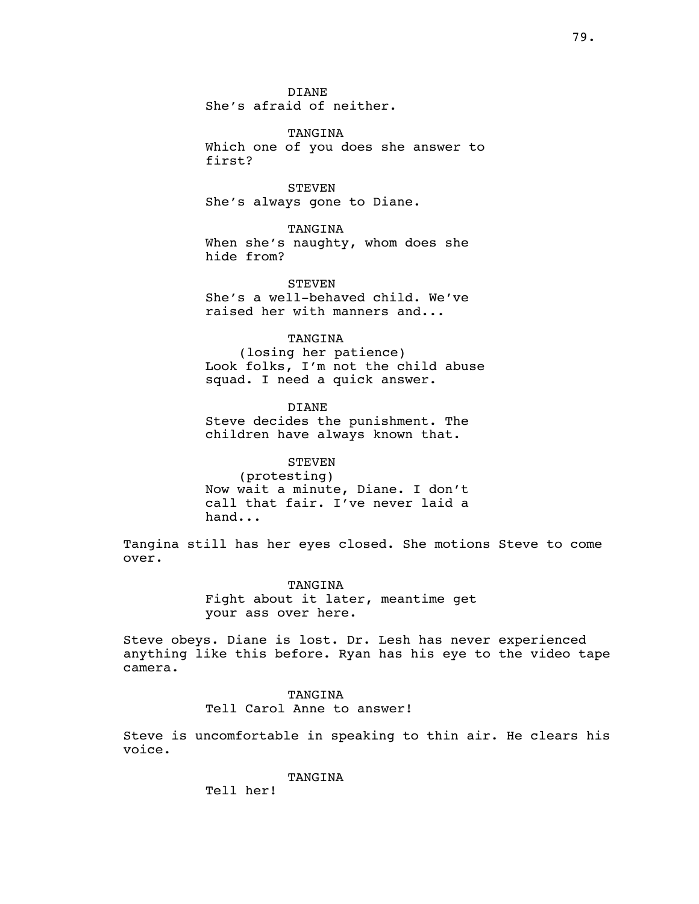DIANE
She's afraid of neither.

TANGINA
Which one of you does she answer to first?

STEVEN
She's always gone to Diane.

TANGINA
When she's naughty, whom does she hide from?

STEVEN
She's a well-behaved child. We've raised her with manners and...

TANGINA
(losing her patience)
Look folks, I'm not the child abuse squad. I need a quick answer.

DIANE
Steve decides the punishment. The children have always known that.

STEVEN
(protesting)
Now wait a minute, Diane. I don't call that fair. I've never laid a hand...

Tangina still has her eyes closed. She motions Steve to come over.

TANGINA
Fight about it later, meantime get your ass over here.

Steve obeys. Diane is lost. Dr. Lesh has never experienced anything like this before. Ryan has his eye to the video tape camera.

TANGINA
Tell Carol Anne to answer!

Steve is uncomfortable in speaking to thin air. He clears his voice.

TANGINA
Tell her!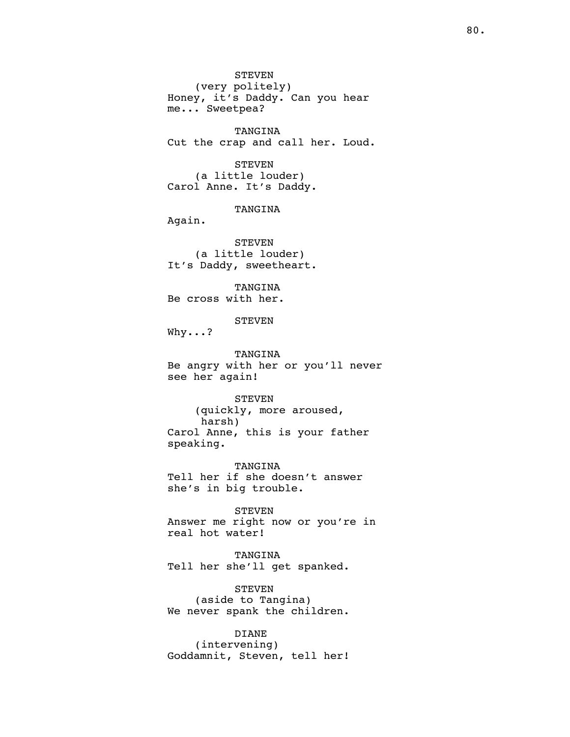STEVEN
(very politely)
Honey, it's Daddy. Can you hear me... Sweetpea?

TANGINA
Cut the crap and call her. Loud.

STEVEN
(a little louder)
Carol Anne. It's Daddy.

TANGINA
Again.

STEVEN
(a little louder)
It's Daddy, sweetheart.

TANGINA
Be cross with her.

STEVEN
Why...?

TANGINA
Be angry with her or you'll never see her again!

STEVEN
(quickly, more aroused, harsh)
Carol Anne, this is your father speaking.

TANGINA
Tell her if she doesn't answer she's in big trouble.

STEVEN
Answer me right now or you're in real hot water!

TANGINA
Tell her she'll get spanked.

STEVEN
(aside to Tangina)
We never spank the children.

DIANE
(intervening)
Goddamnit, Steven, tell her!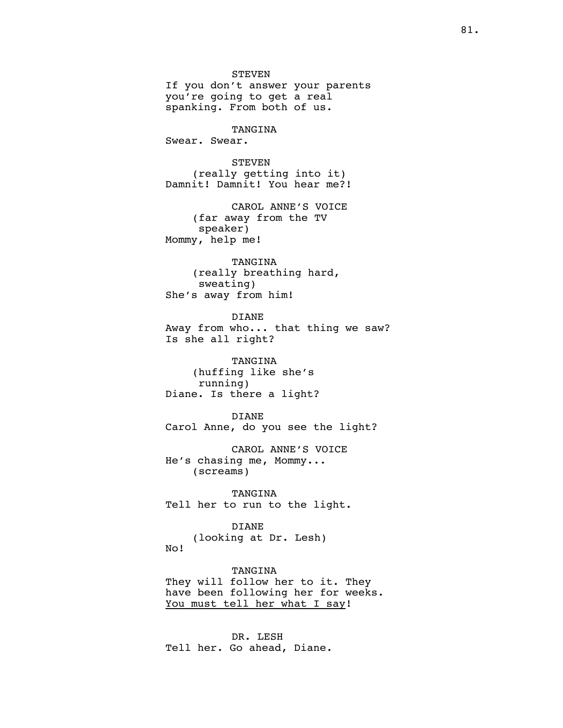STEVEN
If you don't answer your parents
you're going to get a real
spanking. From both of us.

TANGINA
Swear. Swear.

STEVEN
(really getting into it)
Damnit! Damnit! You hear me?!

CAROL ANNE'S VOICE
(far away from the TV
speaker)
Mommy, help me!

TANGINA
(really breathing hard,
sweating)
She's away from him!

DIANE
Away from who... that thing we saw?
Is she all right?

TANGINA
(huffing like she's
running)
Diane. Is there a light?

DIANE
Carol Anne, do you see the light?

CAROL ANNE'S VOICE
He's chasing me, Mommy...
(screams)

TANGINA
Tell her to run to the light.

DIANE
(looking at Dr. Lesh)
No!

TANGINA
They will follow her to it. They
have been following her for weeks.
<u>You must tell her what I say</u>!

DR. LESH
Tell her. Go ahead, Diane.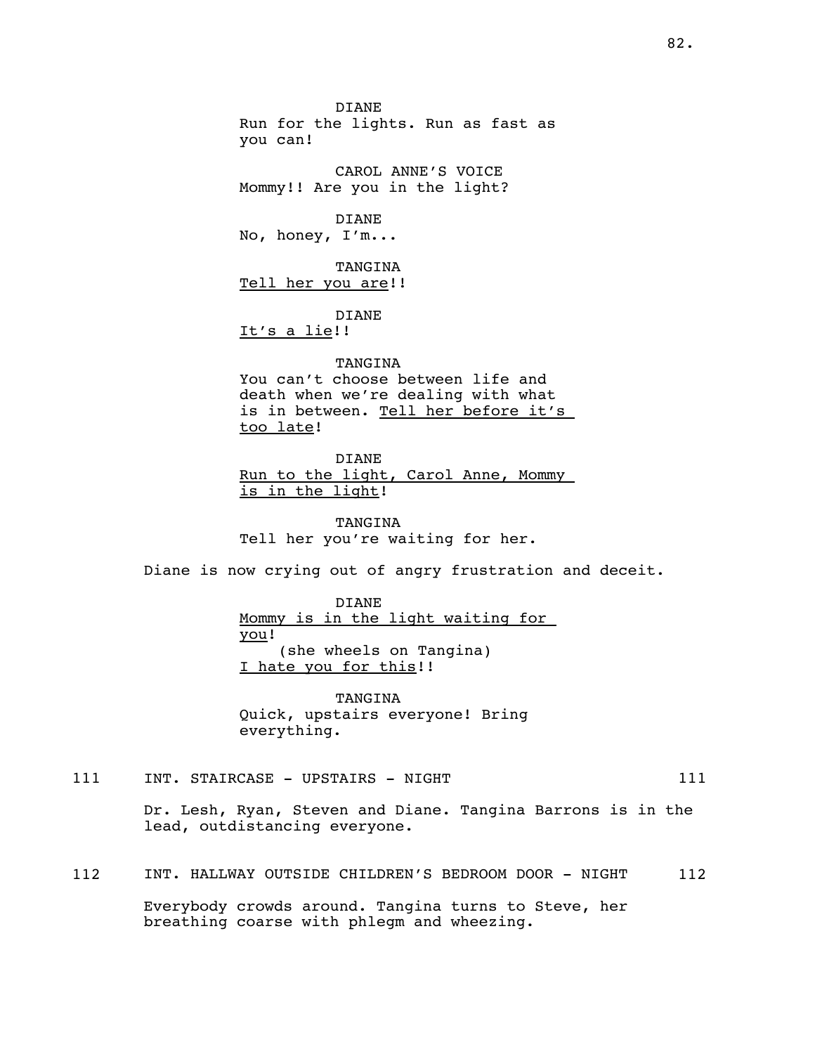DIANE
Run for the lights. Run as fast as you can!

CAROL ANNE'S VOICE
Mommy!! Are you in the light?

DIANE
No, honey, I'm...

TANGINA
<u>Tell her you are</u>!!

DIANE
<u>It's a lie</u>!!

TANGINA
You can't choose between life and death when we're dealing with what is in between. <u>Tell her before it's too late</u>!

DIANE
<u>Run to the light, Carol Anne, Mommy is in the light</u>!

TANGINA
Tell her you're waiting for her.

Diane is now crying out of angry frustration and deceit.

DIANE
<u>Mommy is in the light waiting for you</u>!
(she wheels on Tangina)
<u>I hate you for this</u>!!

TANGINA
Quick, upstairs everyone! Bring everything.

111 INT. STAIRCASE - UPSTAIRS - NIGHT 111

Dr. Lesh, Ryan, Steven and Diane. Tangina Barrons is in the lead, outdistancing everyone.

112 INT. HALLWAY OUTSIDE CHILDREN'S BEDROOM DOOR - NIGHT 112

Everybody crowds around. Tangina turns to Steve, her breathing coarse with phlegm and wheezing.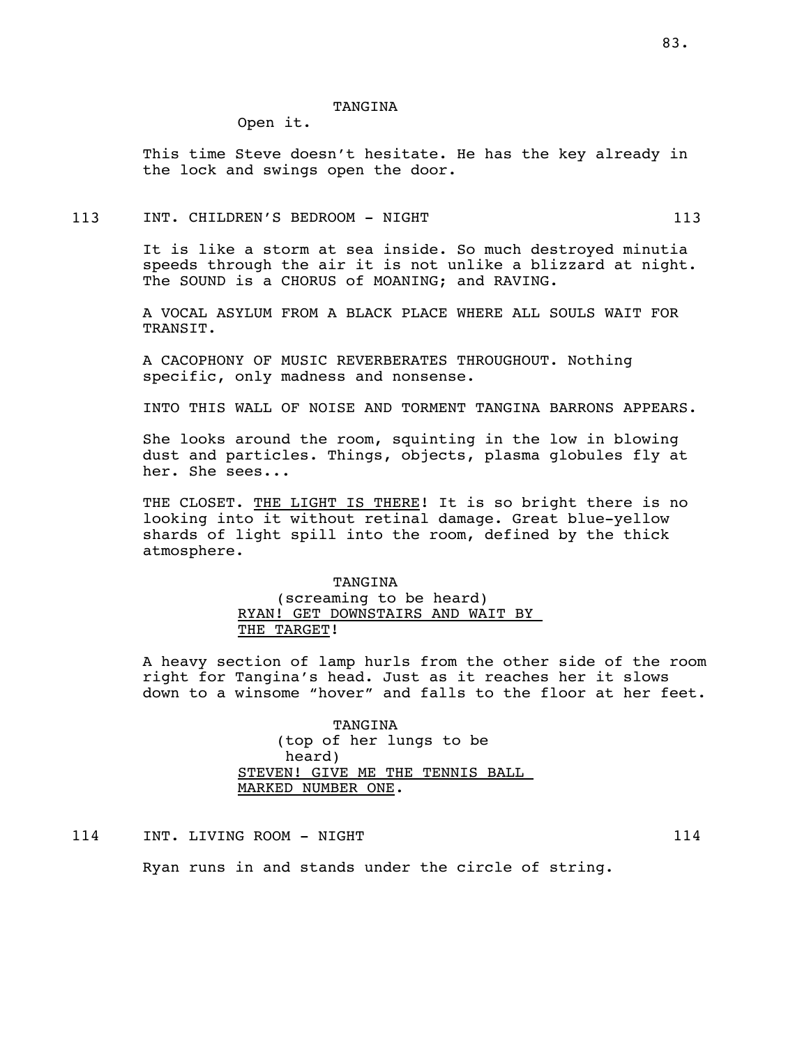TANGINA

Open it.

This time Steve doesn't hesitate. He has the key already in the lock and swings open the door.

113 INT. CHILDREN'S BEDROOM - NIGHT 113

It is like a storm at sea inside. So much destroyed minutia speeds through the air it is not unlike a blizzard at night. The SOUND is a CHORUS of MOANING; and RAVING.

A VOCAL ASYLUM FROM A BLACK PLACE WHERE ALL SOULS WAIT FOR TRANSIT.

A CACOPHONY OF MUSIC REVERBERATES THROUGHOUT. Nothing specific, only madness and nonsense.

INTO THIS WALL OF NOISE AND TORMENT TANGINA BARRONS APPEARS.

She looks around the room, squinting in the low in blowing dust and particles. Things, objects, plasma globules fly at her. She sees...

THE CLOSET. <u>THE LIGHT IS THERE</u>! It is so bright there is no looking into it without retinal damage. Great blue-yellow shards of light spill into the room, defined by the thick atmosphere.

TANGINA

(screaming to be heard)

<u>RYAN! GET DOWNSTAIRS AND WAIT BY THE TARGET</u>!

A heavy section of lamp hurls from the other side of the room right for Tangina's head. Just as it reaches her it slows down to a winsome "hover" and falls to the floor at her feet.

TANGINA

(top of her lungs to be heard)

<u>STEVEN! GIVE ME THE TENNIS BALL MARKED NUMBER ONE</u>.

114 INT. LIVING ROOM - NIGHT 114

Ryan runs in and stands under the circle of string.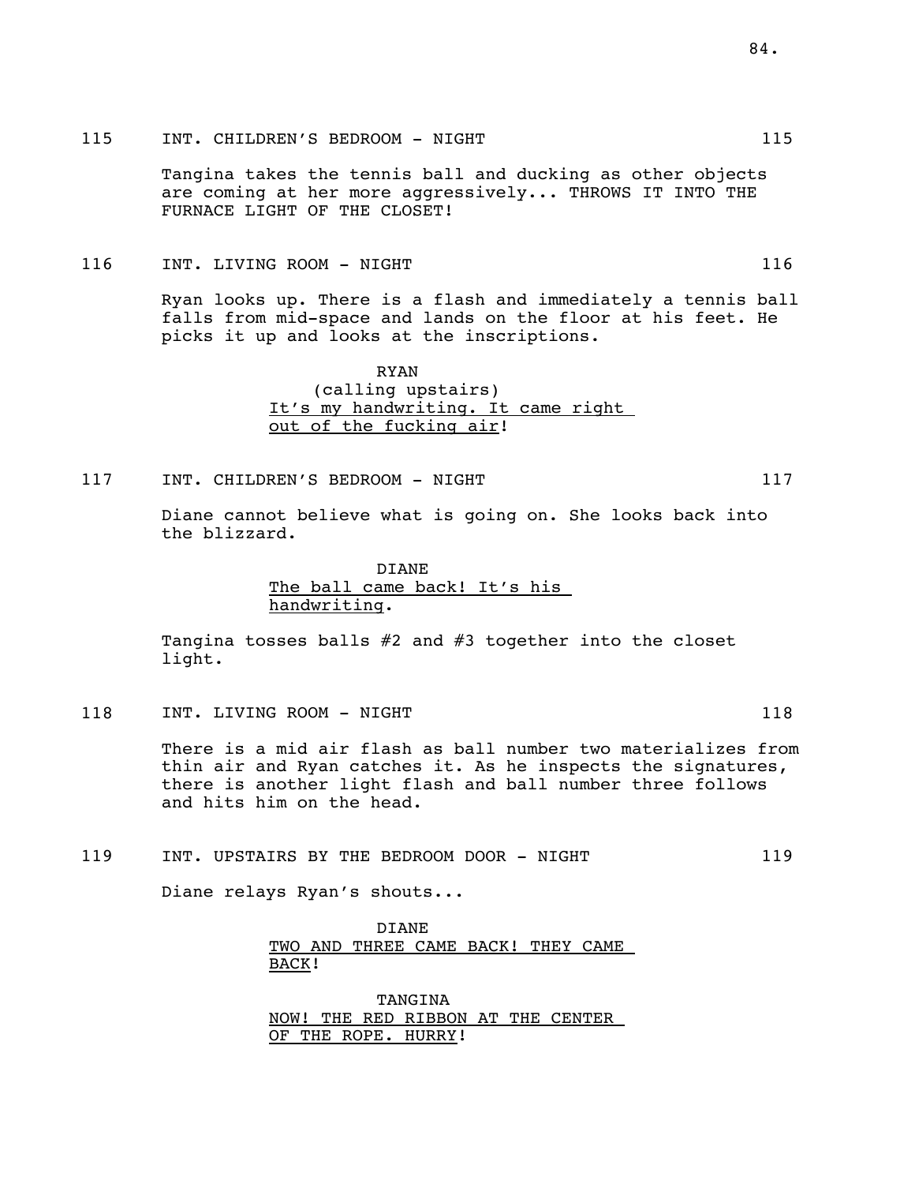115 INT. CHILDREN'S BEDROOM - NIGHT 115

Tangina takes the tennis ball and ducking as other objects are coming at her more aggressively... THROWS IT INTO THE FURNACE LIGHT OF THE CLOSET!

116 INT. LIVING ROOM - NIGHT 116

Ryan looks up. There is a flash and immediately a tennis ball falls from mid-space and lands on the floor at his feet. He picks it up and looks at the inscriptions.

RYAN
(calling upstairs)
<u>It's my handwriting. It came right out of the fucking air</u>!

117 INT. CHILDREN'S BEDROOM - NIGHT 117

Diane cannot believe what is going on. She looks back into the blizzard.

DIANE
<u>The ball came back! It's his handwriting</u>.

Tangina tosses balls #2 and #3 together into the closet light.

118 INT. LIVING ROOM - NIGHT 118

There is a mid air flash as ball number two materializes from thin air and Ryan catches it. As he inspects the signatures, there is another light flash and ball number three follows and hits him on the head.

119 INT. UPSTAIRS BY THE BEDROOM DOOR - NIGHT 119

Diane relays Ryan's shouts...

DIANE
<u>TWO AND THREE CAME BACK! THEY CAME BACK</u>!

TANGINA
<u>NOW! THE RED RIBBON AT THE CENTER OF THE ROPE. HURRY</u>!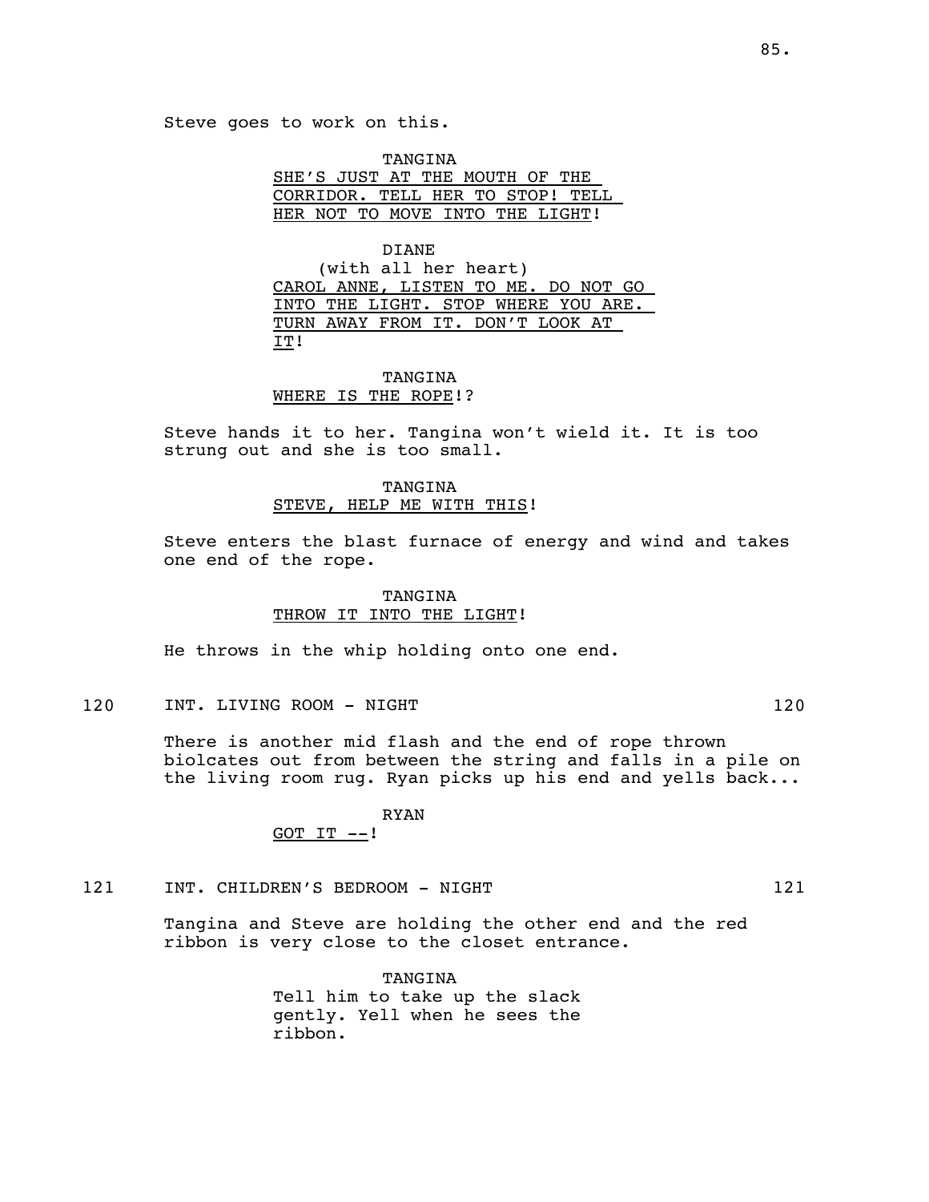Steve goes to work on this.

TANGINA
SHE'S JUST AT THE MOUTH OF THE CORRIDOR. TELL HER TO STOP! TELL HER NOT TO MOVE INTO THE LIGHT!

DIANE
(with all her heart)
CAROL ANNE, LISTEN TO ME. DO NOT GO INTO THE LIGHT. STOP WHERE YOU ARE. TURN AWAY FROM IT. DON'T LOOK AT IT!

TANGINA
WHERE IS THE ROPE!?

Steve hands it to her. Tangina won't wield it. It is too strung out and she is too small.

TANGINA
STEVE, HELP ME WITH THIS!

Steve enters the blast furnace of energy and wind and takes one end of the rope.

TANGINA
THROW IT INTO THE LIGHT!

He throws in the whip holding onto one end.

120 INT. LIVING ROOM - NIGHT 120

There is another mid flash and the end of rope thrown biolcates out from between the string and falls in a pile on the living room rug. Ryan picks up his end and yells back...

RYAN
GOT IT --!

121 INT. CHILDREN'S BEDROOM - NIGHT 121

Tangina and Steve are holding the other end and the red ribbon is very close to the closet entrance.

TANGINA
Tell him to take up the slack gently. Yell when he sees the ribbon.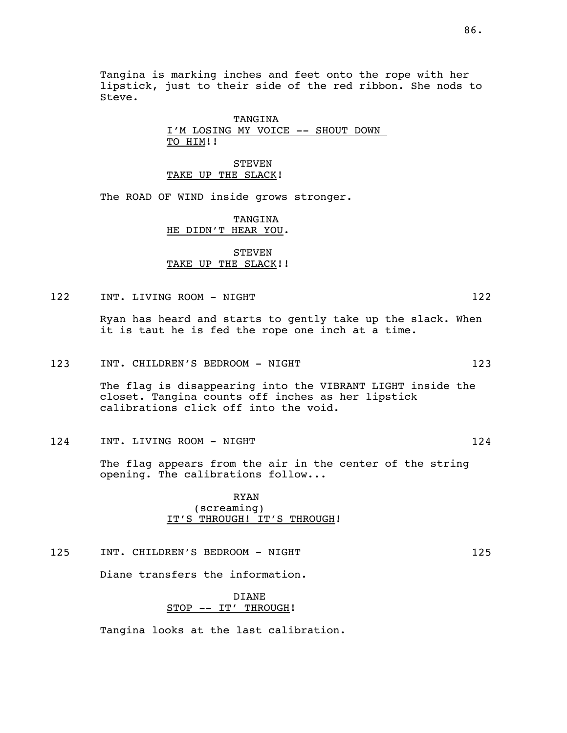Tangina is marking inches and feet onto the rope with her lipstick, just to their side of the red ribbon. She nods to Steve.

TANGINA
I'M LOSING MY VOICE -- SHOUT DOWN TO HIM!!

STEVEN
TAKE UP THE SLACK!

The ROAD OF WIND inside grows stronger.

TANGINA
HE DIDN'T HEAR YOU.

STEVEN
TAKE UP THE SLACK!!

122 INT. LIVING ROOM - NIGHT 122

Ryan has heard and starts to gently take up the slack. When it is taut he is fed the rope one inch at a time.

123 INT. CHILDREN'S BEDROOM - NIGHT 123

The flag is disappearing into the VIBRANT LIGHT inside the closet. Tangina counts off inches as her lipstick calibrations click off into the void.

124 INT. LIVING ROOM - NIGHT 124

The flag appears from the air in the center of the string opening. The calibrations follow...

RYAN
(screaming)
IT'S THROUGH! IT'S THROUGH!

125 INT. CHILDREN'S BEDROOM - NIGHT 125

Diane transfers the information.

DIANE
STOP -- IT' THROUGH!

Tangina looks at the last calibration.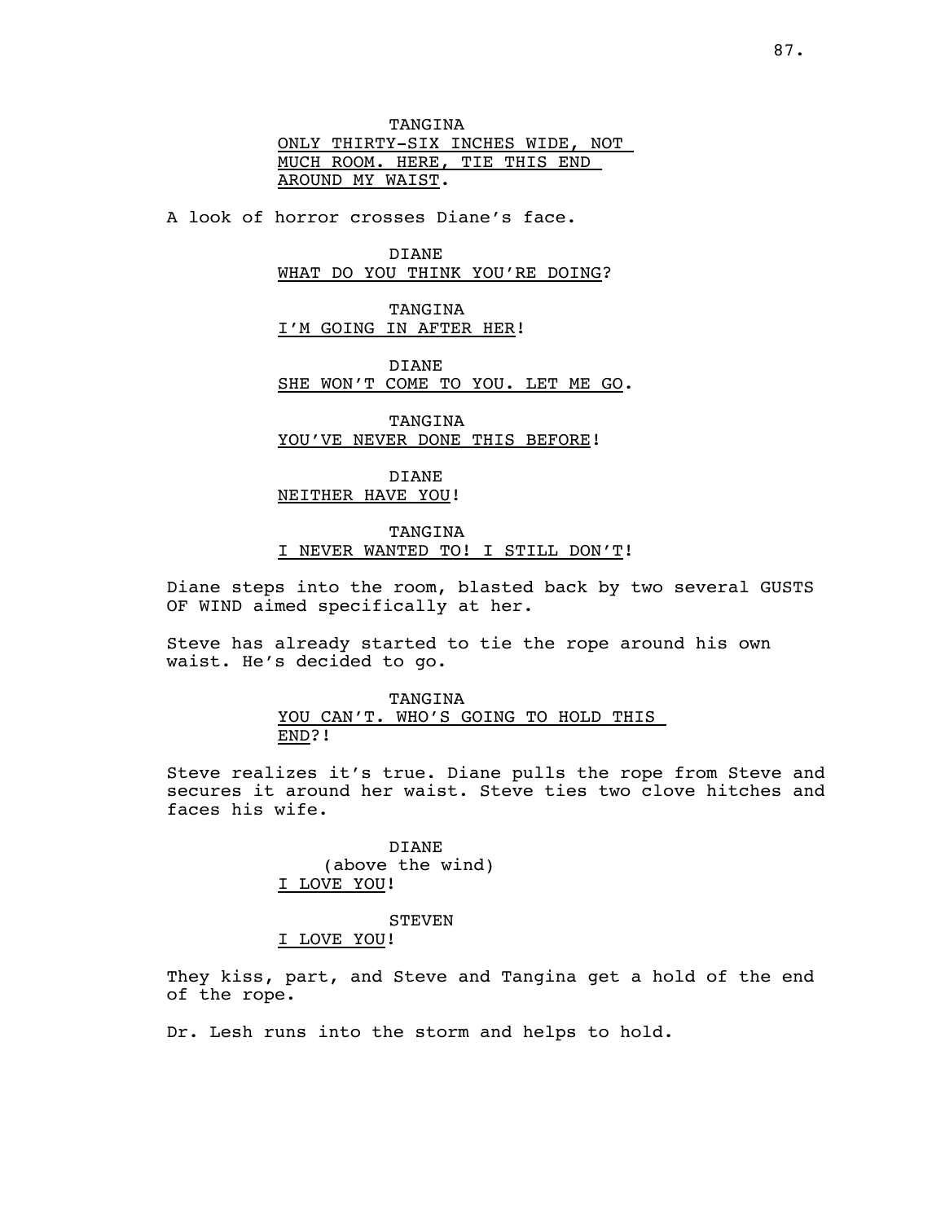TANGINA

ONLY THIRTY-SIX INCHES WIDE, NOT MUCH ROOM. HERE, TIE THIS END AROUND MY WAIST.

A look of horror crosses Diane's face.

DIANE

WHAT DO YOU THINK YOU'RE DOING?

TANGINA

I'M GOING IN AFTER HER!

DIANE

SHE WON'T COME TO YOU. LET ME GO.

TANGINA

YOU'VE NEVER DONE THIS BEFORE!

DIANE

NEITHER HAVE YOU!

TANGINA

I NEVER WANTED TO! I STILL DON'T!

Diane steps into the room, blasted back by two several GUSTS OF WIND aimed specifically at her.

Steve has already started to tie the rope around his own waist. He's decided to go.

TANGINA

YOU CAN'T. WHO'S GOING TO HOLD THIS END?!

Steve realizes it's true. Diane pulls the rope from Steve and secures it around her waist. Steve ties two clove hitches and faces his wife.

DIANE

(above the wind)

I LOVE YOU!

STEVEN

I LOVE YOU!

They kiss, part, and Steve and Tangina get a hold of the end of the rope.

Dr. Lesh runs into the storm and helps to hold.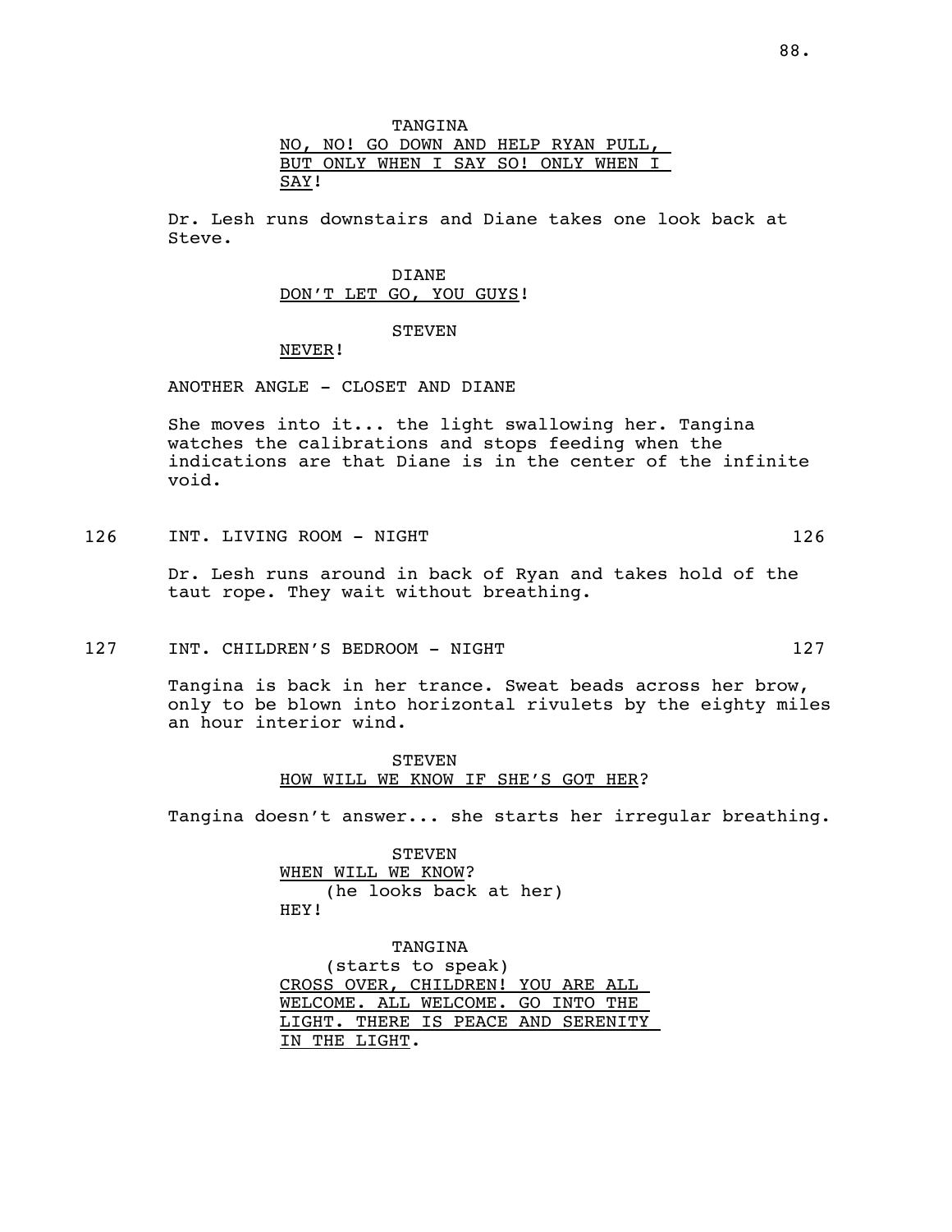TANGINA
NO, NO! GO DOWN AND HELP RYAN PULL, BUT ONLY WHEN I SAY SO! ONLY WHEN I SAY!

Dr. Lesh runs downstairs and Diane takes one look back at Steve.

DIANE
DON'T LET GO, YOU GUYS!

STEVEN
NEVER!

ANOTHER ANGLE - CLOSET AND DIANE

She moves into it... the light swallowing her. Tangina watches the calibrations and stops feeding when the indications are that Diane is in the center of the infinite void.

126 INT. LIVING ROOM - NIGHT 126

Dr. Lesh runs around in back of Ryan and takes hold of the taut rope. They wait without breathing.

127 INT. CHILDREN'S BEDROOM - NIGHT 127

Tangina is back in her trance. Sweat beads across her brow, only to be blown into horizontal rivulets by the eighty miles an hour interior wind.

STEVEN
HOW WILL WE KNOW IF SHE'S GOT HER?

Tangina doesn't answer... she starts her irregular breathing.

STEVEN
WHEN WILL WE KNOW?
(he looks back at her)
HEY!

TANGINA
(starts to speak)
CROSS OVER, CHILDREN! YOU ARE ALL WELCOME. ALL WELCOME. GO INTO THE LIGHT. THERE IS PEACE AND SERENITY IN THE LIGHT.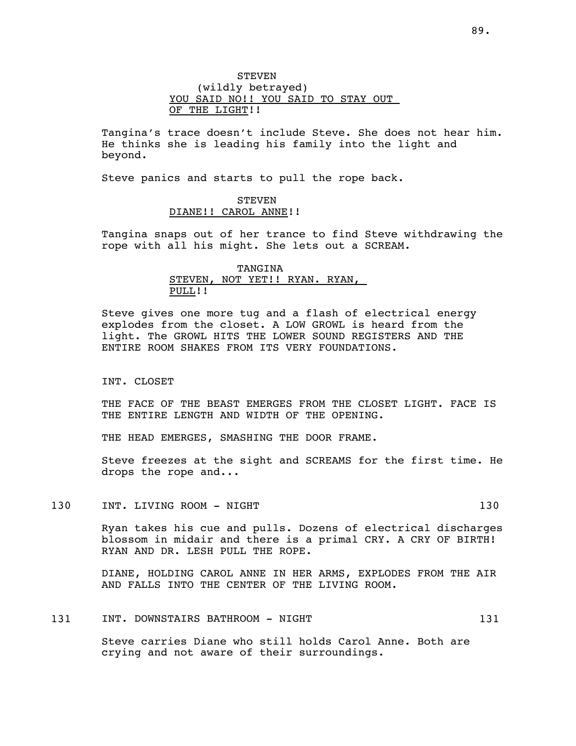STEVEN
(wildly betrayed)
<u>YOU SAID NO!! YOU SAID TO STAY OUT OF THE LIGHT</u>!!

Tangina's trace doesn't include Steve. She does not hear him. He thinks she is leading his family into the light and beyond.

Steve panics and starts to pull the rope back.

STEVEN
<u>DIANE!! CAROL ANNE</u>!!

Tangina snaps out of her trance to find Steve withdrawing the rope with all his might. She lets out a SCREAM.

TANGINA
<u>STEVEN, NOT YET!! RYAN. RYAN, PULL</u>!!

Steve gives one more tug and a flash of electrical energy explodes from the closet. A LOW GROWL is heard from the light. The GROWL HITS THE LOWER SOUND REGISTERS AND THE ENTIRE ROOM SHAKES FROM ITS VERY FOUNDATIONS.

INT. CLOSET

THE FACE OF THE BEAST EMERGES FROM THE CLOSET LIGHT. FACE IS THE ENTIRE LENGTH AND WIDTH OF THE OPENING.

THE HEAD EMERGES, SMASHING THE DOOR FRAME.

Steve freezes at the sight and SCREAMS for the first time. He drops the rope and...

130 INT. LIVING ROOM - NIGHT 130

Ryan takes his cue and pulls. Dozens of electrical discharges blossom in midair and there is a primal CRY. A CRY OF BIRTH! RYAN AND DR. LESH PULL THE ROPE.

DIANE, HOLDING CAROL ANNE IN HER ARMS, EXPLODES FROM THE AIR AND FALLS INTO THE CENTER OF THE LIVING ROOM.

131 INT. DOWNSTAIRS BATHROOM - NIGHT 131

Steve carries Diane who still holds Carol Anne. Both are crying and not aware of their surroundings.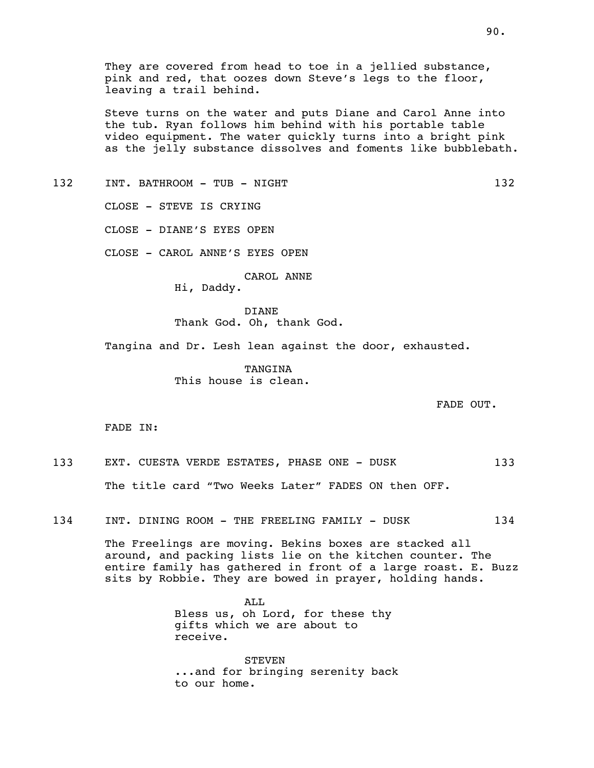They are covered from head to toe in a jellied substance, pink and red, that oozes down Steve's legs to the floor, leaving a trail behind.

Steve turns on the water and puts Diane and Carol Anne into the tub. Ryan follows him behind with his portable table video equipment. The water quickly turns into a bright pink as the jelly substance dissolves and foments like bubblebath.

132 INT. BATHROOM - TUB - NIGHT 132

CLOSE - STEVE IS CRYING

CLOSE - DIANE'S EYES OPEN

CLOSE - CAROL ANNE'S EYES OPEN

CAROL ANNE
Hi, Daddy.

DIANE
Thank God. Oh, thank God.

Tangina and Dr. Lesh lean against the door, exhausted.

TANGINA
This house is clean.

FADE OUT.

FADE IN:

133 EXT. CUESTA VERDE ESTATES, PHASE ONE - DUSK 133

The title card "Two Weeks Later" FADES ON then OFF.

134 INT. DINING ROOM - THE FREELING FAMILY - DUSK 134

The Freelings are moving. Bekins boxes are stacked all around, and packing lists lie on the kitchen counter. The entire family has gathered in front of a large roast. E. Buzz sits by Robbie. They are bowed in prayer, holding hands.

ALL
Bless us, oh Lord, for these thy gifts which we are about to receive.

STEVEN
...and for bringing serenity back to our home.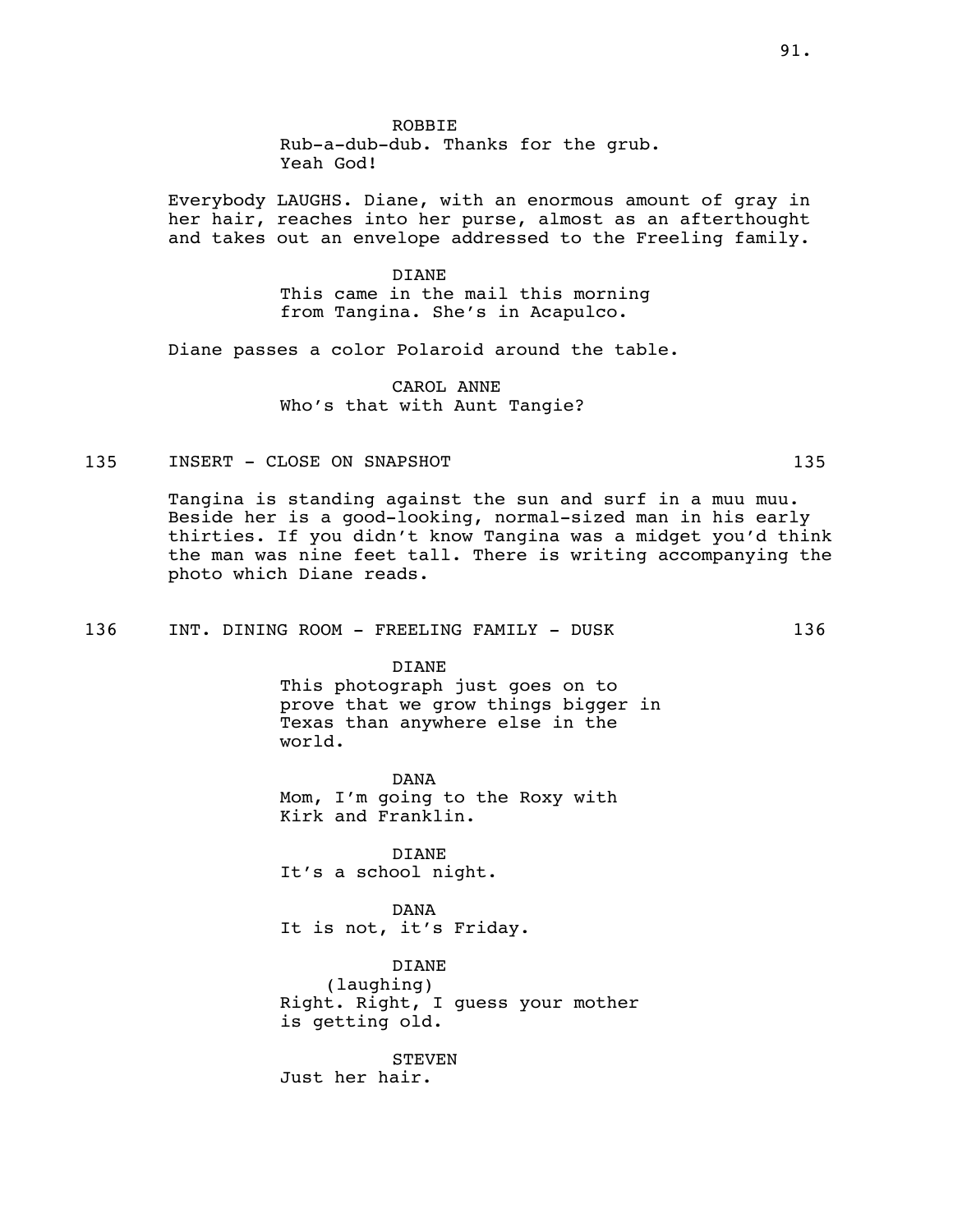ROBBIE
Rub-a-dub-dub. Thanks for the grub.
Yeah God!

Everybody LAUGHS. Diane, with an enormous amount of gray in her hair, reaches into her purse, almost as an afterthought and takes out an envelope addressed to the Freeling family.

DIANE
This came in the mail this morning from Tangina. She's in Acapulco.

Diane passes a color Polaroid around the table.

CAROL ANNE
Who's that with Aunt Tangie?

135 INSERT - CLOSE ON SNAPSHOT 135

Tangina is standing against the sun and surf in a muu muu. Beside her is a good-looking, normal-sized man in his early thirties. If you didn't know Tangina was a midget you'd think the man was nine feet tall. There is writing accompanying the photo which Diane reads.

136 INT. DINING ROOM - FREELING FAMILY - DUSK 136

DIANE
This photograph just goes on to prove that we grow things bigger in Texas than anywhere else in the world.

DANA
Mom, I'm going to the Roxy with Kirk and Franklin.

DIANE
It's a school night.

DANA
It is not, it's Friday.

DIANE
(laughing)
Right. Right, I guess your mother is getting old.

STEVEN
Just her hair.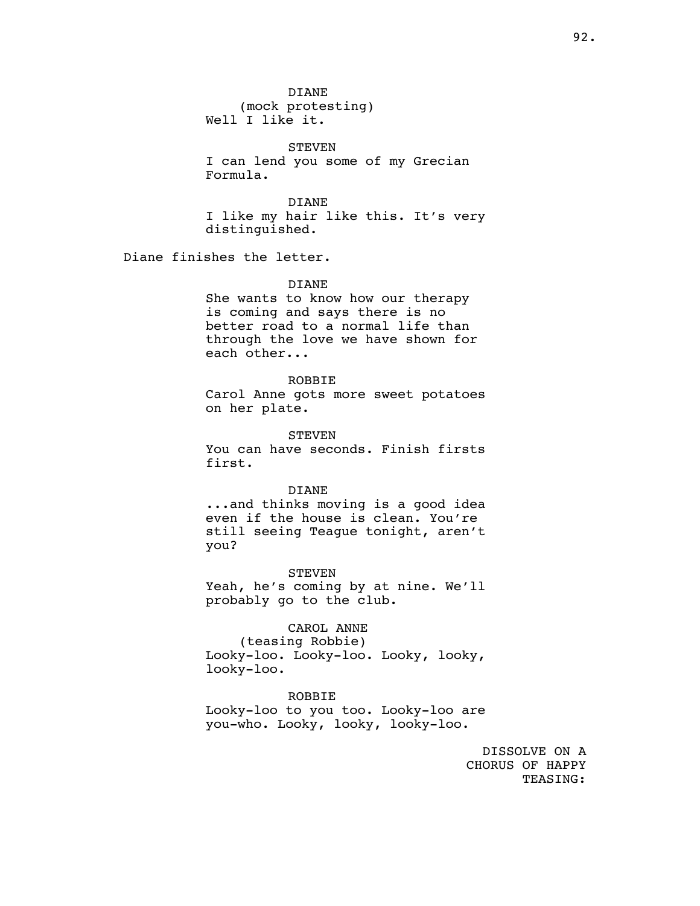DIANE
(mock protesting)
Well I like it.

STEVEN
I can lend you some of my Grecian Formula.

DIANE
I like my hair like this. It's very distinguished.

Diane finishes the letter.

DIANE
She wants to know how our therapy is coming and says there is no better road to a normal life than through the love we have shown for each other...

ROBBIE
Carol Anne gots more sweet potatoes on her plate.

STEVEN
You can have seconds. Finish firsts first.

DIANE
...and thinks moving is a good idea even if the house is clean. You're still seeing Teague tonight, aren't you?

STEVEN
Yeah, he's coming by at nine. We'll probably go to the club.

CAROL ANNE
(teasing Robbie)
Looky-loo. Looky-loo. Looky, looky, looky-loo.

ROBBIE
Looky-loo to you too. Looky-loo are you-who. Looky, looky, looky-loo.

DISSOLVE ON A CHORUS OF HAPPY TEASING: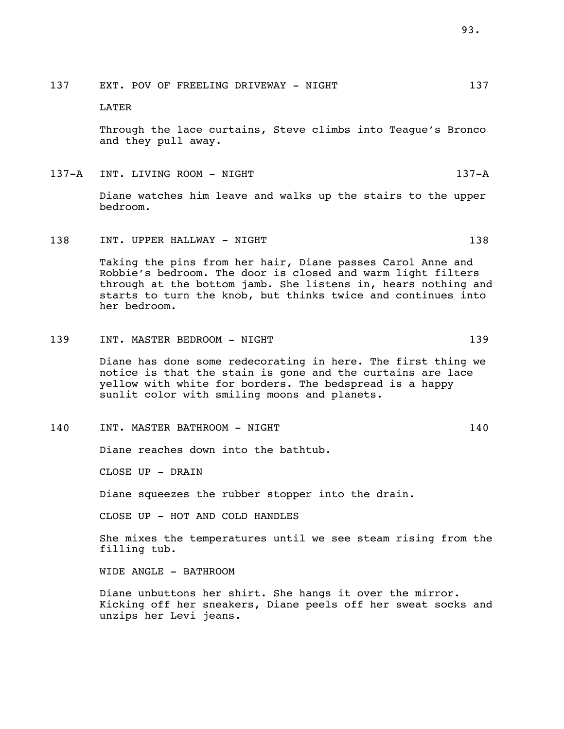137 EXT. POV OF FREELING DRIVEWAY - NIGHT 137

LATER

Through the lace curtains, Steve climbs into Teague's Bronco and they pull away.

137-A INT. LIVING ROOM - NIGHT 137-A

Diane watches him leave and walks up the stairs to the upper bedroom.

138 INT. UPPER HALLWAY - NIGHT 138

Taking the pins from her hair, Diane passes Carol Anne and Robbie's bedroom. The door is closed and warm light filters through at the bottom jamb. She listens in, hears nothing and starts to turn the knob, but thinks twice and continues into her bedroom.

139 INT. MASTER BEDROOM - NIGHT 139

Diane has done some redecorating in here. The first thing we notice is that the stain is gone and the curtains are lace yellow with white for borders. The bedspread is a happy sunlit color with smiling moons and planets.

140 INT. MASTER BATHROOM - NIGHT 140

Diane reaches down into the bathtub.

CLOSE UP - DRAIN

Diane squeezes the rubber stopper into the drain.

CLOSE UP - HOT AND COLD HANDLES

She mixes the temperatures until we see steam rising from the filling tub.

WIDE ANGLE - BATHROOM

Diane unbuttons her shirt. She hangs it over the mirror. Kicking off her sneakers, Diane peels off her sweat socks and unzips her Levi jeans.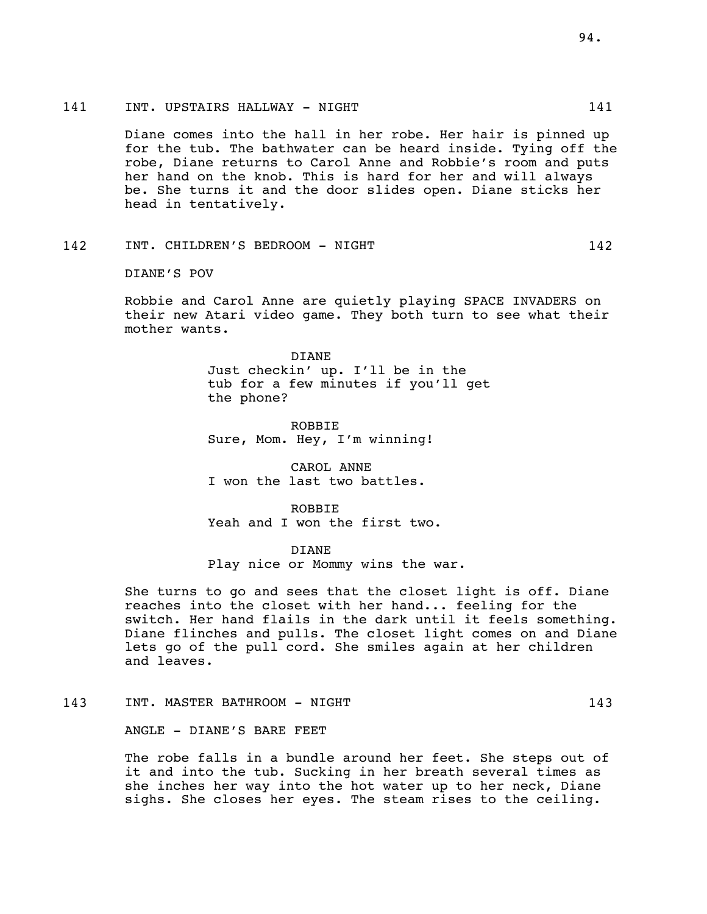141 INT. UPSTAIRS HALLWAY - NIGHT 141

Diane comes into the hall in her robe. Her hair is pinned up for the tub. The bathwater can be heard inside. Tying off the robe, Diane returns to Carol Anne and Robbie's room and puts her hand on the knob. This is hard for her and will always be. She turns it and the door slides open. Diane sticks her head in tentatively.

142 INT. CHILDREN'S BEDROOM - NIGHT 142

DIANE'S POV

Robbie and Carol Anne are quietly playing SPACE INVADERS on their new Atari video game. They both turn to see what their mother wants.

DIANE
Just checkin' up. I'll be in the tub for a few minutes if you'll get the phone?

ROBBIE
Sure, Mom. Hey, I'm winning!

CAROL ANNE
I won the last two battles.

ROBBIE
Yeah and I won the first two.

DIANE
Play nice or Mommy wins the war.

She turns to go and sees that the closet light is off. Diane reaches into the closet with her hand... feeling for the switch. Her hand flails in the dark until it feels something. Diane flinches and pulls. The closet light comes on and Diane lets go of the pull cord. She smiles again at her children and leaves.

143 INT. MASTER BATHROOM - NIGHT 143

ANGLE - DIANE'S BARE FEET

The robe falls in a bundle around her feet. She steps out of it and into the tub. Sucking in her breath several times as she inches her way into the hot water up to her neck, Diane sighs. She closes her eyes. The steam rises to the ceiling.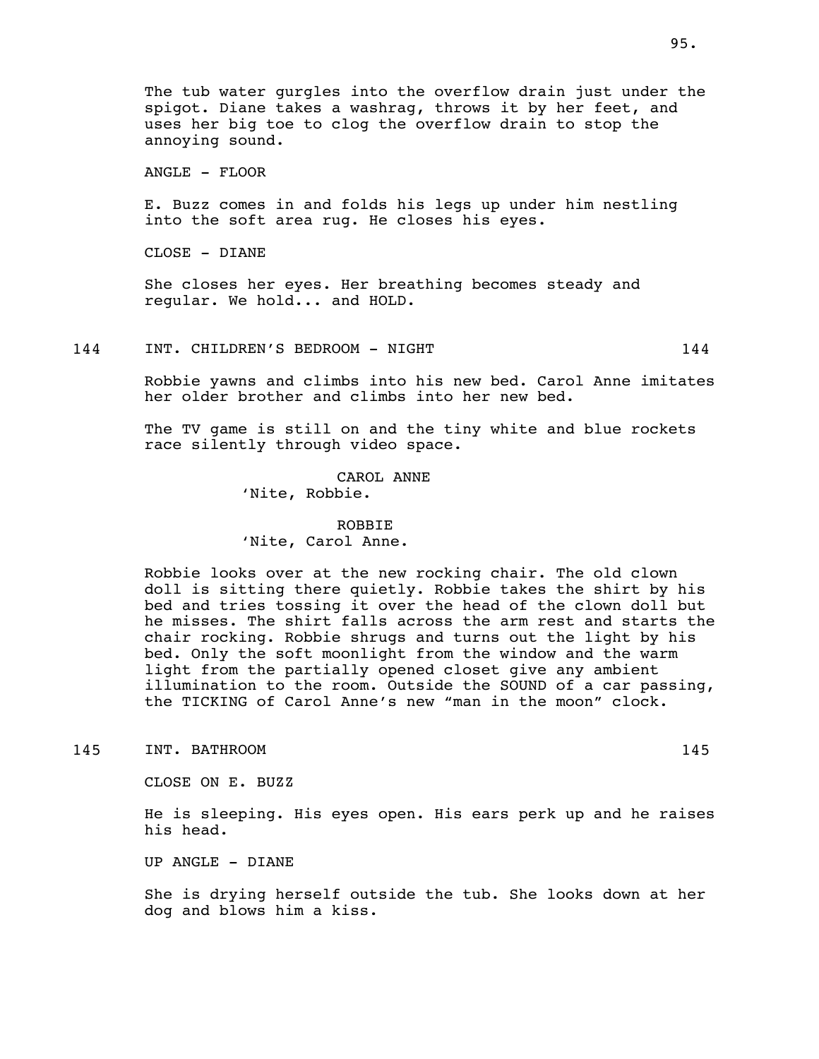The tub water gurgles into the overflow drain just under the spigot. Diane takes a washrag, throws it by her feet, and uses her big toe to clog the overflow drain to stop the annoying sound.

ANGLE - FLOOR

E. Buzz comes in and folds his legs up under him nestling into the soft area rug. He closes his eyes.

CLOSE - DIANE

She closes her eyes. Her breathing becomes steady and regular. We hold... and HOLD.

144 INT. CHILDREN'S BEDROOM - NIGHT 144

Robbie yawns and climbs into his new bed. Carol Anne imitates her older brother and climbs into her new bed.

The TV game is still on and the tiny white and blue rockets race silently through video space.

CAROL ANNE
'Nite, Robbie.

ROBBIE
'Nite, Carol Anne.

Robbie looks over at the new rocking chair. The old clown doll is sitting there quietly. Robbie takes the shirt by his bed and tries tossing it over the head of the clown doll but he misses. The shirt falls across the arm rest and starts the chair rocking. Robbie shrugs and turns out the light by his bed. Only the soft moonlight from the window and the warm light from the partially opened closet give any ambient illumination to the room. Outside the SOUND of a car passing, the TICKING of Carol Anne's new "man in the moon" clock.

145 INT. BATHROOM 145

CLOSE ON E. BUZZ

He is sleeping. His eyes open. His ears perk up and he raises his head.

UP ANGLE - DIANE

She is drying herself outside the tub. She looks down at her dog and blows him a kiss.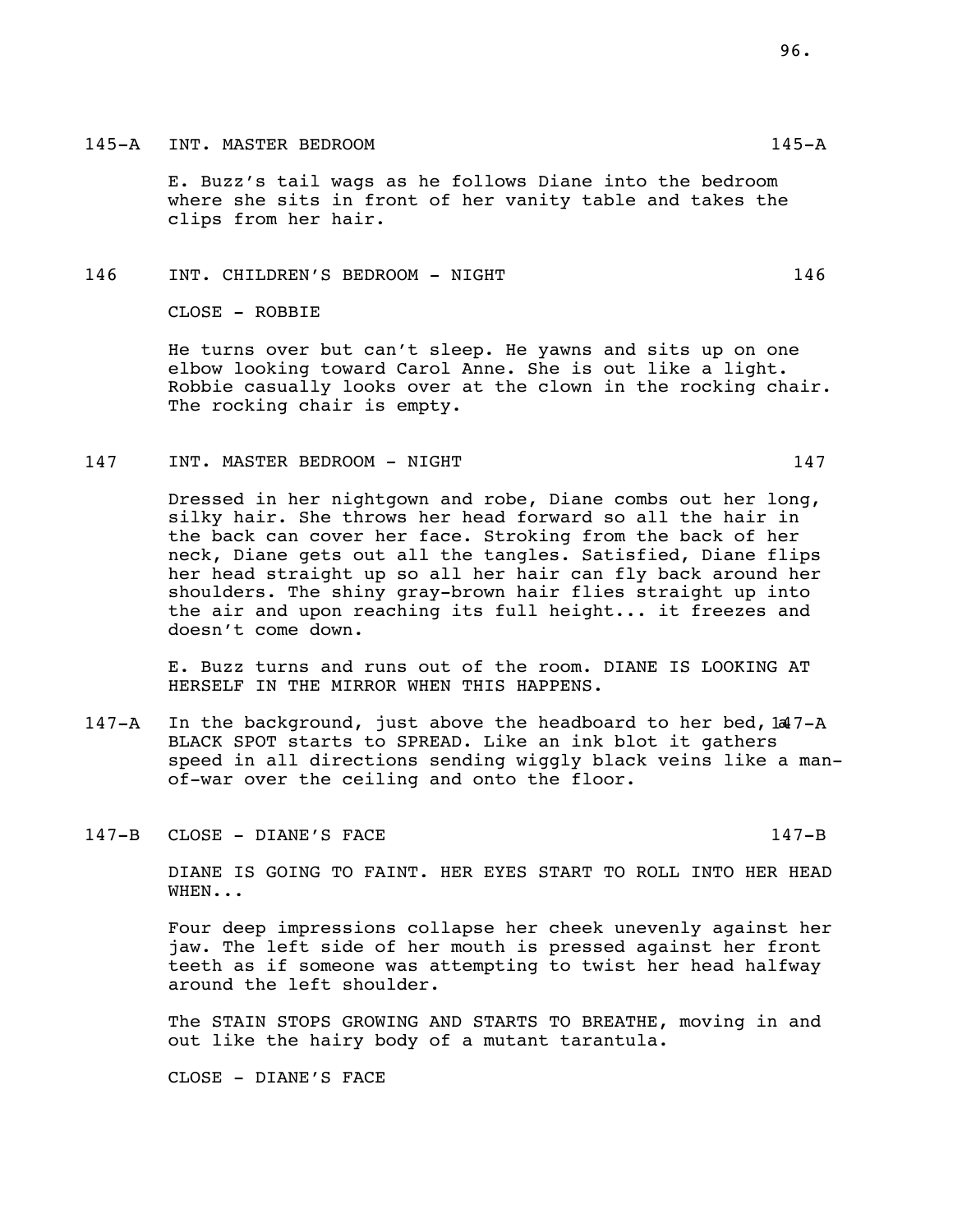145-A INT. MASTER BEDROOM 145-A

E. Buzz's tail wags as he follows Diane into the bedroom where she sits in front of her vanity table and takes the clips from her hair.

146 INT. CHILDREN'S BEDROOM - NIGHT 146

CLOSE - ROBBIE

He turns over but can't sleep. He yawns and sits up on one elbow looking toward Carol Anne. She is out like a light. Robbie casually looks over at the clown in the rocking chair. The rocking chair is empty.

147 INT. MASTER BEDROOM - NIGHT 147

Dressed in her nightgown and robe, Diane combs out her long, silky hair. She throws her head forward so all the hair in the back can cover her face. Stroking from the back of her neck, Diane gets out all the tangles. Satisfied, Diane flips her head straight up so all her hair can fly back around her shoulders. The shiny gray-brown hair flies straight up into the air and upon reaching its full height... it freezes and doesn't come down.

E. Buzz turns and runs out of the room. DIANE IS LOOKING AT HERSELF IN THE MIRROR WHEN THIS HAPPENS.

147-A In the background, just above the headboard to her bed, a BLACK SPOT starts to SPREAD. Like an ink blot it gathers speed in all directions sending wiggly black veins like a man-of-war over the ceiling and onto the floor. 147-A

147-B CLOSE - DIANE'S FACE 147-B

DIANE IS GOING TO FAINT. HER EYES START TO ROLL INTO HER HEAD WHEN...

Four deep impressions collapse her cheek unevenly against her jaw. The left side of her mouth is pressed against her front teeth as if someone was attempting to twist her head halfway around the left shoulder.

The STAIN STOPS GROWING AND STARTS TO BREATHE, moving in and out like the hairy body of a mutant tarantula.

CLOSE - DIANE'S FACE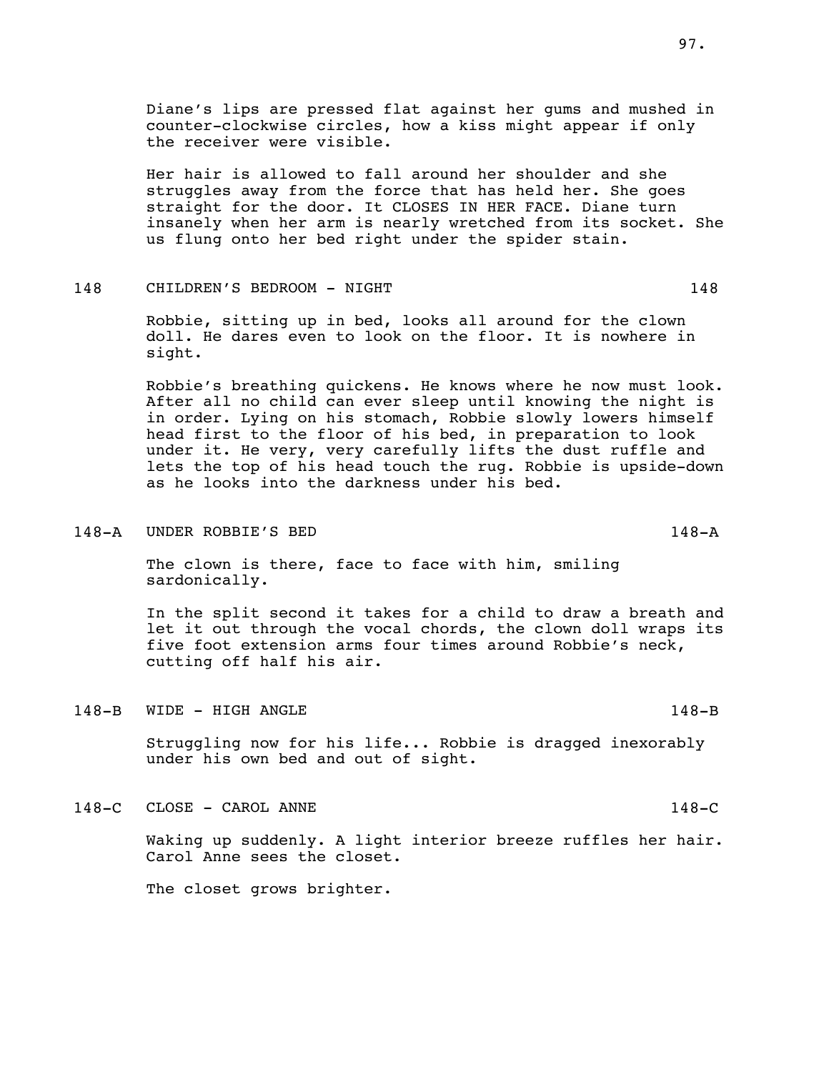Diane's lips are pressed flat against her gums and mushed in counter-clockwise circles, how a kiss might appear if only the receiver were visible.

Her hair is allowed to fall around her shoulder and she struggles away from the force that has held her. She goes straight for the door. It CLOSES IN HER FACE. Diane turn insanely when her arm is nearly wretched from its socket. She us flung onto her bed right under the spider stain.

148 CHILDREN'S BEDROOM - NIGHT 148

Robbie, sitting up in bed, looks all around for the clown doll. He dares even to look on the floor. It is nowhere in sight.

Robbie's breathing quickens. He knows where he now must look. After all no child can ever sleep until knowing the night is in order. Lying on his stomach, Robbie slowly lowers himself head first to the floor of his bed, in preparation to look under it. He very, very carefully lifts the dust ruffle and lets the top of his head touch the rug. Robbie is upside-down as he looks into the darkness under his bed.

148-A UNDER ROBBIE'S BED 148-A

The clown is there, face to face with him, smiling sardonically.

In the split second it takes for a child to draw a breath and let it out through the vocal chords, the clown doll wraps its five foot extension arms four times around Robbie's neck, cutting off half his air.

148-B WIDE - HIGH ANGLE 148-B

Struggling now for his life... Robbie is dragged inexorably under his own bed and out of sight.

148-C CLOSE - CAROL ANNE 148-C

Waking up suddenly. A light interior breeze ruffles her hair. Carol Anne sees the closet.

The closet grows brighter.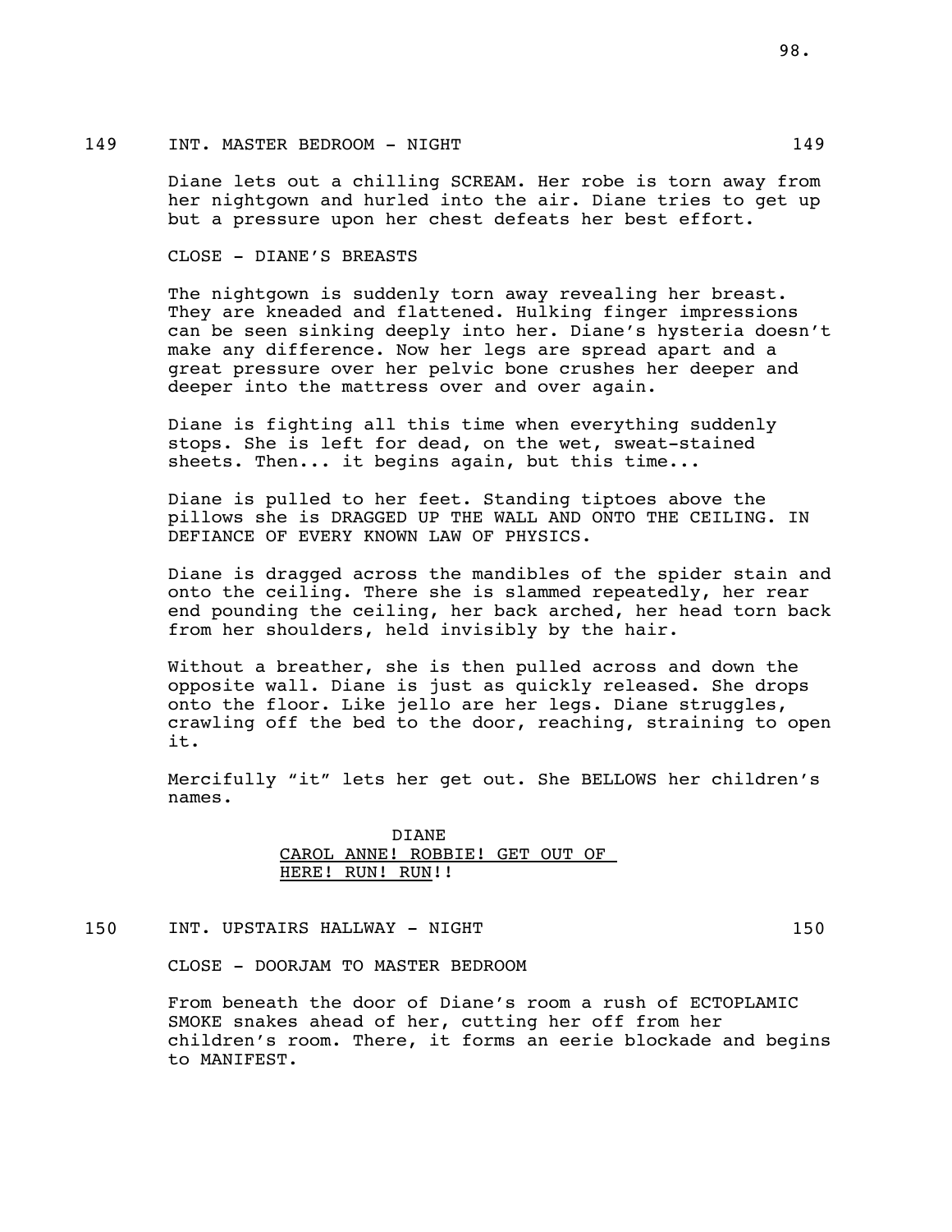149 INT. MASTER BEDROOM - NIGHT 149

Diane lets out a chilling SCREAM. Her robe is torn away from her nightgown and hurled into the air. Diane tries to get up but a pressure upon her chest defeats her best effort.

CLOSE - DIANE'S BREASTS

The nightgown is suddenly torn away revealing her breast. They are kneaded and flattened. Hulking finger impressions can be seen sinking deeply into her. Diane's hysteria doesn't make any difference. Now her legs are spread apart and a great pressure over her pelvic bone crushes her deeper and deeper into the mattress over and over again.

Diane is fighting all this time when everything suddenly stops. She is left for dead, on the wet, sweat-stained sheets. Then... it begins again, but this time...

Diane is pulled to her feet. Standing tiptoes above the pillows she is DRAGGED UP THE WALL AND ONTO THE CEILING. IN DEFIANCE OF EVERY KNOWN LAW OF PHYSICS.

Diane is dragged across the mandibles of the spider stain and onto the ceiling. There she is slammed repeatedly, her rear end pounding the ceiling, her back arched, her head torn back from her shoulders, held invisibly by the hair.

Without a breather, she is then pulled across and down the opposite wall. Diane is just as quickly released. She drops onto the floor. Like jello are her legs. Diane struggles, crawling off the bed to the door, reaching, straining to open it.

Mercifully "it" lets her get out. She BELLOWS her children's names.

DIANE
<u>CAROL ANNE! ROBBIE! GET OUT OF HERE! RUN! RUN</u>!!

150 INT. UPSTAIRS HALLWAY - NIGHT 150

CLOSE - DOORJAM TO MASTER BEDROOM

From beneath the door of Diane's room a rush of ECTOPLAMIC SMOKE snakes ahead of her, cutting her off from her children's room. There, it forms an eerie blockade and begins to MANIFEST.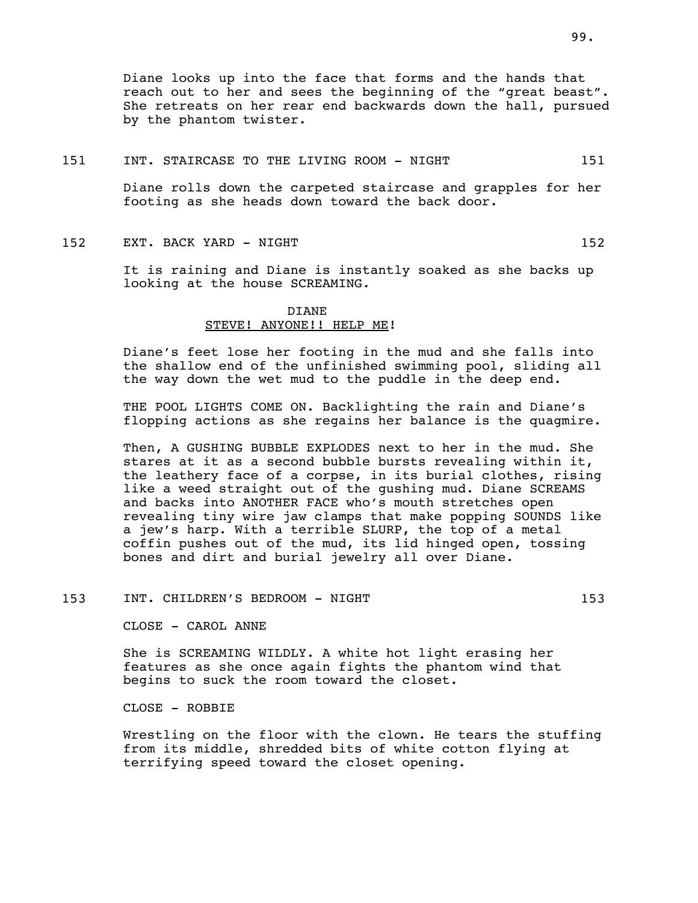Diane looks up into the face that forms and the hands that reach out to her and sees the beginning of the "great beast". She retreats on her rear end backwards down the hall, pursued by the phantom twister.

151 INT. STAIRCASE TO THE LIVING ROOM - NIGHT 151

Diane rolls down the carpeted staircase and grapples for her footing as she heads down toward the back door.

152 EXT. BACK YARD - NIGHT 152

It is raining and Diane is instantly soaked as she backs up looking at the house SCREAMING.

DIANE
<u>STEVE! ANYONE!! HELP ME</u>!

Diane's feet lose her footing in the mud and she falls into the shallow end of the unfinished swimming pool, sliding all the way down the wet mud to the puddle in the deep end.

THE POOL LIGHTS COME ON. Backlighting the rain and Diane's flopping actions as she regains her balance is the quagmire.

Then, A GUSHING BUBBLE EXPLODES next to her in the mud. She stares at it as a second bubble bursts revealing within it, the leathery face of a corpse, in its burial clothes, rising like a weed straight out of the gushing mud. Diane SCREAMS and backs into ANOTHER FACE who's mouth stretches open revealing tiny wire jaw clamps that make popping SOUNDS like a jew's harp. With a terrible SLURP, the top of a metal coffin pushes out of the mud, its lid hinged open, tossing bones and dirt and burial jewelry all over Diane.

153 INT. CHILDREN'S BEDROOM - NIGHT 153

CLOSE - CAROL ANNE

She is SCREAMING WILDLY. A white hot light erasing her features as she once again fights the phantom wind that begins to suck the room toward the closet.

CLOSE - ROBBIE

Wrestling on the floor with the clown. He tears the stuffing from its middle, shredded bits of white cotton flying at terrifying speed toward the closet opening.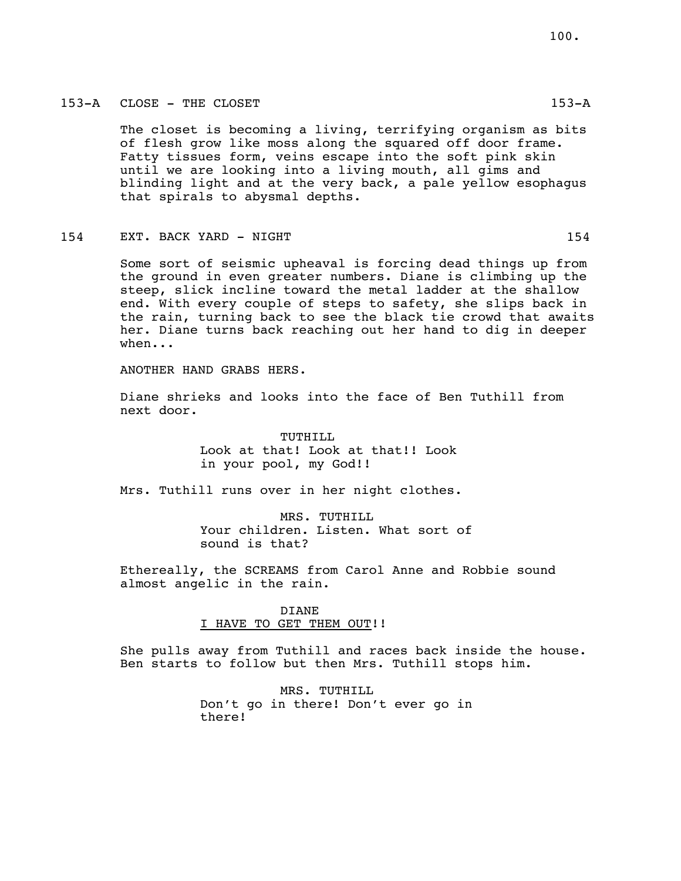153-A CLOSE - THE CLOSET 153-A

The closet is becoming a living, terrifying organism as bits of flesh grow like moss along the squared off door frame. Fatty tissues form, veins escape into the soft pink skin until we are looking into a living mouth, all gims and blinding light and at the very back, a pale yellow esophagus that spirals to abysmal depths.

154 EXT. BACK YARD - NIGHT 154

Some sort of seismic upheaval is forcing dead things up from the ground in even greater numbers. Diane is climbing up the steep, slick incline toward the metal ladder at the shallow end. With every couple of steps to safety, she slips back in the rain, turning back to see the black tie crowd that awaits her. Diane turns back reaching out her hand to dig in deeper when...

ANOTHER HAND GRABS HERS.

Diane shrieks and looks into the face of Ben Tuthill from next door.

TUTHILL
Look at that! Look at that!! Look in your pool, my God!!

Mrs. Tuthill runs over in her night clothes.

MRS. TUTHILL
Your children. Listen. What sort of sound is that?

Ethereally, the SCREAMS from Carol Anne and Robbie sound almost angelic in the rain.

DIANE
<u>I HAVE TO GET THEM OUT</u>!!

She pulls away from Tuthill and races back inside the house. Ben starts to follow but then Mrs. Tuthill stops him.

MRS. TUTHILL
Don't go in there! Don't ever go in there!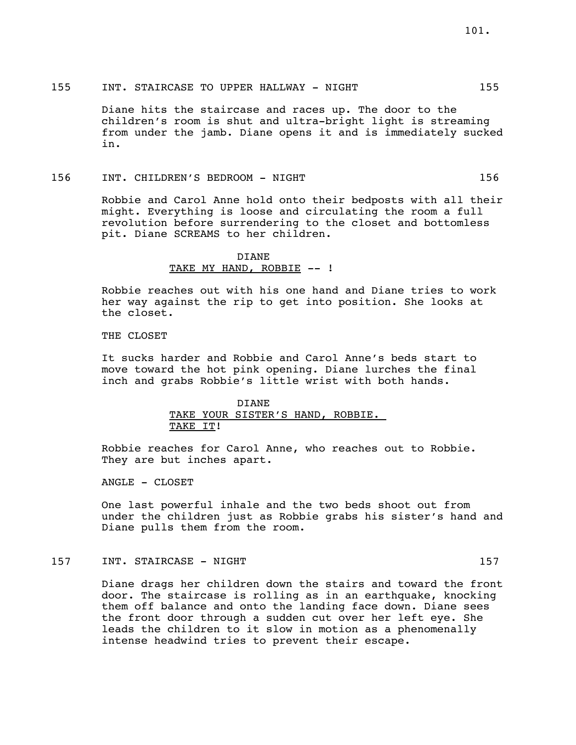155 INT. STAIRCASE TO UPPER HALLWAY - NIGHT 155

Diane hits the staircase and races up. The door to the children's room is shut and ultra-bright light is streaming from under the jamb. Diane opens it and is immediately sucked in.

156 INT. CHILDREN'S BEDROOM - NIGHT 156

Robbie and Carol Anne hold onto their bedposts with all their might. Everything is loose and circulating the room a full revolution before surrendering to the closet and bottomless pit. Diane SCREAMS to her children.

DIANE
TAKE MY HAND, ROBBIE -- !

Robbie reaches out with his one hand and Diane tries to work her way against the rip to get into position. She looks at the closet.

THE CLOSET

It sucks harder and Robbie and Carol Anne's beds start to move toward the hot pink opening. Diane lurches the final inch and grabs Robbie's little wrist with both hands.

DIANE
TAKE YOUR SISTER'S HAND, ROBBIE. TAKE IT!

Robbie reaches for Carol Anne, who reaches out to Robbie. They are but inches apart.

ANGLE - CLOSET

One last powerful inhale and the two beds shoot out from under the children just as Robbie grabs his sister's hand and Diane pulls them from the room.

157 INT. STAIRCASE - NIGHT 157

Diane drags her children down the stairs and toward the front door. The staircase is rolling as in an earthquake, knocking them off balance and onto the landing face down. Diane sees the front door through a sudden cut over her left eye. She leads the children to it slow in motion as a phenomenally intense headwind tries to prevent their escape.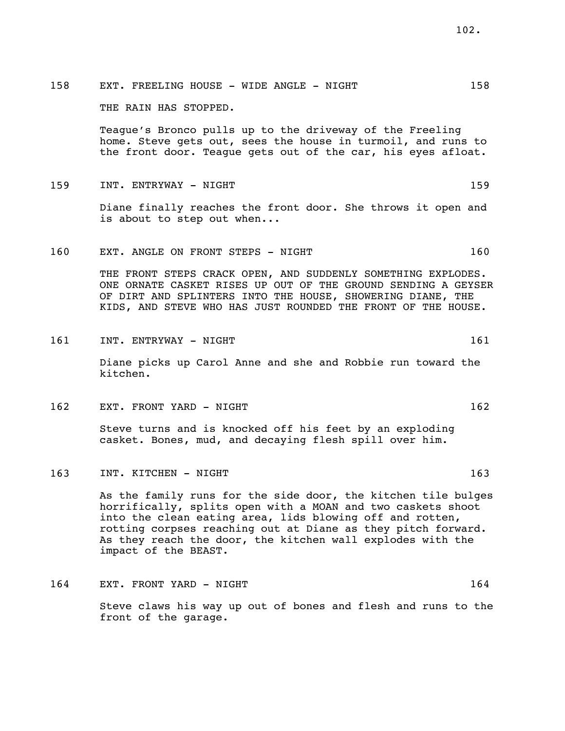158 EXT. FREELING HOUSE - WIDE ANGLE - NIGHT 158

THE RAIN HAS STOPPED.

Teague's Bronco pulls up to the driveway of the Freeling home. Steve gets out, sees the house in turmoil, and runs to the front door. Teague gets out of the car, his eyes afloat.

159 INT. ENTRYWAY - NIGHT 159

Diane finally reaches the front door. She throws it open and is about to step out when...

160 EXT. ANGLE ON FRONT STEPS - NIGHT 160

THE FRONT STEPS CRACK OPEN, AND SUDDENLY SOMETHING EXPLODES. ONE ORNATE CASKET RISES UP OUT OF THE GROUND SENDING A GEYSER OF DIRT AND SPLINTERS INTO THE HOUSE, SHOWERING DIANE, THE KIDS, AND STEVE WHO HAS JUST ROUNDED THE FRONT OF THE HOUSE.

161 INT. ENTRYWAY - NIGHT 161

Diane picks up Carol Anne and she and Robbie run toward the kitchen.

162 EXT. FRONT YARD - NIGHT 162

Steve turns and is knocked off his feet by an exploding casket. Bones, mud, and decaying flesh spill over him.

163 INT. KITCHEN - NIGHT 163

As the family runs for the side door, the kitchen tile bulges horrifically, splits open with a MOAN and two caskets shoot into the clean eating area, lids blowing off and rotten, rotting corpses reaching out at Diane as they pitch forward. As they reach the door, the kitchen wall explodes with the impact of the BEAST.

164 EXT. FRONT YARD - NIGHT 164

Steve claws his way up out of bones and flesh and runs to the front of the garage.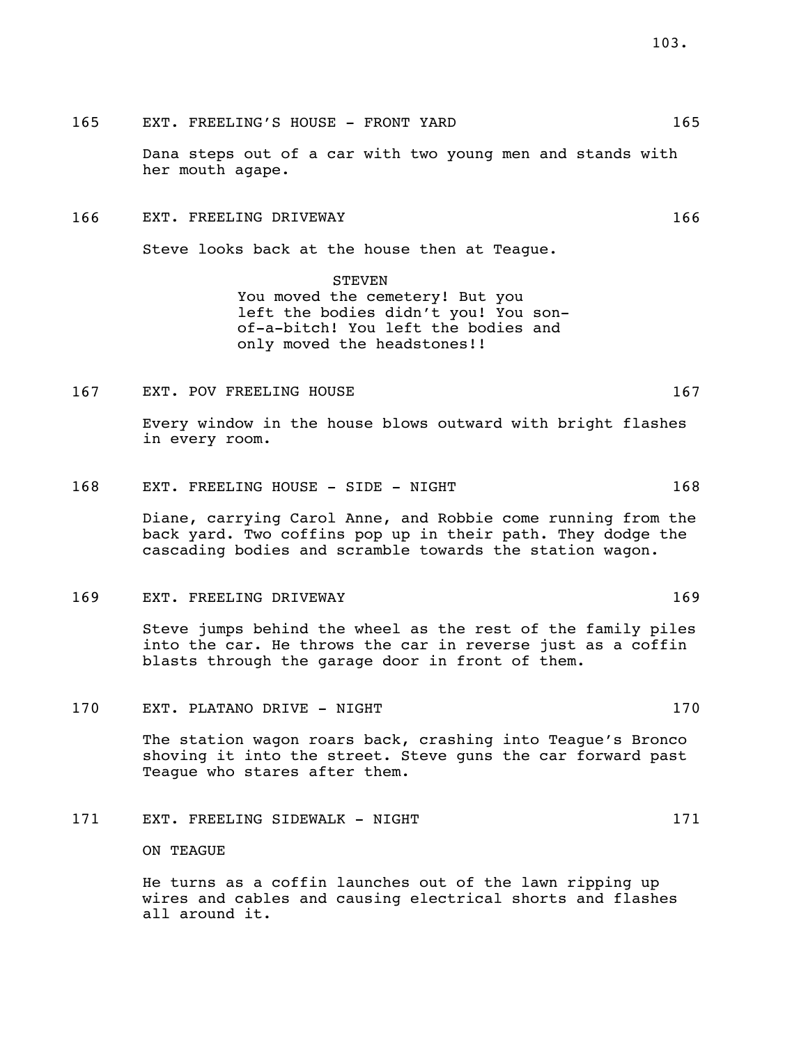165 EXT. FREELING'S HOUSE - FRONT YARD 165

Dana steps out of a car with two young men and stands with her mouth agape.

166 EXT. FREELING DRIVEWAY 166

Steve looks back at the house then at Teague.

STEVEN
You moved the cemetery! But you left the bodies didn't you! You son-of-a-bitch! You left the bodies and only moved the headstones!!

167 EXT. POV FREELING HOUSE 167

Every window in the house blows outward with bright flashes in every room.

168 EXT. FREELING HOUSE - SIDE - NIGHT 168

Diane, carrying Carol Anne, and Robbie come running from the back yard. Two coffins pop up in their path. They dodge the cascading bodies and scramble towards the station wagon.

169 EXT. FREELING DRIVEWAY 169

Steve jumps behind the wheel as the rest of the family piles into the car. He throws the car in reverse just as a coffin blasts through the garage door in front of them.

170 EXT. PLATANO DRIVE - NIGHT 170

The station wagon roars back, crashing into Teague's Bronco shoving it into the street. Steve guns the car forward past Teague who stares after them.

171 EXT. FREELING SIDEWALK - NIGHT 171

ON TEAGUE

He turns as a coffin launches out of the lawn ripping up wires and cables and causing electrical shorts and flashes all around it.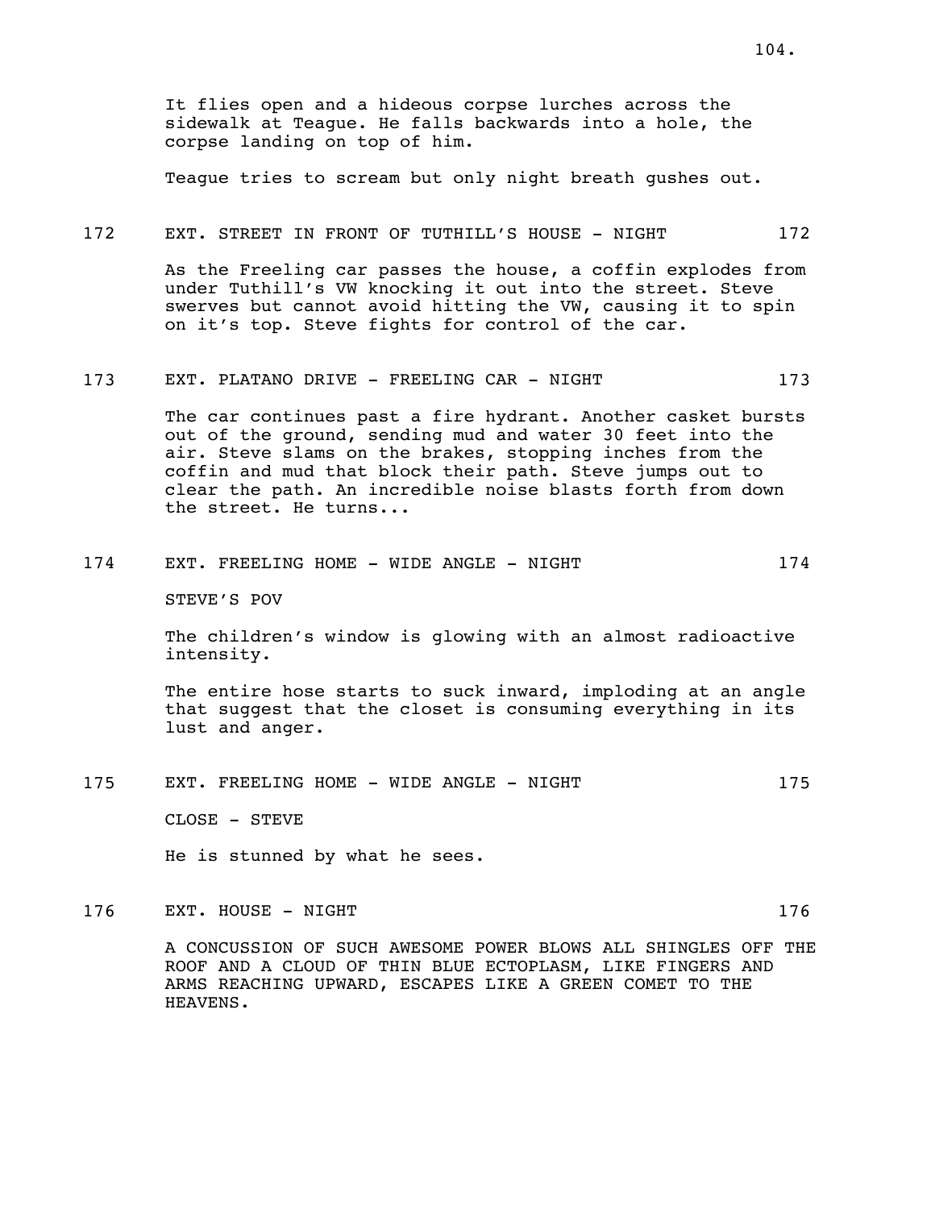It flies open and a hideous corpse lurches across the sidewalk at Teague. He falls backwards into a hole, the corpse landing on top of him.

Teague tries to scream but only night breath gushes out.

172 EXT. STREET IN FRONT OF TUTHILL'S HOUSE - NIGHT 172

As the Freeling car passes the house, a coffin explodes from under Tuthill's VW knocking it out into the street. Steve swerves but cannot avoid hitting the VW, causing it to spin on it's top. Steve fights for control of the car.

173 EXT. PLATANO DRIVE - FREELING CAR - NIGHT 173

The car continues past a fire hydrant. Another casket bursts out of the ground, sending mud and water 30 feet into the air. Steve slams on the brakes, stopping inches from the coffin and mud that block their path. Steve jumps out to clear the path. An incredible noise blasts forth from down the street. He turns...

174 EXT. FREELING HOME - WIDE ANGLE - NIGHT 174

STEVE'S POV

The children's window is glowing with an almost radioactive intensity.

The entire hose starts to suck inward, imploding at an angle that suggest that the closet is consuming everything in its lust and anger.

175 EXT. FREELING HOME - WIDE ANGLE - NIGHT 175

CLOSE - STEVE

He is stunned by what he sees.

176 EXT. HOUSE - NIGHT 176

A CONCUSSION OF SUCH AWESOME POWER BLOWS ALL SHINGLES OFF THE ROOF AND A CLOUD OF THIN BLUE ECTOPLASM, LIKE FINGERS AND ARMS REACHING UPWARD, ESCAPES LIKE A GREEN COMET TO THE HEAVENS.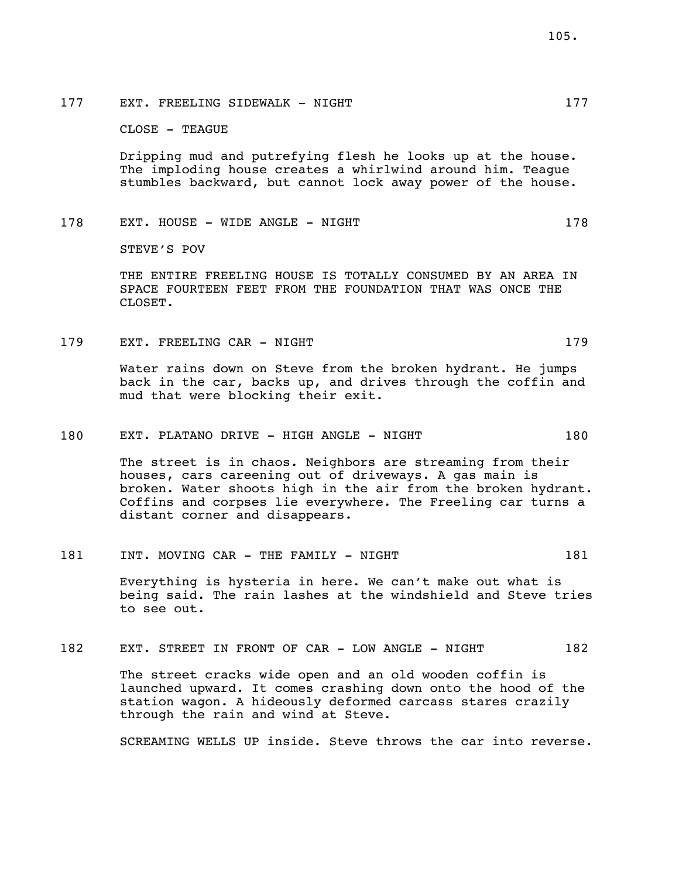177 EXT. FREELING SIDEWALK - NIGHT 177

CLOSE - TEAGUE

Dripping mud and putrefying flesh he looks up at the house. The imploding house creates a whirlwind around him. Teague stumbles backward, but cannot lock away power of the house.

178 EXT. HOUSE - WIDE ANGLE - NIGHT 178

STEVE'S POV

THE ENTIRE FREELING HOUSE IS TOTALLY CONSUMED BY AN AREA IN SPACE FOURTEEN FEET FROM THE FOUNDATION THAT WAS ONCE THE CLOSET.

179 EXT. FREELING CAR - NIGHT 179

Water rains down on Steve from the broken hydrant. He jumps back in the car, backs up, and drives through the coffin and mud that were blocking their exit.

180 EXT. PLATANO DRIVE - HIGH ANGLE - NIGHT 180

The street is in chaos. Neighbors are streaming from their houses, cars careening out of driveways. A gas main is broken. Water shoots high in the air from the broken hydrant. Coffins and corpses lie everywhere. The Freeling car turns a distant corner and disappears.

181 INT. MOVING CAR - THE FAMILY - NIGHT 181

Everything is hysteria in here. We can't make out what is being said. The rain lashes at the windshield and Steve tries to see out.

182 EXT. STREET IN FRONT OF CAR - LOW ANGLE - NIGHT 182

The street cracks wide open and an old wooden coffin is launched upward. It comes crashing down onto the hood of the station wagon. A hideously deformed carcass stares crazily through the rain and wind at Steve.

SCREAMING WELLS UP inside. Steve throws the car into reverse.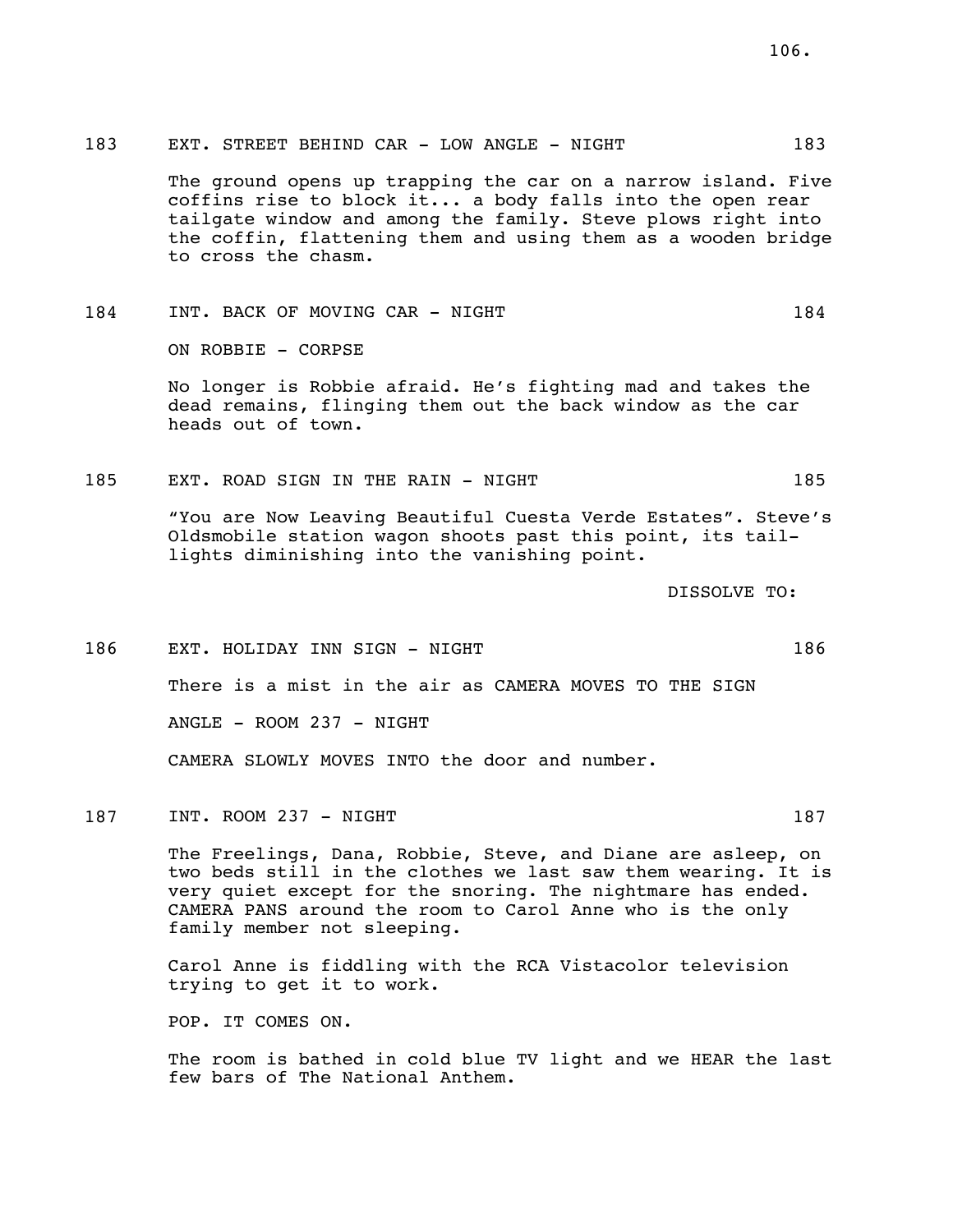183 EXT. STREET BEHIND CAR - LOW ANGLE - NIGHT 183

The ground opens up trapping the car on a narrow island. Five coffins rise to block it... a body falls into the open rear tailgate window and among the family. Steve plows right into the coffin, flattening them and using them as a wooden bridge to cross the chasm.

184 INT. BACK OF MOVING CAR - NIGHT 184

ON ROBBIE - CORPSE

No longer is Robbie afraid. He's fighting mad and takes the dead remains, flinging them out the back window as the car heads out of town.

185 EXT. ROAD SIGN IN THE RAIN - NIGHT 185

"You are Now Leaving Beautiful Cuesta Verde Estates". Steve's Oldsmobile station wagon shoots past this point, its tail-lights diminishing into the vanishing point.

DISSOLVE TO:

186 EXT. HOLIDAY INN SIGN - NIGHT 186

There is a mist in the air as CAMERA MOVES TO THE SIGN

ANGLE - ROOM 237 - NIGHT

CAMERA SLOWLY MOVES INTO the door and number.

187 INT. ROOM 237 - NIGHT 187

The Freelings, Dana, Robbie, Steve, and Diane are asleep, on two beds still in the clothes we last saw them wearing. It is very quiet except for the snoring. The nightmare has ended. CAMERA PANS around the room to Carol Anne who is the only family member not sleeping.

Carol Anne is fiddling with the RCA Vistacolor television trying to get it to work.

POP. IT COMES ON.

The room is bathed in cold blue TV light and we HEAR the last few bars of The National Anthem.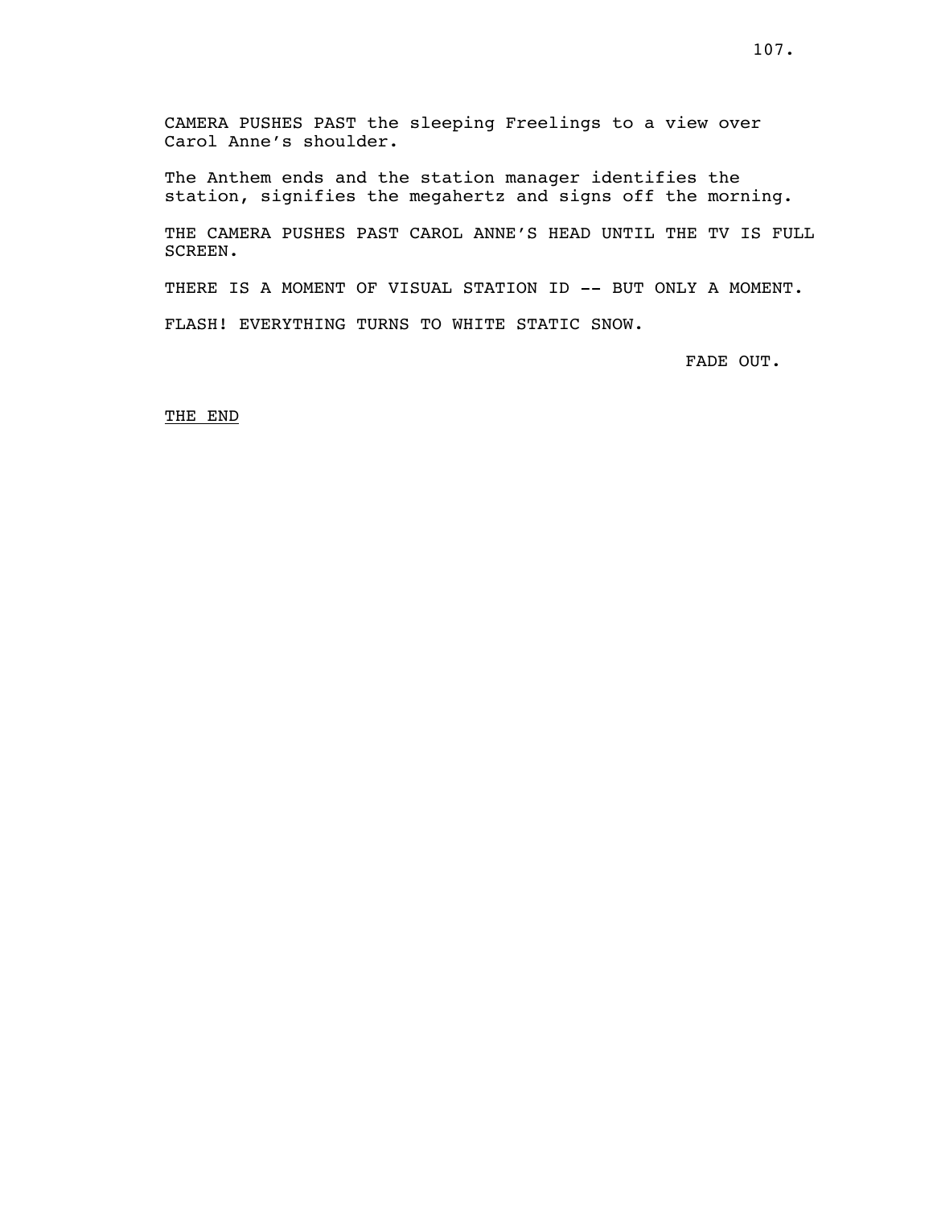CAMERA PUSHES PAST the sleeping Freelings to a view over Carol Anne's shoulder.

The Anthem ends and the station manager identifies the station, signifies the megahertz and signs off the morning.

THE CAMERA PUSHES PAST CAROL ANNE'S HEAD UNTIL THE TV IS FULL SCREEN.

THERE IS A MOMENT OF VISUAL STATION ID -- BUT ONLY A MOMENT.

FLASH! EVERYTHING TURNS TO WHITE STATIC SNOW.

FADE OUT.

<u>THE END</u>